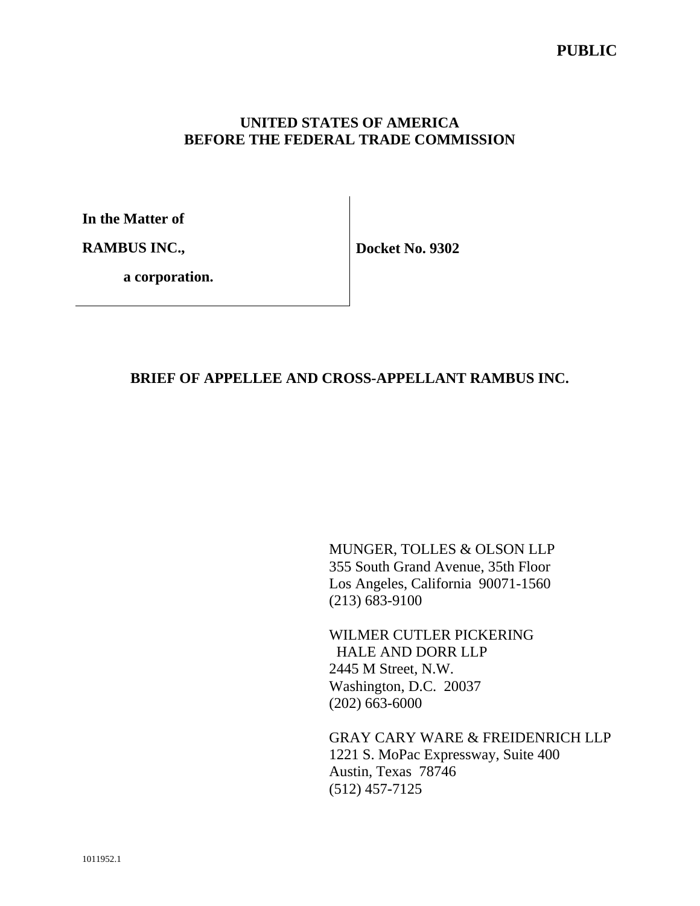**PUBLIC**

**UNITED STATES OF AMERICA**
**BEFORE THE FEDERAL TRADE COMMISSION**

| | |
|---|---|
| **In the Matter of** | |
| **RAMBUS INC.,** | **Docket No. 9302** |
| **a corporation.** | |

**BRIEF OF APPELLEE AND CROSS-APPELLANT RAMBUS INC.**

MUNGER, TOLLES & OLSON LLP
355 South Grand Avenue, 35th Floor
Los Angeles, California 90071-1560
(213) 683-9100

WILMER CUTLER PICKERING
HALE AND DORR LLP
2445 M Street, N.W.
Washington, D.C. 20037
(202) 663-6000

GRAY CARY WARE & FREIDENRICH LLP
1221 S. MoPac Expressway, Suite 400
Austin, Texas 78746
(512) 457-7125

1011952.1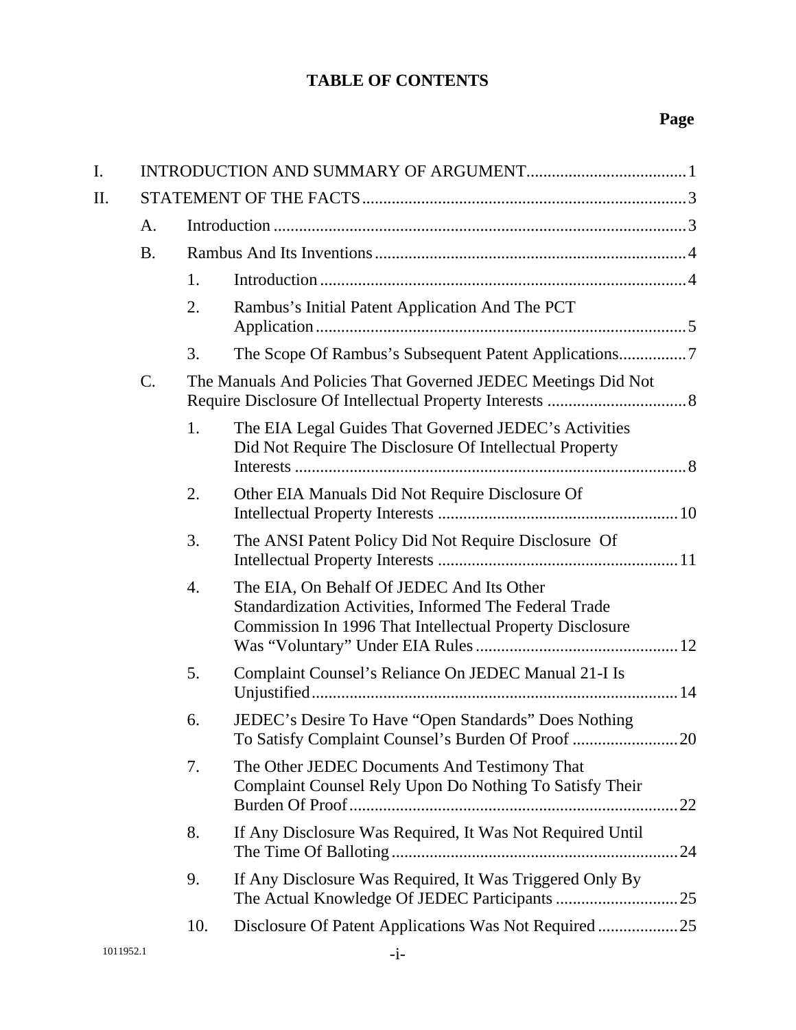# TABLE OF CONTENTS

**Page**

I. INTRODUCTION AND SUMMARY OF ARGUMENT ..... 1

II. STATEMENT OF THE FACTS ..... 3

- A. Introduction ..... 3
- B. Rambus And Its Inventions ..... 4
  - 1. Introduction ..... 4
  - 2. Rambus's Initial Patent Application And The PCT Application ..... 5
  - 3. The Scope Of Rambus's Subsequent Patent Applications ..... 7
- C. The Manuals And Policies That Governed JEDEC Meetings Did Not Require Disclosure Of Intellectual Property Interests ..... 8
  - 1. The EIA Legal Guides That Governed JEDEC's Activities Did Not Require The Disclosure Of Intellectual Property Interests ..... 8
  - 2. Other EIA Manuals Did Not Require Disclosure Of Intellectual Property Interests ..... 10
  - 3. The ANSI Patent Policy Did Not Require Disclosure Of Intellectual Property Interests ..... 11
  - 4. The EIA, On Behalf Of JEDEC And Its Other Standardization Activities, Informed The Federal Trade Commission In 1996 That Intellectual Property Disclosure Was "Voluntary" Under EIA Rules ..... 12
  - 5. Complaint Counsel's Reliance On JEDEC Manual 21-I Is Unjustified ..... 14
  - 6. JEDEC's Desire To Have "Open Standards" Does Nothing To Satisfy Complaint Counsel's Burden Of Proof ..... 20
  - 7. The Other JEDEC Documents And Testimony That Complaint Counsel Rely Upon Do Nothing To Satisfy Their Burden Of Proof ..... 22
  - 8. If Any Disclosure Was Required, It Was Not Required Until The Time Of Balloting ..... 24
  - 9. If Any Disclosure Was Required, It Was Triggered Only By The Actual Knowledge Of JEDEC Participants ..... 25
  - 10. Disclosure Of Patent Applications Was Not Required ..... 25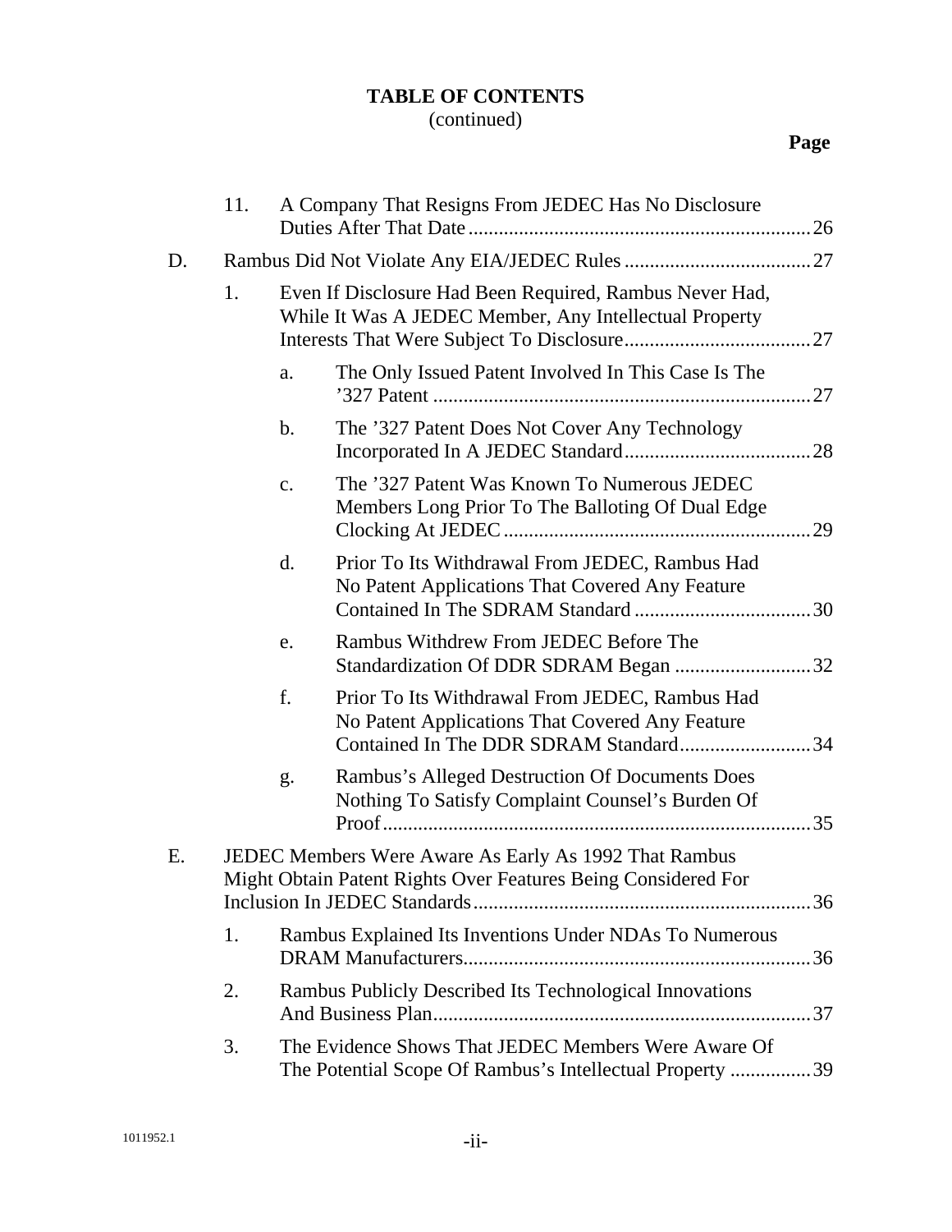**TABLE OF CONTENTS**
(continued)

**Page**

11. A Company That Resigns From JEDEC Has No Disclosure Duties After That Date .......... 26

D. Rambus Did Not Violate Any EIA/JEDEC Rules .......... 27

1. Even If Disclosure Had Been Required, Rambus Never Had, While It Was A JEDEC Member, Any Intellectual Property Interests That Were Subject To Disclosure .......... 27

   a. The Only Issued Patent Involved In This Case Is The ’327 Patent .......... 27

   b. The ’327 Patent Does Not Cover Any Technology Incorporated In A JEDEC Standard .......... 28

   c. The ’327 Patent Was Known To Numerous JEDEC Members Long Prior To The Balloting Of Dual Edge Clocking At JEDEC .......... 29

   d. Prior To Its Withdrawal From JEDEC, Rambus Had No Patent Applications That Covered Any Feature Contained In The SDRAM Standard .......... 30

   e. Rambus Withdrew From JEDEC Before The Standardization Of DDR SDRAM Began .......... 32

   f. Prior To Its Withdrawal From JEDEC, Rambus Had No Patent Applications That Covered Any Feature Contained In The DDR SDRAM Standard .......... 34

   g. Rambus’s Alleged Destruction Of Documents Does Nothing To Satisfy Complaint Counsel’s Burden Of Proof .......... 35

E. JEDEC Members Were Aware As Early As 1992 That Rambus Might Obtain Patent Rights Over Features Being Considered For Inclusion In JEDEC Standards .......... 36

1. Rambus Explained Its Inventions Under NDAs To Numerous DRAM Manufacturers .......... 36

2. Rambus Publicly Described Its Technological Innovations And Business Plan .......... 37

3. The Evidence Shows That JEDEC Members Were Aware Of The Potential Scope Of Rambus’s Intellectual Property .......... 39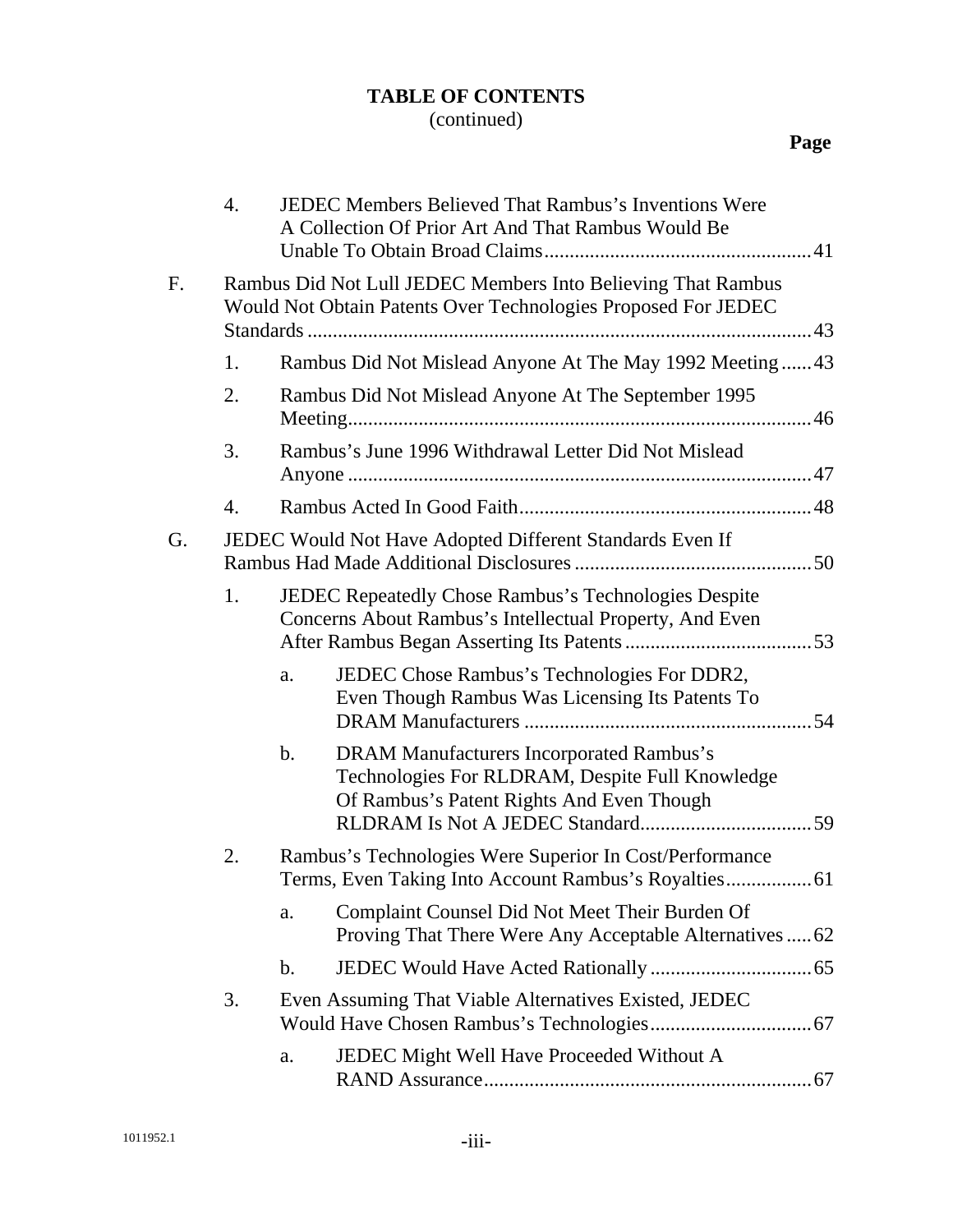**TABLE OF CONTENTS**
(continued)

**Page**

4. JEDEC Members Believed That Rambus's Inventions Were A Collection Of Prior Art And That Rambus Would Be Unable To Obtain Broad Claims .......... 41

F. Rambus Did Not Lull JEDEC Members Into Believing That Rambus Would Not Obtain Patents Over Technologies Proposed For JEDEC Standards .......... 43

1. Rambus Did Not Mislead Anyone At The May 1992 Meeting .......... 43
2. Rambus Did Not Mislead Anyone At The September 1995 Meeting .......... 46
3. Rambus's June 1996 Withdrawal Letter Did Not Mislead Anyone .......... 47
4. Rambus Acted In Good Faith .......... 48

G. JEDEC Would Not Have Adopted Different Standards Even If Rambus Had Made Additional Disclosures .......... 50

1. JEDEC Repeatedly Chose Rambus's Technologies Despite Concerns About Rambus's Intellectual Property, And Even After Rambus Began Asserting Its Patents .......... 53
   a. JEDEC Chose Rambus's Technologies For DDR2, Even Though Rambus Was Licensing Its Patents To DRAM Manufacturers .......... 54
   b. DRAM Manufacturers Incorporated Rambus's Technologies For RLDRAM, Despite Full Knowledge Of Rambus's Patent Rights And Even Though RLDRAM Is Not A JEDEC Standard .......... 59
2. Rambus's Technologies Were Superior In Cost/Performance Terms, Even Taking Into Account Rambus's Royalties .......... 61
   a. Complaint Counsel Did Not Meet Their Burden Of Proving That There Were Any Acceptable Alternatives .......... 62
   b. JEDEC Would Have Acted Rationally .......... 65
3. Even Assuming That Viable Alternatives Existed, JEDEC Would Have Chosen Rambus's Technologies .......... 67
   a. JEDEC Might Well Have Proceeded Without A RAND Assurance .......... 67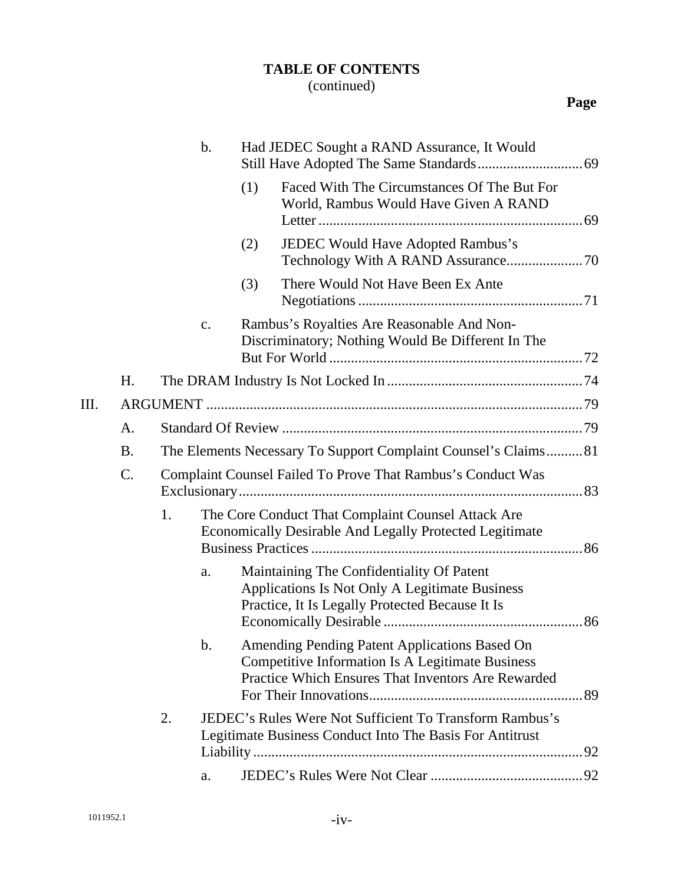**TABLE OF CONTENTS**
(continued)

**Page**

- b. Had JEDEC Sought a RAND Assurance, It Would Still Have Adopted The Same Standards ............................ 69
  - (1) Faced With The Circumstances Of The But For World, Rambus Would Have Given A RAND Letter ........................................................................ 69
  - (2) JEDEC Would Have Adopted Rambus's Technology With A RAND Assurance..................... 70
  - (3) There Would Not Have Been Ex Ante Negotiations ............................................................. 71
- c. Rambus's Royalties Are Reasonable And Non-Discriminatory; Nothing Would Be Different In The But For World ..................................................................... 72

H. The DRAM Industry Is Not Locked In ..................................................... 74

III. ARGUMENT ...................................................................................................... 79

A. Standard Of Review .................................................................................. 79

B. The Elements Necessary To Support Complaint Counsel's Claims .......... 81

C. Complaint Counsel Failed To Prove That Rambus's Conduct Was Exclusionary .............................................................................................. 83

1. The Core Conduct That Complaint Counsel Attack Are Economically Desirable And Legally Protected Legitimate Business Practices .......................................................................... 86
   - a. Maintaining The Confidentiality Of Patent Applications Is Not Only A Legitimate Business Practice, It Is Legally Protected Because It Is Economically Desirable ...................................................... 86
   - b. Amending Pending Patent Applications Based On Competitive Information Is A Legitimate Business Practice Which Ensures That Inventors Are Rewarded For Their Innovations.......................................................... 89
2. JEDEC's Rules Were Not Sufficient To Transform Rambus's Legitimate Business Conduct Into The Basis For Antitrust Liability .......................................................................................... 92
   - a. JEDEC's Rules Were Not Clear .......................................... 92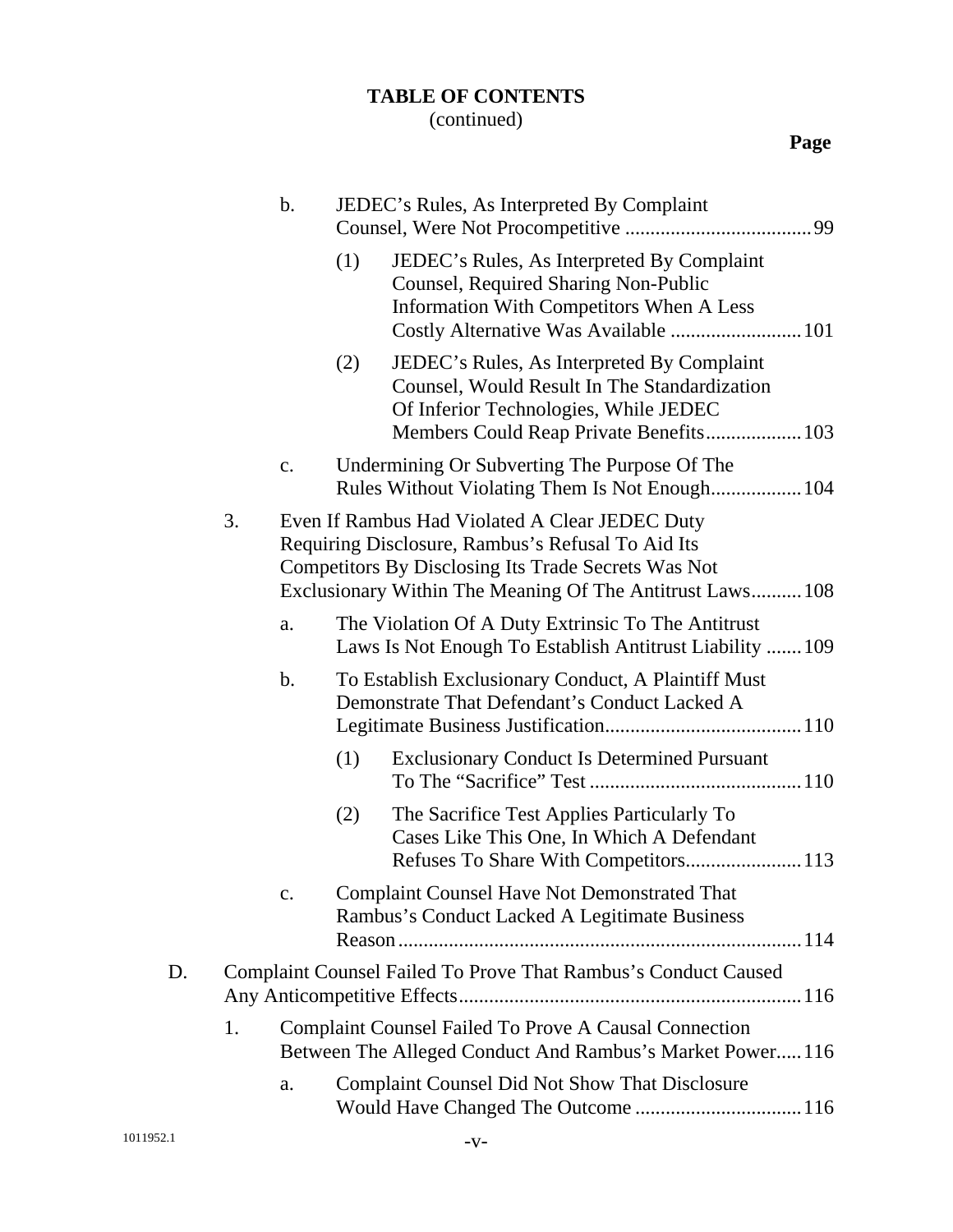**TABLE OF CONTENTS**
(continued)

**Page**

- b. JEDEC's Rules, As Interpreted By Complaint Counsel, Were Not Procompetitive ..................................... 99
  - (1) JEDEC's Rules, As Interpreted By Complaint Counsel, Required Sharing Non-Public Information With Competitors When A Less Costly Alternative Was Available .......................... 101
  - (2) JEDEC's Rules, As Interpreted By Complaint Counsel, Would Result In The Standardization Of Inferior Technologies, While JEDEC Members Could Reap Private Benefits................... 103
- c. Undermining Or Subverting The Purpose Of The Rules Without Violating Them Is Not Enough.................. 104

3. Even If Rambus Had Violated A Clear JEDEC Duty Requiring Disclosure, Rambus's Refusal To Aid Its Competitors By Disclosing Its Trade Secrets Was Not Exclusionary Within The Meaning Of The Antitrust Laws.......... 108
   - a. The Violation Of A Duty Extrinsic To The Antitrust Laws Is Not Enough To Establish Antitrust Liability ....... 109
   - b. To Establish Exclusionary Conduct, A Plaintiff Must Demonstrate That Defendant's Conduct Lacked A Legitimate Business Justification....................................... 110
     - (1) Exclusionary Conduct Is Determined Pursuant To The "Sacrifice" Test .......................................... 110
     - (2) The Sacrifice Test Applies Particularly To Cases Like This One, In Which A Defendant Refuses To Share With Competitors....................... 113
   - c. Complaint Counsel Have Not Demonstrated That Rambus's Conduct Lacked A Legitimate Business Reason ............................................................................... 114

D. Complaint Counsel Failed To Prove That Rambus's Conduct Caused Any Anticompetitive Effects.................................................................. 116

1. Complaint Counsel Failed To Prove A Causal Connection Between The Alleged Conduct And Rambus's Market Power..... 116
   - a. Complaint Counsel Did Not Show That Disclosure Would Have Changed The Outcome ................................. 116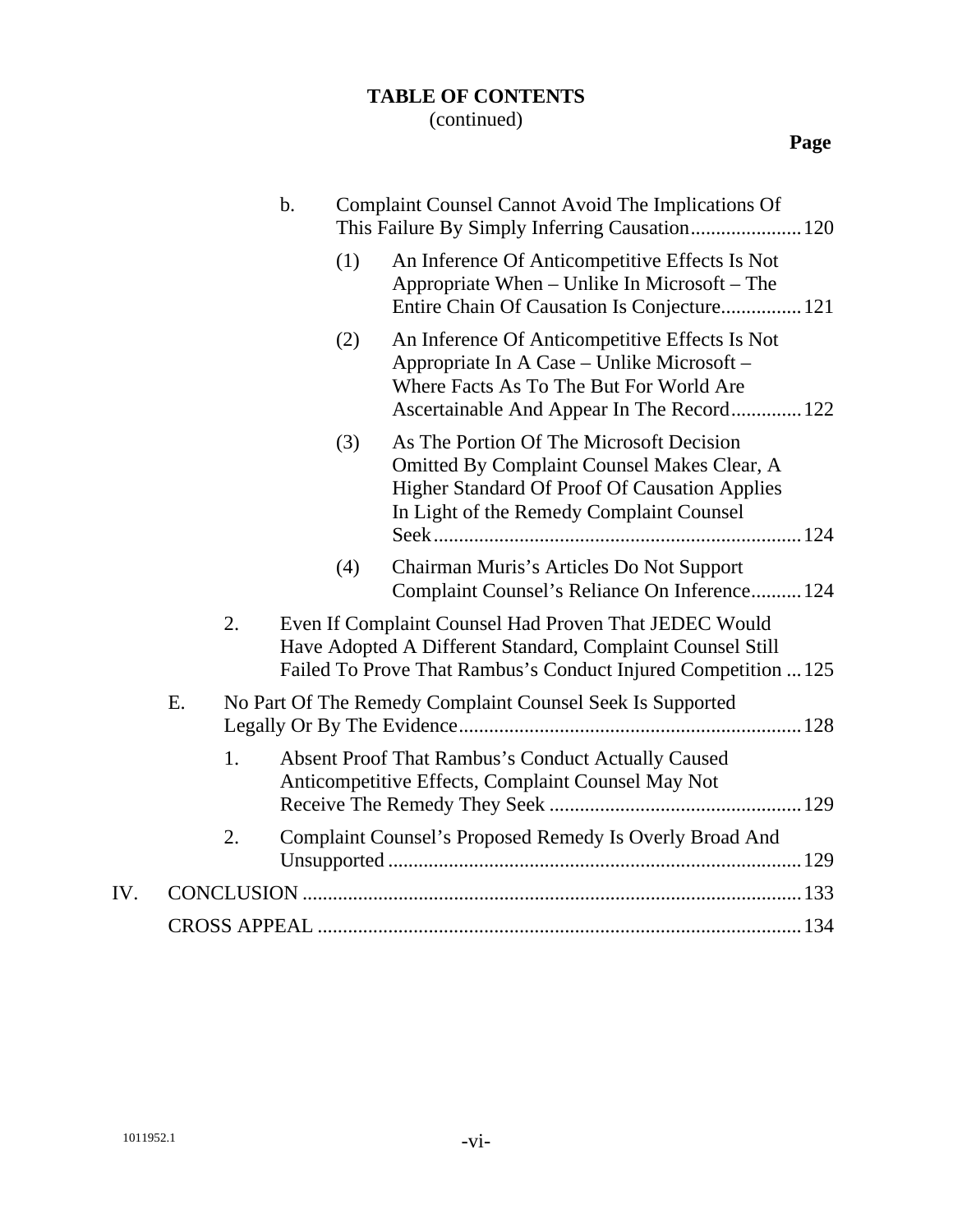**TABLE OF CONTENTS**
(continued)

**Page**

- b. Complaint Counsel Cannot Avoid The Implications Of This Failure By Simply Inferring Causation ...................... 120
  - (1) An Inference Of Anticompetitive Effects Is Not Appropriate When – Unlike In Microsoft – The Entire Chain Of Causation Is Conjecture ................ 121
  - (2) An Inference Of Anticompetitive Effects Is Not Appropriate In A Case – Unlike Microsoft – Where Facts As To The But For World Are Ascertainable And Appear In The Record .............. 122
  - (3) As The Portion Of The Microsoft Decision Omitted By Complaint Counsel Makes Clear, A Higher Standard Of Proof Of Causation Applies In Light of the Remedy Complaint Counsel Seek ........................................................................ 124
  - (4) Chairman Muris's Articles Do Not Support Complaint Counsel's Reliance On Inference .......... 124
- 2. Even If Complaint Counsel Had Proven That JEDEC Would Have Adopted A Different Standard, Complaint Counsel Still Failed To Prove That Rambus's Conduct Injured Competition ... 125

E. No Part Of The Remedy Complaint Counsel Seek Is Supported Legally Or By The Evidence ................................................................... 128

- 1. Absent Proof That Rambus's Conduct Actually Caused Anticompetitive Effects, Complaint Counsel May Not Receive The Remedy They Seek .................................................. 129
- 2. Complaint Counsel's Proposed Remedy Is Overly Broad And Unsupported .................................................................................. 129

IV. CONCLUSION ................................................................................................... 133

CROSS APPEAL ................................................................................................... 134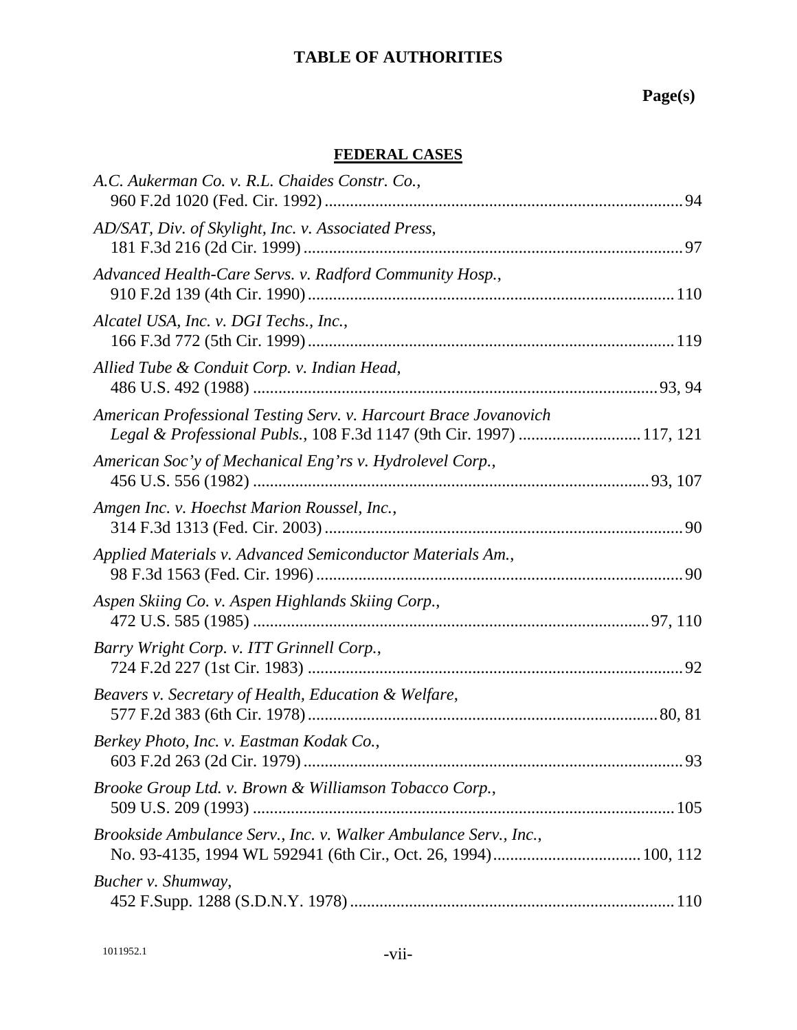# TABLE OF AUTHORITIES

**Page(s)**

## FEDERAL CASES

*A.C. Aukerman Co. v. R.L. Chaides Constr. Co.*,
960 F.2d 1020 (Fed. Cir. 1992) .................................................................................. 94

*AD/SAT, Div. of Skylight, Inc. v. Associated Press*,
181 F.3d 216 (2d Cir. 1999) ......................................................................................... 97

*Advanced Health-Care Servs. v. Radford Community Hosp.*,
910 F.2d 139 (4th Cir. 1990) ...................................................................................... 110

*Alcatel USA, Inc. v. DGI Techs., Inc.*,
166 F.3d 772 (5th Cir. 1999) ...................................................................................... 119

*Allied Tube & Conduit Corp. v. Indian Head*,
486 U.S. 492 (1988) ............................................................................................. 93, 94

*American Professional Testing Serv. v. Harcourt Brace Jovanovich Legal & Professional Publs.*, 108 F.3d 1147 (9th Cir. 1997) ........................... 117, 121

*American Soc'y of Mechanical Eng'rs v. Hydrolevel Corp.*,
456 U.S. 556 (1982) ........................................................................................... 93, 107

*Amgen Inc. v. Hoechst Marion Roussel, Inc.*,
314 F.3d 1313 (Fed. Cir. 2003) .................................................................................. 90

*Applied Materials v. Advanced Semiconductor Materials Am.*,
98 F.3d 1563 (Fed. Cir. 1996) ...................................................................................... 90

*Aspen Skiing Co. v. Aspen Highlands Skiing Corp.*,
472 U.S. 585 (1985) ........................................................................................... 97, 110

*Barry Wright Corp. v. ITT Grinnell Corp.*,
724 F.2d 227 (1st Cir. 1983) ........................................................................................ 92

*Beavers v. Secretary of Health, Education & Welfare*,
577 F.2d 383 (6th Cir. 1978) .................................................................................. 80, 81

*Berkey Photo, Inc. v. Eastman Kodak Co.*,
603 F.2d 263 (2d Cir. 1979) ......................................................................................... 93

*Brooke Group Ltd. v. Brown & Williamson Tobacco Corp.*,
509 U.S. 209 (1993) .................................................................................................. 105

*Brookside Ambulance Serv., Inc. v. Walker Ambulance Serv., Inc.*,
No. 93-4135, 1994 WL 592941 (6th Cir., Oct. 26, 1994) .................................. 100, 112

*Bucher v. Shumway*,
452 F.Supp. 1288 (S.D.N.Y. 1978) ............................................................................ 110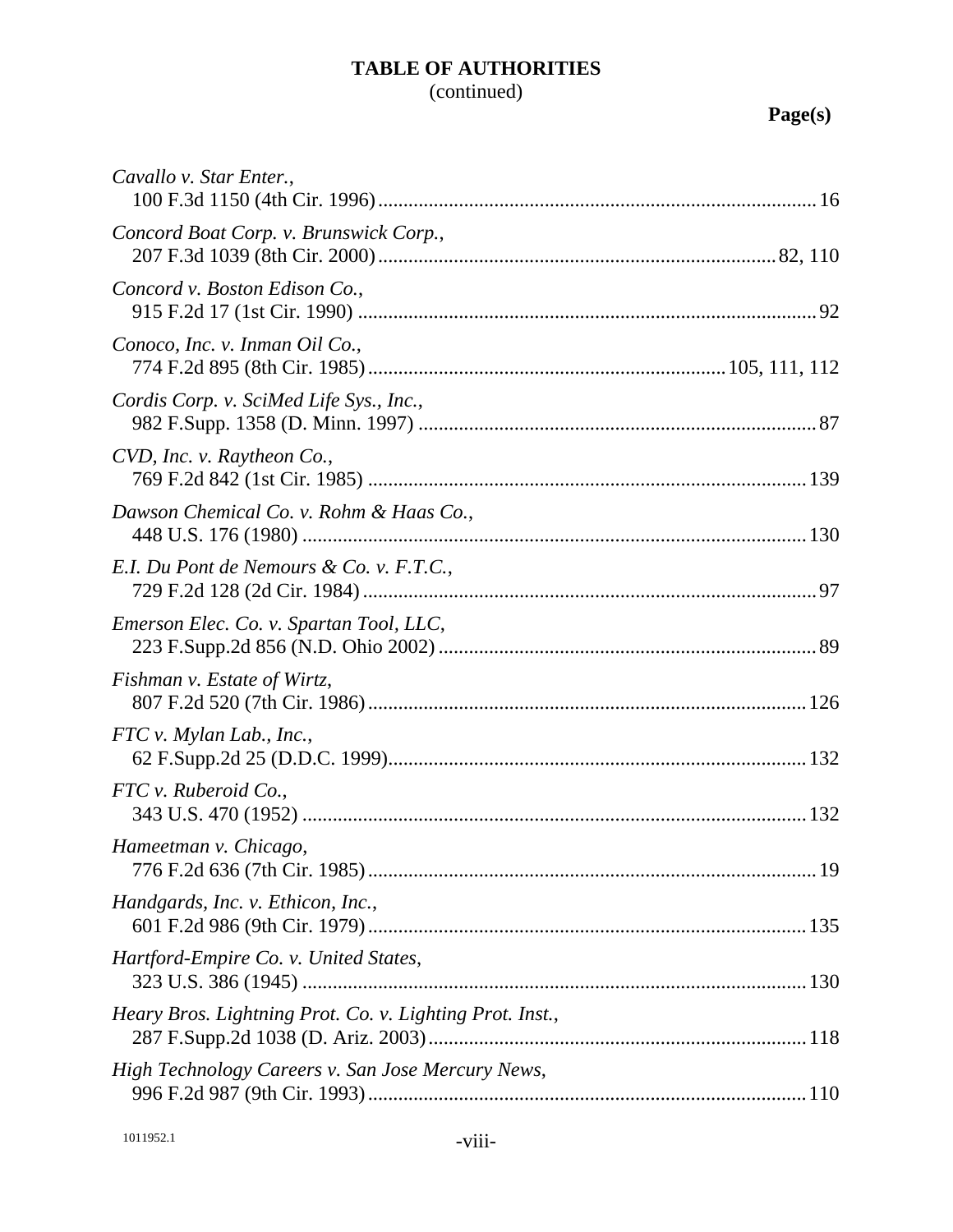**TABLE OF AUTHORITIES**
(continued)

**Page(s)**

*Cavallo v. Star Enter.*,
100 F.3d 1150 (4th Cir. 1996) ........................................ 16

*Concord Boat Corp. v. Brunswick Corp.*,
207 F.3d 1039 (8th Cir. 2000) ........................................ 82, 110

*Concord v. Boston Edison Co.*,
915 F.2d 17 (1st Cir. 1990) ........................................ 92

*Conoco, Inc. v. Inman Oil Co.*,
774 F.2d 895 (8th Cir. 1985) ........................................ 105, 111, 112

*Cordis Corp. v. SciMed Life Sys., Inc.*,
982 F.Supp. 1358 (D. Minn. 1997) ........................................ 87

*CVD, Inc. v. Raytheon Co.*,
769 F.2d 842 (1st Cir. 1985) ........................................ 139

*Dawson Chemical Co. v. Rohm & Haas Co.*,
448 U.S. 176 (1980) ........................................ 130

*E.I. Du Pont de Nemours & Co. v. F.T.C.*,
729 F.2d 128 (2d Cir. 1984) ........................................ 97

*Emerson Elec. Co. v. Spartan Tool, LLC*,
223 F.Supp.2d 856 (N.D. Ohio 2002) ........................................ 89

*Fishman v. Estate of Wirtz*,
807 F.2d 520 (7th Cir. 1986) ........................................ 126

*FTC v. Mylan Lab., Inc.*,
62 F.Supp.2d 25 (D.D.C. 1999) ........................................ 132

*FTC v. Ruberoid Co.*,
343 U.S. 470 (1952) ........................................ 132

*Hameetman v. Chicago*,
776 F.2d 636 (7th Cir. 1985) ........................................ 19

*Handgards, Inc. v. Ethicon, Inc.*,
601 F.2d 986 (9th Cir. 1979) ........................................ 135

*Hartford-Empire Co. v. United States*,
323 U.S. 386 (1945) ........................................ 130

*Heary Bros. Lightning Prot. Co. v. Lighting Prot. Inst.*,
287 F.Supp.2d 1038 (D. Ariz. 2003) ........................................ 118

*High Technology Careers v. San Jose Mercury News*,
996 F.2d 987 (9th Cir. 1993) ........................................ 110

1011952.1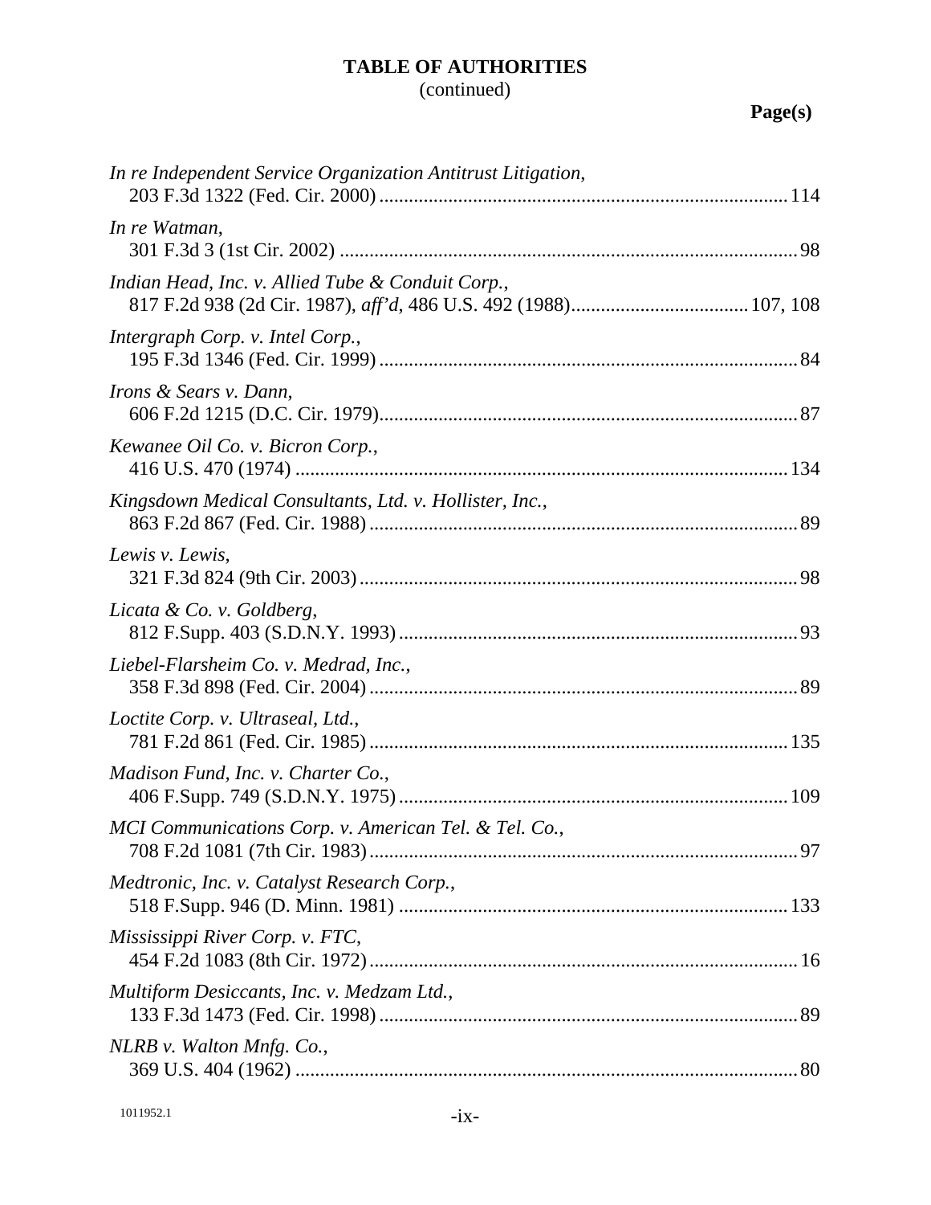**TABLE OF AUTHORITIES**
(continued)

**Page(s)**

*In re Independent Service Organization Antitrust Litigation*,
203 F.3d 1322 (Fed. Cir. 2000) .......... 114

*In re Watman*,
301 F.3d 3 (1st Cir. 2002) .......... 98

*Indian Head, Inc. v. Allied Tube & Conduit Corp.*,
817 F.2d 938 (2d Cir. 1987), *aff'd*, 486 U.S. 492 (1988) .......... 107, 108

*Intergraph Corp. v. Intel Corp.*,
195 F.3d 1346 (Fed. Cir. 1999) .......... 84

*Irons & Sears v. Dann*,
606 F.2d 1215 (D.C. Cir. 1979) .......... 87

*Kewanee Oil Co. v. Bicron Corp.*,
416 U.S. 470 (1974) .......... 134

*Kingsdown Medical Consultants, Ltd. v. Hollister, Inc.*,
863 F.2d 867 (Fed. Cir. 1988) .......... 89

*Lewis v. Lewis*,
321 F.3d 824 (9th Cir. 2003) .......... 98

*Licata & Co. v. Goldberg*,
812 F.Supp. 403 (S.D.N.Y. 1993) .......... 93

*Liebel-Flarsheim Co. v. Medrad, Inc.*,
358 F.3d 898 (Fed. Cir. 2004) .......... 89

*Loctite Corp. v. Ultraseal, Ltd.*,
781 F.2d 861 (Fed. Cir. 1985) .......... 135

*Madison Fund, Inc. v. Charter Co.*,
406 F.Supp. 749 (S.D.N.Y. 1975) .......... 109

*MCI Communications Corp. v. American Tel. & Tel. Co.*,
708 F.2d 1081 (7th Cir. 1983) .......... 97

*Medtronic, Inc. v. Catalyst Research Corp.*,
518 F.Supp. 946 (D. Minn. 1981) .......... 133

*Mississippi River Corp. v. FTC*,
454 F.2d 1083 (8th Cir. 1972) .......... 16

*Multiform Desiccants, Inc. v. Medzam Ltd.*,
133 F.3d 1473 (Fed. Cir. 1998) .......... 89

*NLRB v. Walton Mnfg. Co.*,
369 U.S. 404 (1962) .......... 80

1011952.1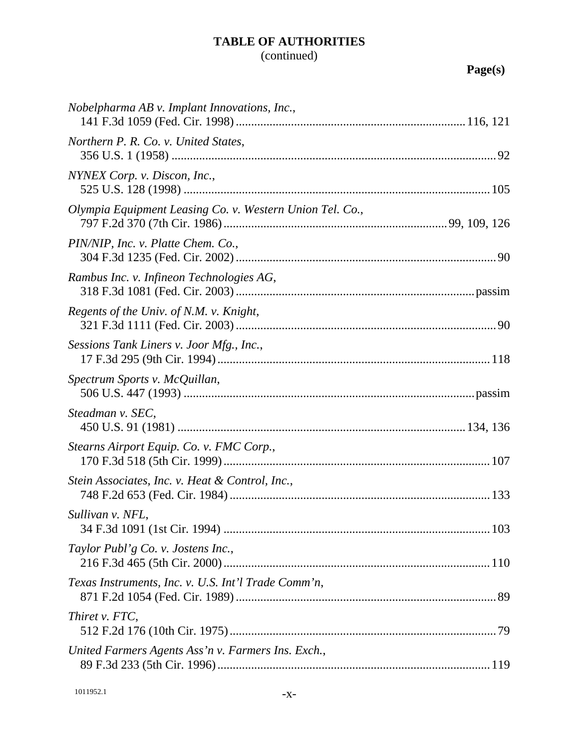# TABLE OF AUTHORITIES
(continued)

**Page(s)**

*Nobelpharma AB v. Implant Innovations, Inc.*,
141 F.3d 1059 (Fed. Cir. 1998) .......... 116, 121

*Northern P. R. Co. v. United States*,
356 U.S. 1 (1958) .......... 92

*NYNEX Corp. v. Discon, Inc.*,
525 U.S. 128 (1998) .......... 105

*Olympia Equipment Leasing Co. v. Western Union Tel. Co.*,
797 F.2d 370 (7th Cir. 1986) .......... 99, 109, 126

*PIN/NIP, Inc. v. Platte Chem. Co.*,
304 F.3d 1235 (Fed. Cir. 2002) .......... 90

*Rambus Inc. v. Infineon Technologies AG*,
318 F.3d 1081 (Fed. Cir. 2003) .......... passim

*Regents of the Univ. of N.M. v. Knight*,
321 F.3d 1111 (Fed. Cir. 2003) .......... 90

*Sessions Tank Liners v. Joor Mfg., Inc.*,
17 F.3d 295 (9th Cir. 1994) .......... 118

*Spectrum Sports v. McQuillan*,
506 U.S. 447 (1993) .......... passim

*Steadman v. SEC*,
450 U.S. 91 (1981) .......... 134, 136

*Stearns Airport Equip. Co. v. FMC Corp.*,
170 F.3d 518 (5th Cir. 1999) .......... 107

*Stein Associates, Inc. v. Heat & Control, Inc.*,
748 F.2d 653 (Fed. Cir. 1984) .......... 133

*Sullivan v. NFL*,
34 F.3d 1091 (1st Cir. 1994) .......... 103

*Taylor Publ'g Co. v. Jostens Inc.*,
216 F.3d 465 (5th Cir. 2000) .......... 110

*Texas Instruments, Inc. v. U.S. Int'l Trade Comm'n*,
871 F.2d 1054 (Fed. Cir. 1989) .......... 89

*Thiret v. FTC*,
512 F.2d 176 (10th Cir. 1975) .......... 79

*United Farmers Agents Ass'n v. Farmers Ins. Exch.*,
89 F.3d 233 (5th Cir. 1996) .......... 119

1011952.1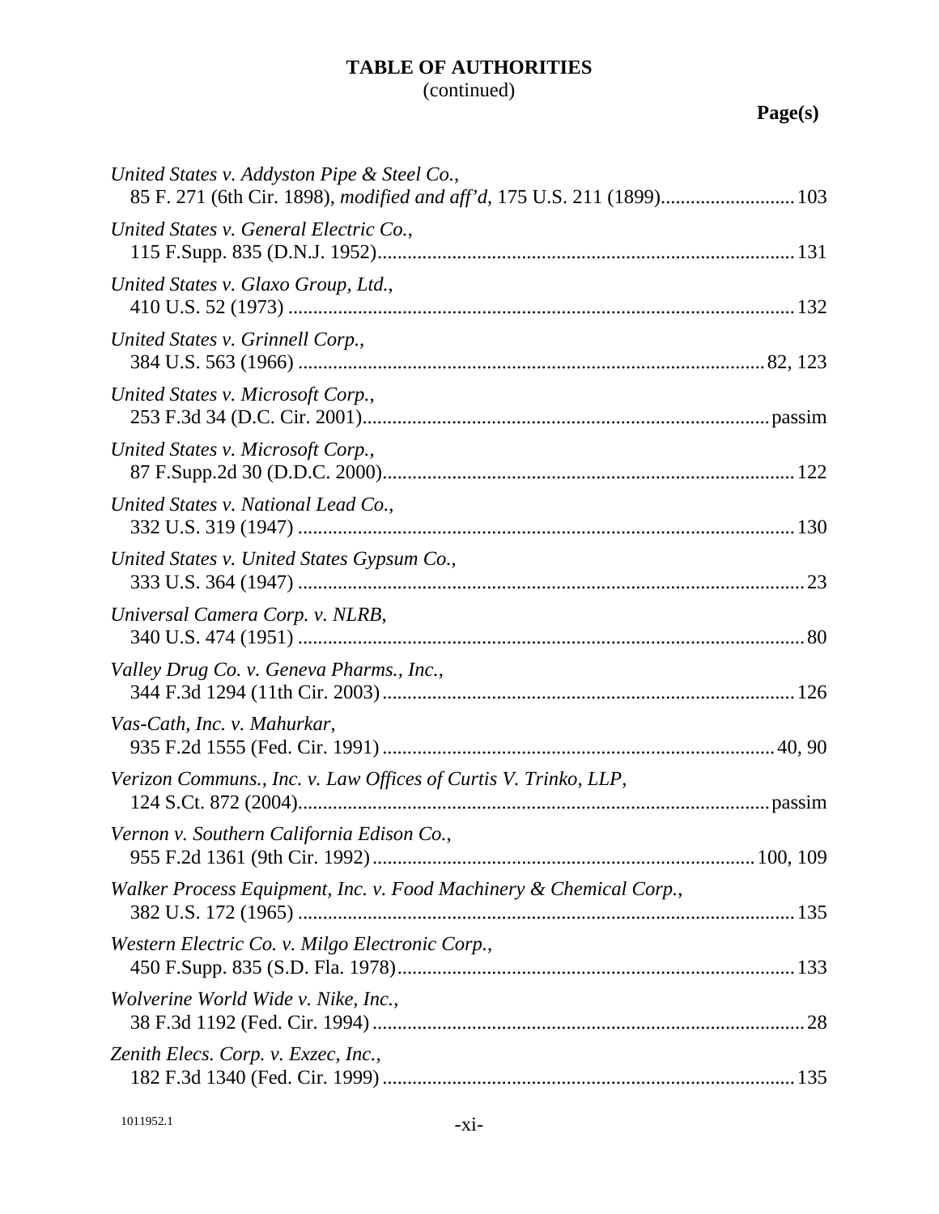**TABLE OF AUTHORITIES**
(continued)

**Page(s)**

*United States v. Addyston Pipe & Steel Co.*,
85 F. 271 (6th Cir. 1898), *modified and aff'd*, 175 U.S. 211 (1899).......................... 103

*United States v. General Electric Co.*,
115 F.Supp. 835 (D.N.J. 1952)................................................................................... 131

*United States v. Glaxo Group, Ltd.*,
410 U.S. 52 (1973) ..................................................................................................... 132

*United States v. Grinnell Corp.*,
384 U.S. 563 (1966) ............................................................................................... 82, 123

*United States v. Microsoft Corp.*,
253 F.3d 34 (D.C. Cir. 2001)................................................................................. passim

*United States v. Microsoft Corp.*,
87 F.Supp.2d 30 (D.D.C. 2000).................................................................................. 122

*United States v. National Lead Co.*,
332 U.S. 319 (1947) ................................................................................................... 130

*United States v. United States Gypsum Co.*,
333 U.S. 364 (1947) ..................................................................................................... 23

*Universal Camera Corp. v. NLRB*,
340 U.S. 474 (1951) ..................................................................................................... 80

*Valley Drug Co. v. Geneva Pharms., Inc.*,
344 F.3d 1294 (11th Cir. 2003)................................................................................. 126

*Vas-Cath, Inc. v. Mahurkar*,
935 F.2d 1555 (Fed. Cir. 1991) ............................................................................. 40, 90

*Verizon Communs., Inc. v. Law Offices of Curtis V. Trinko, LLP*,
124 S.Ct. 872 (2004)............................................................................................. passim

*Vernon v. Southern California Edison Co.*,
955 F.2d 1361 (9th Cir. 1992)............................................................................ 100, 109

*Walker Process Equipment, Inc. v. Food Machinery & Chemical Corp.*,
382 U.S. 172 (1965) ................................................................................................... 135

*Western Electric Co. v. Milgo Electronic Corp.*,
450 F.Supp. 835 (S.D. Fla. 1978)............................................................................... 133

*Wolverine World Wide v. Nike, Inc.*,
38 F.3d 1192 (Fed. Cir. 1994) ...................................................................................... 28

*Zenith Elecs. Corp. v. Exzec, Inc.*,
182 F.3d 1340 (Fed. Cir. 1999) .................................................................................. 135

1011952.1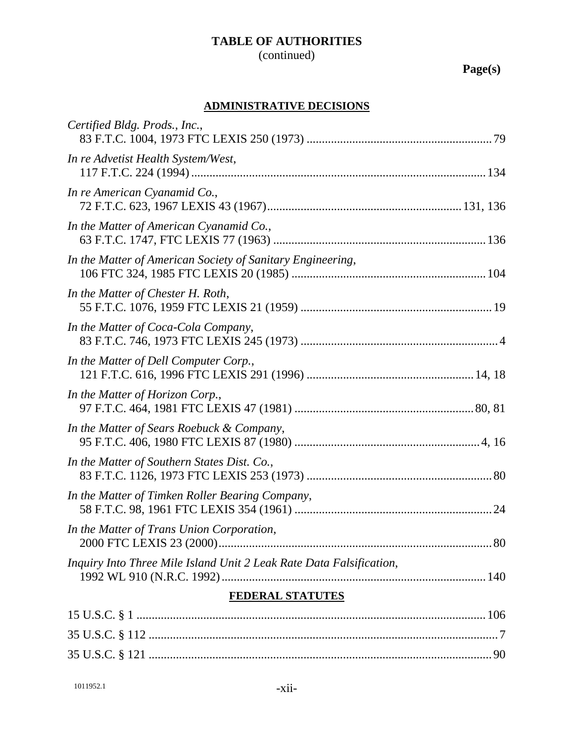**TABLE OF AUTHORITIES**
(continued)

**Page(s)**

**ADMINISTRATIVE DECISIONS**

*Certified Bldg. Prods., Inc.*,
83 F.T.C. 1004, 1973 FTC LEXIS 250 (1973) ............................................................ 79

*In re Advetist Health System/West*,
117 F.T.C. 224 (1994) ................................................................................................ 134

*In re American Cyanamid Co.*,
72 F.T.C. 623, 1967 LEXIS 43 (1967)............................................................... 131, 136

*In the Matter of American Cyanamid Co.*,
63 F.T.C. 1747, FTC LEXIS 77 (1963) ..................................................................... 136

*In the Matter of American Society of Sanitary Engineering*,
106 FTC 324, 1985 FTC LEXIS 20 (1985) ............................................................... 104

*In the Matter of Chester H. Roth*,
55 F.T.C. 1076, 1959 FTC LEXIS 21 (1959) .............................................................. 19

*In the Matter of Coca-Cola Company*,
83 F.T.C. 746, 1973 FTC LEXIS 245 (1973) ................................................................ 4

*In the Matter of Dell Computer Corp.*,
121 F.T.C. 616, 1996 FTC LEXIS 291 (1996) ...................................................... 14, 18

*In the Matter of Horizon Corp.*,
97 F.T.C. 464, 1981 FTC LEXIS 47 (1981) .......................................................... 80, 81

*In the Matter of Sears Roebuck & Company*,
95 F.T.C. 406, 1980 FTC LEXIS 87 (1980) ............................................................ 4, 16

*In the Matter of Southern States Dist. Co.*,
83 F.T.C. 1126, 1973 FTC LEXIS 253 (1973) ............................................................ 80

*In the Matter of Timken Roller Bearing Company*,
58 F.T.C. 98, 1961 FTC LEXIS 354 (1961) ................................................................ 24

*In the Matter of Trans Union Corporation*,
2000 FTC LEXIS 23 (2000)......................................................................................... 80

*Inquiry Into Three Mile Island Unit 2 Leak Rate Data Falsification*,
1992 WL 910 (N.R.C. 1992)...................................................................................... 140

**FEDERAL STATUTES**

15 U.S.C. § 1 ................................................................................................................ 106

35 U.S.C. § 112 ................................................................................................................ 7

35 U.S.C. § 121 .............................................................................................................. 90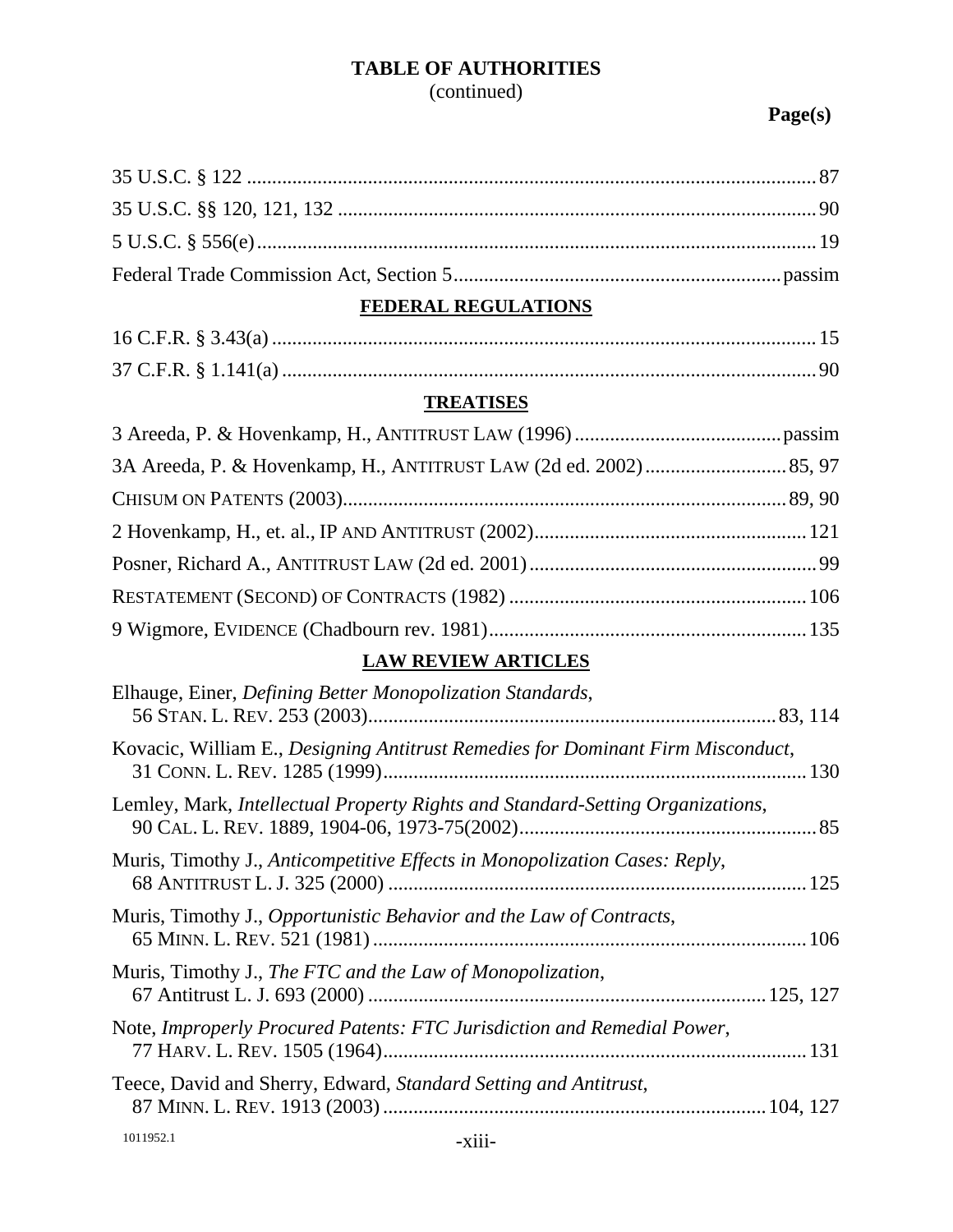**TABLE OF AUTHORITIES**
(continued)

**Page(s)**

35 U.S.C. § 122 .......... 87

35 U.S.C. §§ 120, 121, 132 .......... 90

5 U.S.C. § 556(e) .......... 19

Federal Trade Commission Act, Section 5 .......... passim

**FEDERAL REGULATIONS**

16 C.F.R. § 3.43(a) .......... 15

37 C.F.R. § 1.141(a) .......... 90

**TREATISES**

3 Areeda, P. & Hovenkamp, H., ANTITRUST LAW (1996) .......... passim

3A Areeda, P. & Hovenkamp, H., ANTITRUST LAW (2d ed. 2002) .......... 85, 97

CHISUM ON PATENTS (2003) .......... 89, 90

2 Hovenkamp, H., et. al., IP AND ANTITRUST (2002) .......... 121

Posner, Richard A., ANTITRUST LAW (2d ed. 2001) .......... 99

RESTATEMENT (SECOND) OF CONTRACTS (1982) .......... 106

9 Wigmore, EVIDENCE (Chadbourn rev. 1981) .......... 135

**LAW REVIEW ARTICLES**

Elhauge, Einer, *Defining Better Monopolization Standards*, 56 STAN. L. REV. 253 (2003) .......... 83, 114

Kovacic, William E., *Designing Antitrust Remedies for Dominant Firm Misconduct*, 31 CONN. L. REV. 1285 (1999) .......... 130

Lemley, Mark, *Intellectual Property Rights and Standard-Setting Organizations*, 90 CAL. L. REV. 1889, 1904-06, 1973-75(2002) .......... 85

Muris, Timothy J., *Anticompetitive Effects in Monopolization Cases: Reply*, 68 ANTITRUST L. J. 325 (2000) .......... 125

Muris, Timothy J., *Opportunistic Behavior and the Law of Contracts*, 65 MINN. L. REV. 521 (1981) .......... 106

Muris, Timothy J., *The FTC and the Law of Monopolization*, 67 Antitrust L. J. 693 (2000) .......... 125, 127

Note, *Improperly Procured Patents: FTC Jurisdiction and Remedial Power*, 77 HARV. L. REV. 1505 (1964) .......... 131

Teece, David and Sherry, Edward, *Standard Setting and Antitrust*, 87 MINN. L. REV. 1913 (2003) .......... 104, 127

1011952.1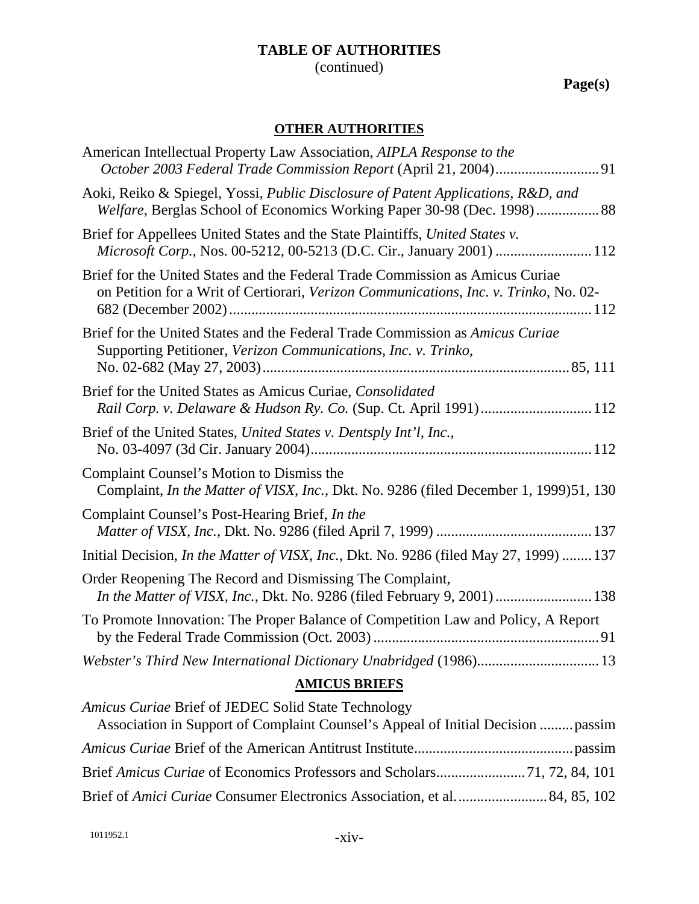**TABLE OF AUTHORITIES**
(continued)

**Page(s)**

**OTHER AUTHORITIES**

American Intellectual Property Law Association, *AIPLA Response to the October 2003 Federal Trade Commission Report* (April 21, 2004)............................91

Aoki, Reiko & Spiegel, Yossi, *Public Disclosure of Patent Applications, R&D, and Welfare*, Berglas School of Economics Working Paper 30-98 (Dec. 1998)................88

Brief for Appellees United States and the State Plaintiffs, *United States v. Microsoft Corp.*, Nos. 00-5212, 00-5213 (D.C. Cir., January 2001) .........................112

Brief for the United States and the Federal Trade Commission as Amicus Curiae on Petition for a Writ of Certiorari, *Verizon Communications, Inc. v. Trinko*, No. 02-682 (December 2002).................................................................................................112

Brief for the United States and the Federal Trade Commission as *Amicus Curiae* Supporting Petitioner, *Verizon Communications, Inc. v. Trinko*, No. 02-682 (May 27, 2003)..................................................................................85, 111

Brief for the United States as Amicus Curiae, *Consolidated Rail Corp. v. Delaware & Hudson Ry. Co.* (Sup. Ct. April 1991)..............................112

Brief of the United States, *United States v. Dentsply Int'l, Inc.*, No. 03-4097 (3d Cir. January 2004)..........................................................................112

Complaint Counsel's Motion to Dismiss the Complaint, *In the Matter of VISX, Inc.*, Dkt. No. 9286 (filed December 1, 1999)51, 130

Complaint Counsel's Post-Hearing Brief, *In the Matter of VISX, Inc.*, Dkt. No. 9286 (filed April 7, 1999) ..........................................137

Initial Decision, *In the Matter of VISX, Inc.*, Dkt. No. 9286 (filed May 27, 1999) ........137

Order Reopening The Record and Dismissing The Complaint, *In the Matter of VISX, Inc.*, Dkt. No. 9286 (filed February 9, 2001)..........................138

To Promote Innovation: The Proper Balance of Competition Law and Policy, A Report by the Federal Trade Commission (Oct. 2003) ............................................................91

*Webster's Third New International Dictionary Unabridged* (1986)................................13

**AMICUS BRIEFS**

*Amicus Curiae* Brief of JEDEC Solid State Technology Association in Support of Complaint Counsel's Appeal of Initial Decision .........passim

*Amicus Curiae* Brief of the American Antitrust Institute..........................................passim

Brief *Amicus Curiae* of Economics Professors and Scholars........................71, 72, 84, 101

Brief of *Amici Curiae* Consumer Electronics Association, et al.........................84, 85, 102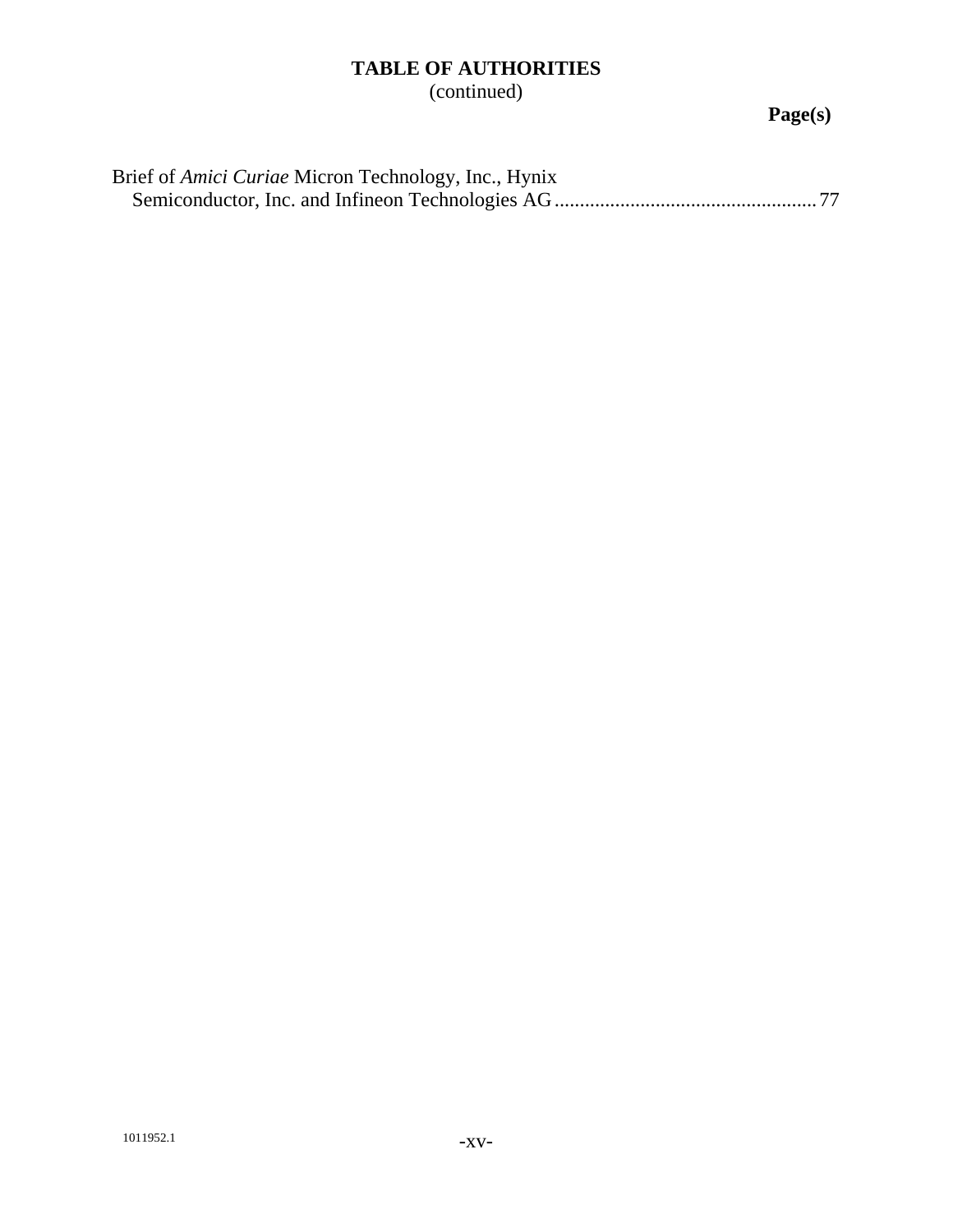# TABLE OF AUTHORITIES
(continued)

**Page(s)**

Brief of *Amici Curiae* Micron Technology, Inc., Hynix Semiconductor, Inc. and Infineon Technologies AG .................................................... 77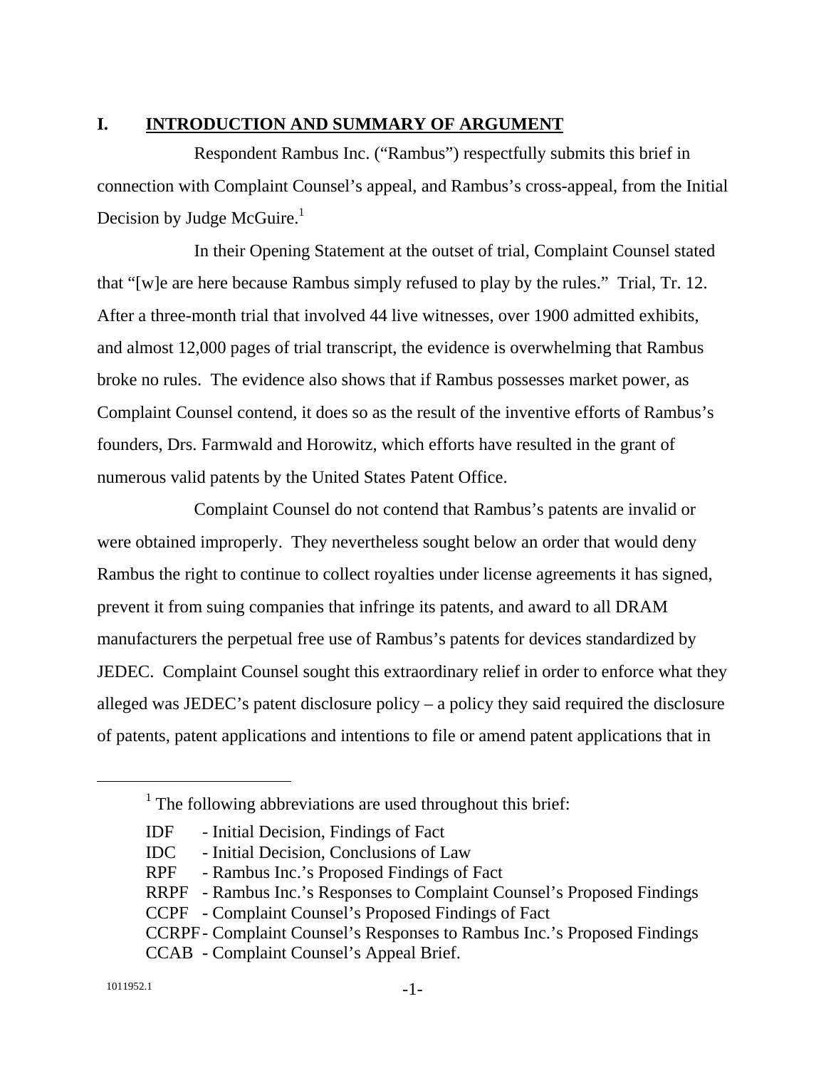## I. INTRODUCTION AND SUMMARY OF ARGUMENT

Respondent Rambus Inc. ("Rambus") respectfully submits this brief in connection with Complaint Counsel's appeal, and Rambus's cross-appeal, from the Initial Decision by Judge McGuire.[1]

In their Opening Statement at the outset of trial, Complaint Counsel stated that "[w]e are here because Rambus simply refused to play by the rules." Trial, Tr. 12. After a three-month trial that involved 44 live witnesses, over 1900 admitted exhibits, and almost 12,000 pages of trial transcript, the evidence is overwhelming that Rambus broke no rules. The evidence also shows that if Rambus possesses market power, as Complaint Counsel contend, it does so as the result of the inventive efforts of Rambus's founders, Drs. Farmwald and Horowitz, which efforts have resulted in the grant of numerous valid patents by the United States Patent Office.

Complaint Counsel do not contend that Rambus's patents are invalid or were obtained improperly. They nevertheless sought below an order that would deny Rambus the right to continue to collect royalties under license agreements it has signed, prevent it from suing companies that infringe its patents, and award to all DRAM manufacturers the perpetual free use of Rambus's patents for devices standardized by JEDEC. Complaint Counsel sought this extraordinary relief in order to enforce what they alleged was JEDEC's patent disclosure policy – a policy they said required the disclosure of patents, patent applications and intentions to file or amend patent applications that in

---

[1] The following abbreviations are used throughout this brief:

IDF - Initial Decision, Findings of Fact
IDC - Initial Decision, Conclusions of Law
RPF - Rambus Inc.'s Proposed Findings of Fact
RRPF - Rambus Inc.'s Responses to Complaint Counsel's Proposed Findings
CCPF - Complaint Counsel's Proposed Findings of Fact
CCRPF - Complaint Counsel's Responses to Rambus Inc.'s Proposed Findings
CCAB - Complaint Counsel's Appeal Brief.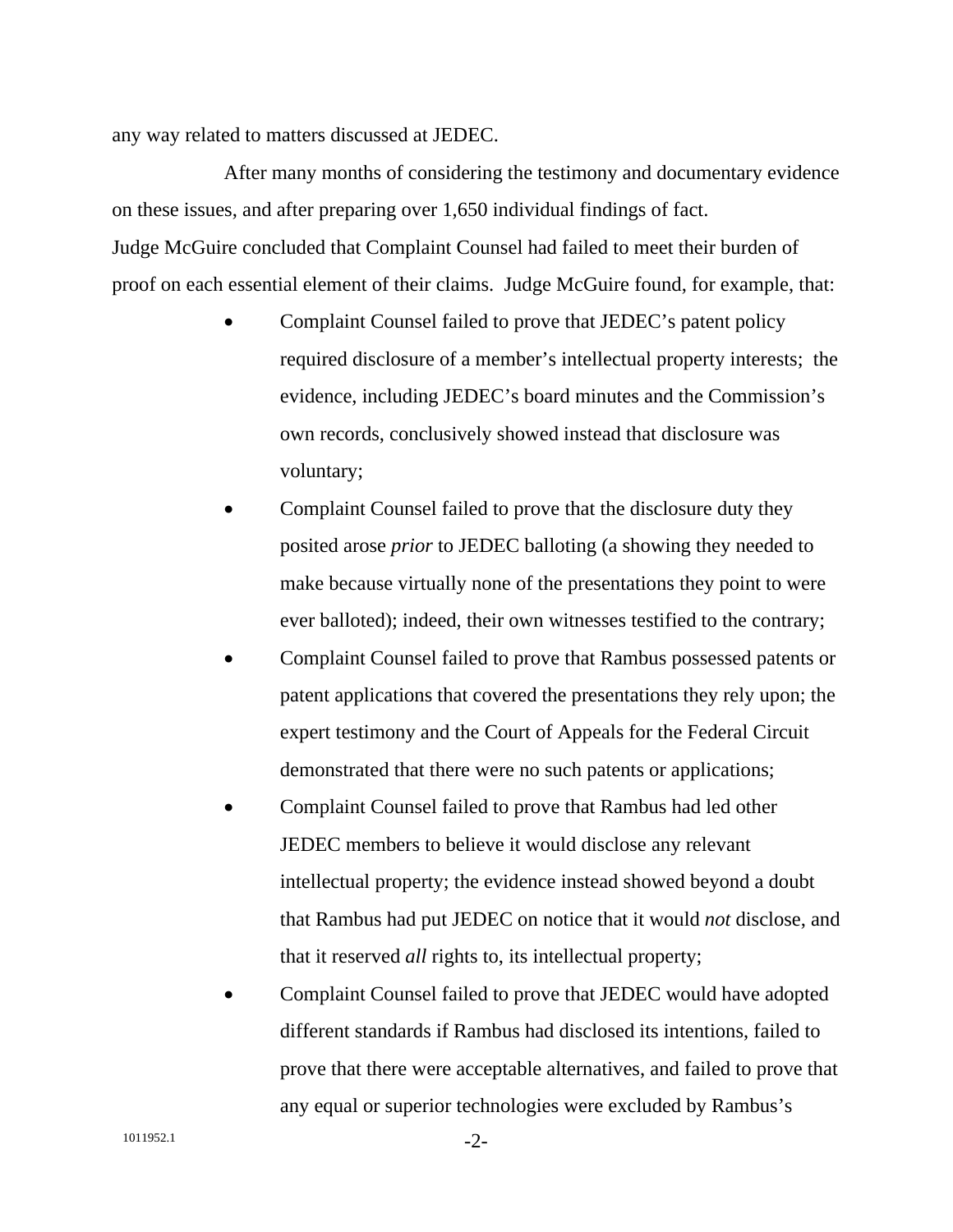any way related to matters discussed at JEDEC.

After many months of considering the testimony and documentary evidence on these issues, and after preparing over 1,650 individual findings of fact. Judge McGuire concluded that Complaint Counsel had failed to meet their burden of proof on each essential element of their claims. Judge McGuire found, for example, that:

- Complaint Counsel failed to prove that JEDEC's patent policy required disclosure of a member's intellectual property interests; the evidence, including JEDEC's board minutes and the Commission's own records, conclusively showed instead that disclosure was voluntary;
- Complaint Counsel failed to prove that the disclosure duty they posited arose *prior* to JEDEC balloting (a showing they needed to make because virtually none of the presentations they point to were ever balloted); indeed, their own witnesses testified to the contrary;
- Complaint Counsel failed to prove that Rambus possessed patents or patent applications that covered the presentations they rely upon; the expert testimony and the Court of Appeals for the Federal Circuit demonstrated that there were no such patents or applications;
- Complaint Counsel failed to prove that Rambus had led other JEDEC members to believe it would disclose any relevant intellectual property; the evidence instead showed beyond a doubt that Rambus had put JEDEC on notice that it would *not* disclose, and that it reserved *all* rights to, its intellectual property;
- Complaint Counsel failed to prove that JEDEC would have adopted different standards if Rambus had disclosed its intentions, failed to prove that there were acceptable alternatives, and failed to prove that any equal or superior technologies were excluded by Rambus's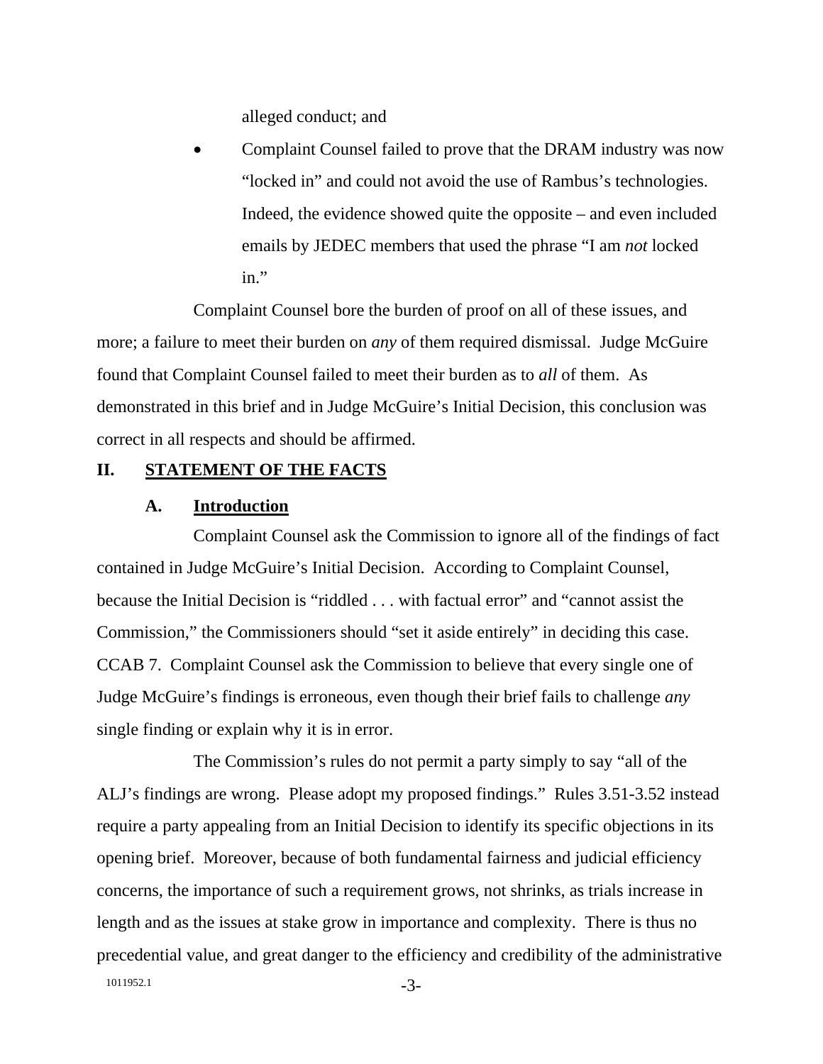alleged conduct; and

- Complaint Counsel failed to prove that the DRAM industry was now "locked in" and could not avoid the use of Rambus's technologies. Indeed, the evidence showed quite the opposite – and even included emails by JEDEC members that used the phrase "I am *not* locked in."

Complaint Counsel bore the burden of proof on all of these issues, and more; a failure to meet their burden on *any* of them required dismissal. Judge McGuire found that Complaint Counsel failed to meet their burden as to *all* of them. As demonstrated in this brief and in Judge McGuire's Initial Decision, this conclusion was correct in all respects and should be affirmed.

## II. STATEMENT OF THE FACTS

### A. Introduction

Complaint Counsel ask the Commission to ignore all of the findings of fact contained in Judge McGuire's Initial Decision. According to Complaint Counsel, because the Initial Decision is "riddled . . . with factual error" and "cannot assist the Commission," the Commissioners should "set it aside entirely" in deciding this case. CCAB 7. Complaint Counsel ask the Commission to believe that every single one of Judge McGuire's findings is erroneous, even though their brief fails to challenge *any* single finding or explain why it is in error.

The Commission's rules do not permit a party simply to say "all of the ALJ's findings are wrong. Please adopt my proposed findings." Rules 3.51-3.52 instead require a party appealing from an Initial Decision to identify its specific objections in its opening brief. Moreover, because of both fundamental fairness and judicial efficiency concerns, the importance of such a requirement grows, not shrinks, as trials increase in length and as the issues at stake grow in importance and complexity. There is thus no precedential value, and great danger to the efficiency and credibility of the administrative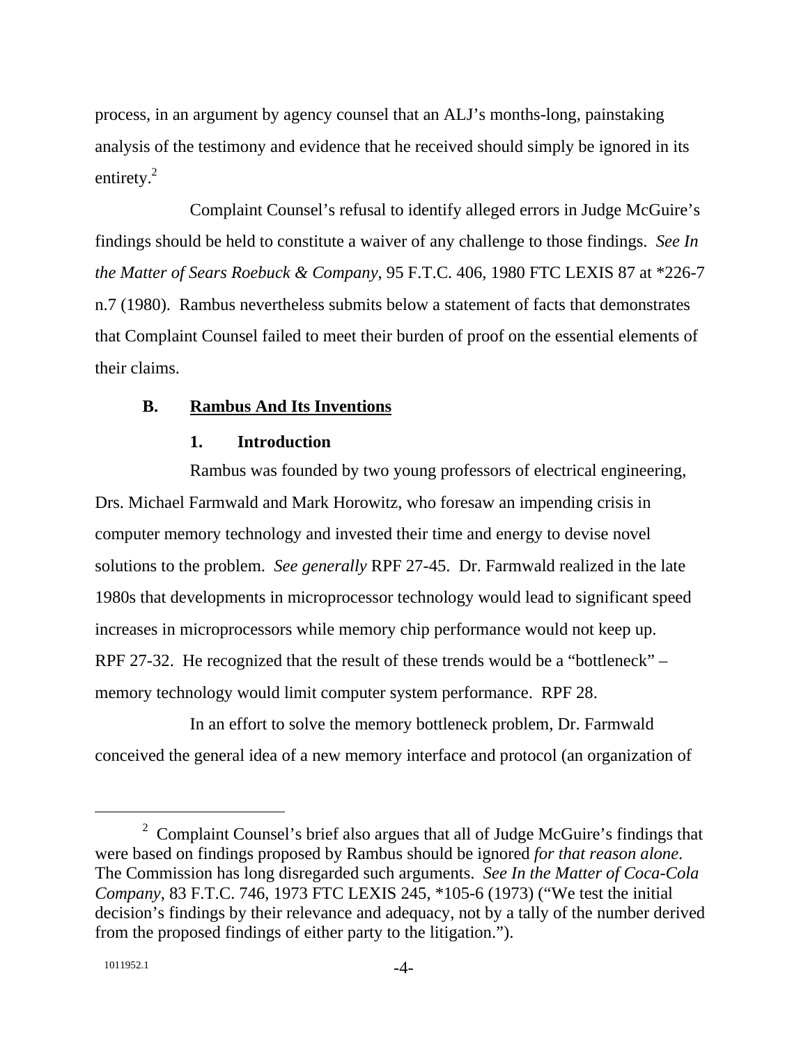process, in an argument by agency counsel that an ALJ's months-long, painstaking analysis of the testimony and evidence that he received should simply be ignored in its entirety.[2]

Complaint Counsel's refusal to identify alleged errors in Judge McGuire's findings should be held to constitute a waiver of any challenge to those findings. *See In the Matter of Sears Roebuck & Company*, 95 F.T.C. 406, 1980 FTC LEXIS 87 at *226-7 n.7 (1980). Rambus nevertheless submits below a statement of facts that demonstrates that Complaint Counsel failed to meet their burden of proof on the essential elements of their claims.

### B. <u>Rambus And Its Inventions</u>

#### 1. Introduction

Rambus was founded by two young professors of electrical engineering, Drs. Michael Farmwald and Mark Horowitz, who foresaw an impending crisis in computer memory technology and invested their time and energy to devise novel solutions to the problem. *See generally* RPF 27-45. Dr. Farmwald realized in the late 1980s that developments in microprocessor technology would lead to significant speed increases in microprocessors while memory chip performance would not keep up. RPF 27-32. He recognized that the result of these trends would be a "bottleneck" – memory technology would limit computer system performance. RPF 28.

In an effort to solve the memory bottleneck problem, Dr. Farmwald conceived the general idea of a new memory interface and protocol (an organization of

---

[2] Complaint Counsel's brief also argues that all of Judge McGuire's findings that were based on findings proposed by Rambus should be ignored *for that reason alone*. The Commission has long disregarded such arguments. *See In the Matter of Coca-Cola Company*, 83 F.T.C. 746, 1973 FTC LEXIS 245, *105-6 (1973) ("We test the initial decision's findings by their relevance and adequacy, not by a tally of the number derived from the proposed findings of either party to the litigation.").

1011952.1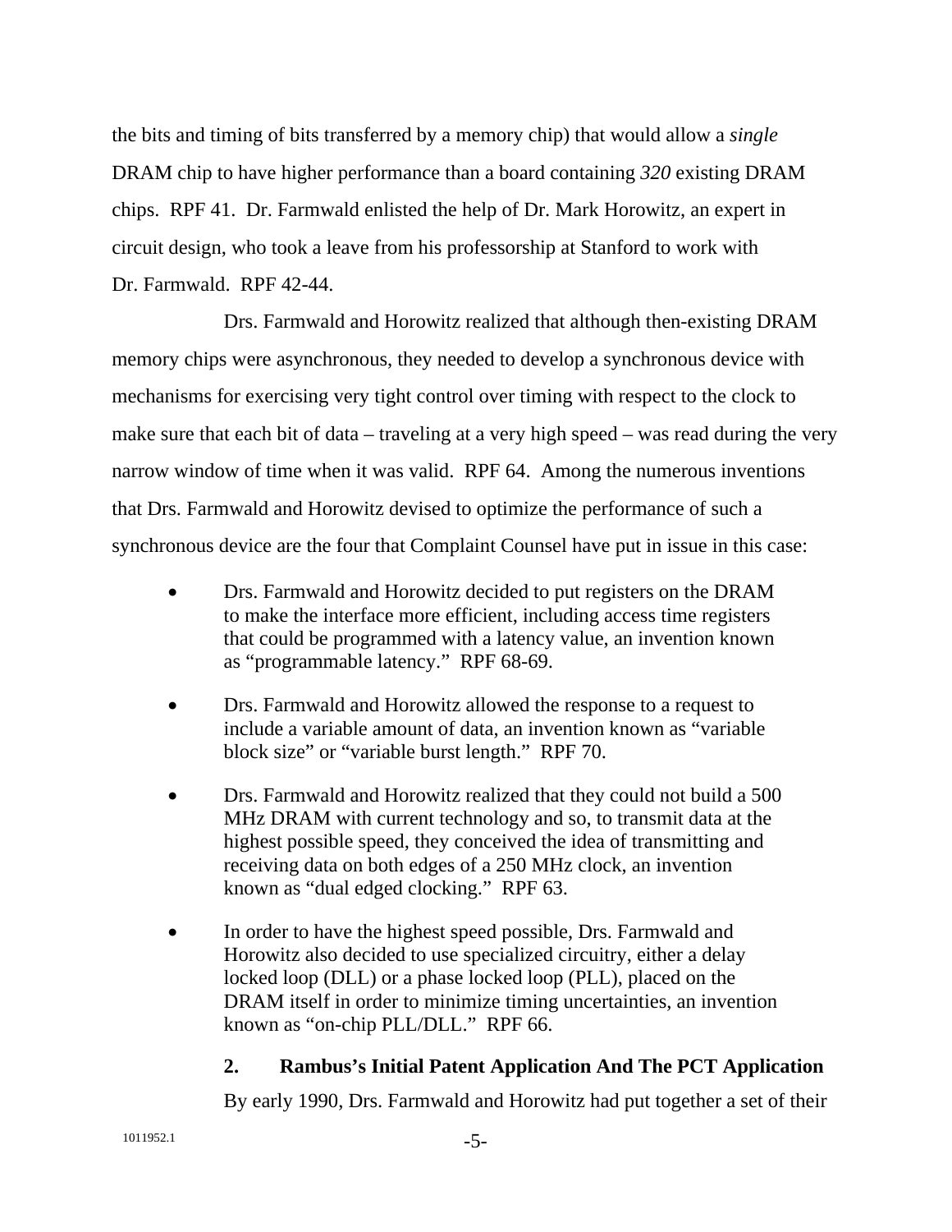the bits and timing of bits transferred by a memory chip) that would allow a *single* DRAM chip to have higher performance than a board containing *320* existing DRAM chips. RPF 41. Dr. Farmwald enlisted the help of Dr. Mark Horowitz, an expert in circuit design, who took a leave from his professorship at Stanford to work with Dr. Farmwald. RPF 42-44.

Drs. Farmwald and Horowitz realized that although then-existing DRAM memory chips were asynchronous, they needed to develop a synchronous device with mechanisms for exercising very tight control over timing with respect to the clock to make sure that each bit of data – traveling at a very high speed – was read during the very narrow window of time when it was valid. RPF 64. Among the numerous inventions that Drs. Farmwald and Horowitz devised to optimize the performance of such a synchronous device are the four that Complaint Counsel have put in issue in this case:

- Drs. Farmwald and Horowitz decided to put registers on the DRAM to make the interface more efficient, including access time registers that could be programmed with a latency value, an invention known as "programmable latency." RPF 68-69.
- Drs. Farmwald and Horowitz allowed the response to a request to include a variable amount of data, an invention known as "variable block size" or "variable burst length." RPF 70.
- Drs. Farmwald and Horowitz realized that they could not build a 500 MHz DRAM with current technology and so, to transmit data at the highest possible speed, they conceived the idea of transmitting and receiving data on both edges of a 250 MHz clock, an invention known as "dual edged clocking." RPF 63.
- In order to have the highest speed possible, Drs. Farmwald and Horowitz also decided to use specialized circuitry, either a delay locked loop (DLL) or a phase locked loop (PLL), placed on the DRAM itself in order to minimize timing uncertainties, an invention known as "on-chip PLL/DLL." RPF 66.

### 2. Rambus's Initial Patent Application And The PCT Application

By early 1990, Drs. Farmwald and Horowitz had put together a set of their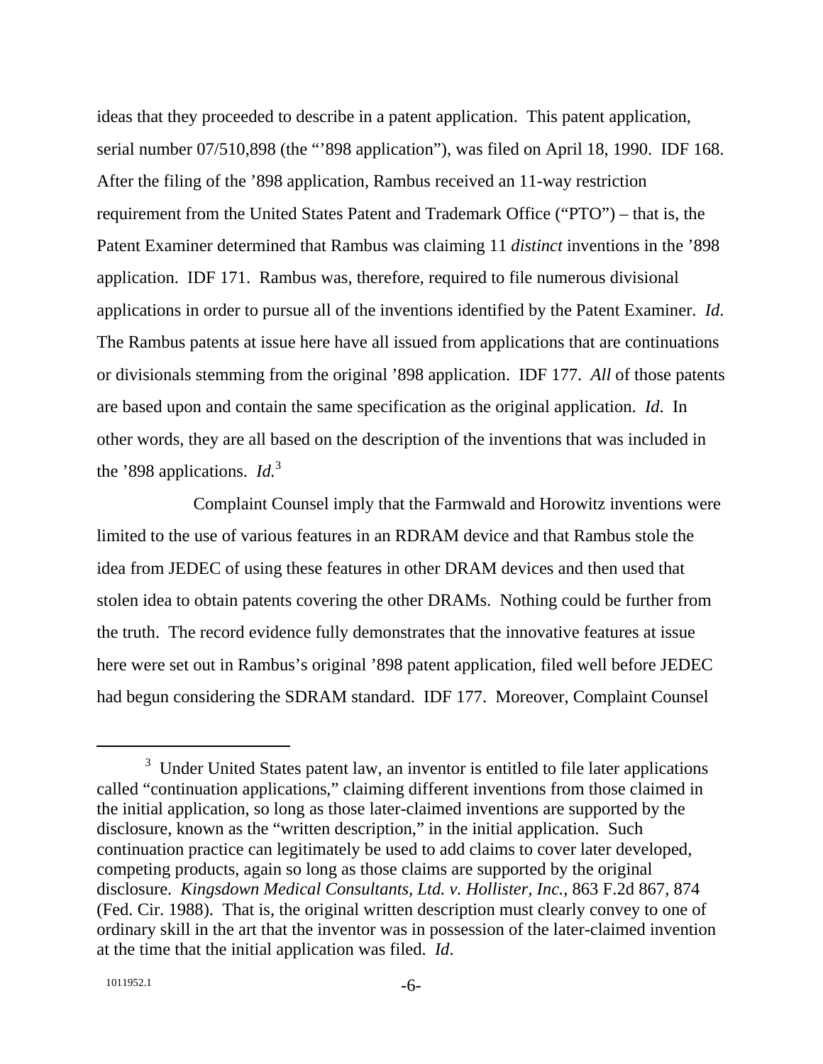ideas that they proceeded to describe in a patent application. This patent application, serial number 07/510,898 (the "'898 application"), was filed on April 18, 1990. IDF 168. After the filing of the '898 application, Rambus received an 11-way restriction requirement from the United States Patent and Trademark Office ("PTO") – that is, the Patent Examiner determined that Rambus was claiming 11 *distinct* inventions in the '898 application. IDF 171. Rambus was, therefore, required to file numerous divisional applications in order to pursue all of the inventions identified by the Patent Examiner. *Id*. The Rambus patents at issue here have all issued from applications that are continuations or divisionals stemming from the original '898 application. IDF 177. *All* of those patents are based upon and contain the same specification as the original application. *Id*. In other words, they are all based on the description of the inventions that was included in the '898 applications. *Id.*[3]

Complaint Counsel imply that the Farmwald and Horowitz inventions were limited to the use of various features in an RDRAM device and that Rambus stole the idea from JEDEC of using these features in other DRAM devices and then used that stolen idea to obtain patents covering the other DRAMs. Nothing could be further from the truth. The record evidence fully demonstrates that the innovative features at issue here were set out in Rambus's original '898 patent application, filed well before JEDEC had begun considering the SDRAM standard. IDF 177. Moreover, Complaint Counsel

[3] Under United States patent law, an inventor is entitled to file later applications called "continuation applications," claiming different inventions from those claimed in the initial application, so long as those later-claimed inventions are supported by the disclosure, known as the "written description," in the initial application. Such continuation practice can legitimately be used to add claims to cover later developed, competing products, again so long as those claims are supported by the original disclosure. *Kingsdown Medical Consultants, Ltd. v. Hollister, Inc.*, 863 F.2d 867, 874 (Fed. Cir. 1988). That is, the original written description must clearly convey to one of ordinary skill in the art that the inventor was in possession of the later-claimed invention at the time that the initial application was filed. *Id*.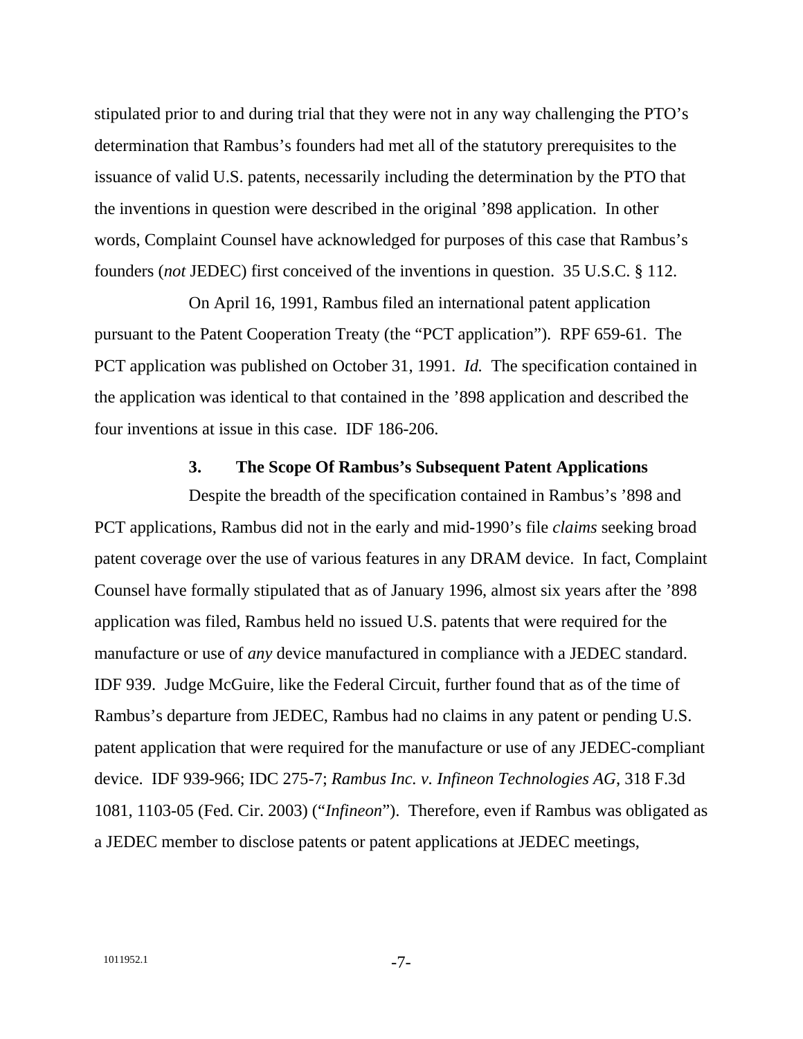stipulated prior to and during trial that they were not in any way challenging the PTO's determination that Rambus's founders had met all of the statutory prerequisites to the issuance of valid U.S. patents, necessarily including the determination by the PTO that the inventions in question were described in the original '898 application. In other words, Complaint Counsel have acknowledged for purposes of this case that Rambus's founders (*not* JEDEC) first conceived of the inventions in question. 35 U.S.C. § 112.

On April 16, 1991, Rambus filed an international patent application pursuant to the Patent Cooperation Treaty (the "PCT application"). RPF 659-61. The PCT application was published on October 31, 1991. *Id.* The specification contained in the application was identical to that contained in the '898 application and described the four inventions at issue in this case. IDF 186-206.

### 3. The Scope Of Rambus's Subsequent Patent Applications

Despite the breadth of the specification contained in Rambus's '898 and PCT applications, Rambus did not in the early and mid-1990's file *claims* seeking broad patent coverage over the use of various features in any DRAM device. In fact, Complaint Counsel have formally stipulated that as of January 1996, almost six years after the '898 application was filed, Rambus held no issued U.S. patents that were required for the manufacture or use of *any* device manufactured in compliance with a JEDEC standard. IDF 939. Judge McGuire, like the Federal Circuit, further found that as of the time of Rambus's departure from JEDEC, Rambus had no claims in any patent or pending U.S. patent application that were required for the manufacture or use of any JEDEC-compliant device. IDF 939-966; IDC 275-7; *Rambus Inc. v. Infineon Technologies AG*, 318 F.3d 1081, 1103-05 (Fed. Cir. 2003) ("*Infineon*"). Therefore, even if Rambus was obligated as a JEDEC member to disclose patents or patent applications at JEDEC meetings,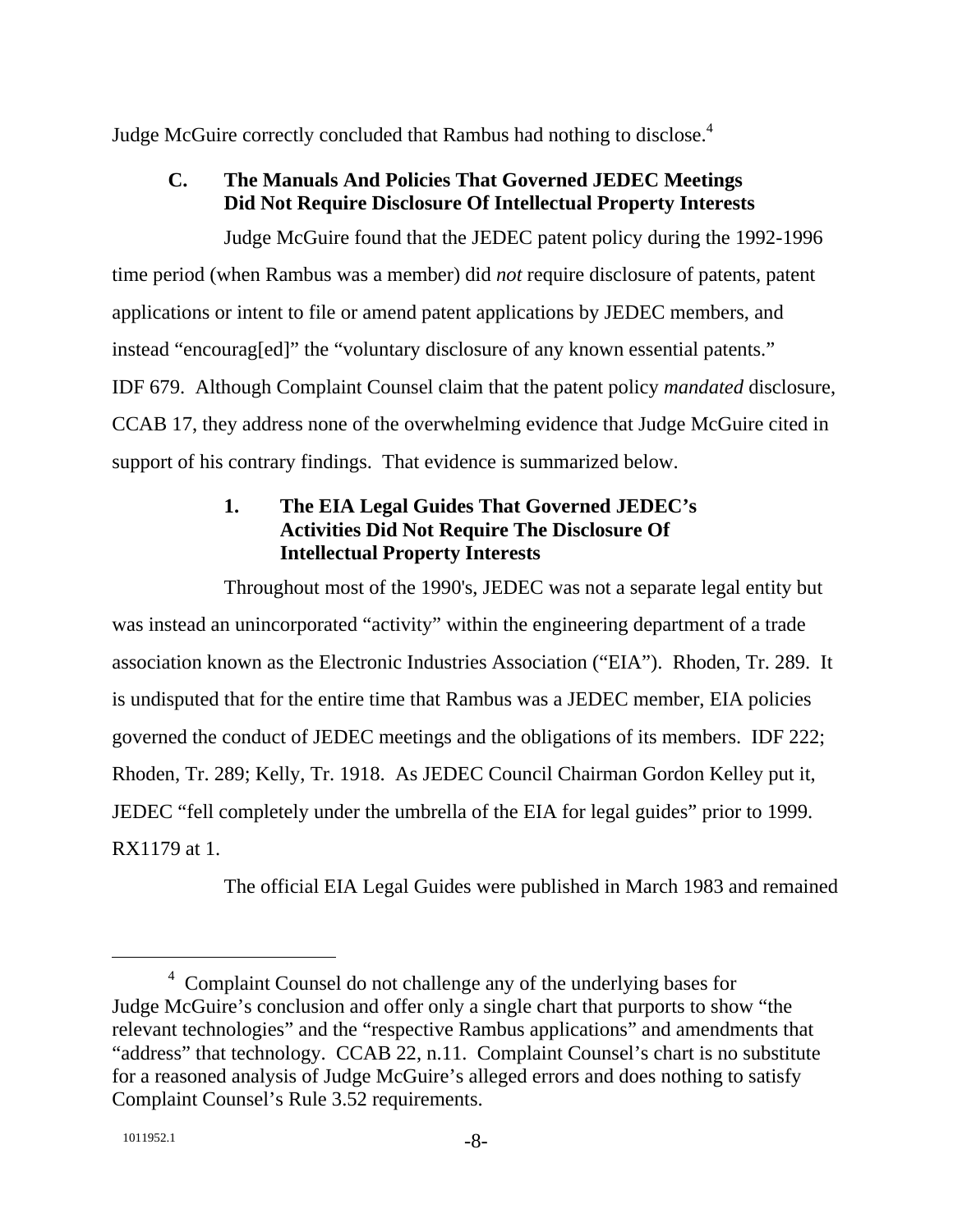Judge McGuire correctly concluded that Rambus had nothing to disclose.[4]

### C. The Manuals And Policies That Governed JEDEC Meetings Did Not Require Disclosure Of Intellectual Property Interests

Judge McGuire found that the JEDEC patent policy during the 1992-1996 time period (when Rambus was a member) did *not* require disclosure of patents, patent applications or intent to file or amend patent applications by JEDEC members, and instead "encourag[ed]" the "voluntary disclosure of any known essential patents." IDF 679. Although Complaint Counsel claim that the patent policy *mandated* disclosure, CCAB 17, they address none of the overwhelming evidence that Judge McGuire cited in support of his contrary findings. That evidence is summarized below.

#### 1. The EIA Legal Guides That Governed JEDEC's Activities Did Not Require The Disclosure Of Intellectual Property Interests

Throughout most of the 1990's, JEDEC was not a separate legal entity but was instead an unincorporated "activity" within the engineering department of a trade association known as the Electronic Industries Association ("EIA"). Rhoden, Tr. 289. It is undisputed that for the entire time that Rambus was a JEDEC member, EIA policies governed the conduct of JEDEC meetings and the obligations of its members. IDF 222; Rhoden, Tr. 289; Kelly, Tr. 1918. As JEDEC Council Chairman Gordon Kelley put it, JEDEC "fell completely under the umbrella of the EIA for legal guides" prior to 1999. RX1179 at 1.

The official EIA Legal Guides were published in March 1983 and remained

---

[4] Complaint Counsel do not challenge any of the underlying bases for Judge McGuire's conclusion and offer only a single chart that purports to show "the relevant technologies" and the "respective Rambus applications" and amendments that "address" that technology. CCAB 22, n.11. Complaint Counsel's chart is no substitute for a reasoned analysis of Judge McGuire's alleged errors and does nothing to satisfy Complaint Counsel's Rule 3.52 requirements.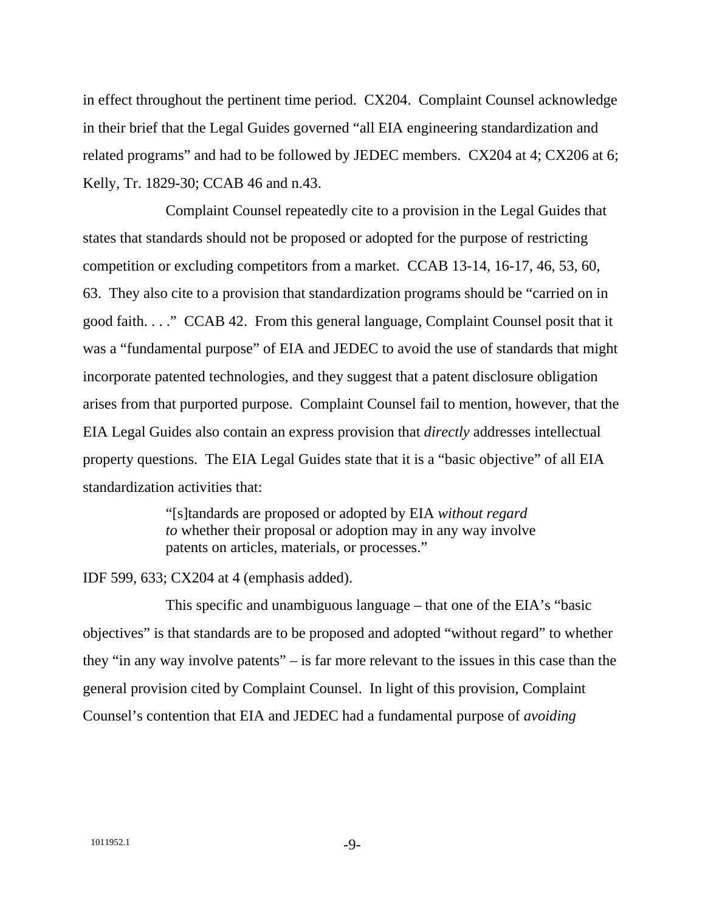in effect throughout the pertinent time period. CX204. Complaint Counsel acknowledge in their brief that the Legal Guides governed "all EIA engineering standardization and related programs" and had to be followed by JEDEC members. CX204 at 4; CX206 at 6; Kelly, Tr. 1829-30; CCAB 46 and n.43.

Complaint Counsel repeatedly cite to a provision in the Legal Guides that states that standards should not be proposed or adopted for the purpose of restricting competition or excluding competitors from a market. CCAB 13-14, 16-17, 46, 53, 60, 63. They also cite to a provision that standardization programs should be "carried on in good faith. . . ." CCAB 42. From this general language, Complaint Counsel posit that it was a "fundamental purpose" of EIA and JEDEC to avoid the use of standards that might incorporate patented technologies, and they suggest that a patent disclosure obligation arises from that purported purpose. Complaint Counsel fail to mention, however, that the EIA Legal Guides also contain an express provision that *directly* addresses intellectual property questions. The EIA Legal Guides state that it is a "basic objective" of all EIA standardization activities that:

> "[s]tandards are proposed or adopted by EIA *without regard to* whether their proposal or adoption may in any way involve patents on articles, materials, or processes."

IDF 599, 633; CX204 at 4 (emphasis added).

This specific and unambiguous language – that one of the EIA's "basic objectives" is that standards are to be proposed and adopted "without regard" to whether they "in any way involve patents" – is far more relevant to the issues in this case than the general provision cited by Complaint Counsel. In light of this provision, Complaint Counsel's contention that EIA and JEDEC had a fundamental purpose of *avoiding*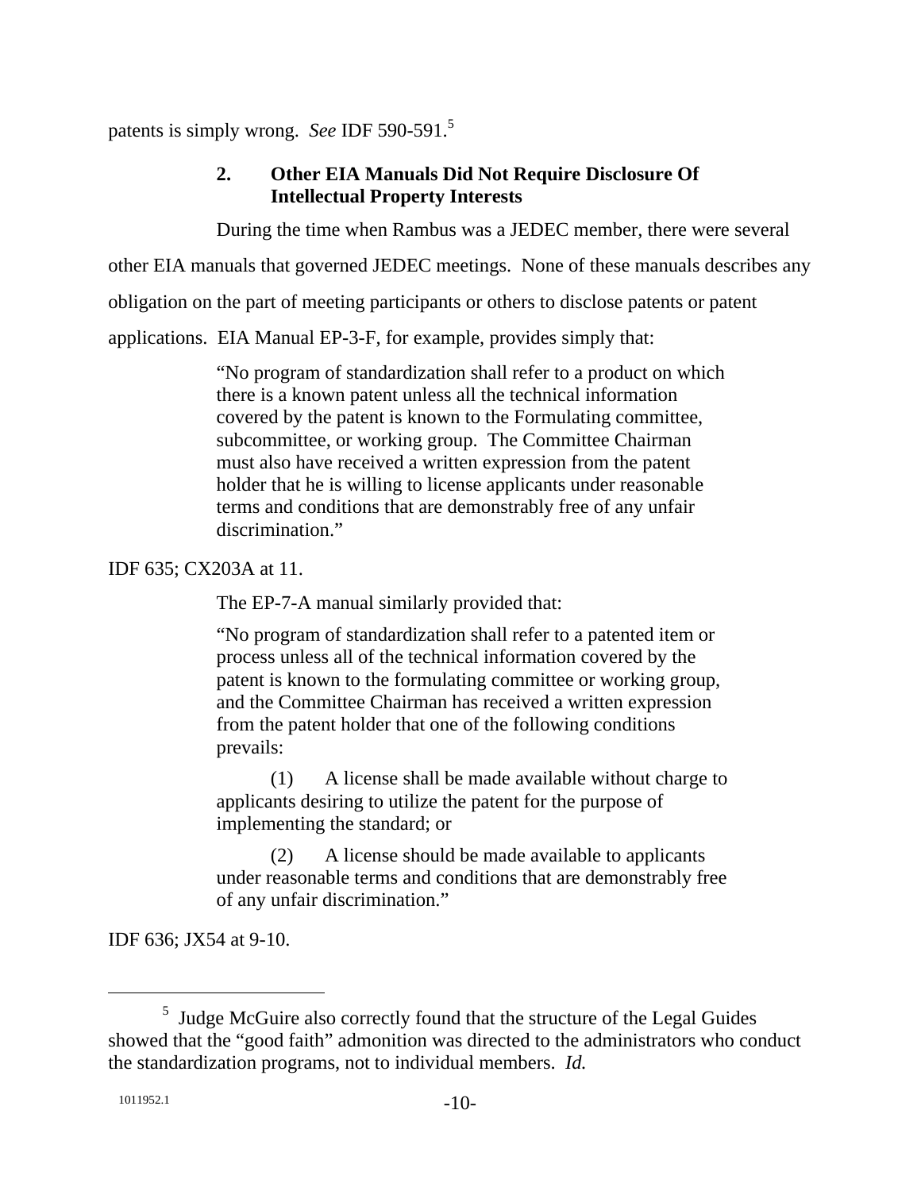patents is simply wrong. *See* IDF 590-591.[5]

### 2. Other EIA Manuals Did Not Require Disclosure Of Intellectual Property Interests

During the time when Rambus was a JEDEC member, there were several other EIA manuals that governed JEDEC meetings. None of these manuals describes any obligation on the part of meeting participants or others to disclose patents or patent applications. EIA Manual EP-3-F, for example, provides simply that:

> "No program of standardization shall refer to a product on which there is a known patent unless all the technical information covered by the patent is known to the Formulating committee, subcommittee, or working group. The Committee Chairman must also have received a written expression from the patent holder that he is willing to license applicants under reasonable terms and conditions that are demonstrably free of any unfair discrimination."

IDF 635; CX203A at 11.

The EP-7-A manual similarly provided that:

> "No program of standardization shall refer to a patented item or process unless all of the technical information covered by the patent is known to the formulating committee or working group, and the Committee Chairman has received a written expression from the patent holder that one of the following conditions prevails:
>
> (1) A license shall be made available without charge to applicants desiring to utilize the patent for the purpose of implementing the standard; or
>
> (2) A license should be made available to applicants under reasonable terms and conditions that are demonstrably free of any unfair discrimination."

IDF 636; JX54 at 9-10.

---

[5] Judge McGuire also correctly found that the structure of the Legal Guides showed that the "good faith" admonition was directed to the administrators who conduct the standardization programs, not to individual members. *Id.*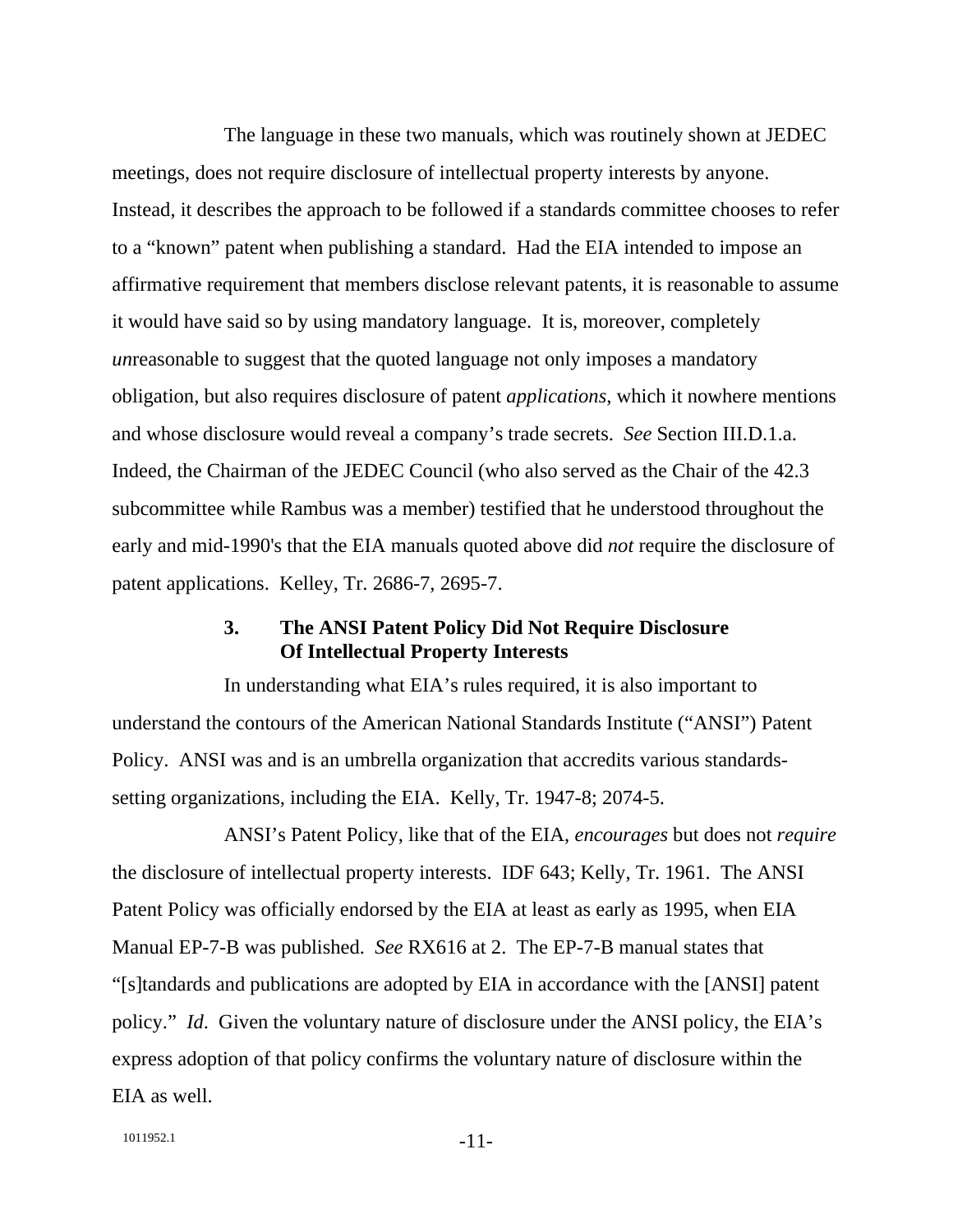The language in these two manuals, which was routinely shown at JEDEC meetings, does not require disclosure of intellectual property interests by anyone. Instead, it describes the approach to be followed if a standards committee chooses to refer to a "known" patent when publishing a standard. Had the EIA intended to impose an affirmative requirement that members disclose relevant patents, it is reasonable to assume it would have said so by using mandatory language. It is, moreover, completely *un*reasonable to suggest that the quoted language not only imposes a mandatory obligation, but also requires disclosure of patent *applications*, which it nowhere mentions and whose disclosure would reveal a company's trade secrets. *See* Section III.D.1.a. Indeed, the Chairman of the JEDEC Council (who also served as the Chair of the 42.3 subcommittee while Rambus was a member) testified that he understood throughout the early and mid-1990's that the EIA manuals quoted above did *not* require the disclosure of patent applications. Kelley, Tr. 2686-7, 2695-7.

### 3. The ANSI Patent Policy Did Not Require Disclosure Of Intellectual Property Interests

In understanding what EIA's rules required, it is also important to understand the contours of the American National Standards Institute ("ANSI") Patent Policy. ANSI was and is an umbrella organization that accredits various standards-setting organizations, including the EIA. Kelly, Tr. 1947-8; 2074-5.

ANSI's Patent Policy, like that of the EIA, *encourages* but does not *require* the disclosure of intellectual property interests. IDF 643; Kelly, Tr. 1961. The ANSI Patent Policy was officially endorsed by the EIA at least as early as 1995, when EIA Manual EP-7-B was published. *See* RX616 at 2. The EP-7-B manual states that "[s]tandards and publications are adopted by EIA in accordance with the [ANSI] patent policy." *Id*. Given the voluntary nature of disclosure under the ANSI policy, the EIA's express adoption of that policy confirms the voluntary nature of disclosure within the EIA as well.

1011952.1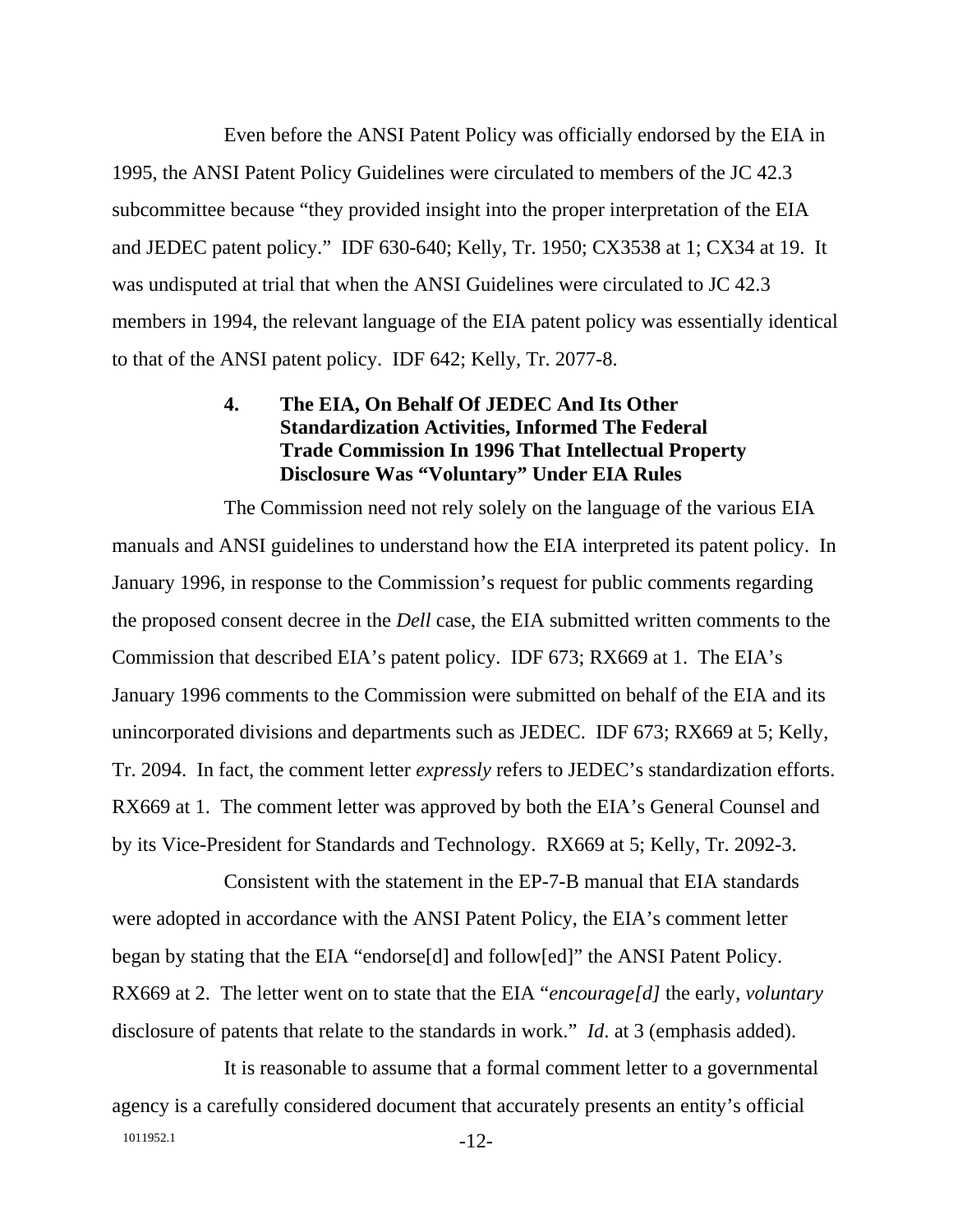Even before the ANSI Patent Policy was officially endorsed by the EIA in 1995, the ANSI Patent Policy Guidelines were circulated to members of the JC 42.3 subcommittee because "they provided insight into the proper interpretation of the EIA and JEDEC patent policy." IDF 630-640; Kelly, Tr. 1950; CX3538 at 1; CX34 at 19. It was undisputed at trial that when the ANSI Guidelines were circulated to JC 42.3 members in 1994, the relevant language of the EIA patent policy was essentially identical to that of the ANSI patent policy. IDF 642; Kelly, Tr. 2077-8.

#### 4. The EIA, On Behalf Of JEDEC And Its Other Standardization Activities, Informed The Federal Trade Commission In 1996 That Intellectual Property Disclosure Was "Voluntary" Under EIA Rules

The Commission need not rely solely on the language of the various EIA manuals and ANSI guidelines to understand how the EIA interpreted its patent policy. In January 1996, in response to the Commission's request for public comments regarding the proposed consent decree in the *Dell* case, the EIA submitted written comments to the Commission that described EIA's patent policy. IDF 673; RX669 at 1. The EIA's January 1996 comments to the Commission were submitted on behalf of the EIA and its unincorporated divisions and departments such as JEDEC. IDF 673; RX669 at 5; Kelly, Tr. 2094. In fact, the comment letter *expressly* refers to JEDEC's standardization efforts. RX669 at 1. The comment letter was approved by both the EIA's General Counsel and by its Vice-President for Standards and Technology. RX669 at 5; Kelly, Tr. 2092-3.

Consistent with the statement in the EP-7-B manual that EIA standards were adopted in accordance with the ANSI Patent Policy, the EIA's comment letter began by stating that the EIA "endorse[d] and follow[ed]" the ANSI Patent Policy. RX669 at 2. The letter went on to state that the EIA "*encourage[d]* the early, *voluntary* disclosure of patents that relate to the standards in work." *Id*. at 3 (emphasis added).

It is reasonable to assume that a formal comment letter to a governmental agency is a carefully considered document that accurately presents an entity's official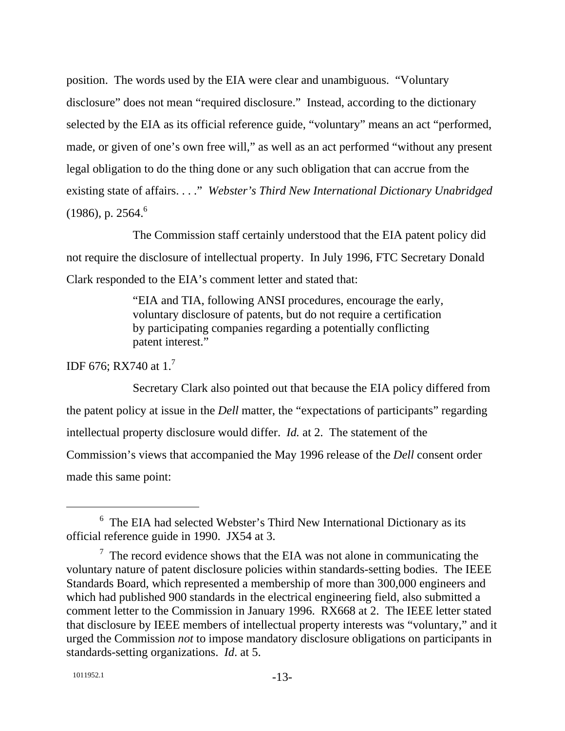position. The words used by the EIA were clear and unambiguous. "Voluntary disclosure" does not mean "required disclosure." Instead, according to the dictionary selected by the EIA as its official reference guide, "voluntary" means an act "performed, made, or given of one's own free will," as well as an act performed "without any present legal obligation to do the thing done or any such obligation that can accrue from the existing state of affairs. . . ." *Webster's Third New International Dictionary Unabridged* (1986), p. 2564.[6]

The Commission staff certainly understood that the EIA patent policy did not require the disclosure of intellectual property. In July 1996, FTC Secretary Donald Clark responded to the EIA's comment letter and stated that:

> "EIA and TIA, following ANSI procedures, encourage the early, voluntary disclosure of patents, but do not require a certification by participating companies regarding a potentially conflicting patent interest."

IDF 676; RX740 at 1.[7]

Secretary Clark also pointed out that because the EIA policy differed from the patent policy at issue in the *Dell* matter, the "expectations of participants" regarding intellectual property disclosure would differ. *Id.* at 2. The statement of the Commission's views that accompanied the May 1996 release of the *Dell* consent order made this same point:

---

[6] The EIA had selected Webster's Third New International Dictionary as its official reference guide in 1990. JX54 at 3.

[7] The record evidence shows that the EIA was not alone in communicating the voluntary nature of patent disclosure policies within standards-setting bodies. The IEEE Standards Board, which represented a membership of more than 300,000 engineers and which had published 900 standards in the electrical engineering field, also submitted a comment letter to the Commission in January 1996. RX668 at 2. The IEEE letter stated that disclosure by IEEE members of intellectual property interests was "voluntary," and it urged the Commission *not* to impose mandatory disclosure obligations on participants in standards-setting organizations. *Id*. at 5.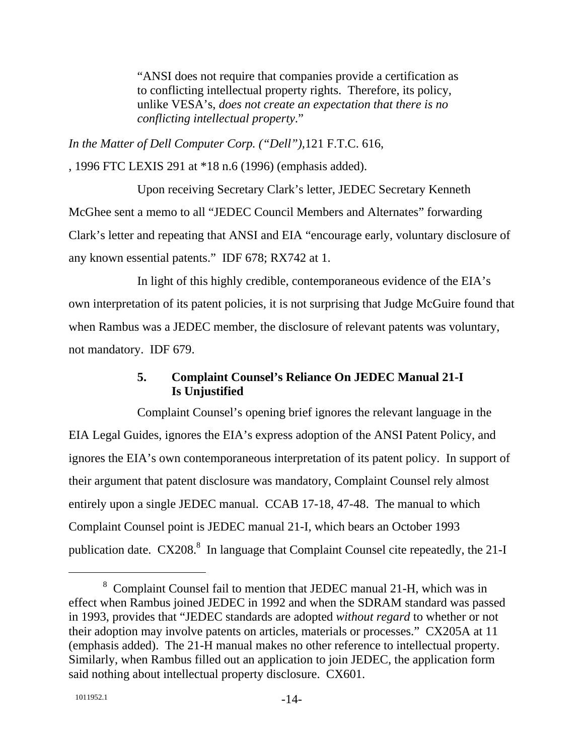> “ANSI does not require that companies provide a certification as to conflicting intellectual property rights. Therefore, its policy, unlike VESA’s, *does not create an expectation that there is no conflicting intellectual property*.”

*In the Matter of Dell Computer Corp. (“Dell”),*121 F.T.C. 616,

, 1996 FTC LEXIS 291 at *18 n.6 (1996) (emphasis added).

Upon receiving Secretary Clark’s letter, JEDEC Secretary Kenneth McGhee sent a memo to all “JEDEC Council Members and Alternates” forwarding Clark’s letter and repeating that ANSI and EIA “encourage early, voluntary disclosure of any known essential patents.” IDF 678; RX742 at 1.

In light of this highly credible, contemporaneous evidence of the EIA’s own interpretation of its patent policies, it is not surprising that Judge McGuire found that when Rambus was a JEDEC member, the disclosure of relevant patents was voluntary, not mandatory. IDF 679.

### 5. Complaint Counsel’s Reliance On JEDEC Manual 21-I Is Unjustified

Complaint Counsel’s opening brief ignores the relevant language in the EIA Legal Guides, ignores the EIA’s express adoption of the ANSI Patent Policy, and ignores the EIA’s own contemporaneous interpretation of its patent policy. In support of their argument that patent disclosure was mandatory, Complaint Counsel rely almost entirely upon a single JEDEC manual. CCAB 17-18, 47-48. The manual to which Complaint Counsel point is JEDEC manual 21-I, which bears an October 1993 publication date. CX208.[8] In language that Complaint Counsel cite repeatedly, the 21-I

---

[8] Complaint Counsel fail to mention that JEDEC manual 21-H, which was in effect when Rambus joined JEDEC in 1992 and when the SDRAM standard was passed in 1993, provides that “JEDEC standards are adopted *without regard* to whether or not their adoption may involve patents on articles, materials or processes.” CX205A at 11 (emphasis added). The 21-H manual makes no other reference to intellectual property. Similarly, when Rambus filled out an application to join JEDEC, the application form said nothing about intellectual property disclosure. CX601.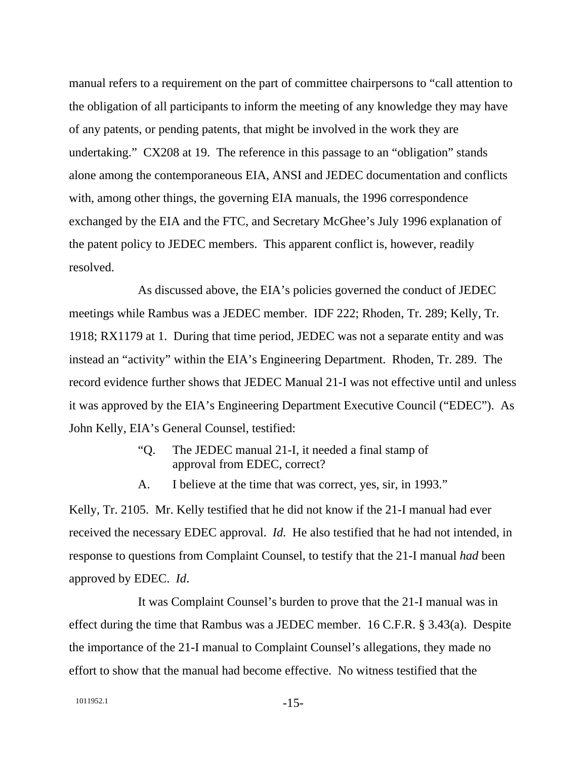manual refers to a requirement on the part of committee chairpersons to "call attention to the obligation of all participants to inform the meeting of any knowledge they may have of any patents, or pending patents, that might be involved in the work they are undertaking." CX208 at 19. The reference in this passage to an "obligation" stands alone among the contemporaneous EIA, ANSI and JEDEC documentation and conflicts with, among other things, the governing EIA manuals, the 1996 correspondence exchanged by the EIA and the FTC, and Secretary McGhee's July 1996 explanation of the patent policy to JEDEC members. This apparent conflict is, however, readily resolved.

As discussed above, the EIA's policies governed the conduct of JEDEC meetings while Rambus was a JEDEC member. IDF 222; Rhoden, Tr. 289; Kelly, Tr. 1918; RX1179 at 1. During that time period, JEDEC was not a separate entity and was instead an "activity" within the EIA's Engineering Department. Rhoden, Tr. 289. The record evidence further shows that JEDEC Manual 21-I was not effective until and unless it was approved by the EIA's Engineering Department Executive Council ("EDEC"). As John Kelly, EIA's General Counsel, testified:

> "Q. The JEDEC manual 21-I, it needed a final stamp of approval from EDEC, correct?
>
> A. I believe at the time that was correct, yes, sir, in 1993."

Kelly, Tr. 2105. Mr. Kelly testified that he did not know if the 21-I manual had ever received the necessary EDEC approval. *Id.* He also testified that he had not intended, in response to questions from Complaint Counsel, to testify that the 21-I manual *had* been approved by EDEC. *Id*.

It was Complaint Counsel's burden to prove that the 21-I manual was in effect during the time that Rambus was a JEDEC member. 16 C.F.R. § 3.43(a). Despite the importance of the 21-I manual to Complaint Counsel's allegations, they made no effort to show that the manual had become effective. No witness testified that the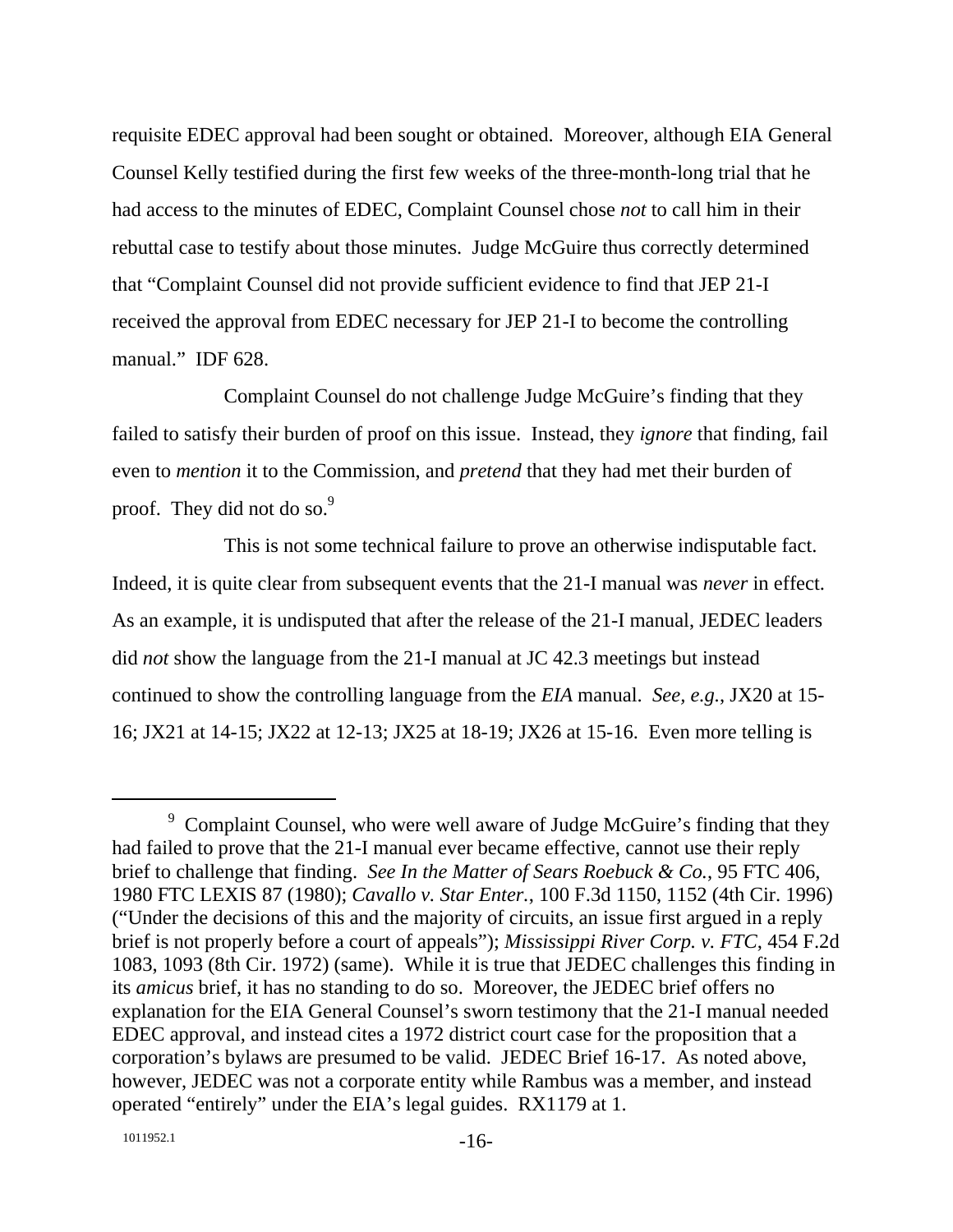requisite EDEC approval had been sought or obtained. Moreover, although EIA General Counsel Kelly testified during the first few weeks of the three-month-long trial that he had access to the minutes of EDEC, Complaint Counsel chose *not* to call him in their rebuttal case to testify about those minutes. Judge McGuire thus correctly determined that "Complaint Counsel did not provide sufficient evidence to find that JEP 21-I received the approval from EDEC necessary for JEP 21-I to become the controlling manual." IDF 628.

Complaint Counsel do not challenge Judge McGuire's finding that they failed to satisfy their burden of proof on this issue. Instead, they *ignore* that finding, fail even to *mention* it to the Commission, and *pretend* that they had met their burden of proof. They did not do so.[9]

This is not some technical failure to prove an otherwise indisputable fact. Indeed, it is quite clear from subsequent events that the 21-I manual was *never* in effect. As an example, it is undisputed that after the release of the 21-I manual, JEDEC leaders did *not* show the language from the 21-I manual at JC 42.3 meetings but instead continued to show the controlling language from the *EIA* manual. *See, e.g.*, JX20 at 15-16; JX21 at 14-15; JX22 at 12-13; JX25 at 18-19; JX26 at 15-16. Even more telling is

---

[9] Complaint Counsel, who were well aware of Judge McGuire's finding that they had failed to prove that the 21-I manual ever became effective, cannot use their reply brief to challenge that finding. *See In the Matter of Sears Roebuck & Co.*, 95 FTC 406, 1980 FTC LEXIS 87 (1980); *Cavallo v. Star Enter.*, 100 F.3d 1150, 1152 (4th Cir. 1996) ("Under the decisions of this and the majority of circuits, an issue first argued in a reply brief is not properly before a court of appeals"); *Mississippi River Corp. v. FTC*, 454 F.2d 1083, 1093 (8th Cir. 1972) (same). While it is true that JEDEC challenges this finding in its *amicus* brief, it has no standing to do so. Moreover, the JEDEC brief offers no explanation for the EIA General Counsel's sworn testimony that the 21-I manual needed EDEC approval, and instead cites a 1972 district court case for the proposition that a corporation's bylaws are presumed to be valid. JEDEC Brief 16-17. As noted above, however, JEDEC was not a corporate entity while Rambus was a member, and instead operated "entirely" under the EIA's legal guides. RX1179 at 1.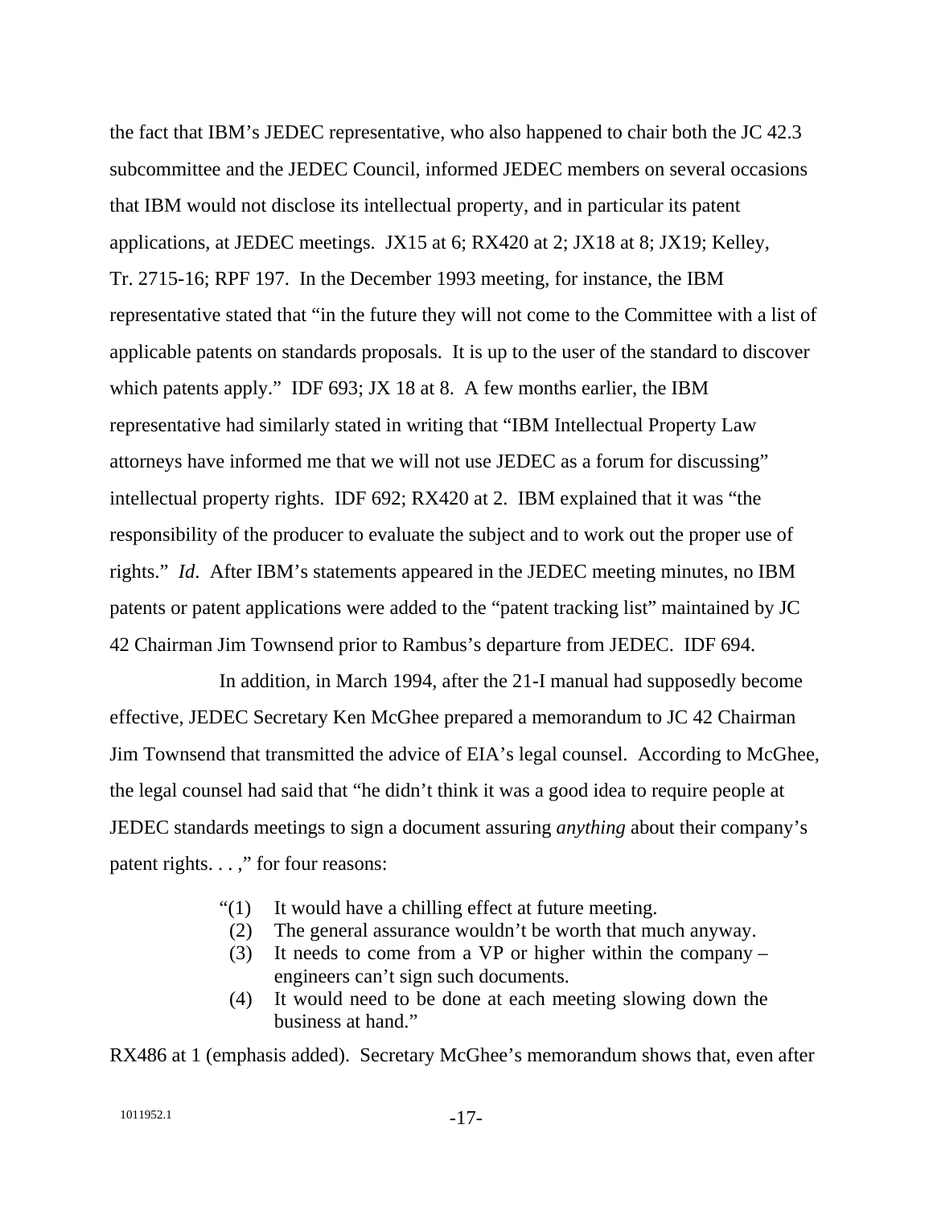the fact that IBM's JEDEC representative, who also happened to chair both the JC 42.3 subcommittee and the JEDEC Council, informed JEDEC members on several occasions that IBM would not disclose its intellectual property, and in particular its patent applications, at JEDEC meetings. JX15 at 6; RX420 at 2; JX18 at 8; JX19; Kelley, Tr. 2715-16; RPF 197. In the December 1993 meeting, for instance, the IBM representative stated that "in the future they will not come to the Committee with a list of applicable patents on standards proposals. It is up to the user of the standard to discover which patents apply." IDF 693; JX 18 at 8. A few months earlier, the IBM representative had similarly stated in writing that "IBM Intellectual Property Law attorneys have informed me that we will not use JEDEC as a forum for discussing" intellectual property rights. IDF 692; RX420 at 2. IBM explained that it was "the responsibility of the producer to evaluate the subject and to work out the proper use of rights." *Id*. After IBM's statements appeared in the JEDEC meeting minutes, no IBM patents or patent applications were added to the "patent tracking list" maintained by JC 42 Chairman Jim Townsend prior to Rambus's departure from JEDEC. IDF 694.

In addition, in March 1994, after the 21-I manual had supposedly become effective, JEDEC Secretary Ken McGhee prepared a memorandum to JC 42 Chairman Jim Townsend that transmitted the advice of EIA's legal counsel. According to McGhee, the legal counsel had said that "he didn't think it was a good idea to require people at JEDEC standards meetings to sign a document assuring *anything* about their company's patent rights. . . ," for four reasons:

> "(1) It would have a chilling effect at future meeting.
> (2) The general assurance wouldn't be worth that much anyway.
> (3) It needs to come from a VP or higher within the company – engineers can't sign such documents.
> (4) It would need to be done at each meeting slowing down the business at hand."

RX486 at 1 (emphasis added). Secretary McGhee's memorandum shows that, even after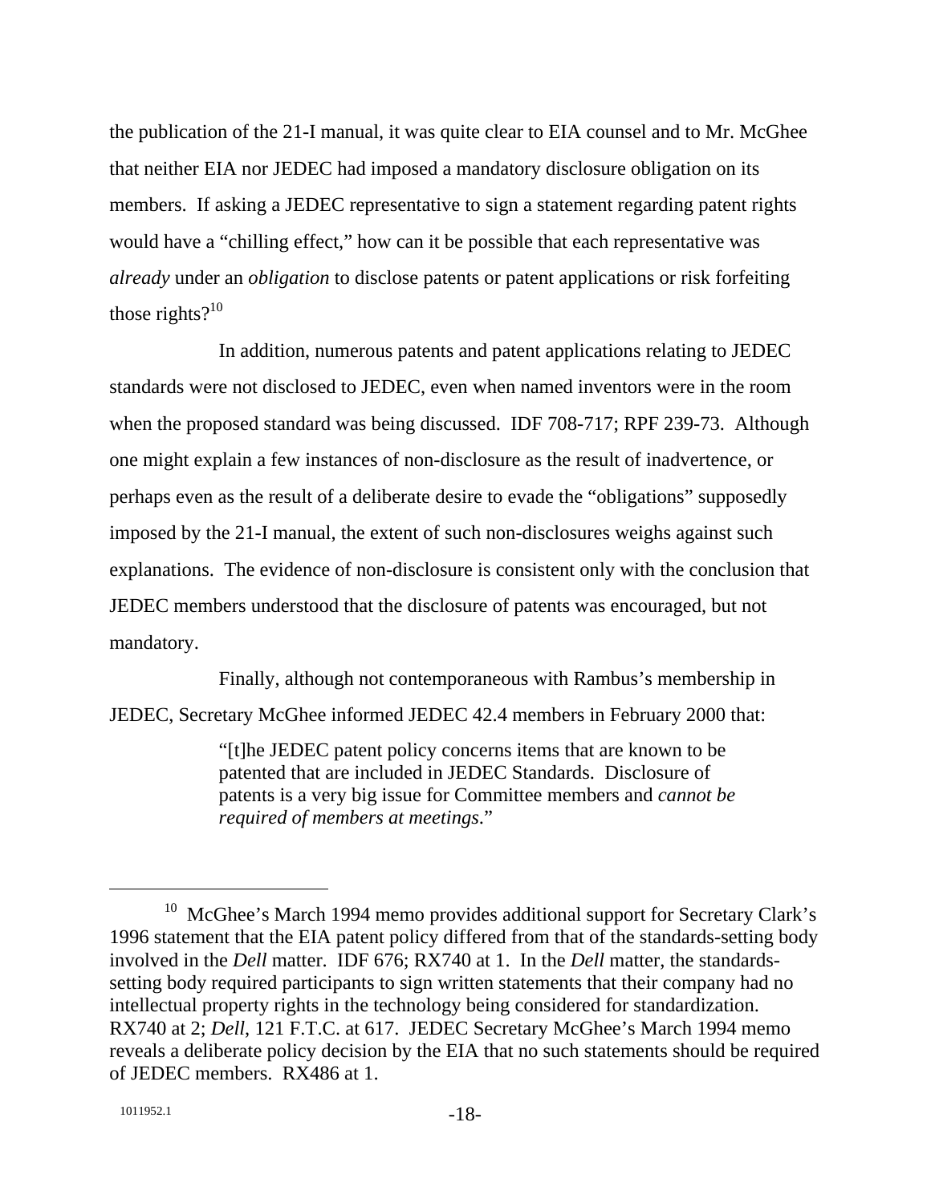the publication of the 21-I manual, it was quite clear to EIA counsel and to Mr. McGhee that neither EIA nor JEDEC had imposed a mandatory disclosure obligation on its members. If asking a JEDEC representative to sign a statement regarding patent rights would have a "chilling effect," how can it be possible that each representative was *already* under an *obligation* to disclose patents or patent applications or risk forfeiting those rights?[10]

In addition, numerous patents and patent applications relating to JEDEC standards were not disclosed to JEDEC, even when named inventors were in the room when the proposed standard was being discussed. IDF 708-717; RPF 239-73. Although one might explain a few instances of non-disclosure as the result of inadvertence, or perhaps even as the result of a deliberate desire to evade the "obligations" supposedly imposed by the 21-I manual, the extent of such non-disclosures weighs against such explanations. The evidence of non-disclosure is consistent only with the conclusion that JEDEC members understood that the disclosure of patents was encouraged, but not mandatory.

Finally, although not contemporaneous with Rambus's membership in JEDEC, Secretary McGhee informed JEDEC 42.4 members in February 2000 that:

> "[t]he JEDEC patent policy concerns items that are known to be patented that are included in JEDEC Standards. Disclosure of patents is a very big issue for Committee members and *cannot be required of members at meetings*."

---

[10] McGhee's March 1994 memo provides additional support for Secretary Clark's 1996 statement that the EIA patent policy differed from that of the standards-setting body involved in the *Dell* matter. IDF 676; RX740 at 1. In the *Dell* matter, the standards-setting body required participants to sign written statements that their company had no intellectual property rights in the technology being considered for standardization. RX740 at 2; *Dell*, 121 F.T.C. at 617. JEDEC Secretary McGhee's March 1994 memo reveals a deliberate policy decision by the EIA that no such statements should be required of JEDEC members. RX486 at 1.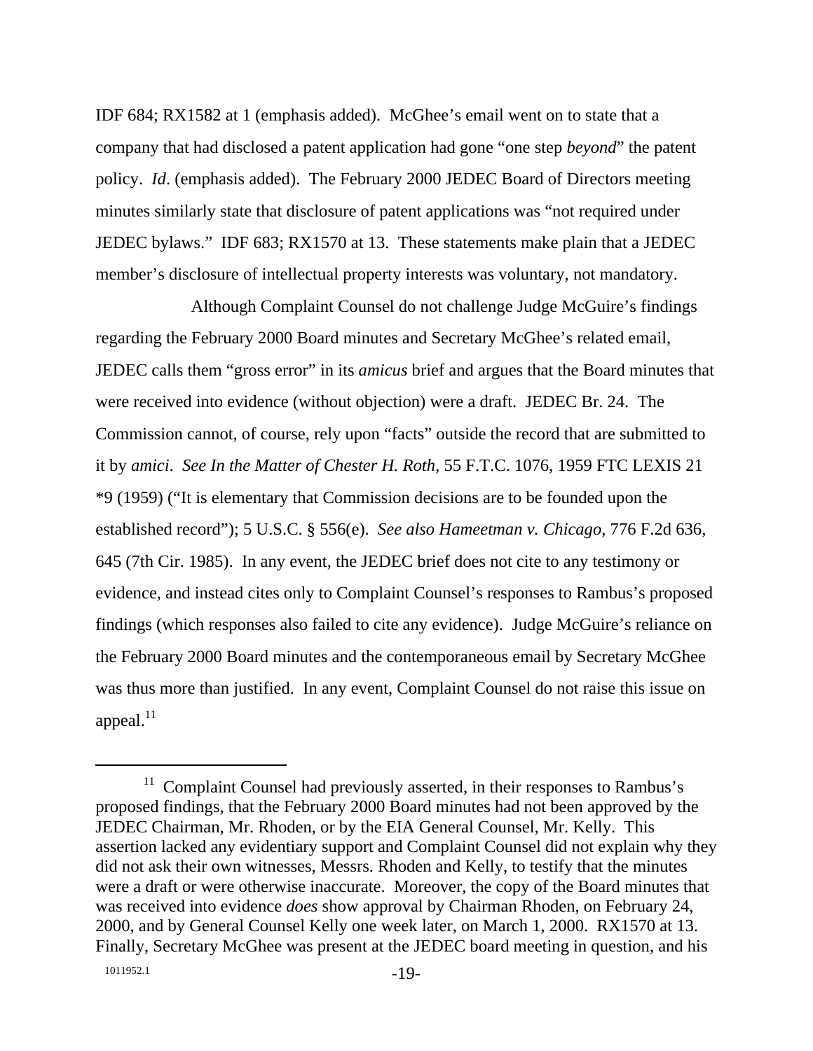IDF 684; RX1582 at 1 (emphasis added). McGhee's email went on to state that a company that had disclosed a patent application had gone "one step *beyond*" the patent policy. *Id*. (emphasis added). The February 2000 JEDEC Board of Directors meeting minutes similarly state that disclosure of patent applications was "not required under JEDEC bylaws." IDF 683; RX1570 at 13. These statements make plain that a JEDEC member's disclosure of intellectual property interests was voluntary, not mandatory.

Although Complaint Counsel do not challenge Judge McGuire's findings regarding the February 2000 Board minutes and Secretary McGhee's related email, JEDEC calls them "gross error" in its *amicus* brief and argues that the Board minutes that were received into evidence (without objection) were a draft. JEDEC Br. 24. The Commission cannot, of course, rely upon "facts" outside the record that are submitted to it by *amici*. *See In the Matter of Chester H. Roth*, 55 F.T.C. 1076, 1959 FTC LEXIS 21 *9 (1959) ("It is elementary that Commission decisions are to be founded upon the established record"); 5 U.S.C. § 556(e). *See also Hameetman v. Chicago*, 776 F.2d 636, 645 (7th Cir. 1985). In any event, the JEDEC brief does not cite to any testimony or evidence, and instead cites only to Complaint Counsel's responses to Rambus's proposed findings (which responses also failed to cite any evidence). Judge McGuire's reliance on the February 2000 Board minutes and the contemporaneous email by Secretary McGhee was thus more than justified. In any event, Complaint Counsel do not raise this issue on appeal.[11]

[11] Complaint Counsel had previously asserted, in their responses to Rambus's proposed findings, that the February 2000 Board minutes had not been approved by the JEDEC Chairman, Mr. Rhoden, or by the EIA General Counsel, Mr. Kelly. This assertion lacked any evidentiary support and Complaint Counsel did not explain why they did not ask their own witnesses, Messrs. Rhoden and Kelly, to testify that the minutes were a draft or were otherwise inaccurate. Moreover, the copy of the Board minutes that was received into evidence *does* show approval by Chairman Rhoden, on February 24, 2000, and by General Counsel Kelly one week later, on March 1, 2000. RX1570 at 13. Finally, Secretary McGhee was present at the JEDEC board meeting in question, and his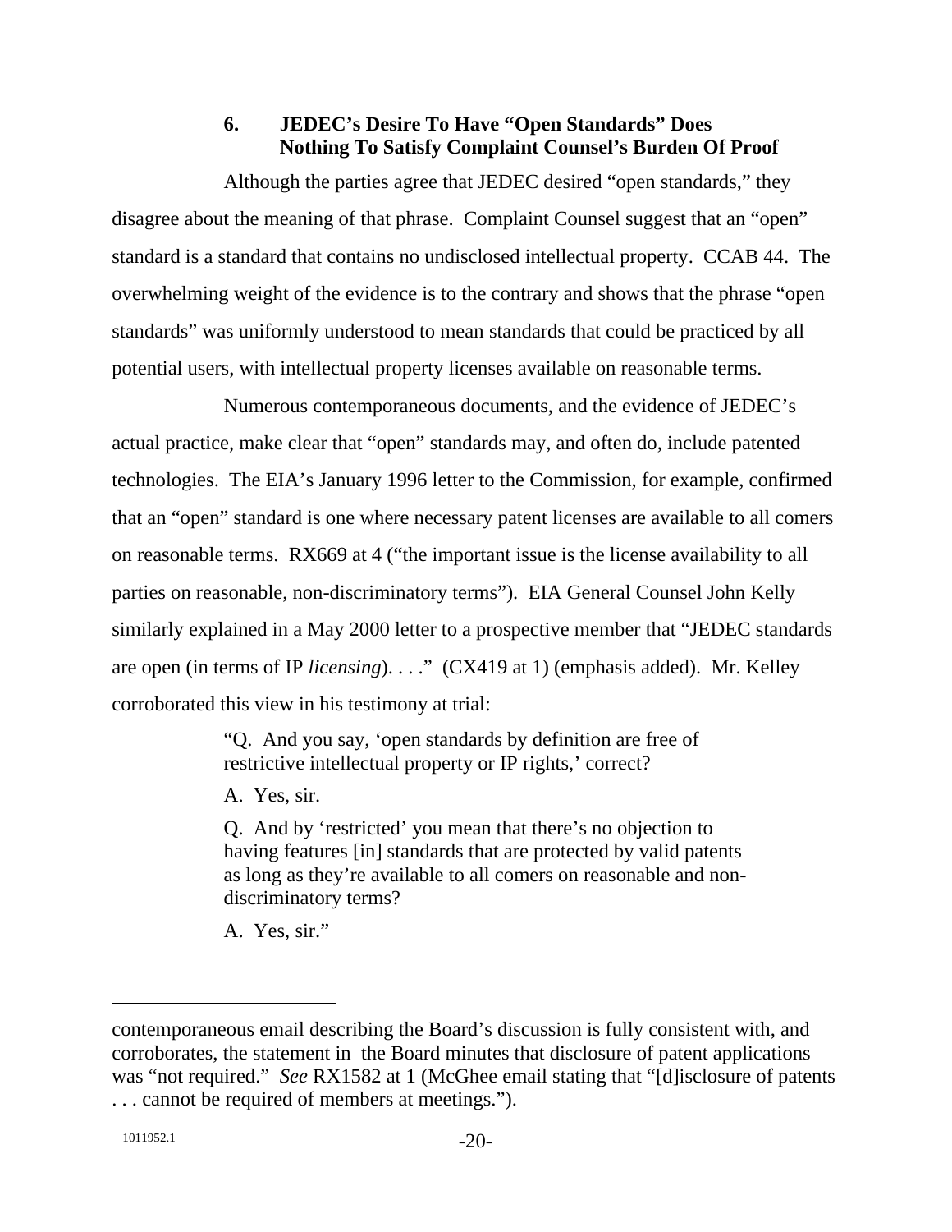### 6. JEDEC's Desire To Have "Open Standards" Does Nothing To Satisfy Complaint Counsel's Burden Of Proof

Although the parties agree that JEDEC desired "open standards," they disagree about the meaning of that phrase. Complaint Counsel suggest that an "open" standard is a standard that contains no undisclosed intellectual property. CCAB 44. The overwhelming weight of the evidence is to the contrary and shows that the phrase "open standards" was uniformly understood to mean standards that could be practiced by all potential users, with intellectual property licenses available on reasonable terms.

Numerous contemporaneous documents, and the evidence of JEDEC's actual practice, make clear that "open" standards may, and often do, include patented technologies. The EIA's January 1996 letter to the Commission, for example, confirmed that an "open" standard is one where necessary patent licenses are available to all comers on reasonable terms. RX669 at 4 ("the important issue is the license availability to all parties on reasonable, non-discriminatory terms"). EIA General Counsel John Kelly similarly explained in a May 2000 letter to a prospective member that "JEDEC standards are open (in terms of IP *licensing*). . . ." (CX419 at 1) (emphasis added). Mr. Kelley corroborated this view in his testimony at trial:

> "Q. And you say, 'open standards by definition are free of restrictive intellectual property or IP rights,' correct?
>
> A. Yes, sir.
>
> Q. And by 'restricted' you mean that there's no objection to having features [in] standards that are protected by valid patents as long as they're available to all comers on reasonable and non-discriminatory terms?
>
> A. Yes, sir."

---

contemporaneous email describing the Board's discussion is fully consistent with, and corroborates, the statement in the Board minutes that disclosure of patent applications was "not required." *See* RX1582 at 1 (McGhee email stating that "[d]isclosure of patents . . . cannot be required of members at meetings.").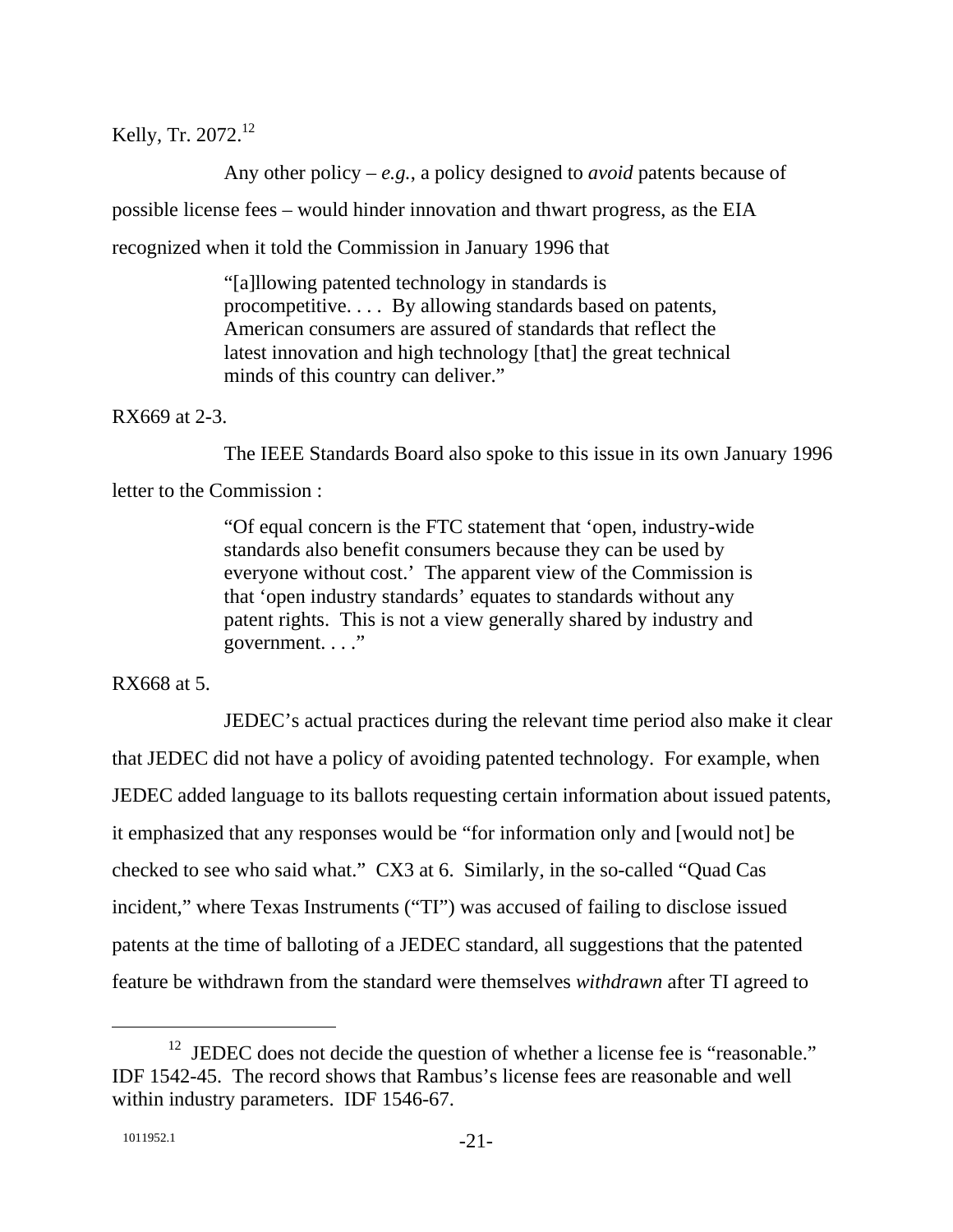Kelly, Tr. 2072.[12]

Any other policy – *e.g.*, a policy designed to *avoid* patents because of possible license fees – would hinder innovation and thwart progress, as the EIA recognized when it told the Commission in January 1996 that

> "[a]llowing patented technology in standards is procompetitive. . . . By allowing standards based on patents, American consumers are assured of standards that reflect the latest innovation and high technology [that] the great technical minds of this country can deliver."

RX669 at 2-3.

The IEEE Standards Board also spoke to this issue in its own January 1996 letter to the Commission :

> "Of equal concern is the FTC statement that 'open, industry-wide standards also benefit consumers because they can be used by everyone without cost.' The apparent view of the Commission is that 'open industry standards' equates to standards without any patent rights. This is not a view generally shared by industry and government. . . ."

RX668 at 5.

JEDEC's actual practices during the relevant time period also make it clear that JEDEC did not have a policy of avoiding patented technology. For example, when JEDEC added language to its ballots requesting certain information about issued patents, it emphasized that any responses would be "for information only and [would not] be checked to see who said what." CX3 at 6. Similarly, in the so-called "Quad Cas incident," where Texas Instruments ("TI") was accused of failing to disclose issued patents at the time of balloting of a JEDEC standard, all suggestions that the patented feature be withdrawn from the standard were themselves *withdrawn* after TI agreed to

[12] JEDEC does not decide the question of whether a license fee is "reasonable." IDF 1542-45. The record shows that Rambus's license fees are reasonable and well within industry parameters. IDF 1546-67.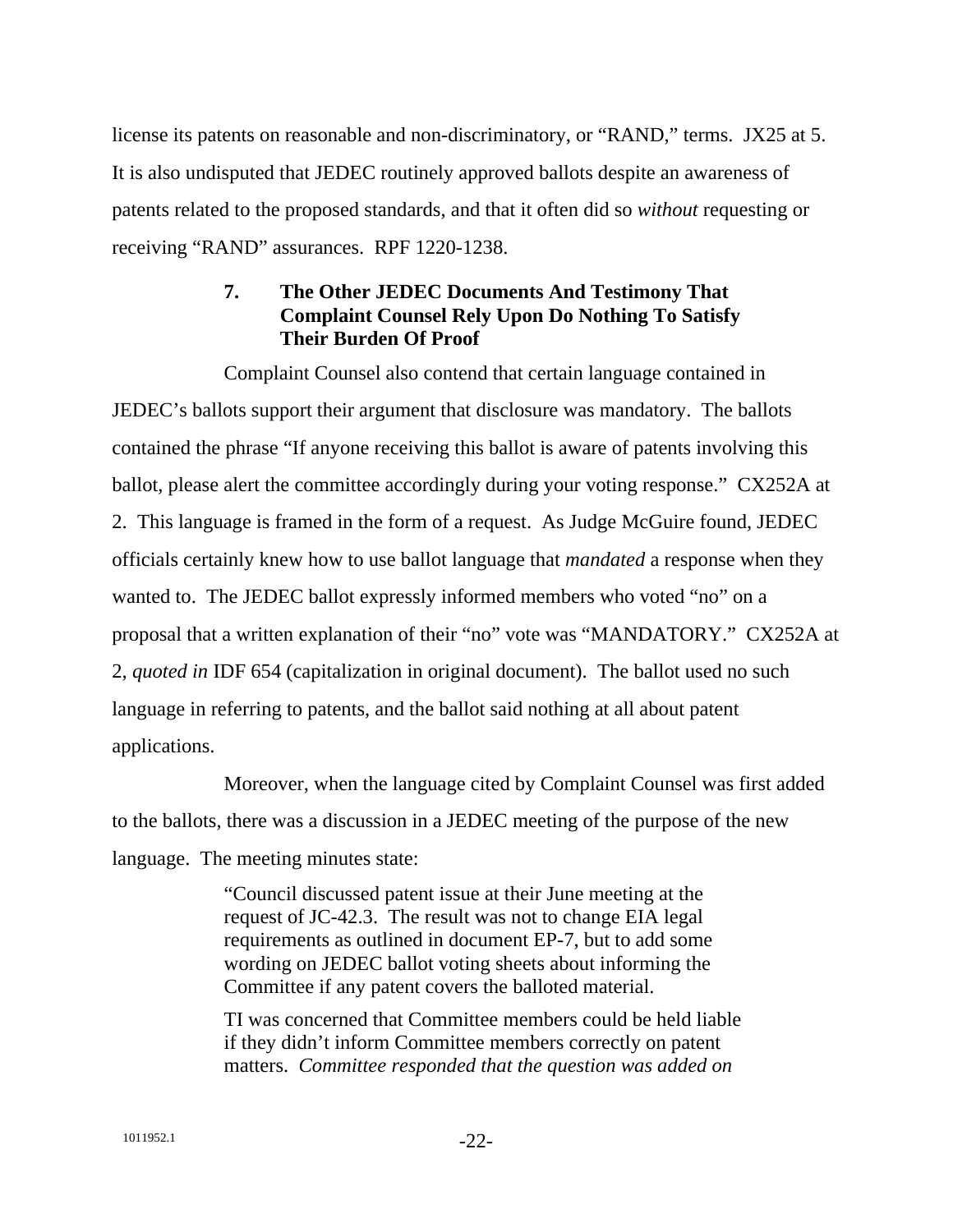license its patents on reasonable and non-discriminatory, or "RAND," terms. JX25 at 5. It is also undisputed that JEDEC routinely approved ballots despite an awareness of patents related to the proposed standards, and that it often did so *without* requesting or receiving "RAND" assurances. RPF 1220-1238.

### 7. The Other JEDEC Documents And Testimony That Complaint Counsel Rely Upon Do Nothing To Satisfy Their Burden Of Proof

Complaint Counsel also contend that certain language contained in JEDEC's ballots support their argument that disclosure was mandatory. The ballots contained the phrase "If anyone receiving this ballot is aware of patents involving this ballot, please alert the committee accordingly during your voting response." CX252A at 2. This language is framed in the form of a request. As Judge McGuire found, JEDEC officials certainly knew how to use ballot language that *mandated* a response when they wanted to. The JEDEC ballot expressly informed members who voted "no" on a proposal that a written explanation of their "no" vote was "MANDATORY." CX252A at 2, *quoted in* IDF 654 (capitalization in original document). The ballot used no such language in referring to patents, and the ballot said nothing at all about patent applications.

Moreover, when the language cited by Complaint Counsel was first added to the ballots, there was a discussion in a JEDEC meeting of the purpose of the new language. The meeting minutes state:

> "Council discussed patent issue at their June meeting at the request of JC-42.3. The result was not to change EIA legal requirements as outlined in document EP-7, but to add some wording on JEDEC ballot voting sheets about informing the Committee if any patent covers the balloted material.
>
> TI was concerned that Committee members could be held liable if they didn't inform Committee members correctly on patent matters. *Committee responded that the question was added on*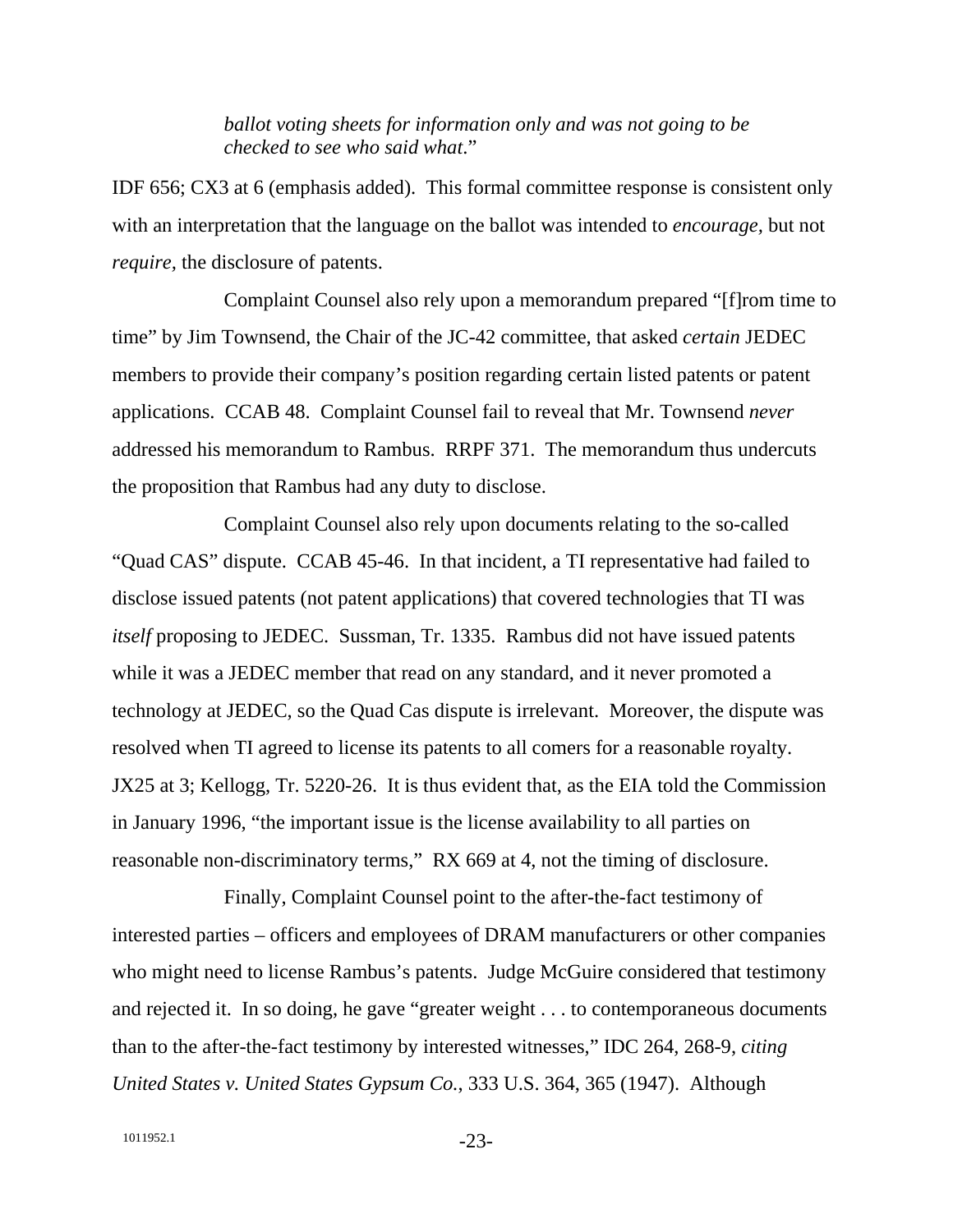> *ballot voting sheets for information only and was not going to be checked to see who said what.*"

IDF 656; CX3 at 6 (emphasis added). This formal committee response is consistent only with an interpretation that the language on the ballot was intended to *encourage,* but not *require,* the disclosure of patents.

Complaint Counsel also rely upon a memorandum prepared "[f]rom time to time" by Jim Townsend, the Chair of the JC-42 committee, that asked *certain* JEDEC members to provide their company's position regarding certain listed patents or patent applications. CCAB 48. Complaint Counsel fail to reveal that Mr. Townsend *never* addressed his memorandum to Rambus. RRPF 371. The memorandum thus undercuts the proposition that Rambus had any duty to disclose.

Complaint Counsel also rely upon documents relating to the so-called "Quad CAS" dispute. CCAB 45-46. In that incident, a TI representative had failed to disclose issued patents (not patent applications) that covered technologies that TI was *itself* proposing to JEDEC. Sussman, Tr. 1335. Rambus did not have issued patents while it was a JEDEC member that read on any standard, and it never promoted a technology at JEDEC, so the Quad Cas dispute is irrelevant. Moreover, the dispute was resolved when TI agreed to license its patents to all comers for a reasonable royalty. JX25 at 3; Kellogg, Tr. 5220-26. It is thus evident that, as the EIA told the Commission in January 1996, "the important issue is the license availability to all parties on reasonable non-discriminatory terms," RX 669 at 4, not the timing of disclosure.

Finally, Complaint Counsel point to the after-the-fact testimony of interested parties – officers and employees of DRAM manufacturers or other companies who might need to license Rambus's patents. Judge McGuire considered that testimony and rejected it. In so doing, he gave "greater weight . . . to contemporaneous documents than to the after-the-fact testimony by interested witnesses," IDC 264, 268-9, *citing United States v. United States Gypsum Co.*, 333 U.S. 364, 365 (1947). Although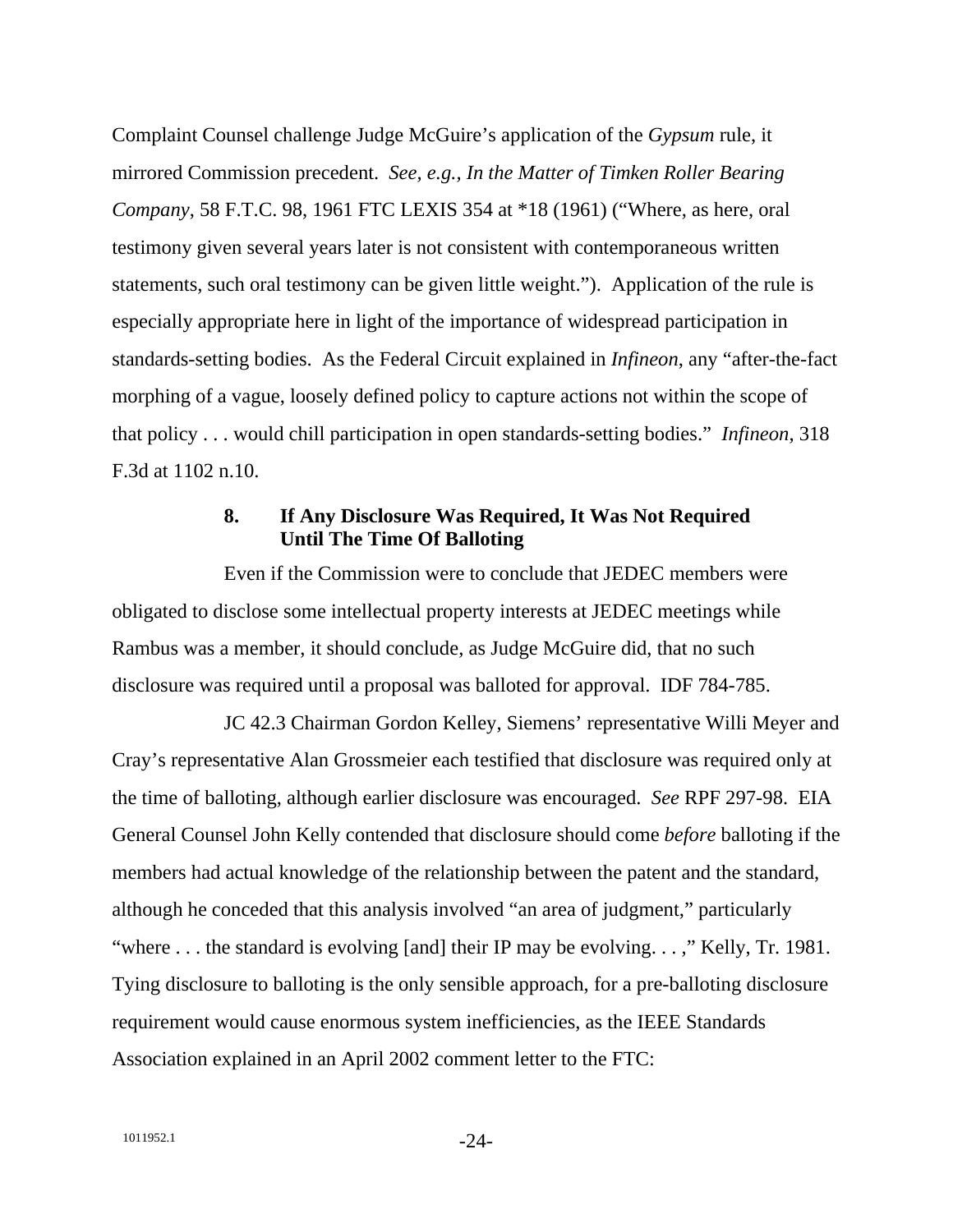Complaint Counsel challenge Judge McGuire's application of the *Gypsum* rule, it mirrored Commission precedent. *See, e.g., In the Matter of Timken Roller Bearing Company*, 58 F.T.C. 98, 1961 FTC LEXIS 354 at *18 (1961) ("Where, as here, oral testimony given several years later is not consistent with contemporaneous written statements, such oral testimony can be given little weight."). Application of the rule is especially appropriate here in light of the importance of widespread participation in standards-setting bodies. As the Federal Circuit explained in *Infineon*, any "after-the-fact morphing of a vague, loosely defined policy to capture actions not within the scope of that policy . . . would chill participation in open standards-setting bodies." *Infineon*, 318 F.3d at 1102 n.10.

### 8. If Any Disclosure Was Required, It Was Not Required Until The Time Of Balloting

Even if the Commission were to conclude that JEDEC members were obligated to disclose some intellectual property interests at JEDEC meetings while Rambus was a member, it should conclude, as Judge McGuire did, that no such disclosure was required until a proposal was balloted for approval. IDF 784-785.

JC 42.3 Chairman Gordon Kelley, Siemens' representative Willi Meyer and Cray's representative Alan Grossmeier each testified that disclosure was required only at the time of balloting, although earlier disclosure was encouraged. *See* RPF 297-98. EIA General Counsel John Kelly contended that disclosure should come *before* balloting if the members had actual knowledge of the relationship between the patent and the standard, although he conceded that this analysis involved "an area of judgment," particularly "where . . . the standard is evolving [and] their IP may be evolving. . . ," Kelly, Tr. 1981. Tying disclosure to balloting is the only sensible approach, for a pre-balloting disclosure requirement would cause enormous system inefficiencies, as the IEEE Standards Association explained in an April 2002 comment letter to the FTC: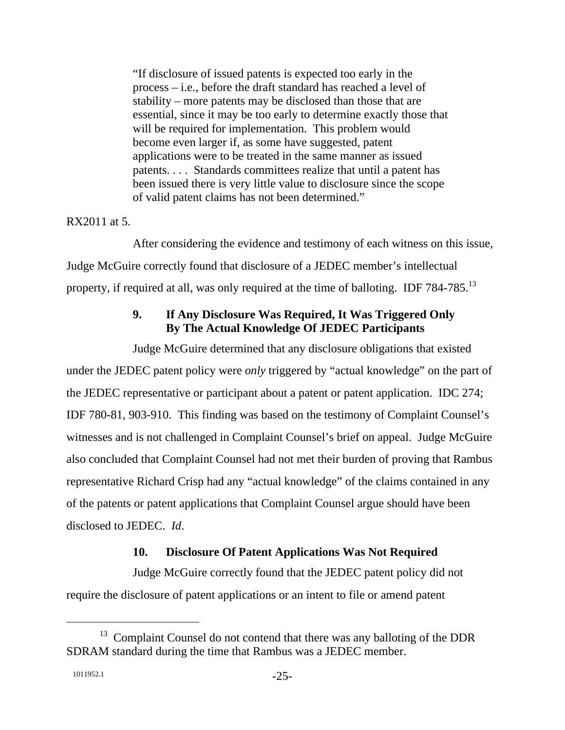> "If disclosure of issued patents is expected too early in the process – i.e., before the draft standard has reached a level of stability – more patents may be disclosed than those that are essential, since it may be too early to determine exactly those that will be required for implementation. This problem would become even larger if, as some have suggested, patent applications were to be treated in the same manner as issued patents. . . . Standards committees realize that until a patent has been issued there is very little value to disclosure since the scope of valid patent claims has not been determined."

RX2011 at 5.

After considering the evidence and testimony of each witness on this issue, Judge McGuire correctly found that disclosure of a JEDEC member's intellectual property, if required at all, was only required at the time of balloting. IDF 784-785.[13]

### 9. If Any Disclosure Was Required, It Was Triggered Only By The Actual Knowledge Of JEDEC Participants

Judge McGuire determined that any disclosure obligations that existed under the JEDEC patent policy were *only* triggered by "actual knowledge" on the part of the JEDEC representative or participant about a patent or patent application. IDC 274; IDF 780-81, 903-910. This finding was based on the testimony of Complaint Counsel's witnesses and is not challenged in Complaint Counsel's brief on appeal. Judge McGuire also concluded that Complaint Counsel had not met their burden of proving that Rambus representative Richard Crisp had any "actual knowledge" of the claims contained in any of the patents or patent applications that Complaint Counsel argue should have been disclosed to JEDEC. *Id*.

### 10. Disclosure Of Patent Applications Was Not Required

Judge McGuire correctly found that the JEDEC patent policy did not require the disclosure of patent applications or an intent to file or amend patent

---

[13] Complaint Counsel do not contend that there was any balloting of the DDR SDRAM standard during the time that Rambus was a JEDEC member.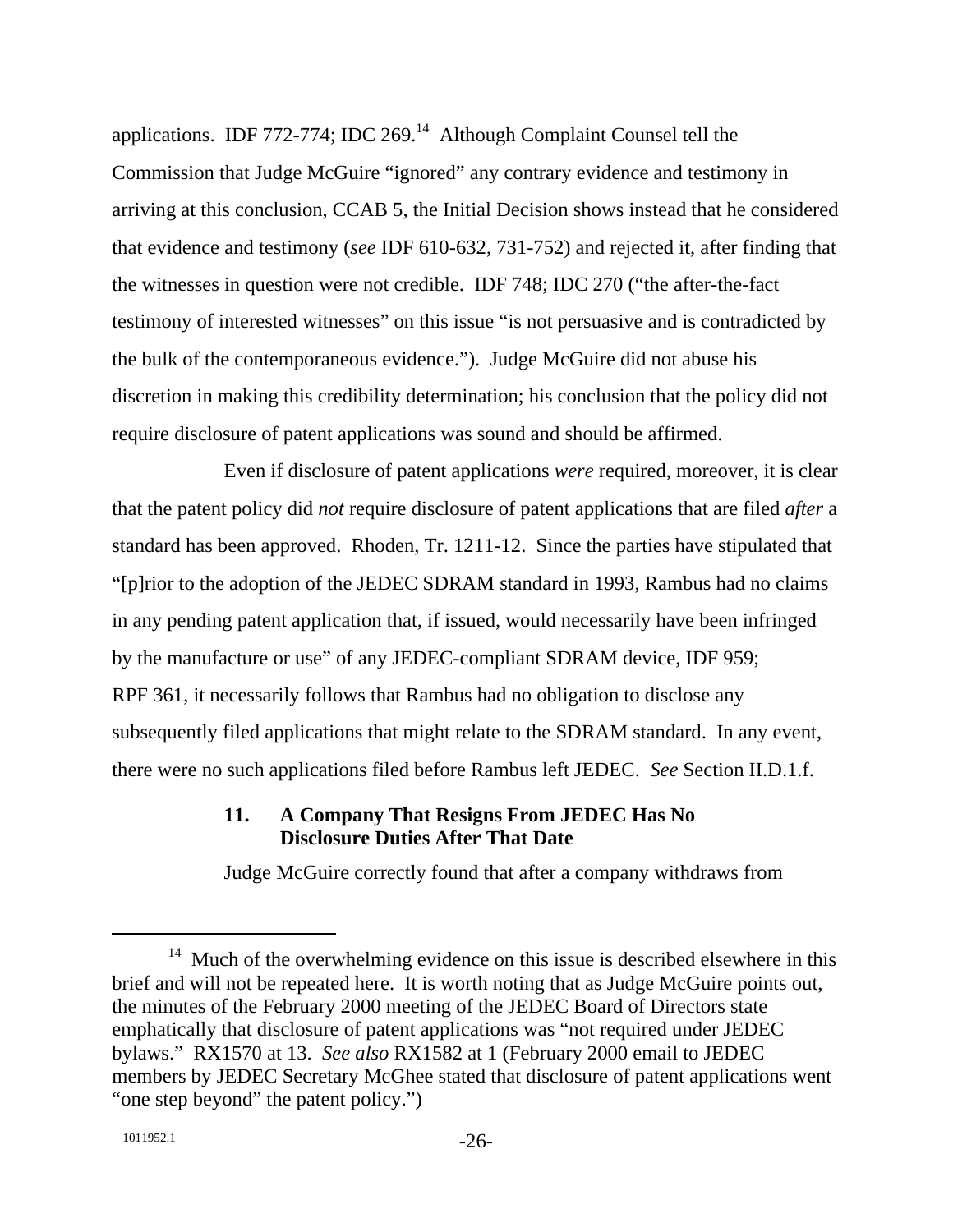applications. IDF 772-774; IDC 269.[14] Although Complaint Counsel tell the Commission that Judge McGuire "ignored" any contrary evidence and testimony in arriving at this conclusion, CCAB 5, the Initial Decision shows instead that he considered that evidence and testimony (*see* IDF 610-632, 731-752) and rejected it, after finding that the witnesses in question were not credible. IDF 748; IDC 270 ("the after-the-fact testimony of interested witnesses" on this issue "is not persuasive and is contradicted by the bulk of the contemporaneous evidence."). Judge McGuire did not abuse his discretion in making this credibility determination; his conclusion that the policy did not require disclosure of patent applications was sound and should be affirmed.

Even if disclosure of patent applications *were* required, moreover, it is clear that the patent policy did *not* require disclosure of patent applications that are filed *after* a standard has been approved. Rhoden, Tr. 1211-12. Since the parties have stipulated that "[p]rior to the adoption of the JEDEC SDRAM standard in 1993, Rambus had no claims in any pending patent application that, if issued, would necessarily have been infringed by the manufacture or use" of any JEDEC-compliant SDRAM device, IDF 959; RPF 361, it necessarily follows that Rambus had no obligation to disclose any subsequently filed applications that might relate to the SDRAM standard. In any event, there were no such applications filed before Rambus left JEDEC. *See* Section II.D.1.f.

### 11. A Company That Resigns From JEDEC Has No Disclosure Duties After That Date

Judge McGuire correctly found that after a company withdraws from

[14] Much of the overwhelming evidence on this issue is described elsewhere in this brief and will not be repeated here. It is worth noting that as Judge McGuire points out, the minutes of the February 2000 meeting of the JEDEC Board of Directors state emphatically that disclosure of patent applications was "not required under JEDEC bylaws." RX1570 at 13. *See also* RX1582 at 1 (February 2000 email to JEDEC members by JEDEC Secretary McGhee stated that disclosure of patent applications went "one step beyond" the patent policy.")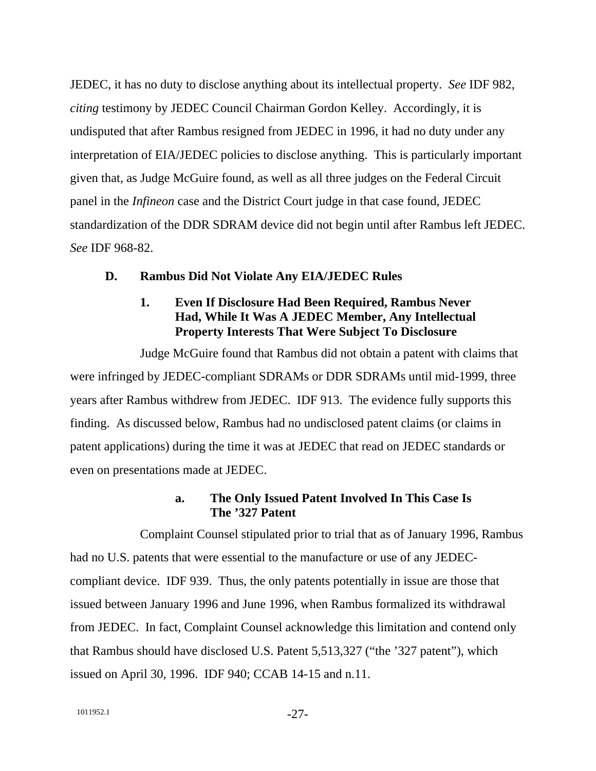JEDEC, it has no duty to disclose anything about its intellectual property. *See* IDF 982, *citing* testimony by JEDEC Council Chairman Gordon Kelley. Accordingly, it is undisputed that after Rambus resigned from JEDEC in 1996, it had no duty under any interpretation of EIA/JEDEC policies to disclose anything. This is particularly important given that, as Judge McGuire found, as well as all three judges on the Federal Circuit panel in the *Infineon* case and the District Court judge in that case found, JEDEC standardization of the DDR SDRAM device did not begin until after Rambus left JEDEC. *See* IDF 968-82.

### D. Rambus Did Not Violate Any EIA/JEDEC Rules

#### 1. Even If Disclosure Had Been Required, Rambus Never Had, While It Was A JEDEC Member, Any Intellectual Property Interests That Were Subject To Disclosure

Judge McGuire found that Rambus did not obtain a patent with claims that were infringed by JEDEC-compliant SDRAMs or DDR SDRAMs until mid-1999, three years after Rambus withdrew from JEDEC. IDF 913. The evidence fully supports this finding. As discussed below, Rambus had no undisclosed patent claims (or claims in patent applications) during the time it was at JEDEC that read on JEDEC standards or even on presentations made at JEDEC.

##### a. The Only Issued Patent Involved In This Case Is The ’327 Patent

Complaint Counsel stipulated prior to trial that as of January 1996, Rambus had no U.S. patents that were essential to the manufacture or use of any JEDEC-compliant device. IDF 939. Thus, the only patents potentially in issue are those that issued between January 1996 and June 1996, when Rambus formalized its withdrawal from JEDEC. In fact, Complaint Counsel acknowledge this limitation and contend only that Rambus should have disclosed U.S. Patent 5,513,327 (“the ’327 patent”), which issued on April 30, 1996. IDF 940; CCAB 14-15 and n.11.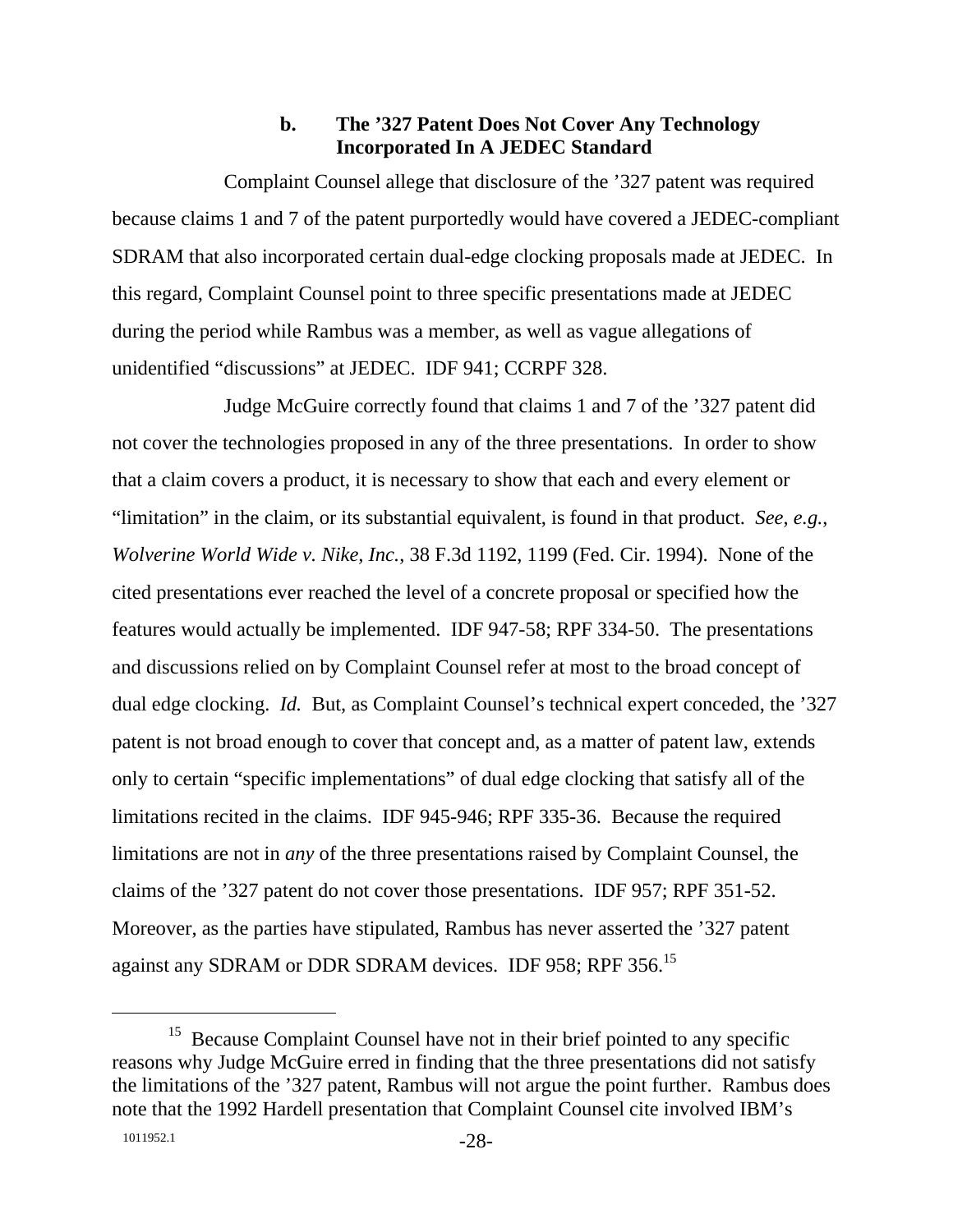#### b. The ’327 Patent Does Not Cover Any Technology Incorporated In A JEDEC Standard

Complaint Counsel allege that disclosure of the ’327 patent was required because claims 1 and 7 of the patent purportedly would have covered a JEDEC-compliant SDRAM that also incorporated certain dual-edge clocking proposals made at JEDEC. In this regard, Complaint Counsel point to three specific presentations made at JEDEC during the period while Rambus was a member, as well as vague allegations of unidentified “discussions” at JEDEC. IDF 941; CCRPF 328.

Judge McGuire correctly found that claims 1 and 7 of the ’327 patent did not cover the technologies proposed in any of the three presentations. In order to show that a claim covers a product, it is necessary to show that each and every element or “limitation” in the claim, or its substantial equivalent, is found in that product. *See*, *e.g.*, *Wolverine World Wide v. Nike, Inc.*, 38 F.3d 1192, 1199 (Fed. Cir. 1994). None of the cited presentations ever reached the level of a concrete proposal or specified how the features would actually be implemented. IDF 947-58; RPF 334-50. The presentations and discussions relied on by Complaint Counsel refer at most to the broad concept of dual edge clocking. *Id.* But, as Complaint Counsel’s technical expert conceded, the ’327 patent is not broad enough to cover that concept and, as a matter of patent law, extends only to certain “specific implementations” of dual edge clocking that satisfy all of the limitations recited in the claims. IDF 945-946; RPF 335-36. Because the required limitations are not in *any* of the three presentations raised by Complaint Counsel, the claims of the ’327 patent do not cover those presentations. IDF 957; RPF 351-52. Moreover, as the parties have stipulated, Rambus has never asserted the ’327 patent against any SDRAM or DDR SDRAM devices. IDF 958; RPF 356.[15]

[15] Because Complaint Counsel have not in their brief pointed to any specific reasons why Judge McGuire erred in finding that the three presentations did not satisfy the limitations of the ’327 patent, Rambus will not argue the point further. Rambus does note that the 1992 Hardell presentation that Complaint Counsel cite involved IBM’s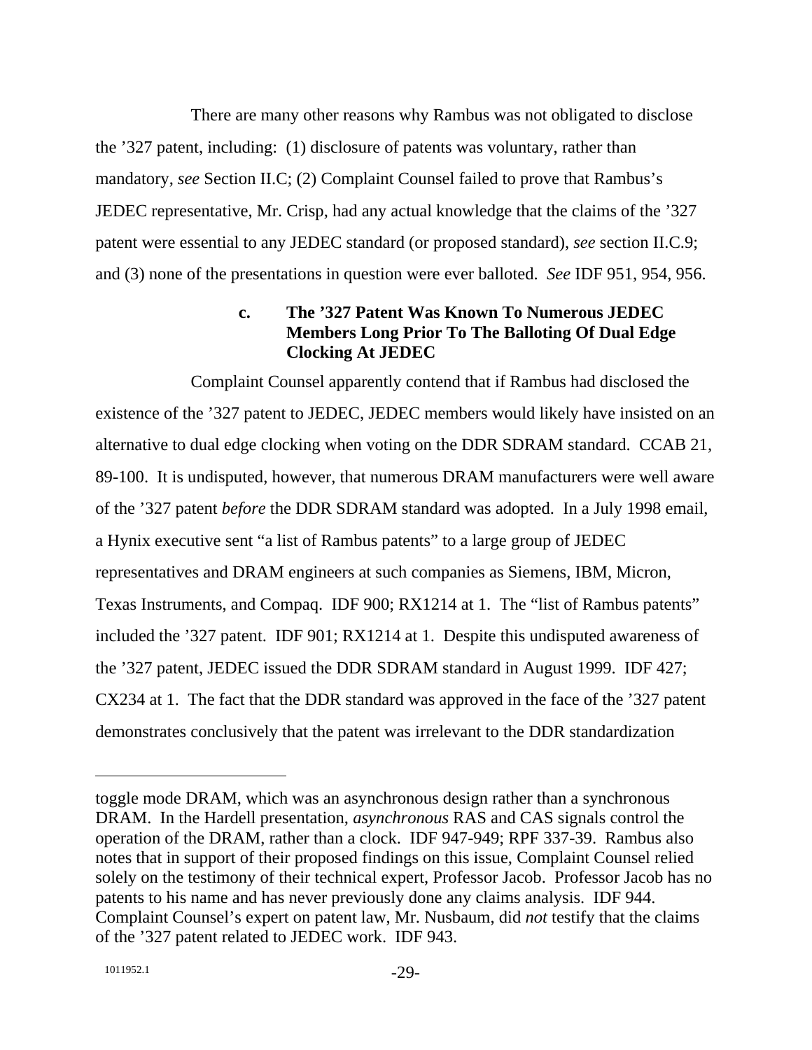There are many other reasons why Rambus was not obligated to disclose the ’327 patent, including: (1) disclosure of patents was voluntary, rather than mandatory, *see* Section II.C; (2) Complaint Counsel failed to prove that Rambus’s JEDEC representative, Mr. Crisp, had any actual knowledge that the claims of the ’327 patent were essential to any JEDEC standard (or proposed standard), *see* section II.C.9; and (3) none of the presentations in question were ever balloted. *See* IDF 951, 954, 956.

#### c. The ’327 Patent Was Known To Numerous JEDEC Members Long Prior To The Balloting Of Dual Edge Clocking At JEDEC

Complaint Counsel apparently contend that if Rambus had disclosed the existence of the ’327 patent to JEDEC, JEDEC members would likely have insisted on an alternative to dual edge clocking when voting on the DDR SDRAM standard. CCAB 21, 89-100. It is undisputed, however, that numerous DRAM manufacturers were well aware of the ’327 patent *before* the DDR SDRAM standard was adopted. In a July 1998 email, a Hynix executive sent “a list of Rambus patents” to a large group of JEDEC representatives and DRAM engineers at such companies as Siemens, IBM, Micron, Texas Instruments, and Compaq. IDF 900; RX1214 at 1. The “list of Rambus patents” included the ’327 patent. IDF 901; RX1214 at 1. Despite this undisputed awareness of the ’327 patent, JEDEC issued the DDR SDRAM standard in August 1999. IDF 427; CX234 at 1. The fact that the DDR standard was approved in the face of the ’327 patent demonstrates conclusively that the patent was irrelevant to the DDR standardization

---

toggle mode DRAM, which was an asynchronous design rather than a synchronous DRAM. In the Hardell presentation, *asynchronous* RAS and CAS signals control the operation of the DRAM, rather than a clock. IDF 947-949; RPF 337-39. Rambus also notes that in support of their proposed findings on this issue, Complaint Counsel relied solely on the testimony of their technical expert, Professor Jacob. Professor Jacob has no patents to his name and has never previously done any claims analysis. IDF 944. Complaint Counsel’s expert on patent law, Mr. Nusbaum, did *not* testify that the claims of the ’327 patent related to JEDEC work. IDF 943.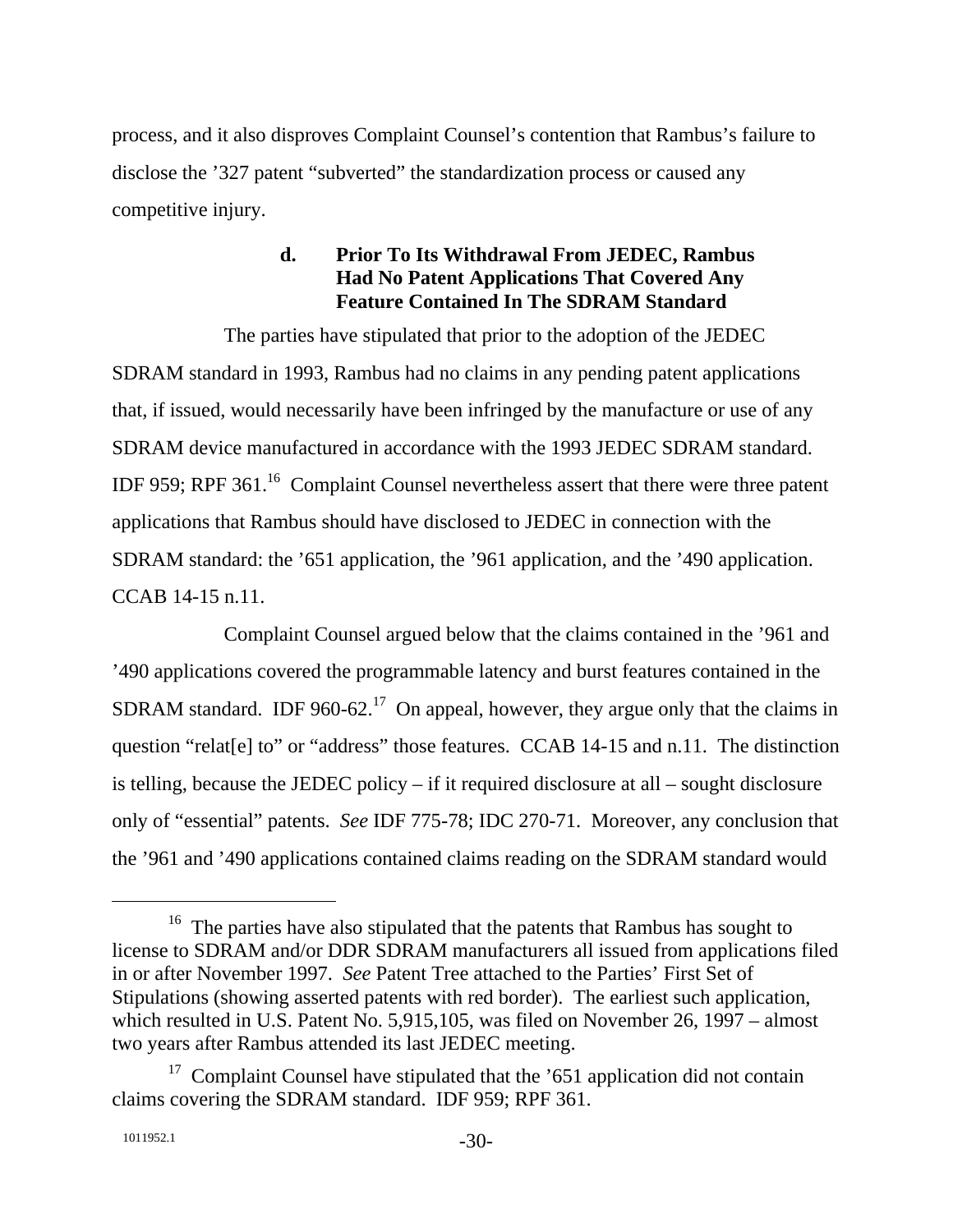process, and it also disproves Complaint Counsel's contention that Rambus's failure to disclose the '327 patent "subverted" the standardization process or caused any competitive injury.

#### d. Prior To Its Withdrawal From JEDEC, Rambus Had No Patent Applications That Covered Any Feature Contained In The SDRAM Standard

The parties have stipulated that prior to the adoption of the JEDEC SDRAM standard in 1993, Rambus had no claims in any pending patent applications that, if issued, would necessarily have been infringed by the manufacture or use of any SDRAM device manufactured in accordance with the 1993 JEDEC SDRAM standard. IDF 959; RPF 361.[16] Complaint Counsel nevertheless assert that there were three patent applications that Rambus should have disclosed to JEDEC in connection with the SDRAM standard: the '651 application, the '961 application, and the '490 application. CCAB 14-15 n.11.

Complaint Counsel argued below that the claims contained in the '961 and '490 applications covered the programmable latency and burst features contained in the SDRAM standard. IDF 960-62.[17] On appeal, however, they argue only that the claims in question "relat[e] to" or "address" those features. CCAB 14-15 and n.11. The distinction is telling, because the JEDEC policy – if it required disclosure at all – sought disclosure only of "essential" patents. *See* IDF 775-78; IDC 270-71. Moreover, any conclusion that the '961 and '490 applications contained claims reading on the SDRAM standard would

---

[16] The parties have also stipulated that the patents that Rambus has sought to license to SDRAM and/or DDR SDRAM manufacturers all issued from applications filed in or after November 1997. *See* Patent Tree attached to the Parties' First Set of Stipulations (showing asserted patents with red border). The earliest such application, which resulted in U.S. Patent No. 5,915,105, was filed on November 26, 1997 – almost two years after Rambus attended its last JEDEC meeting.

[17] Complaint Counsel have stipulated that the '651 application did not contain claims covering the SDRAM standard. IDF 959; RPF 361.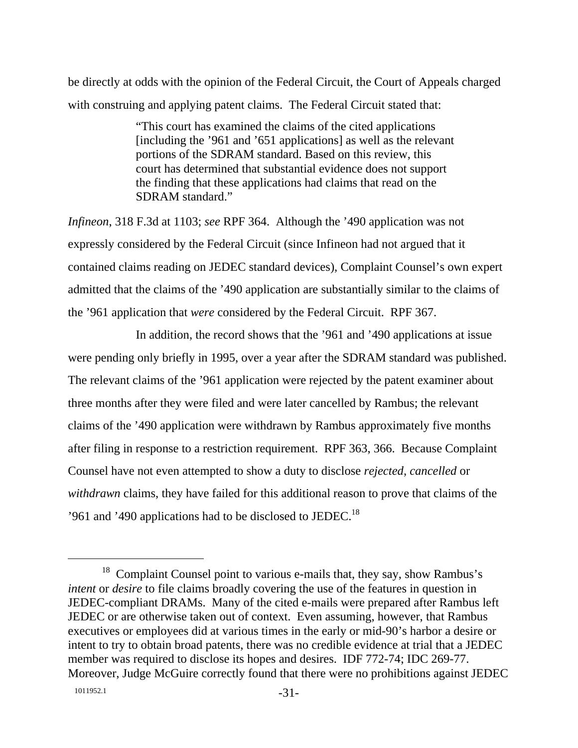be directly at odds with the opinion of the Federal Circuit, the Court of Appeals charged with construing and applying patent claims. The Federal Circuit stated that:

> "This court has examined the claims of the cited applications [including the '961 and '651 applications] as well as the relevant portions of the SDRAM standard. Based on this review, this court has determined that substantial evidence does not support the finding that these applications had claims that read on the SDRAM standard."

*Infineon*, 318 F.3d at 1103; *see* RPF 364. Although the '490 application was not expressly considered by the Federal Circuit (since Infineon had not argued that it contained claims reading on JEDEC standard devices), Complaint Counsel's own expert admitted that the claims of the '490 application are substantially similar to the claims of the '961 application that *were* considered by the Federal Circuit. RPF 367.

In addition, the record shows that the '961 and '490 applications at issue were pending only briefly in 1995, over a year after the SDRAM standard was published. The relevant claims of the '961 application were rejected by the patent examiner about three months after they were filed and were later cancelled by Rambus; the relevant claims of the '490 application were withdrawn by Rambus approximately five months after filing in response to a restriction requirement. RPF 363, 366. Because Complaint Counsel have not even attempted to show a duty to disclose *rejected*, *cancelled* or *withdrawn* claims, they have failed for this additional reason to prove that claims of the '961 and '490 applications had to be disclosed to JEDEC.[18]

---

[18] Complaint Counsel point to various e-mails that, they say, show Rambus's *intent* or *desire* to file claims broadly covering the use of the features in question in JEDEC-compliant DRAMs. Many of the cited e-mails were prepared after Rambus left JEDEC or are otherwise taken out of context. Even assuming, however, that Rambus executives or employees did at various times in the early or mid-90's harbor a desire or intent to try to obtain broad patents, there was no credible evidence at trial that a JEDEC member was required to disclose its hopes and desires. IDF 772-74; IDC 269-77. Moreover, Judge McGuire correctly found that there were no prohibitions against JEDEC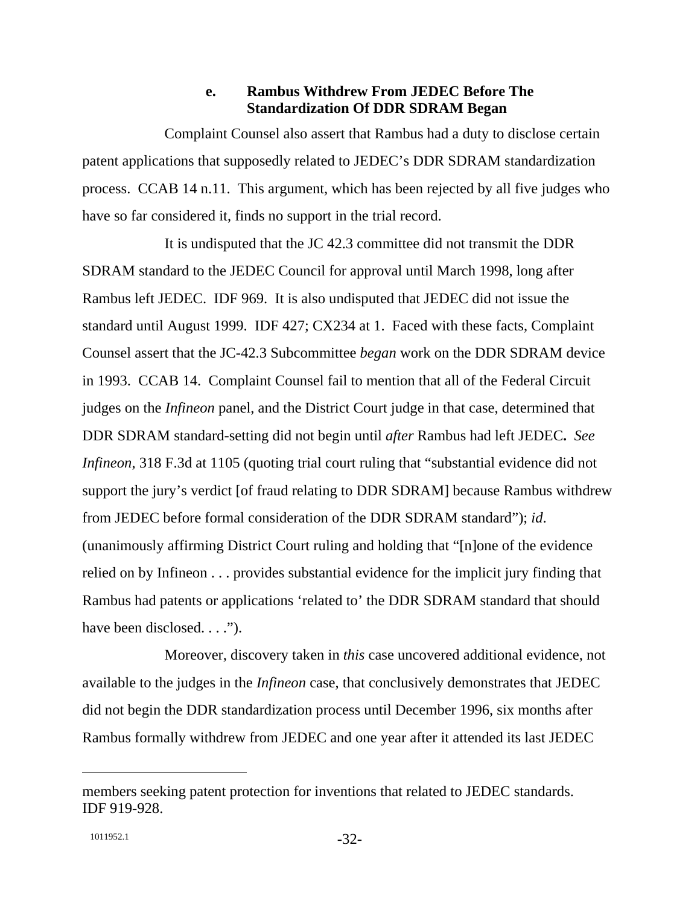#### e. Rambus Withdrew From JEDEC Before The Standardization Of DDR SDRAM Began

Complaint Counsel also assert that Rambus had a duty to disclose certain patent applications that supposedly related to JEDEC's DDR SDRAM standardization process. CCAB 14 n.11. This argument, which has been rejected by all five judges who have so far considered it, finds no support in the trial record.

It is undisputed that the JC 42.3 committee did not transmit the DDR SDRAM standard to the JEDEC Council for approval until March 1998, long after Rambus left JEDEC. IDF 969. It is also undisputed that JEDEC did not issue the standard until August 1999. IDF 427; CX234 at 1. Faced with these facts, Complaint Counsel assert that the JC-42.3 Subcommittee *began* work on the DDR SDRAM device in 1993. CCAB 14. Complaint Counsel fail to mention that all of the Federal Circuit judges on the *Infineon* panel, and the District Court judge in that case, determined that DDR SDRAM standard-setting did not begin until *after* Rambus had left JEDEC. *See Infineon*, 318 F.3d at 1105 (quoting trial court ruling that "substantial evidence did not support the jury's verdict [of fraud relating to DDR SDRAM] because Rambus withdrew from JEDEC before formal consideration of the DDR SDRAM standard"); *id*. (unanimously affirming District Court ruling and holding that "[n]one of the evidence relied on by Infineon . . . provides substantial evidence for the implicit jury finding that Rambus had patents or applications 'related to' the DDR SDRAM standard that should have been disclosed. . . .").

Moreover, discovery taken in *this* case uncovered additional evidence, not available to the judges in the *Infineon* case, that conclusively demonstrates that JEDEC did not begin the DDR standardization process until December 1996, six months after Rambus formally withdrew from JEDEC and one year after it attended its last JEDEC

---

members seeking patent protection for inventions that related to JEDEC standards. IDF 919-928.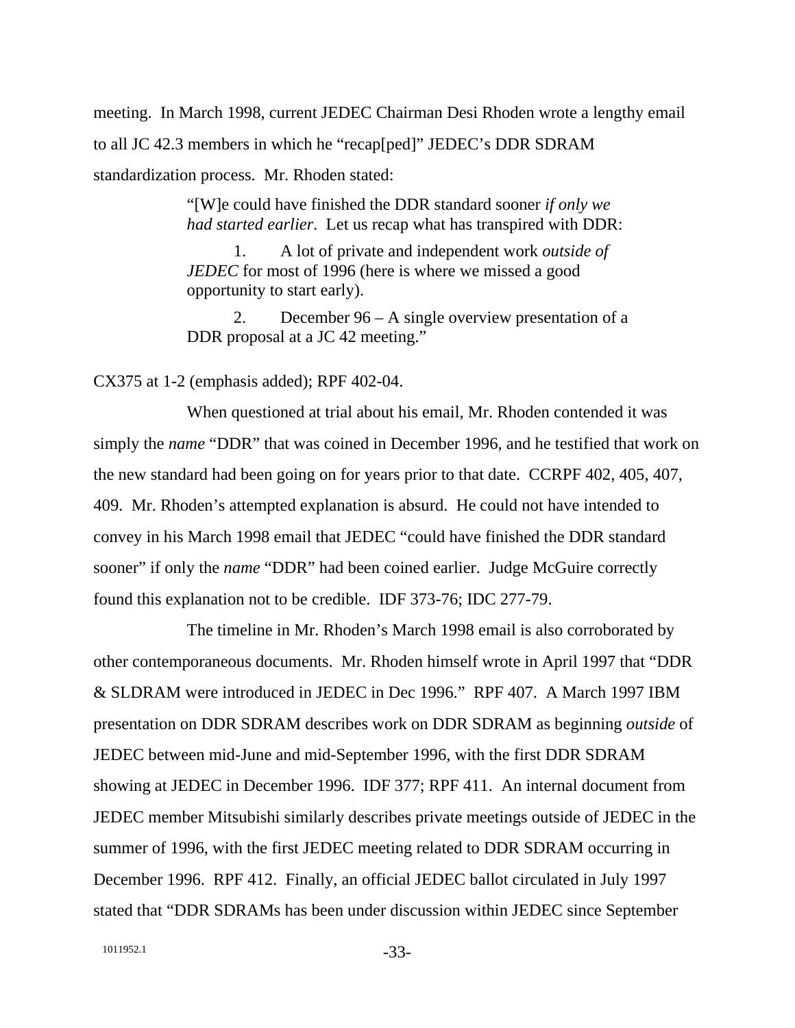meeting. In March 1998, current JEDEC Chairman Desi Rhoden wrote a lengthy email to all JC 42.3 members in which he "recap[ped]" JEDEC's DDR SDRAM standardization process. Mr. Rhoden stated:

> "[W]e could have finished the DDR standard sooner *if only we had started earlier*. Let us recap what has transpired with DDR:
>
> 1. A lot of private and independent work *outside of JEDEC* for most of 1996 (here is where we missed a good opportunity to start early).
>
> 2. December 96 – A single overview presentation of a DDR proposal at a JC 42 meeting."

CX375 at 1-2 (emphasis added); RPF 402-04.

When questioned at trial about his email, Mr. Rhoden contended it was simply the *name* "DDR" that was coined in December 1996, and he testified that work on the new standard had been going on for years prior to that date. CCRPF 402, 405, 407, 409. Mr. Rhoden's attempted explanation is absurd. He could not have intended to convey in his March 1998 email that JEDEC "could have finished the DDR standard sooner" if only the *name* "DDR" had been coined earlier. Judge McGuire correctly found this explanation not to be credible. IDF 373-76; IDC 277-79.

The timeline in Mr. Rhoden's March 1998 email is also corroborated by other contemporaneous documents. Mr. Rhoden himself wrote in April 1997 that "DDR & SLDRAM were introduced in JEDEC in Dec 1996." RPF 407. A March 1997 IBM presentation on DDR SDRAM describes work on DDR SDRAM as beginning *outside* of JEDEC between mid-June and mid-September 1996, with the first DDR SDRAM showing at JEDEC in December 1996. IDF 377; RPF 411. An internal document from JEDEC member Mitsubishi similarly describes private meetings outside of JEDEC in the summer of 1996, with the first JEDEC meeting related to DDR SDRAM occurring in December 1996. RPF 412. Finally, an official JEDEC ballot circulated in July 1997 stated that "DDR SDRAMs has been under discussion within JEDEC since September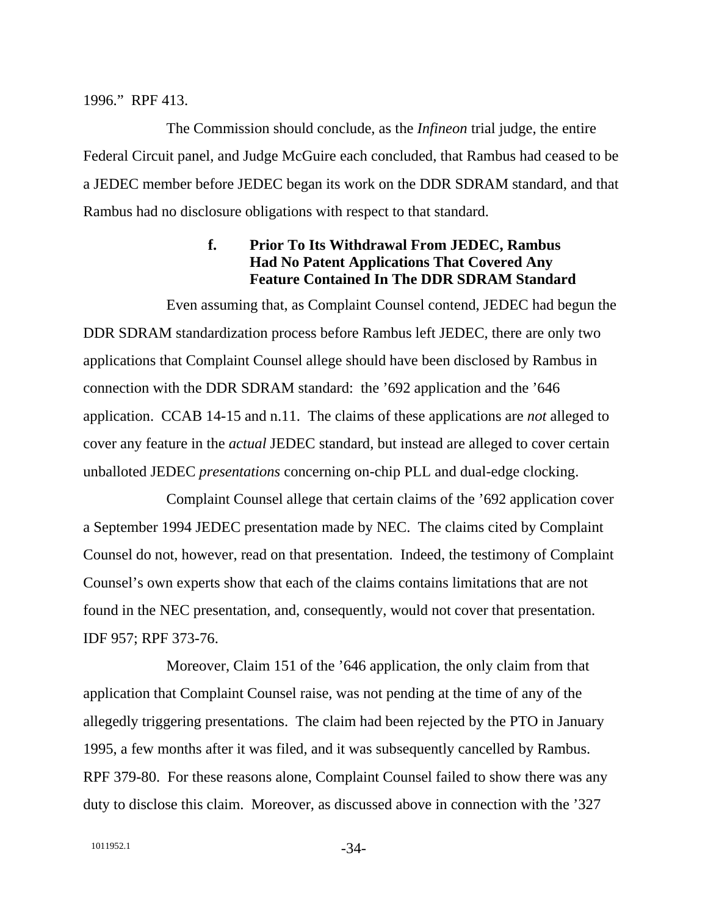1996." RPF 413.

The Commission should conclude, as the *Infineon* trial judge, the entire Federal Circuit panel, and Judge McGuire each concluded, that Rambus had ceased to be a JEDEC member before JEDEC began its work on the DDR SDRAM standard, and that Rambus had no disclosure obligations with respect to that standard.

#### f. Prior To Its Withdrawal From JEDEC, Rambus Had No Patent Applications That Covered Any Feature Contained In The DDR SDRAM Standard

Even assuming that, as Complaint Counsel contend, JEDEC had begun the DDR SDRAM standardization process before Rambus left JEDEC, there are only two applications that Complaint Counsel allege should have been disclosed by Rambus in connection with the DDR SDRAM standard: the '692 application and the '646 application. CCAB 14-15 and n.11. The claims of these applications are *not* alleged to cover any feature in the *actual* JEDEC standard, but instead are alleged to cover certain unballoted JEDEC *presentations* concerning on-chip PLL and dual-edge clocking.

Complaint Counsel allege that certain claims of the '692 application cover a September 1994 JEDEC presentation made by NEC. The claims cited by Complaint Counsel do not, however, read on that presentation. Indeed, the testimony of Complaint Counsel's own experts show that each of the claims contains limitations that are not found in the NEC presentation, and, consequently, would not cover that presentation. IDF 957; RPF 373-76.

Moreover, Claim 151 of the '646 application, the only claim from that application that Complaint Counsel raise, was not pending at the time of any of the allegedly triggering presentations. The claim had been rejected by the PTO in January 1995, a few months after it was filed, and it was subsequently cancelled by Rambus. RPF 379-80. For these reasons alone, Complaint Counsel failed to show there was any duty to disclose this claim. Moreover, as discussed above in connection with the '327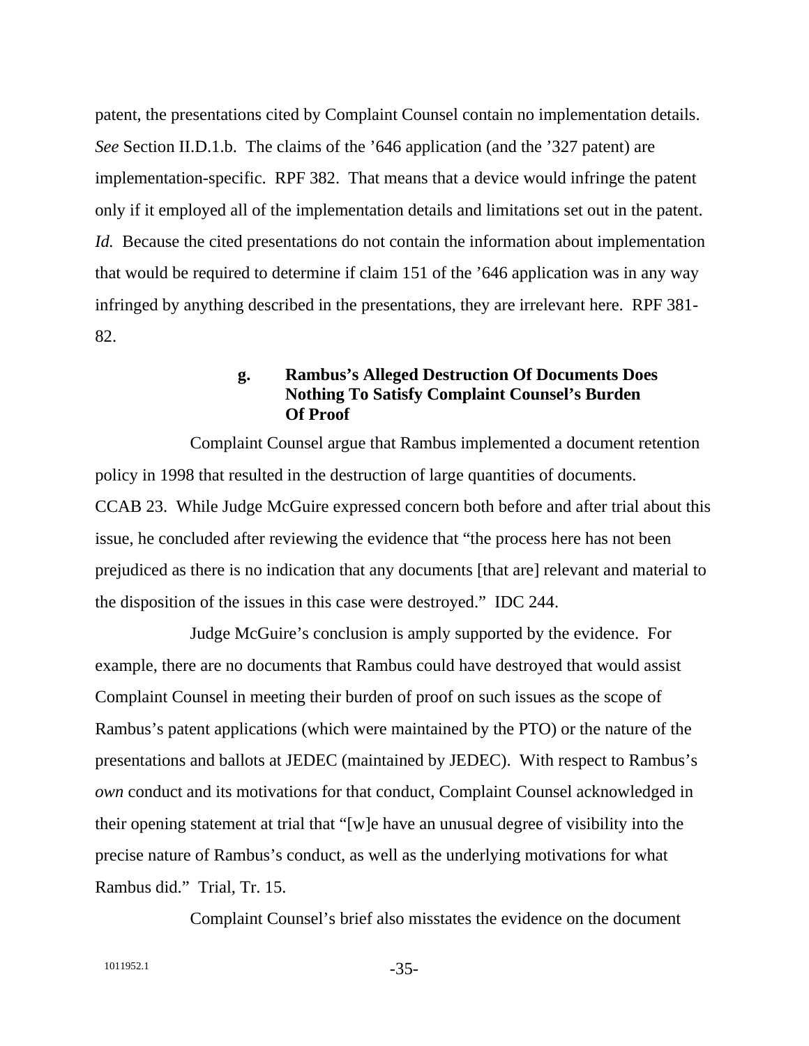patent, the presentations cited by Complaint Counsel contain no implementation details. *See* Section II.D.1.b. The claims of the '646 application (and the '327 patent) are implementation-specific. RPF 382. That means that a device would infringe the patent only if it employed all of the implementation details and limitations set out in the patent. *Id.* Because the cited presentations do not contain the information about implementation that would be required to determine if claim 151 of the '646 application was in any way infringed by anything described in the presentations, they are irrelevant here. RPF 381-82.

#### g. Rambus's Alleged Destruction Of Documents Does Nothing To Satisfy Complaint Counsel's Burden Of Proof

Complaint Counsel argue that Rambus implemented a document retention policy in 1998 that resulted in the destruction of large quantities of documents. CCAB 23. While Judge McGuire expressed concern both before and after trial about this issue, he concluded after reviewing the evidence that "the process here has not been prejudiced as there is no indication that any documents [that are] relevant and material to the disposition of the issues in this case were destroyed." IDC 244.

Judge McGuire's conclusion is amply supported by the evidence. For example, there are no documents that Rambus could have destroyed that would assist Complaint Counsel in meeting their burden of proof on such issues as the scope of Rambus's patent applications (which were maintained by the PTO) or the nature of the presentations and ballots at JEDEC (maintained by JEDEC). With respect to Rambus's *own* conduct and its motivations for that conduct, Complaint Counsel acknowledged in their opening statement at trial that "[w]e have an unusual degree of visibility into the precise nature of Rambus's conduct, as well as the underlying motivations for what Rambus did." Trial, Tr. 15.

Complaint Counsel's brief also misstates the evidence on the document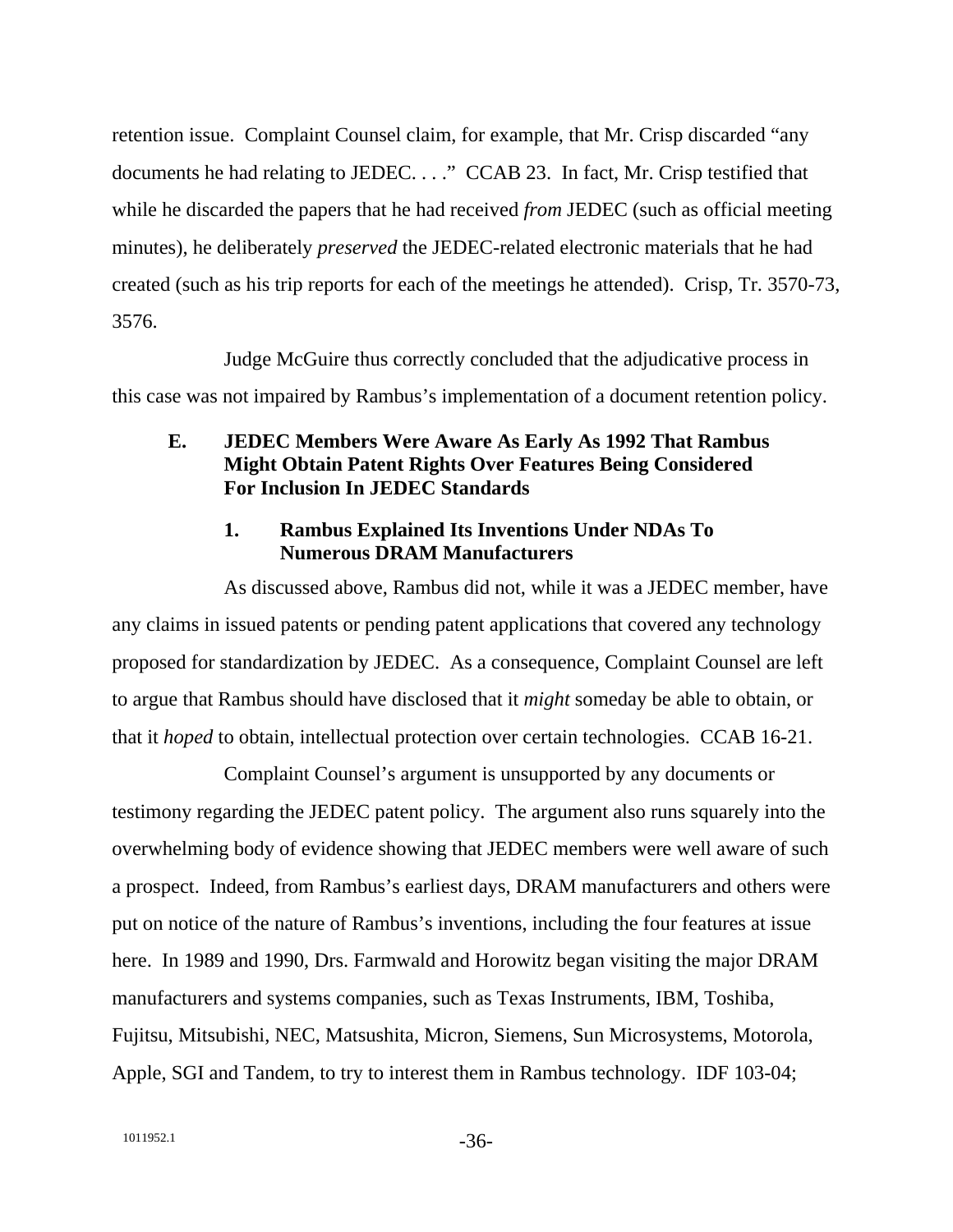retention issue. Complaint Counsel claim, for example, that Mr. Crisp discarded "any documents he had relating to JEDEC. . . ." CCAB 23. In fact, Mr. Crisp testified that while he discarded the papers that he had received *from* JEDEC (such as official meeting minutes), he deliberately *preserved* the JEDEC-related electronic materials that he had created (such as his trip reports for each of the meetings he attended). Crisp, Tr. 3570-73, 3576.

Judge McGuire thus correctly concluded that the adjudicative process in this case was not impaired by Rambus's implementation of a document retention policy.

### E. JEDEC Members Were Aware As Early As 1992 That Rambus Might Obtain Patent Rights Over Features Being Considered For Inclusion In JEDEC Standards

#### 1. Rambus Explained Its Inventions Under NDAs To Numerous DRAM Manufacturers

As discussed above, Rambus did not, while it was a JEDEC member, have any claims in issued patents or pending patent applications that covered any technology proposed for standardization by JEDEC. As a consequence, Complaint Counsel are left to argue that Rambus should have disclosed that it *might* someday be able to obtain, or that it *hoped* to obtain, intellectual protection over certain technologies. CCAB 16-21.

Complaint Counsel's argument is unsupported by any documents or testimony regarding the JEDEC patent policy. The argument also runs squarely into the overwhelming body of evidence showing that JEDEC members were well aware of such a prospect. Indeed, from Rambus's earliest days, DRAM manufacturers and others were put on notice of the nature of Rambus's inventions, including the four features at issue here. In 1989 and 1990, Drs. Farmwald and Horowitz began visiting the major DRAM manufacturers and systems companies, such as Texas Instruments, IBM, Toshiba, Fujitsu, Mitsubishi, NEC, Matsushita, Micron, Siemens, Sun Microsystems, Motorola, Apple, SGI and Tandem, to try to interest them in Rambus technology. IDF 103-04;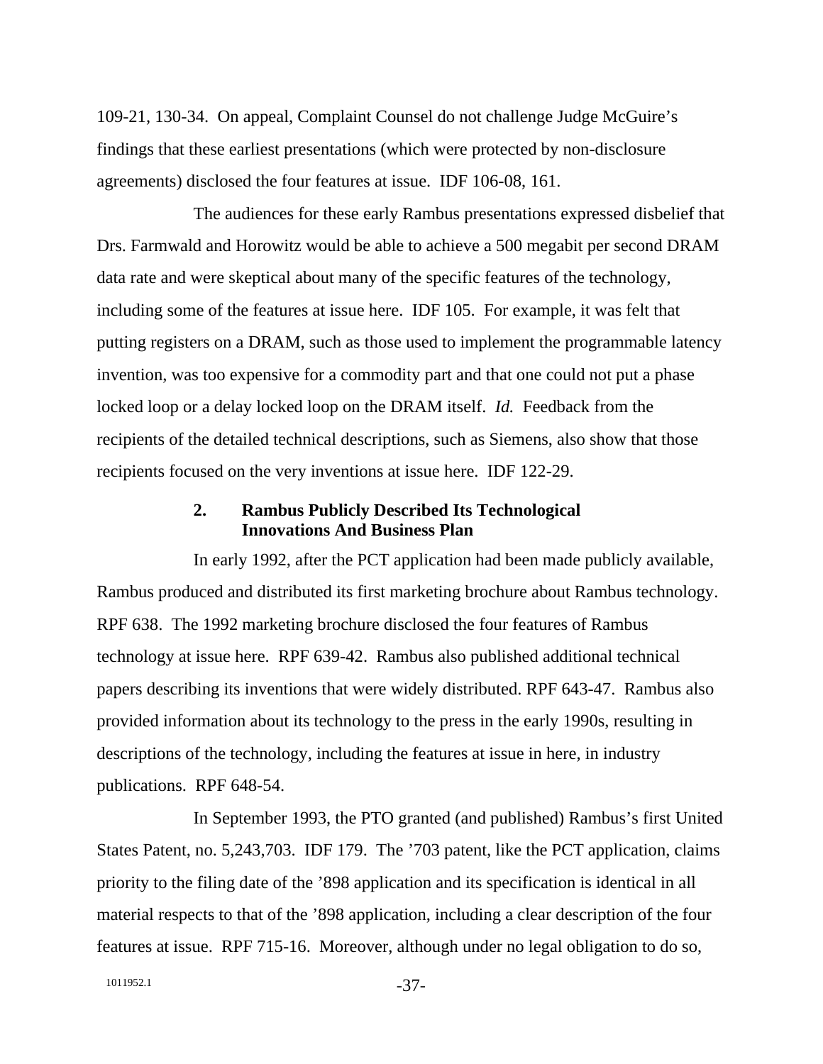109-21, 130-34. On appeal, Complaint Counsel do not challenge Judge McGuire's findings that these earliest presentations (which were protected by non-disclosure agreements) disclosed the four features at issue. IDF 106-08, 161.

The audiences for these early Rambus presentations expressed disbelief that Drs. Farmwald and Horowitz would be able to achieve a 500 megabit per second DRAM data rate and were skeptical about many of the specific features of the technology, including some of the features at issue here. IDF 105. For example, it was felt that putting registers on a DRAM, such as those used to implement the programmable latency invention, was too expensive for a commodity part and that one could not put a phase locked loop or a delay locked loop on the DRAM itself. *Id.* Feedback from the recipients of the detailed technical descriptions, such as Siemens, also show that those recipients focused on the very inventions at issue here. IDF 122-29.

### 2. Rambus Publicly Described Its Technological Innovations And Business Plan

In early 1992, after the PCT application had been made publicly available, Rambus produced and distributed its first marketing brochure about Rambus technology. RPF 638. The 1992 marketing brochure disclosed the four features of Rambus technology at issue here. RPF 639-42. Rambus also published additional technical papers describing its inventions that were widely distributed. RPF 643-47. Rambus also provided information about its technology to the press in the early 1990s, resulting in descriptions of the technology, including the features at issue in here, in industry publications. RPF 648-54.

In September 1993, the PTO granted (and published) Rambus's first United States Patent, no. 5,243,703. IDF 179. The '703 patent, like the PCT application, claims priority to the filing date of the '898 application and its specification is identical in all material respects to that of the '898 application, including a clear description of the four features at issue. RPF 715-16. Moreover, although under no legal obligation to do so,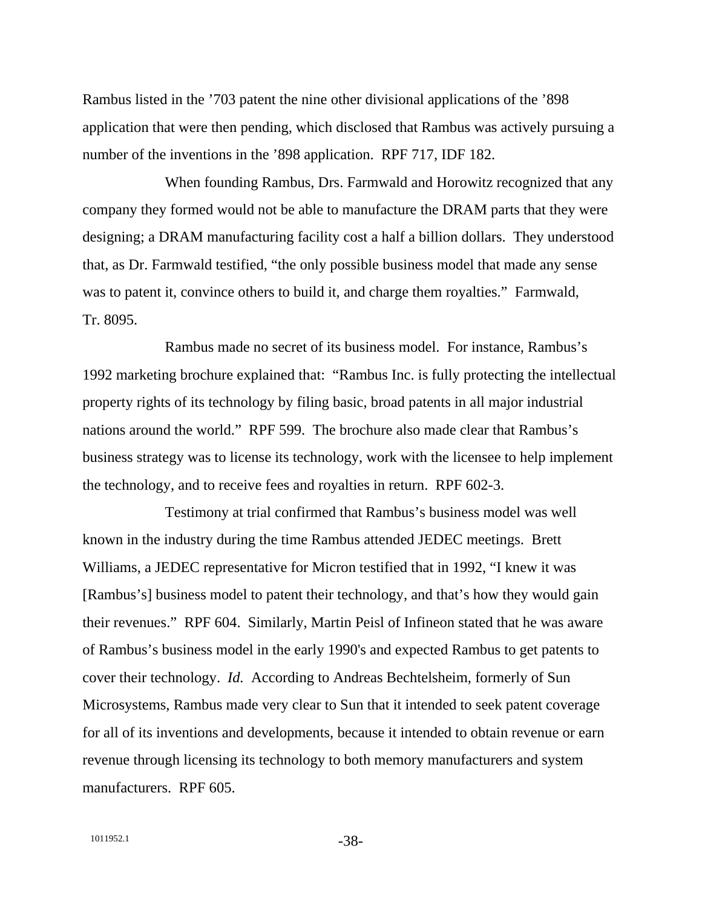Rambus listed in the ’703 patent the nine other divisional applications of the ’898 application that were then pending, which disclosed that Rambus was actively pursuing a number of the inventions in the ’898 application. RPF 717, IDF 182.

When founding Rambus, Drs. Farmwald and Horowitz recognized that any company they formed would not be able to manufacture the DRAM parts that they were designing; a DRAM manufacturing facility cost a half a billion dollars. They understood that, as Dr. Farmwald testified, “the only possible business model that made any sense was to patent it, convince others to build it, and charge them royalties.” Farmwald, Tr. 8095.

Rambus made no secret of its business model. For instance, Rambus’s 1992 marketing brochure explained that: “Rambus Inc. is fully protecting the intellectual property rights of its technology by filing basic, broad patents in all major industrial nations around the world.” RPF 599. The brochure also made clear that Rambus’s business strategy was to license its technology, work with the licensee to help implement the technology, and to receive fees and royalties in return. RPF 602-3.

Testimony at trial confirmed that Rambus’s business model was well known in the industry during the time Rambus attended JEDEC meetings. Brett Williams, a JEDEC representative for Micron testified that in 1992, “I knew it was [Rambus’s] business model to patent their technology, and that’s how they would gain their revenues.” RPF 604. Similarly, Martin Peisl of Infineon stated that he was aware of Rambus’s business model in the early 1990's and expected Rambus to get patents to cover their technology. *Id.* According to Andreas Bechtelsheim, formerly of Sun Microsystems, Rambus made very clear to Sun that it intended to seek patent coverage for all of its inventions and developments, because it intended to obtain revenue or earn revenue through licensing its technology to both memory manufacturers and system manufacturers. RPF 605.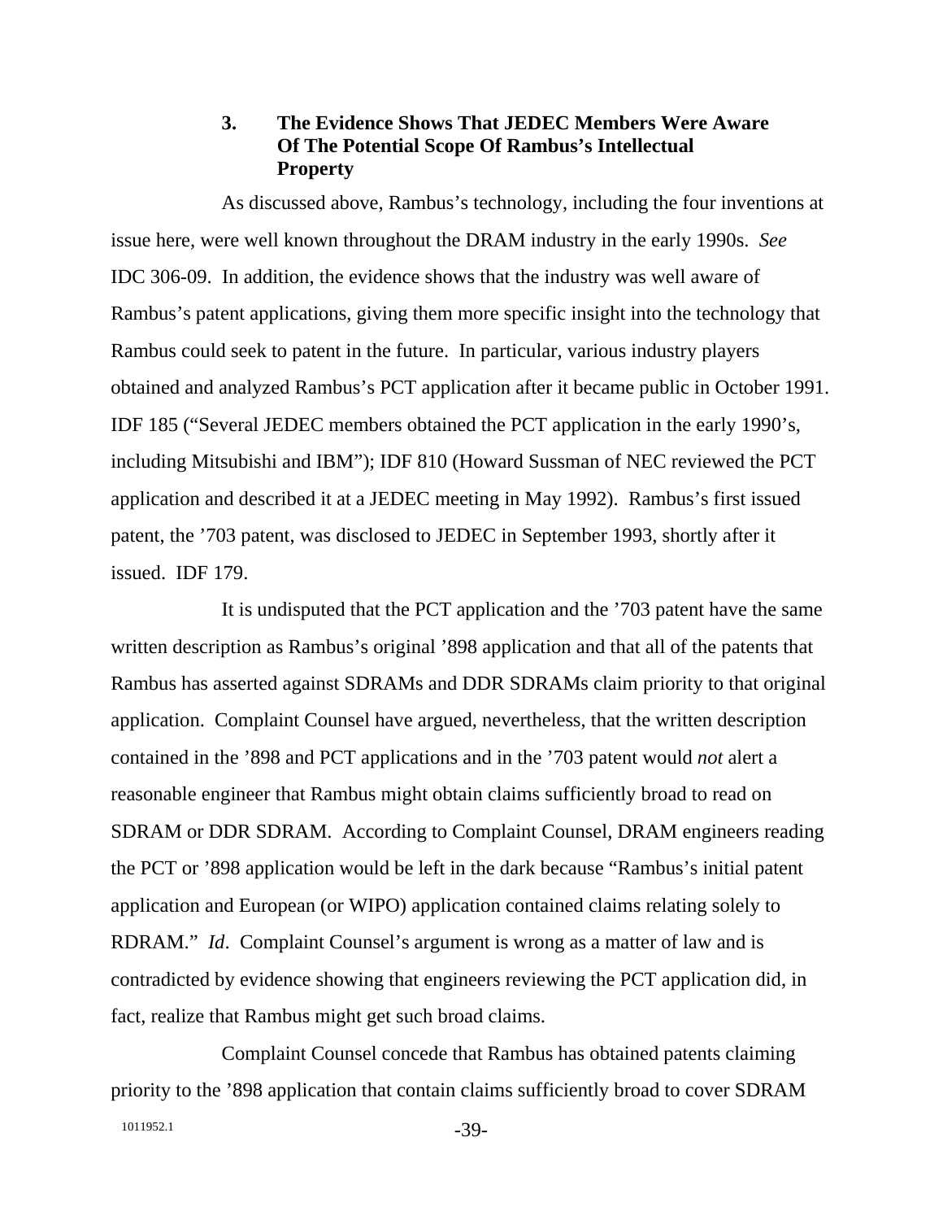### 3. The Evidence Shows That JEDEC Members Were Aware Of The Potential Scope Of Rambus's Intellectual Property

As discussed above, Rambus's technology, including the four inventions at issue here, were well known throughout the DRAM industry in the early 1990s. *See* IDC 306-09. In addition, the evidence shows that the industry was well aware of Rambus's patent applications, giving them more specific insight into the technology that Rambus could seek to patent in the future. In particular, various industry players obtained and analyzed Rambus's PCT application after it became public in October 1991. IDF 185 ("Several JEDEC members obtained the PCT application in the early 1990's, including Mitsubishi and IBM"); IDF 810 (Howard Sussman of NEC reviewed the PCT application and described it at a JEDEC meeting in May 1992). Rambus's first issued patent, the '703 patent, was disclosed to JEDEC in September 1993, shortly after it issued. IDF 179.

It is undisputed that the PCT application and the '703 patent have the same written description as Rambus's original '898 application and that all of the patents that Rambus has asserted against SDRAMs and DDR SDRAMs claim priority to that original application. Complaint Counsel have argued, nevertheless, that the written description contained in the '898 and PCT applications and in the '703 patent would *not* alert a reasonable engineer that Rambus might obtain claims sufficiently broad to read on SDRAM or DDR SDRAM. According to Complaint Counsel, DRAM engineers reading the PCT or '898 application would be left in the dark because "Rambus's initial patent application and European (or WIPO) application contained claims relating solely to RDRAM." *Id*. Complaint Counsel's argument is wrong as a matter of law and is contradicted by evidence showing that engineers reviewing the PCT application did, in fact, realize that Rambus might get such broad claims.

Complaint Counsel concede that Rambus has obtained patents claiming priority to the '898 application that contain claims sufficiently broad to cover SDRAM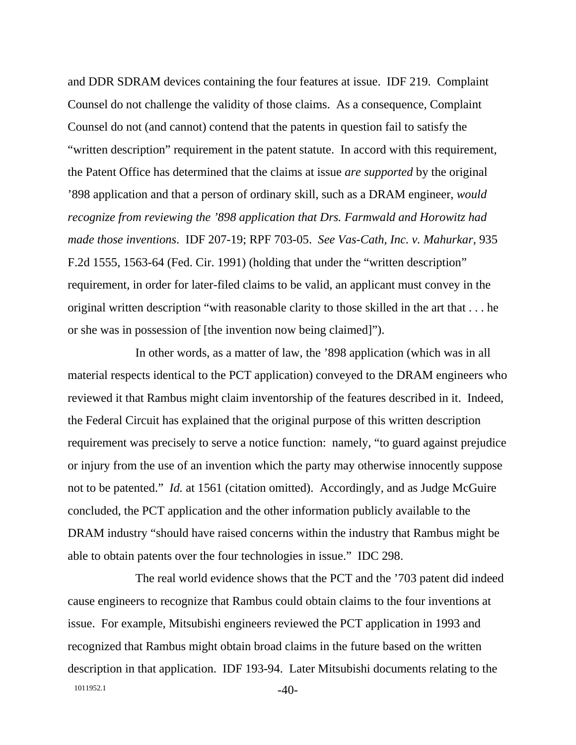and DDR SDRAM devices containing the four features at issue. IDF 219. Complaint Counsel do not challenge the validity of those claims. As a consequence, Complaint Counsel do not (and cannot) contend that the patents in question fail to satisfy the "written description" requirement in the patent statute. In accord with this requirement, the Patent Office has determined that the claims at issue *are supported* by the original '898 application and that a person of ordinary skill, such as a DRAM engineer, *would recognize from reviewing the '898 application that Drs. Farmwald and Horowitz had made those inventions*. IDF 207-19; RPF 703-05. *See Vas-Cath, Inc. v. Mahurkar*, 935 F.2d 1555, 1563-64 (Fed. Cir. 1991) (holding that under the "written description" requirement, in order for later-filed claims to be valid, an applicant must convey in the original written description "with reasonable clarity to those skilled in the art that . . . he or she was in possession of [the invention now being claimed]").

In other words, as a matter of law, the '898 application (which was in all material respects identical to the PCT application) conveyed to the DRAM engineers who reviewed it that Rambus might claim inventorship of the features described in it. Indeed, the Federal Circuit has explained that the original purpose of this written description requirement was precisely to serve a notice function: namely, "to guard against prejudice or injury from the use of an invention which the party may otherwise innocently suppose not to be patented." *Id.* at 1561 (citation omitted). Accordingly, and as Judge McGuire concluded, the PCT application and the other information publicly available to the DRAM industry "should have raised concerns within the industry that Rambus might be able to obtain patents over the four technologies in issue." IDC 298.

The real world evidence shows that the PCT and the '703 patent did indeed cause engineers to recognize that Rambus could obtain claims to the four inventions at issue. For example, Mitsubishi engineers reviewed the PCT application in 1993 and recognized that Rambus might obtain broad claims in the future based on the written description in that application. IDF 193-94. Later Mitsubishi documents relating to the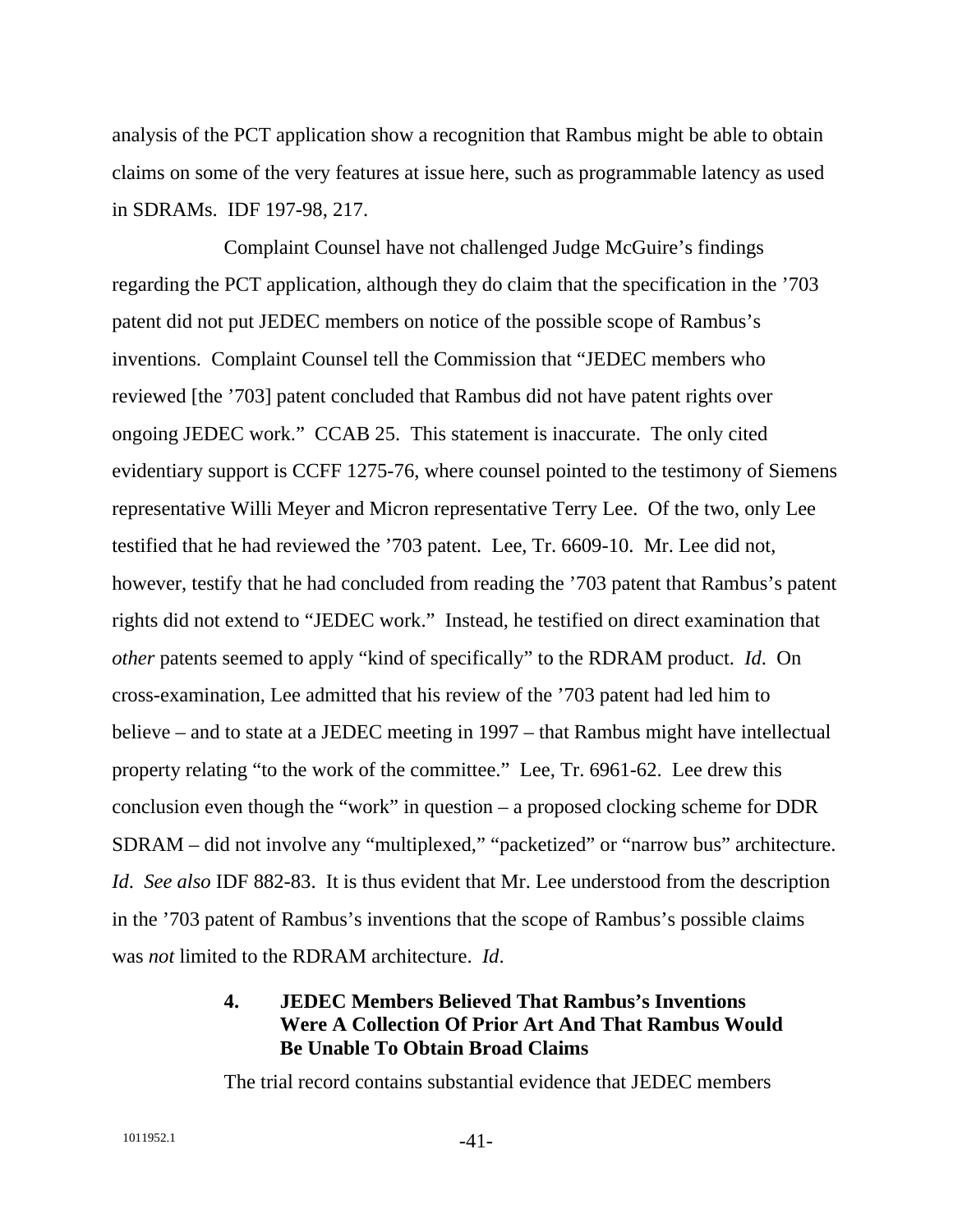analysis of the PCT application show a recognition that Rambus might be able to obtain claims on some of the very features at issue here, such as programmable latency as used in SDRAMs. IDF 197-98, 217.

Complaint Counsel have not challenged Judge McGuire's findings regarding the PCT application, although they do claim that the specification in the '703 patent did not put JEDEC members on notice of the possible scope of Rambus's inventions. Complaint Counsel tell the Commission that "JEDEC members who reviewed [the '703] patent concluded that Rambus did not have patent rights over ongoing JEDEC work." CCAB 25. This statement is inaccurate. The only cited evidentiary support is CCFF 1275-76, where counsel pointed to the testimony of Siemens representative Willi Meyer and Micron representative Terry Lee. Of the two, only Lee testified that he had reviewed the '703 patent. Lee, Tr. 6609-10. Mr. Lee did not, however, testify that he had concluded from reading the '703 patent that Rambus's patent rights did not extend to "JEDEC work." Instead, he testified on direct examination that *other* patents seemed to apply "kind of specifically" to the RDRAM product. *Id*. On cross-examination, Lee admitted that his review of the '703 patent had led him to believe – and to state at a JEDEC meeting in 1997 – that Rambus might have intellectual property relating "to the work of the committee." Lee, Tr. 6961-62. Lee drew this conclusion even though the "work" in question – a proposed clocking scheme for DDR SDRAM – did not involve any "multiplexed," "packetized" or "narrow bus" architecture. *Id*. *See also* IDF 882-83. It is thus evident that Mr. Lee understood from the description in the '703 patent of Rambus's inventions that the scope of Rambus's possible claims was *not* limited to the RDRAM architecture. *Id*.

#### 4. JEDEC Members Believed That Rambus's Inventions Were A Collection Of Prior Art And That Rambus Would Be Unable To Obtain Broad Claims

The trial record contains substantial evidence that JEDEC members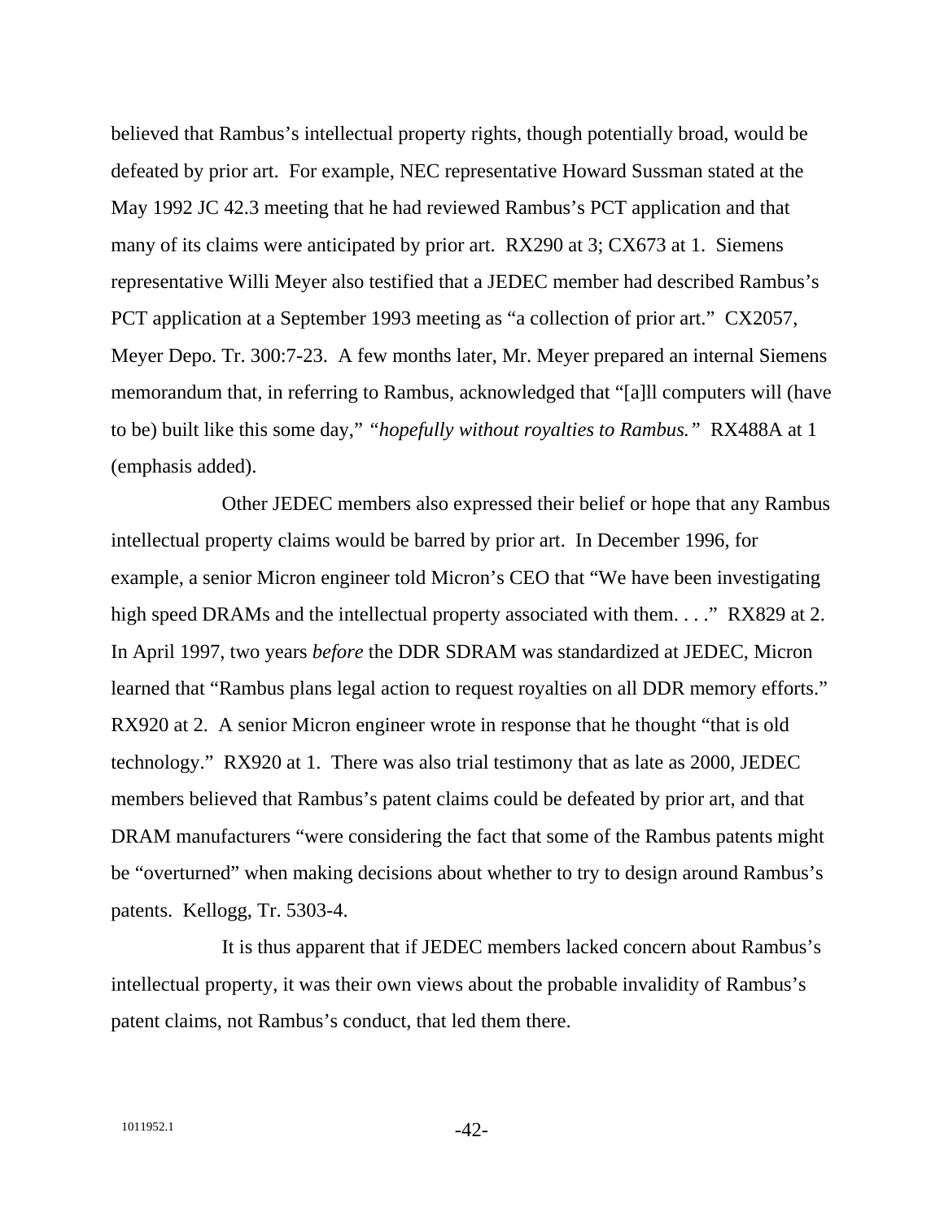believed that Rambus's intellectual property rights, though potentially broad, would be defeated by prior art. For example, NEC representative Howard Sussman stated at the May 1992 JC 42.3 meeting that he had reviewed Rambus's PCT application and that many of its claims were anticipated by prior art. RX290 at 3; CX673 at 1. Siemens representative Willi Meyer also testified that a JEDEC member had described Rambus's PCT application at a September 1993 meeting as "a collection of prior art." CX2057, Meyer Depo. Tr. 300:7-23. A few months later, Mr. Meyer prepared an internal Siemens memorandum that, in referring to Rambus, acknowledged that "[a]ll computers will (have to be) built like this some day," *"hopefully without royalties to Rambus."* RX488A at 1 (emphasis added).

Other JEDEC members also expressed their belief or hope that any Rambus intellectual property claims would be barred by prior art. In December 1996, for example, a senior Micron engineer told Micron's CEO that "We have been investigating high speed DRAMs and the intellectual property associated with them. . . ." RX829 at 2. In April 1997, two years *before* the DDR SDRAM was standardized at JEDEC, Micron learned that "Rambus plans legal action to request royalties on all DDR memory efforts." RX920 at 2. A senior Micron engineer wrote in response that he thought "that is old technology." RX920 at 1. There was also trial testimony that as late as 2000, JEDEC members believed that Rambus's patent claims could be defeated by prior art, and that DRAM manufacturers "were considering the fact that some of the Rambus patents might be "overturned" when making decisions about whether to try to design around Rambus's patents. Kellogg, Tr. 5303-4.

It is thus apparent that if JEDEC members lacked concern about Rambus's intellectual property, it was their own views about the probable invalidity of Rambus's patent claims, not Rambus's conduct, that led them there.

1011952.1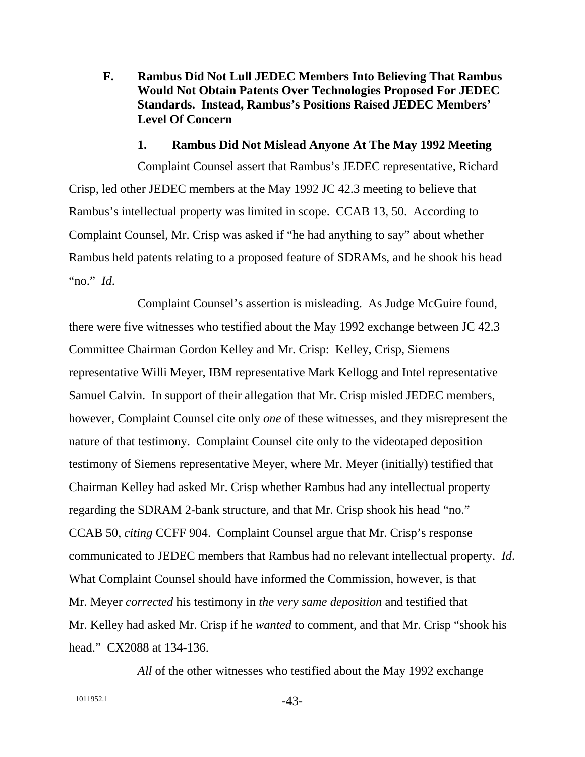### F. Rambus Did Not Lull JEDEC Members Into Believing That Rambus Would Not Obtain Patents Over Technologies Proposed For JEDEC Standards. Instead, Rambus's Positions Raised JEDEC Members' Level Of Concern

#### 1. Rambus Did Not Mislead Anyone At The May 1992 Meeting

Complaint Counsel assert that Rambus's JEDEC representative, Richard Crisp, led other JEDEC members at the May 1992 JC 42.3 meeting to believe that Rambus's intellectual property was limited in scope. CCAB 13, 50. According to Complaint Counsel, Mr. Crisp was asked if "he had anything to say" about whether Rambus held patents relating to a proposed feature of SDRAMs, and he shook his head "no." *Id*.

Complaint Counsel's assertion is misleading. As Judge McGuire found, there were five witnesses who testified about the May 1992 exchange between JC 42.3 Committee Chairman Gordon Kelley and Mr. Crisp: Kelley, Crisp, Siemens representative Willi Meyer, IBM representative Mark Kellogg and Intel representative Samuel Calvin. In support of their allegation that Mr. Crisp misled JEDEC members, however, Complaint Counsel cite only *one* of these witnesses, and they misrepresent the nature of that testimony. Complaint Counsel cite only to the videotaped deposition testimony of Siemens representative Meyer, where Mr. Meyer (initially) testified that Chairman Kelley had asked Mr. Crisp whether Rambus had any intellectual property regarding the SDRAM 2-bank structure, and that Mr. Crisp shook his head "no." CCAB 50, *citing* CCFF 904. Complaint Counsel argue that Mr. Crisp's response communicated to JEDEC members that Rambus had no relevant intellectual property. *Id*. What Complaint Counsel should have informed the Commission, however, is that Mr. Meyer *corrected* his testimony in *the very same deposition* and testified that Mr. Kelley had asked Mr. Crisp if he *wanted* to comment, and that Mr. Crisp "shook his head." CX2088 at 134-136.

*All* of the other witnesses who testified about the May 1992 exchange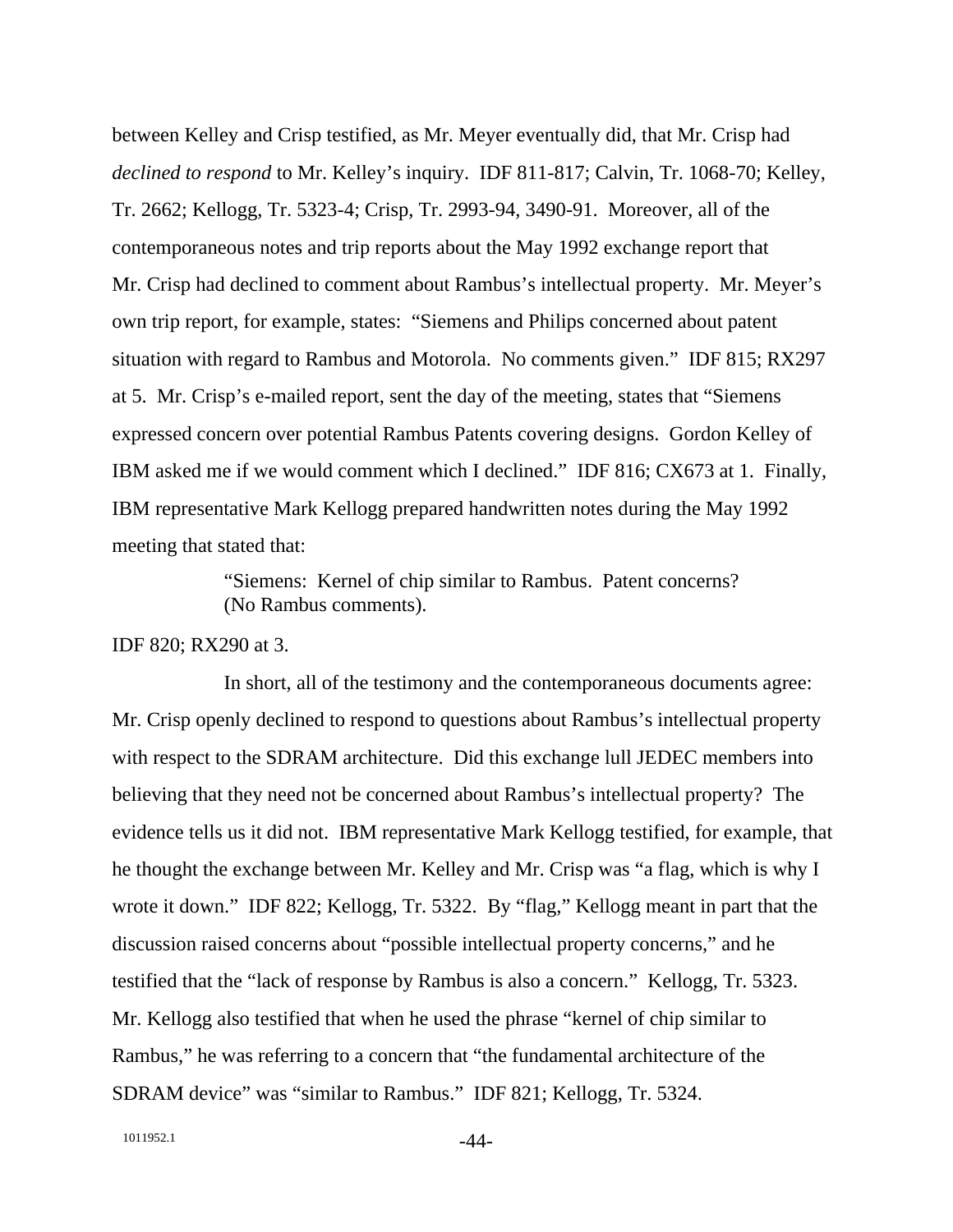between Kelley and Crisp testified, as Mr. Meyer eventually did, that Mr. Crisp had *declined to respond* to Mr. Kelley's inquiry. IDF 811-817; Calvin, Tr. 1068-70; Kelley, Tr. 2662; Kellogg, Tr. 5323-4; Crisp, Tr. 2993-94, 3490-91. Moreover, all of the contemporaneous notes and trip reports about the May 1992 exchange report that Mr. Crisp had declined to comment about Rambus's intellectual property. Mr. Meyer's own trip report, for example, states: "Siemens and Philips concerned about patent situation with regard to Rambus and Motorola. No comments given." IDF 815; RX297 at 5. Mr. Crisp's e-mailed report, sent the day of the meeting, states that "Siemens expressed concern over potential Rambus Patents covering designs. Gordon Kelley of IBM asked me if we would comment which I declined." IDF 816; CX673 at 1. Finally, IBM representative Mark Kellogg prepared handwritten notes during the May 1992 meeting that stated that:

> "Siemens: Kernel of chip similar to Rambus. Patent concerns? (No Rambus comments).

IDF 820; RX290 at 3.

In short, all of the testimony and the contemporaneous documents agree: Mr. Crisp openly declined to respond to questions about Rambus's intellectual property with respect to the SDRAM architecture. Did this exchange lull JEDEC members into believing that they need not be concerned about Rambus's intellectual property? The evidence tells us it did not. IBM representative Mark Kellogg testified, for example, that he thought the exchange between Mr. Kelley and Mr. Crisp was "a flag, which is why I wrote it down." IDF 822; Kellogg, Tr. 5322. By "flag," Kellogg meant in part that the discussion raised concerns about "possible intellectual property concerns," and he testified that the "lack of response by Rambus is also a concern." Kellogg, Tr. 5323. Mr. Kellogg also testified that when he used the phrase "kernel of chip similar to Rambus," he was referring to a concern that "the fundamental architecture of the SDRAM device" was "similar to Rambus." IDF 821; Kellogg, Tr. 5324.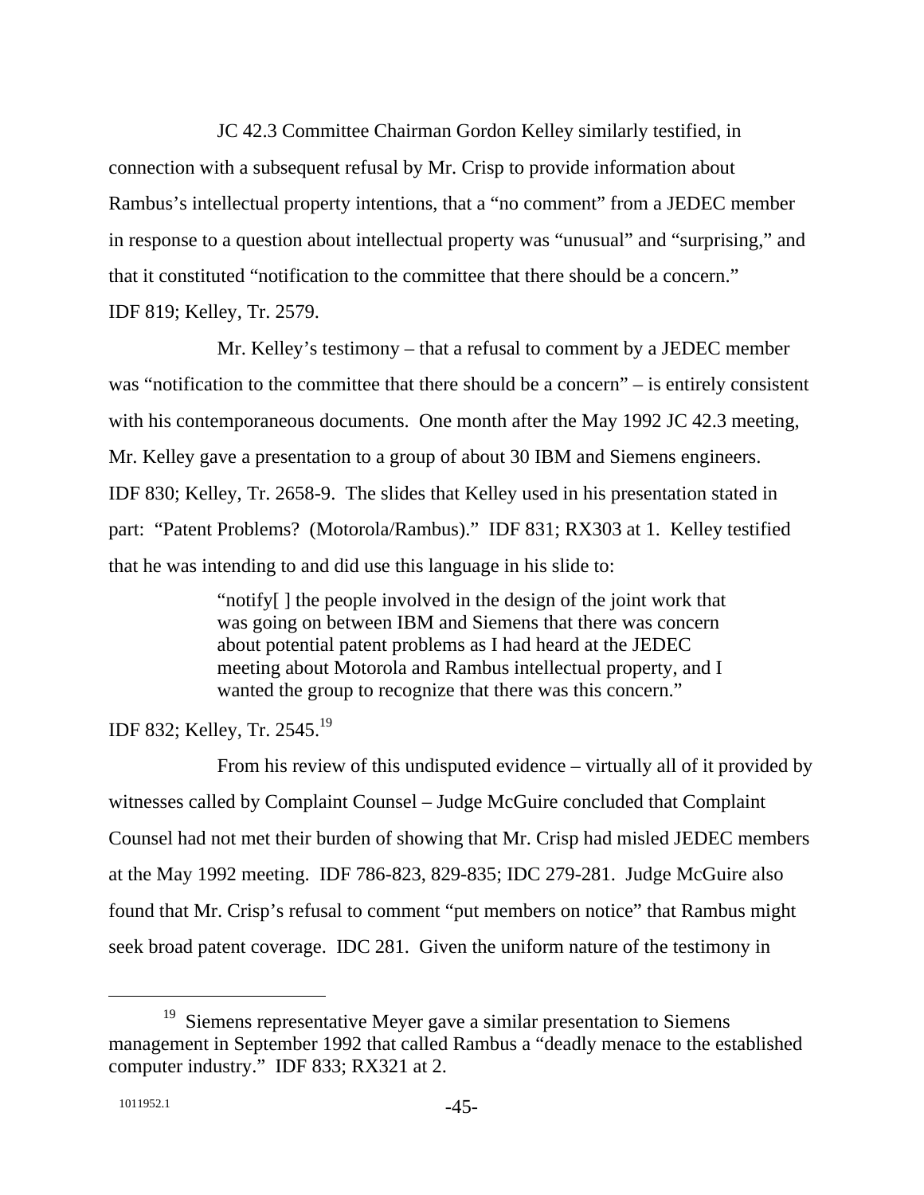JC 42.3 Committee Chairman Gordon Kelley similarly testified, in connection with a subsequent refusal by Mr. Crisp to provide information about Rambus's intellectual property intentions, that a "no comment" from a JEDEC member in response to a question about intellectual property was "unusual" and "surprising," and that it constituted "notification to the committee that there should be a concern." IDF 819; Kelley, Tr. 2579.

Mr. Kelley's testimony – that a refusal to comment by a JEDEC member was "notification to the committee that there should be a concern" – is entirely consistent with his contemporaneous documents. One month after the May 1992 JC 42.3 meeting, Mr. Kelley gave a presentation to a group of about 30 IBM and Siemens engineers. IDF 830; Kelley, Tr. 2658-9. The slides that Kelley used in his presentation stated in part: "Patent Problems? (Motorola/Rambus)." IDF 831; RX303 at 1. Kelley testified that he was intending to and did use this language in his slide to:

> "notify[ ] the people involved in the design of the joint work that was going on between IBM and Siemens that there was concern about potential patent problems as I had heard at the JEDEC meeting about Motorola and Rambus intellectual property, and I wanted the group to recognize that there was this concern."

IDF 832; Kelley, Tr. 2545.[19]

From his review of this undisputed evidence – virtually all of it provided by witnesses called by Complaint Counsel – Judge McGuire concluded that Complaint Counsel had not met their burden of showing that Mr. Crisp had misled JEDEC members at the May 1992 meeting. IDF 786-823, 829-835; IDC 279-281. Judge McGuire also found that Mr. Crisp's refusal to comment "put members on notice" that Rambus might seek broad patent coverage. IDC 281. Given the uniform nature of the testimony in

---

[19] Siemens representative Meyer gave a similar presentation to Siemens management in September 1992 that called Rambus a "deadly menace to the established computer industry." IDF 833; RX321 at 2.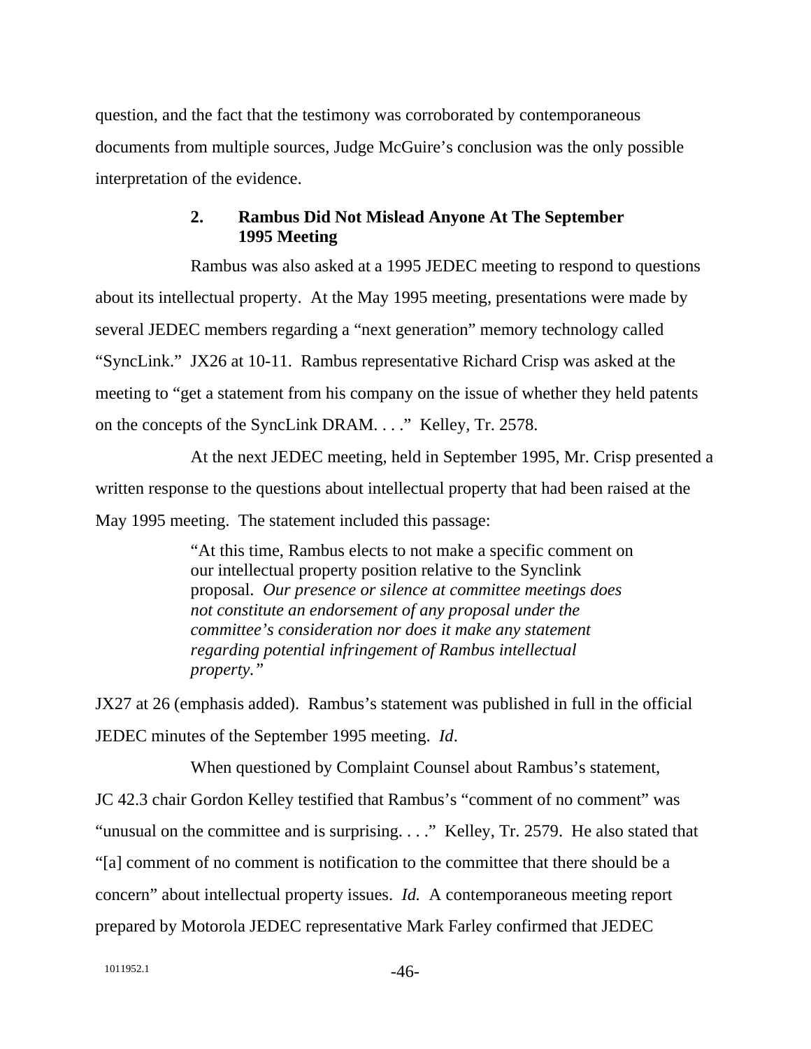question, and the fact that the testimony was corroborated by contemporaneous documents from multiple sources, Judge McGuire's conclusion was the only possible interpretation of the evidence.

### 2. Rambus Did Not Mislead Anyone At The September 1995 Meeting

Rambus was also asked at a 1995 JEDEC meeting to respond to questions about its intellectual property. At the May 1995 meeting, presentations were made by several JEDEC members regarding a "next generation" memory technology called "SyncLink." JX26 at 10-11. Rambus representative Richard Crisp was asked at the meeting to "get a statement from his company on the issue of whether they held patents on the concepts of the SyncLink DRAM. . . ." Kelley, Tr. 2578.

At the next JEDEC meeting, held in September 1995, Mr. Crisp presented a written response to the questions about intellectual property that had been raised at the May 1995 meeting. The statement included this passage:

> "At this time, Rambus elects to not make a specific comment on our intellectual property position relative to the Synclink proposal. *Our presence or silence at committee meetings does not constitute an endorsement of any proposal under the committee's consideration nor does it make any statement regarding potential infringement of Rambus intellectual property."*

JX27 at 26 (emphasis added). Rambus's statement was published in full in the official JEDEC minutes of the September 1995 meeting. *Id*.

When questioned by Complaint Counsel about Rambus's statement, JC 42.3 chair Gordon Kelley testified that Rambus's "comment of no comment" was "unusual on the committee and is surprising. . . ." Kelley, Tr. 2579. He also stated that "[a] comment of no comment is notification to the committee that there should be a concern" about intellectual property issues. *Id.* A contemporaneous meeting report prepared by Motorola JEDEC representative Mark Farley confirmed that JEDEC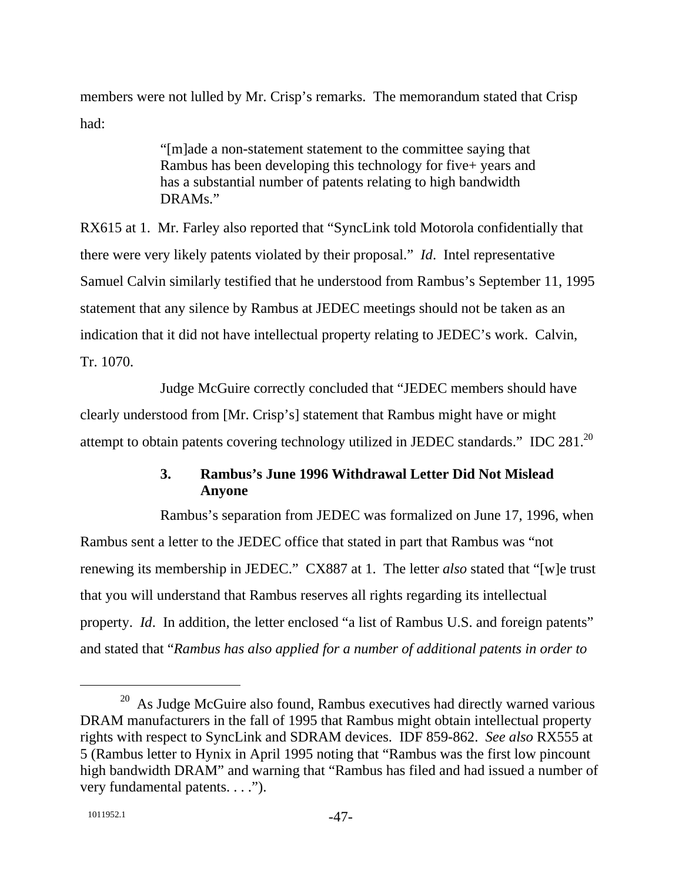members were not lulled by Mr. Crisp's remarks. The memorandum stated that Crisp had:

> "[m]ade a non-statement statement to the committee saying that Rambus has been developing this technology for five+ years and has a substantial number of patents relating to high bandwidth DRAMs."

RX615 at 1. Mr. Farley also reported that "SyncLink told Motorola confidentially that there were very likely patents violated by their proposal." *Id*. Intel representative Samuel Calvin similarly testified that he understood from Rambus's September 11, 1995 statement that any silence by Rambus at JEDEC meetings should not be taken as an indication that it did not have intellectual property relating to JEDEC's work. Calvin, Tr. 1070.

Judge McGuire correctly concluded that "JEDEC members should have clearly understood from [Mr. Crisp's] statement that Rambus might have or might attempt to obtain patents covering technology utilized in JEDEC standards." IDC 281.[20]

### 3. Rambus's June 1996 Withdrawal Letter Did Not Mislead Anyone

Rambus's separation from JEDEC was formalized on June 17, 1996, when Rambus sent a letter to the JEDEC office that stated in part that Rambus was "not renewing its membership in JEDEC." CX887 at 1. The letter *also* stated that "[w]e trust that you will understand that Rambus reserves all rights regarding its intellectual property. *Id*. In addition, the letter enclosed "a list of Rambus U.S. and foreign patents" and stated that "*Rambus has also applied for a number of additional patents in order to*

---

[20] As Judge McGuire also found, Rambus executives had directly warned various DRAM manufacturers in the fall of 1995 that Rambus might obtain intellectual property rights with respect to SyncLink and SDRAM devices. IDF 859-862. *See also* RX555 at 5 (Rambus letter to Hynix in April 1995 noting that "Rambus was the first low pincount high bandwidth DRAM" and warning that "Rambus has filed and had issued a number of very fundamental patents. . . .").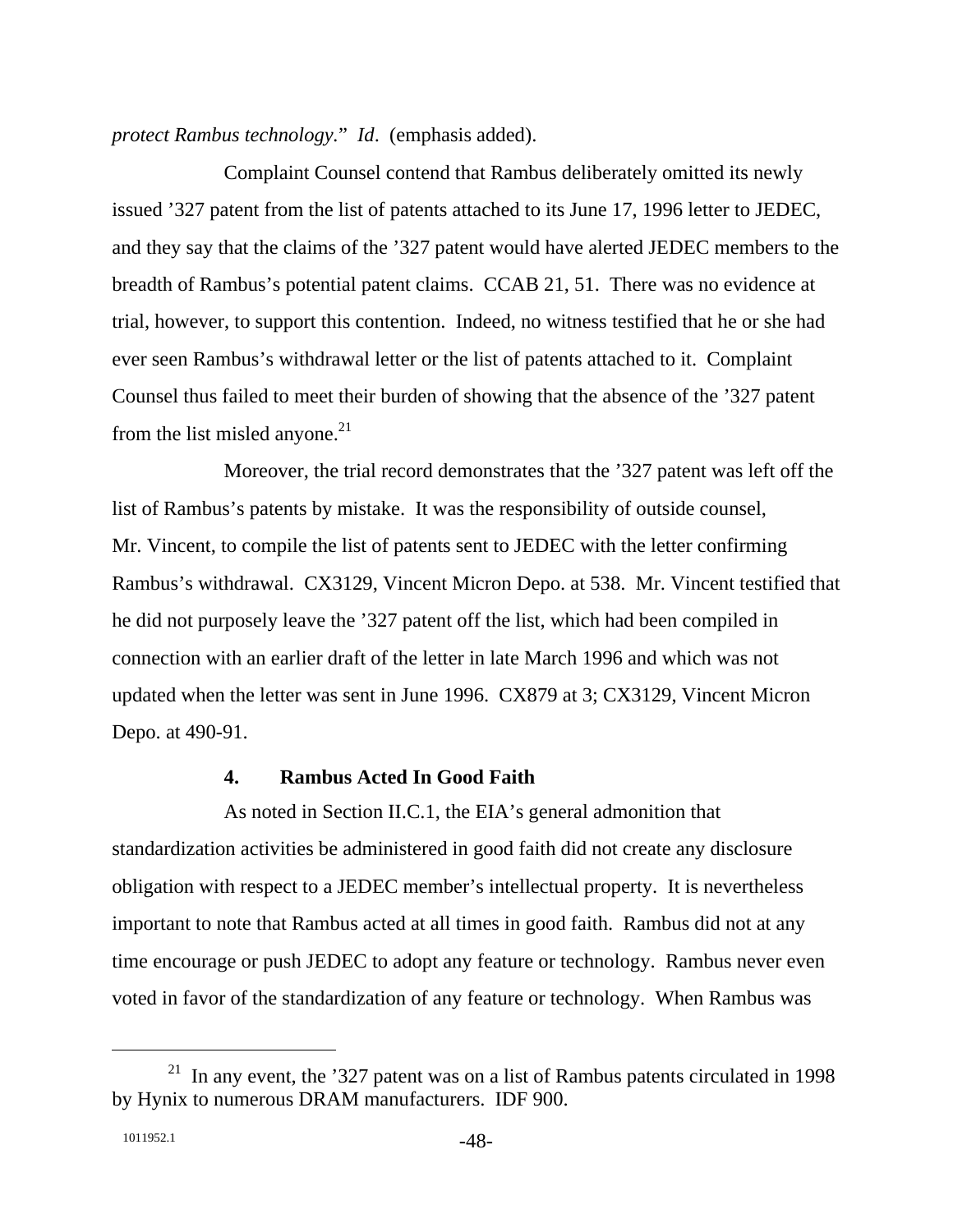*protect Rambus technology*." *Id*. (emphasis added).

Complaint Counsel contend that Rambus deliberately omitted its newly issued '327 patent from the list of patents attached to its June 17, 1996 letter to JEDEC, and they say that the claims of the '327 patent would have alerted JEDEC members to the breadth of Rambus's potential patent claims. CCAB 21, 51. There was no evidence at trial, however, to support this contention. Indeed, no witness testified that he or she had ever seen Rambus's withdrawal letter or the list of patents attached to it. Complaint Counsel thus failed to meet their burden of showing that the absence of the '327 patent from the list misled anyone.[21]

Moreover, the trial record demonstrates that the '327 patent was left off the list of Rambus's patents by mistake. It was the responsibility of outside counsel, Mr. Vincent, to compile the list of patents sent to JEDEC with the letter confirming Rambus's withdrawal. CX3129, Vincent Micron Depo. at 538. Mr. Vincent testified that he did not purposely leave the '327 patent off the list, which had been compiled in connection with an earlier draft of the letter in late March 1996 and which was not updated when the letter was sent in June 1996. CX879 at 3; CX3129, Vincent Micron Depo. at 490-91.

### 4. Rambus Acted In Good Faith

As noted in Section II.C.1, the EIA's general admonition that standardization activities be administered in good faith did not create any disclosure obligation with respect to a JEDEC member's intellectual property. It is nevertheless important to note that Rambus acted at all times in good faith. Rambus did not at any time encourage or push JEDEC to adopt any feature or technology. Rambus never even voted in favor of the standardization of any feature or technology. When Rambus was

---

[21] In any event, the '327 patent was on a list of Rambus patents circulated in 1998 by Hynix to numerous DRAM manufacturers. IDF 900.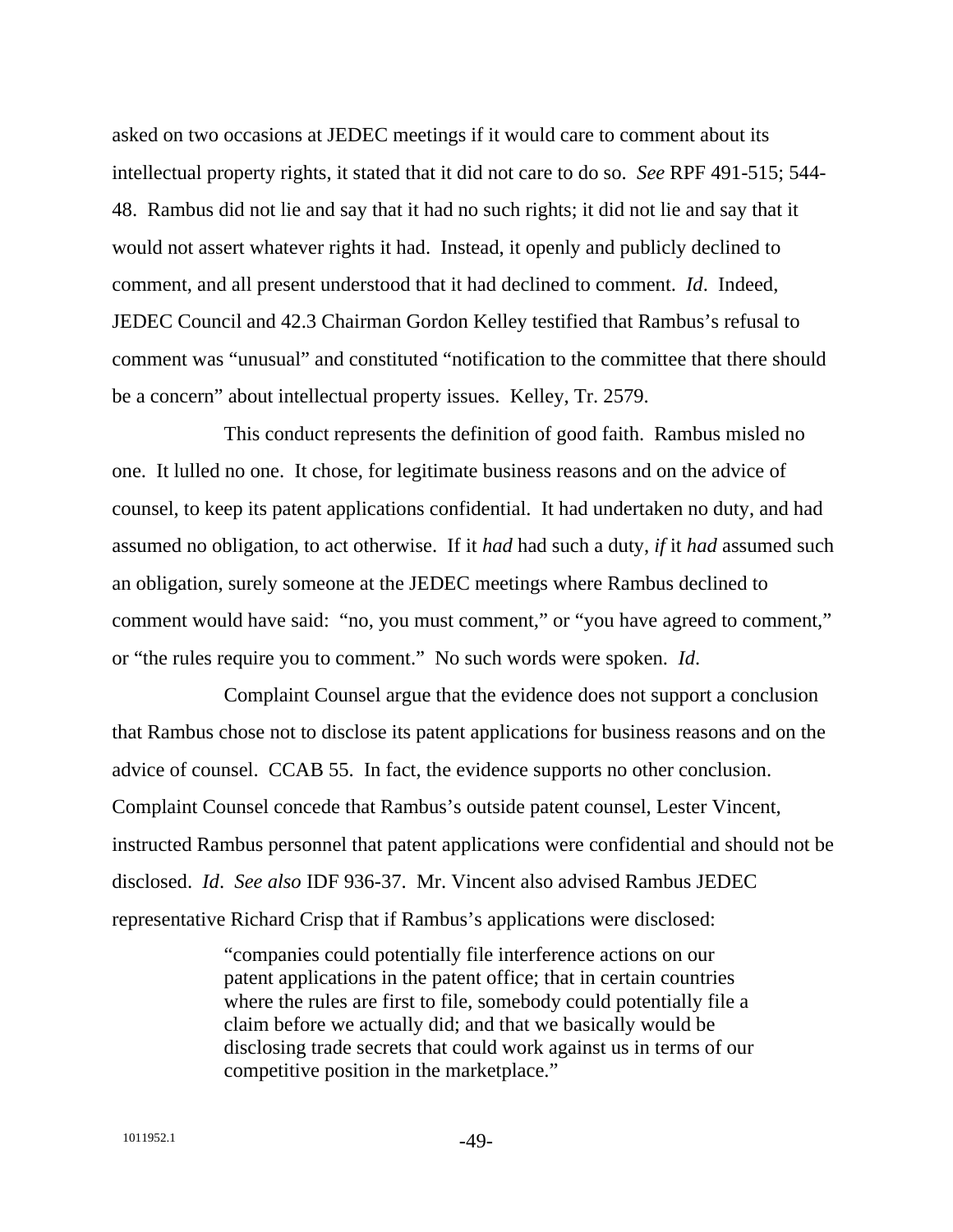asked on two occasions at JEDEC meetings if it would care to comment about its intellectual property rights, it stated that it did not care to do so. *See* RPF 491-515; 544-48. Rambus did not lie and say that it had no such rights; it did not lie and say that it would not assert whatever rights it had. Instead, it openly and publicly declined to comment, and all present understood that it had declined to comment. *Id*. Indeed, JEDEC Council and 42.3 Chairman Gordon Kelley testified that Rambus's refusal to comment was "unusual" and constituted "notification to the committee that there should be a concern" about intellectual property issues. Kelley, Tr. 2579.

This conduct represents the definition of good faith. Rambus misled no one. It lulled no one. It chose, for legitimate business reasons and on the advice of counsel, to keep its patent applications confidential. It had undertaken no duty, and had assumed no obligation, to act otherwise. If it *had* had such a duty, *if* it *had* assumed such an obligation, surely someone at the JEDEC meetings where Rambus declined to comment would have said: "no, you must comment," or "you have agreed to comment," or "the rules require you to comment." No such words were spoken. *Id*.

Complaint Counsel argue that the evidence does not support a conclusion that Rambus chose not to disclose its patent applications for business reasons and on the advice of counsel. CCAB 55. In fact, the evidence supports no other conclusion. Complaint Counsel concede that Rambus's outside patent counsel, Lester Vincent, instructed Rambus personnel that patent applications were confidential and should not be disclosed. *Id*. *See also* IDF 936-37. Mr. Vincent also advised Rambus JEDEC representative Richard Crisp that if Rambus's applications were disclosed:

> "companies could potentially file interference actions on our patent applications in the patent office; that in certain countries where the rules are first to file, somebody could potentially file a claim before we actually did; and that we basically would be disclosing trade secrets that could work against us in terms of our competitive position in the marketplace."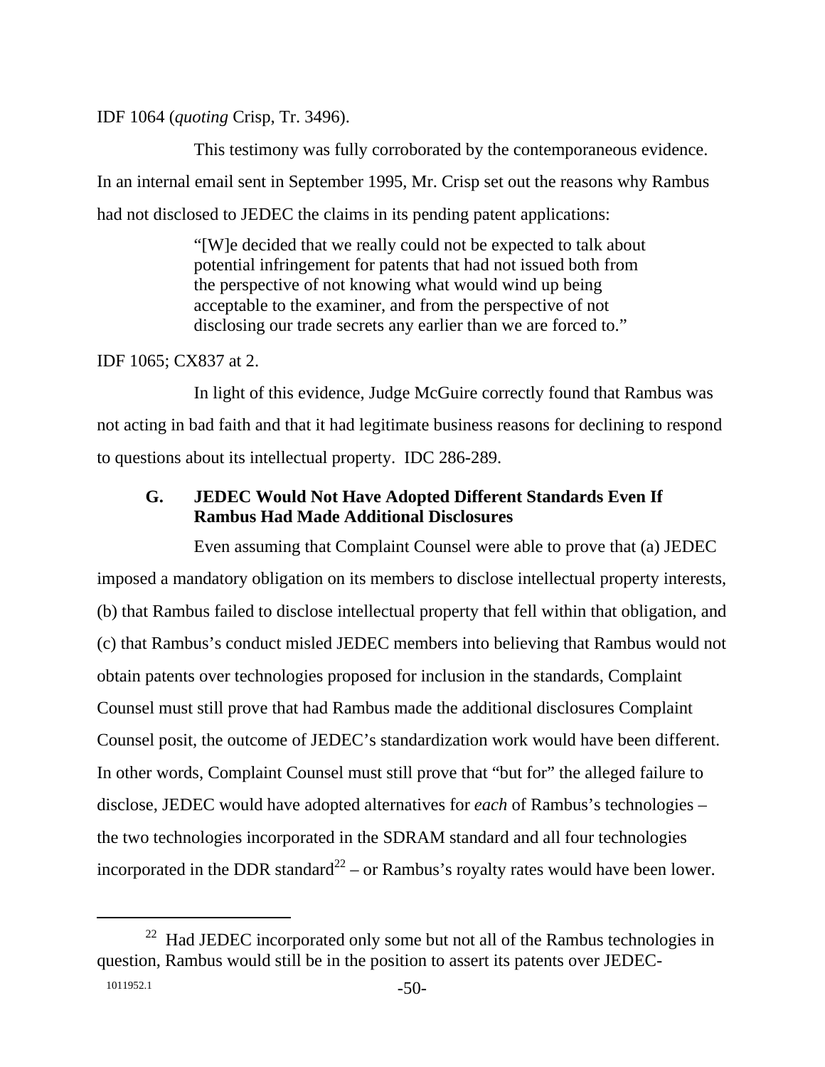IDF 1064 (*quoting* Crisp, Tr. 3496).

This testimony was fully corroborated by the contemporaneous evidence. In an internal email sent in September 1995, Mr. Crisp set out the reasons why Rambus had not disclosed to JEDEC the claims in its pending patent applications:

> "[W]e decided that we really could not be expected to talk about potential infringement for patents that had not issued both from the perspective of not knowing what would wind up being acceptable to the examiner, and from the perspective of not disclosing our trade secrets any earlier than we are forced to."

IDF 1065; CX837 at 2.

In light of this evidence, Judge McGuire correctly found that Rambus was not acting in bad faith and that it had legitimate business reasons for declining to respond to questions about its intellectual property. IDC 286-289.

### G. JEDEC Would Not Have Adopted Different Standards Even If Rambus Had Made Additional Disclosures

Even assuming that Complaint Counsel were able to prove that (a) JEDEC imposed a mandatory obligation on its members to disclose intellectual property interests, (b) that Rambus failed to disclose intellectual property that fell within that obligation, and (c) that Rambus's conduct misled JEDEC members into believing that Rambus would not obtain patents over technologies proposed for inclusion in the standards, Complaint Counsel must still prove that had Rambus made the additional disclosures Complaint Counsel posit, the outcome of JEDEC's standardization work would have been different. In other words, Complaint Counsel must still prove that "but for" the alleged failure to disclose, JEDEC would have adopted alternatives for *each* of Rambus's technologies – the two technologies incorporated in the SDRAM standard and all four technologies incorporated in the DDR standard[22] – or Rambus's royalty rates would have been lower.

[22] Had JEDEC incorporated only some but not all of the Rambus technologies in question, Rambus would still be in the position to assert its patents over JEDEC-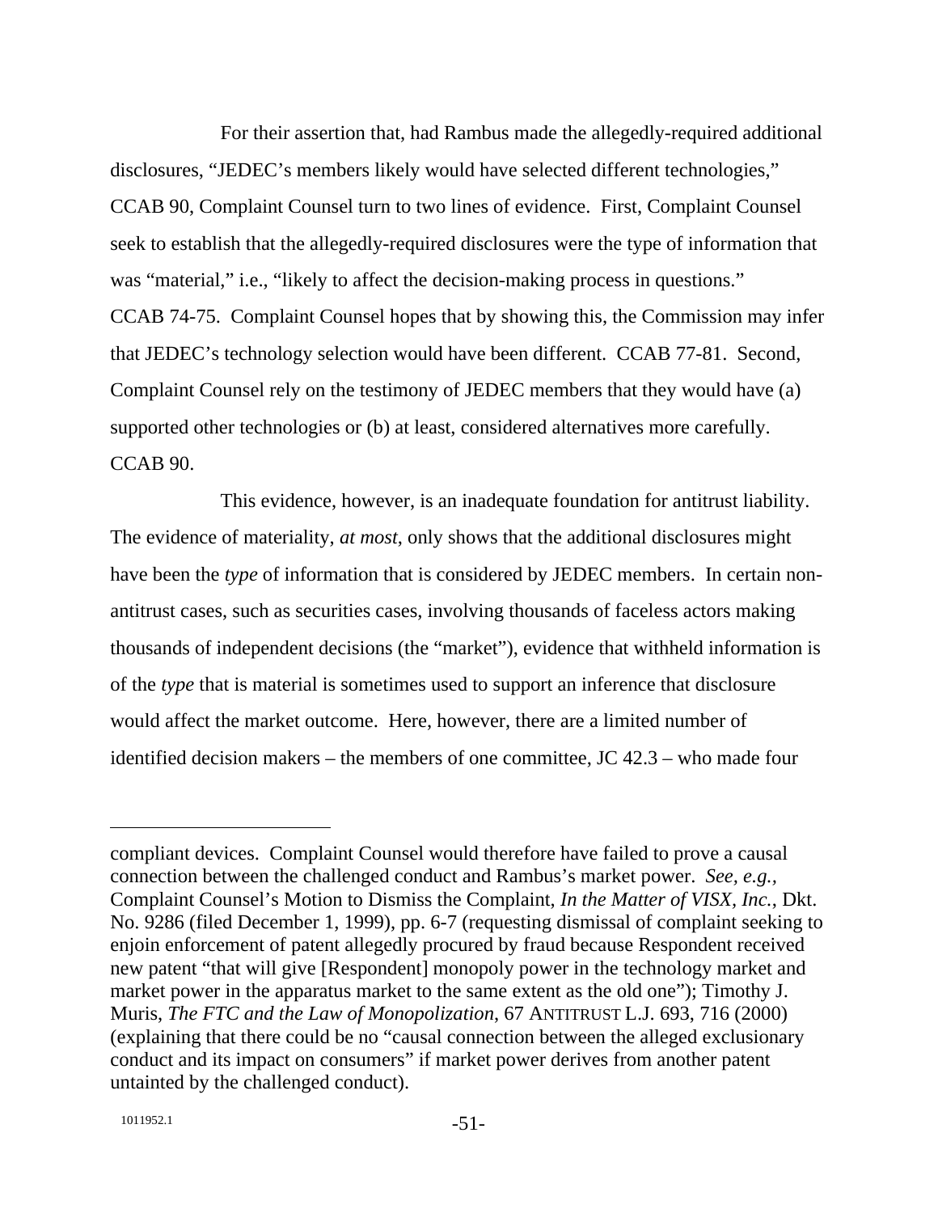For their assertion that, had Rambus made the allegedly-required additional disclosures, "JEDEC's members likely would have selected different technologies," CCAB 90, Complaint Counsel turn to two lines of evidence. First, Complaint Counsel seek to establish that the allegedly-required disclosures were the type of information that was "material," i.e., "likely to affect the decision-making process in questions." CCAB 74-75. Complaint Counsel hopes that by showing this, the Commission may infer that JEDEC's technology selection would have been different. CCAB 77-81. Second, Complaint Counsel rely on the testimony of JEDEC members that they would have (a) supported other technologies or (b) at least, considered alternatives more carefully. CCAB 90.

This evidence, however, is an inadequate foundation for antitrust liability. The evidence of materiality, *at most*, only shows that the additional disclosures might have been the *type* of information that is considered by JEDEC members. In certain non-antitrust cases, such as securities cases, involving thousands of faceless actors making thousands of independent decisions (the "market"), evidence that withheld information is of the *type* that is material is sometimes used to support an inference that disclosure would affect the market outcome. Here, however, there are a limited number of identified decision makers – the members of one committee, JC 42.3 – who made four

---

compliant devices. Complaint Counsel would therefore have failed to prove a causal connection between the challenged conduct and Rambus's market power. *See, e.g.*, Complaint Counsel's Motion to Dismiss the Complaint, *In the Matter of VISX, Inc.*, Dkt. No. 9286 (filed December 1, 1999), pp. 6-7 (requesting dismissal of complaint seeking to enjoin enforcement of patent allegedly procured by fraud because Respondent received new patent "that will give [Respondent] monopoly power in the technology market and market power in the apparatus market to the same extent as the old one"); Timothy J. Muris, *The FTC and the Law of Monopolization*, 67 ANTITRUST L.J. 693, 716 (2000) (explaining that there could be no "causal connection between the alleged exclusionary conduct and its impact on consumers" if market power derives from another patent untainted by the challenged conduct).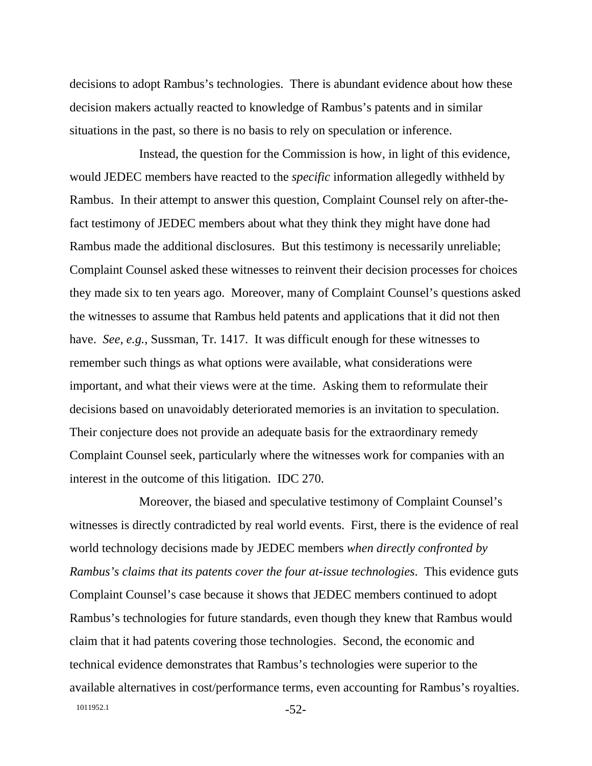decisions to adopt Rambus's technologies. There is abundant evidence about how these decision makers actually reacted to knowledge of Rambus's patents and in similar situations in the past, so there is no basis to rely on speculation or inference.

Instead, the question for the Commission is how, in light of this evidence, would JEDEC members have reacted to the *specific* information allegedly withheld by Rambus. In their attempt to answer this question, Complaint Counsel rely on after-the-fact testimony of JEDEC members about what they think they might have done had Rambus made the additional disclosures. But this testimony is necessarily unreliable; Complaint Counsel asked these witnesses to reinvent their decision processes for choices they made six to ten years ago. Moreover, many of Complaint Counsel's questions asked the witnesses to assume that Rambus held patents and applications that it did not then have. *See, e.g.*, Sussman, Tr. 1417. It was difficult enough for these witnesses to remember such things as what options were available, what considerations were important, and what their views were at the time. Asking them to reformulate their decisions based on unavoidably deteriorated memories is an invitation to speculation. Their conjecture does not provide an adequate basis for the extraordinary remedy Complaint Counsel seek, particularly where the witnesses work for companies with an interest in the outcome of this litigation. IDC 270.

Moreover, the biased and speculative testimony of Complaint Counsel's witnesses is directly contradicted by real world events. First, there is the evidence of real world technology decisions made by JEDEC members *when directly confronted by Rambus's claims that its patents cover the four at-issue technologies*. This evidence guts Complaint Counsel's case because it shows that JEDEC members continued to adopt Rambus's technologies for future standards, even though they knew that Rambus would claim that it had patents covering those technologies. Second, the economic and technical evidence demonstrates that Rambus's technologies were superior to the available alternatives in cost/performance terms, even accounting for Rambus's royalties.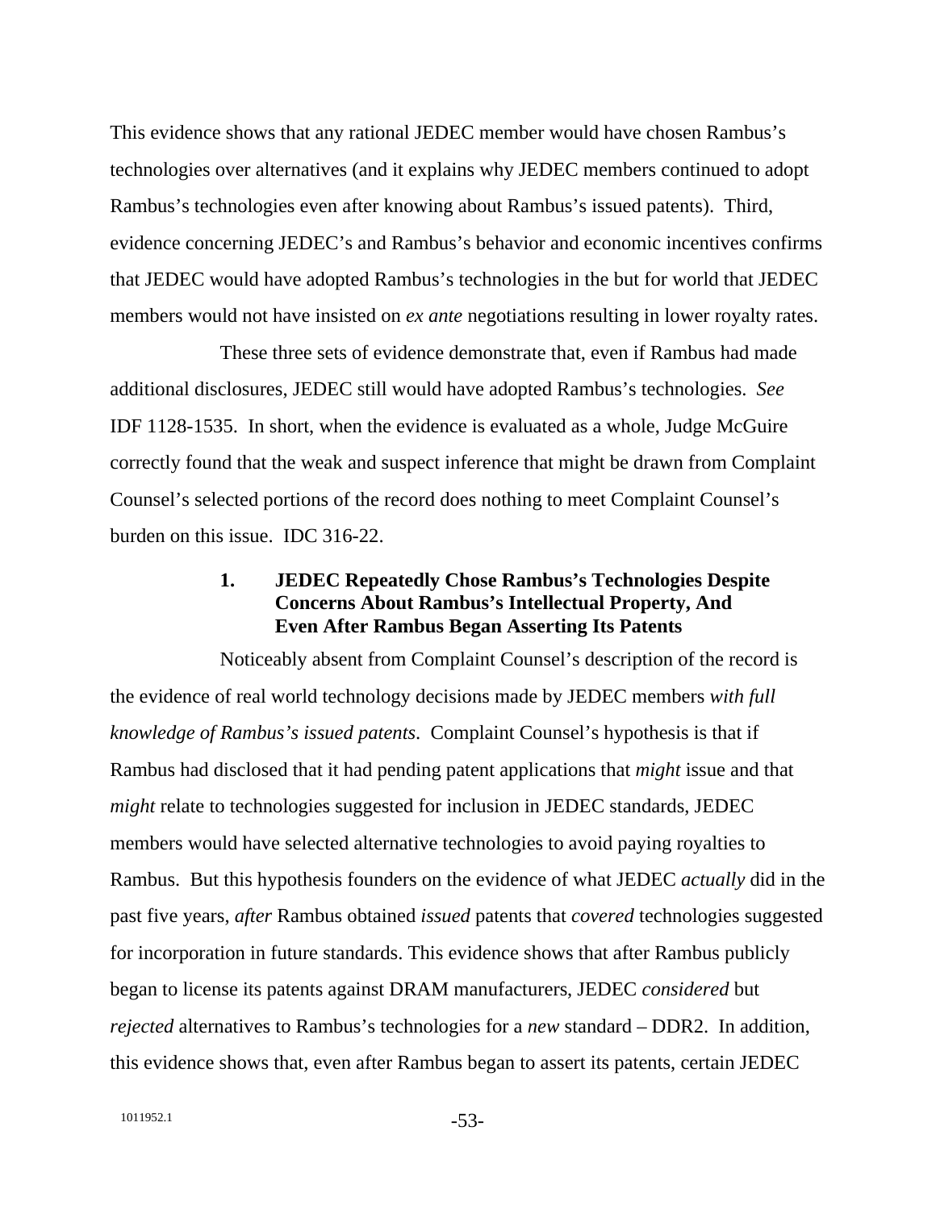This evidence shows that any rational JEDEC member would have chosen Rambus's technologies over alternatives (and it explains why JEDEC members continued to adopt Rambus's technologies even after knowing about Rambus's issued patents). Third, evidence concerning JEDEC's and Rambus's behavior and economic incentives confirms that JEDEC would have adopted Rambus's technologies in the but for world that JEDEC members would not have insisted on *ex ante* negotiations resulting in lower royalty rates.

These three sets of evidence demonstrate that, even if Rambus had made additional disclosures, JEDEC still would have adopted Rambus's technologies. *See* IDF 1128-1535. In short, when the evidence is evaluated as a whole, Judge McGuire correctly found that the weak and suspect inference that might be drawn from Complaint Counsel's selected portions of the record does nothing to meet Complaint Counsel's burden on this issue. IDC 316-22.

#### 1. JEDEC Repeatedly Chose Rambus's Technologies Despite Concerns About Rambus's Intellectual Property, And Even After Rambus Began Asserting Its Patents

Noticeably absent from Complaint Counsel's description of the record is the evidence of real world technology decisions made by JEDEC members *with full knowledge of Rambus's issued patents*. Complaint Counsel's hypothesis is that if Rambus had disclosed that it had pending patent applications that *might* issue and that *might* relate to technologies suggested for inclusion in JEDEC standards, JEDEC members would have selected alternative technologies to avoid paying royalties to Rambus. But this hypothesis founders on the evidence of what JEDEC *actually* did in the past five years, *after* Rambus obtained *issued* patents that *covered* technologies suggested for incorporation in future standards. This evidence shows that after Rambus publicly began to license its patents against DRAM manufacturers, JEDEC *considered* but *rejected* alternatives to Rambus's technologies for a *new* standard – DDR2. In addition, this evidence shows that, even after Rambus began to assert its patents, certain JEDEC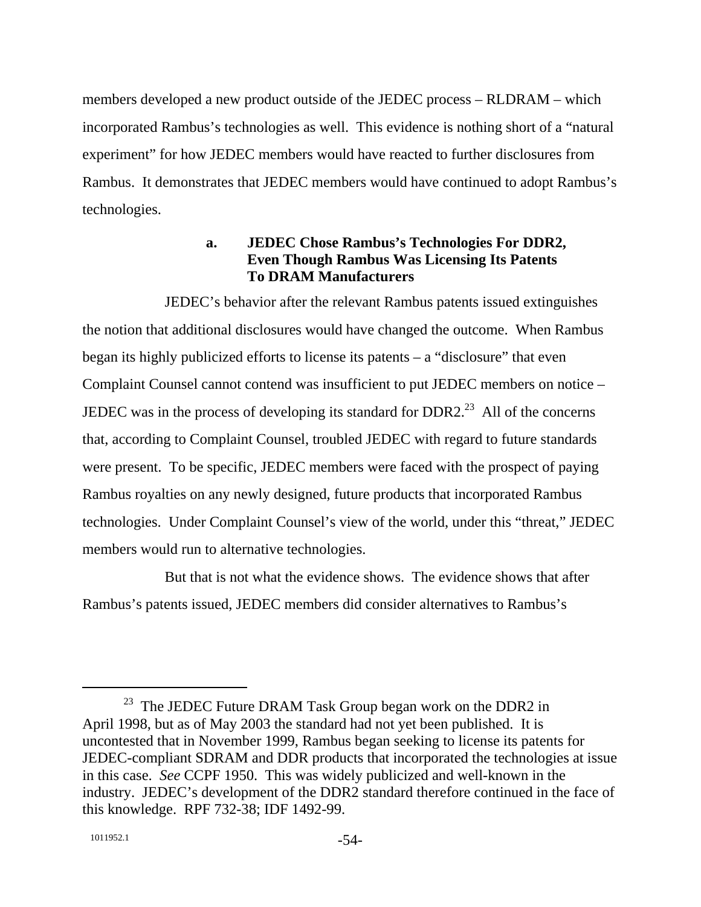members developed a new product outside of the JEDEC process – RLDRAM – which incorporated Rambus's technologies as well. This evidence is nothing short of a "natural experiment" for how JEDEC members would have reacted to further disclosures from Rambus. It demonstrates that JEDEC members would have continued to adopt Rambus's technologies.

**a. JEDEC Chose Rambus's Technologies For DDR2, Even Though Rambus Was Licensing Its Patents To DRAM Manufacturers**

JEDEC's behavior after the relevant Rambus patents issued extinguishes the notion that additional disclosures would have changed the outcome. When Rambus began its highly publicized efforts to license its patents – a "disclosure" that even Complaint Counsel cannot contend was insufficient to put JEDEC members on notice – JEDEC was in the process of developing its standard for DDR2.[23] All of the concerns that, according to Complaint Counsel, troubled JEDEC with regard to future standards were present. To be specific, JEDEC members were faced with the prospect of paying Rambus royalties on any newly designed, future products that incorporated Rambus technologies. Under Complaint Counsel's view of the world, under this "threat," JEDEC members would run to alternative technologies.

But that is not what the evidence shows. The evidence shows that after Rambus's patents issued, JEDEC members did consider alternatives to Rambus's

---

[23] The JEDEC Future DRAM Task Group began work on the DDR2 in April 1998, but as of May 2003 the standard had not yet been published. It is uncontested that in November 1999, Rambus began seeking to license its patents for JEDEC-compliant SDRAM and DDR products that incorporated the technologies at issue in this case. *See* CCPF 1950. This was widely publicized and well-known in the industry. JEDEC's development of the DDR2 standard therefore continued in the face of this knowledge. RPF 732-38; IDF 1492-99.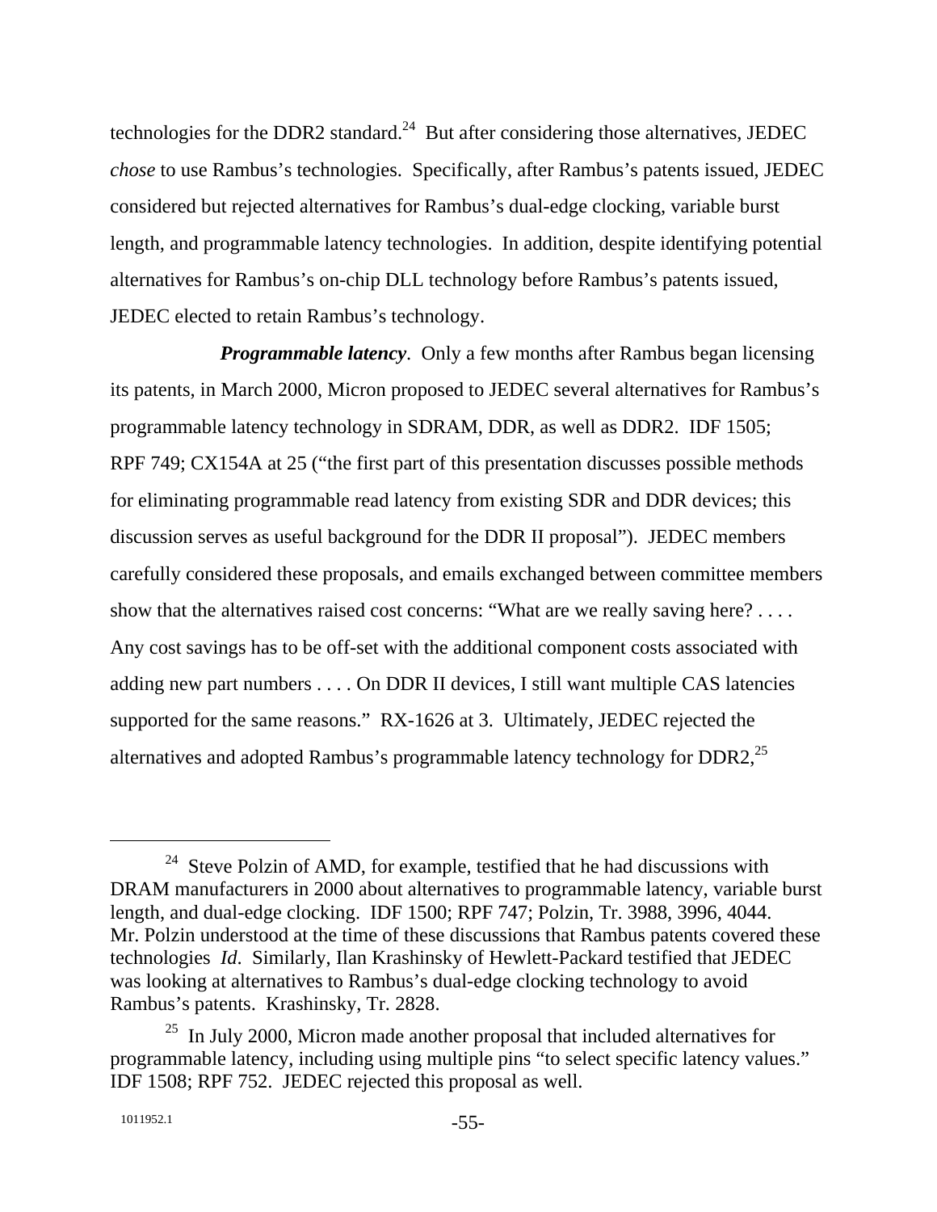technologies for the DDR2 standard.[24] But after considering those alternatives, JEDEC *chose* to use Rambus's technologies. Specifically, after Rambus's patents issued, JEDEC considered but rejected alternatives for Rambus's dual-edge clocking, variable burst length, and programmable latency technologies. In addition, despite identifying potential alternatives for Rambus's on-chip DLL technology before Rambus's patents issued, JEDEC elected to retain Rambus's technology.

***Programmable latency***. Only a few months after Rambus began licensing its patents, in March 2000, Micron proposed to JEDEC several alternatives for Rambus's programmable latency technology in SDRAM, DDR, as well as DDR2. IDF 1505; RPF 749; CX154A at 25 ("the first part of this presentation discusses possible methods for eliminating programmable read latency from existing SDR and DDR devices; this discussion serves as useful background for the DDR II proposal"). JEDEC members carefully considered these proposals, and emails exchanged between committee members show that the alternatives raised cost concerns: "What are we really saving here? . . . . Any cost savings has to be off-set with the additional component costs associated with adding new part numbers . . . . On DDR II devices, I still want multiple CAS latencies supported for the same reasons." RX-1626 at 3. Ultimately, JEDEC rejected the alternatives and adopted Rambus's programmable latency technology for DDR2,[25]

---

[24] Steve Polzin of AMD, for example, testified that he had discussions with DRAM manufacturers in 2000 about alternatives to programmable latency, variable burst length, and dual-edge clocking. IDF 1500; RPF 747; Polzin, Tr. 3988, 3996, 4044. Mr. Polzin understood at the time of these discussions that Rambus patents covered these technologies *Id*. Similarly, Ilan Krashinsky of Hewlett-Packard testified that JEDEC was looking at alternatives to Rambus's dual-edge clocking technology to avoid Rambus's patents. Krashinsky, Tr. 2828.

[25] In July 2000, Micron made another proposal that included alternatives for programmable latency, including using multiple pins "to select specific latency values." IDF 1508; RPF 752. JEDEC rejected this proposal as well.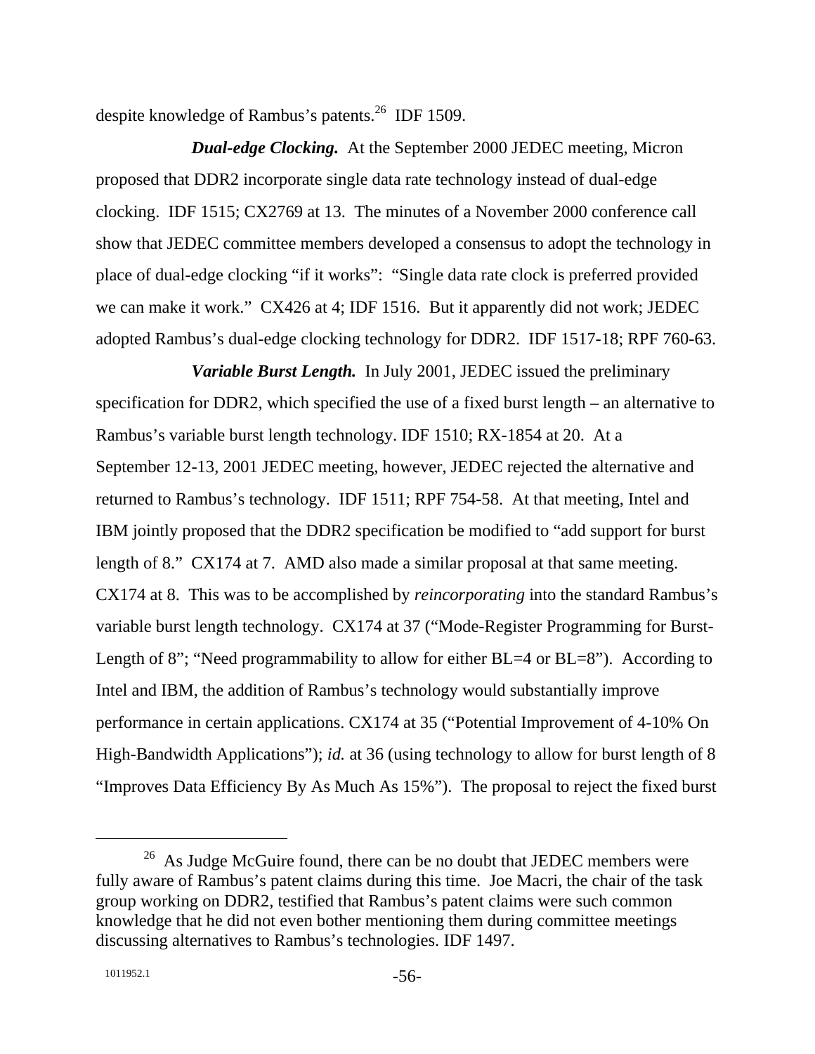despite knowledge of Rambus's patents.[26] IDF 1509.

***Dual-edge Clocking.*** At the September 2000 JEDEC meeting, Micron proposed that DDR2 incorporate single data rate technology instead of dual-edge clocking. IDF 1515; CX2769 at 13. The minutes of a November 2000 conference call show that JEDEC committee members developed a consensus to adopt the technology in place of dual-edge clocking "if it works": "Single data rate clock is preferred provided we can make it work." CX426 at 4; IDF 1516. But it apparently did not work; JEDEC adopted Rambus's dual-edge clocking technology for DDR2. IDF 1517-18; RPF 760-63.

***Variable Burst Length.*** In July 2001, JEDEC issued the preliminary specification for DDR2, which specified the use of a fixed burst length – an alternative to Rambus's variable burst length technology. IDF 1510; RX-1854 at 20. At a September 12-13, 2001 JEDEC meeting, however, JEDEC rejected the alternative and returned to Rambus's technology. IDF 1511; RPF 754-58. At that meeting, Intel and IBM jointly proposed that the DDR2 specification be modified to "add support for burst length of 8." CX174 at 7. AMD also made a similar proposal at that same meeting. CX174 at 8. This was to be accomplished by *reincorporating* into the standard Rambus's variable burst length technology. CX174 at 37 ("Mode-Register Programming for Burst-Length of 8"; "Need programmability to allow for either BL=4 or BL=8"). According to Intel and IBM, the addition of Rambus's technology would substantially improve performance in certain applications. CX174 at 35 ("Potential Improvement of 4-10% On High-Bandwidth Applications"); *id.* at 36 (using technology to allow for burst length of 8 "Improves Data Efficiency By As Much As 15%"). The proposal to reject the fixed burst

[26] As Judge McGuire found, there can be no doubt that JEDEC members were fully aware of Rambus's patent claims during this time. Joe Macri, the chair of the task group working on DDR2, testified that Rambus's patent claims were such common knowledge that he did not even bother mentioning them during committee meetings discussing alternatives to Rambus's technologies. IDF 1497.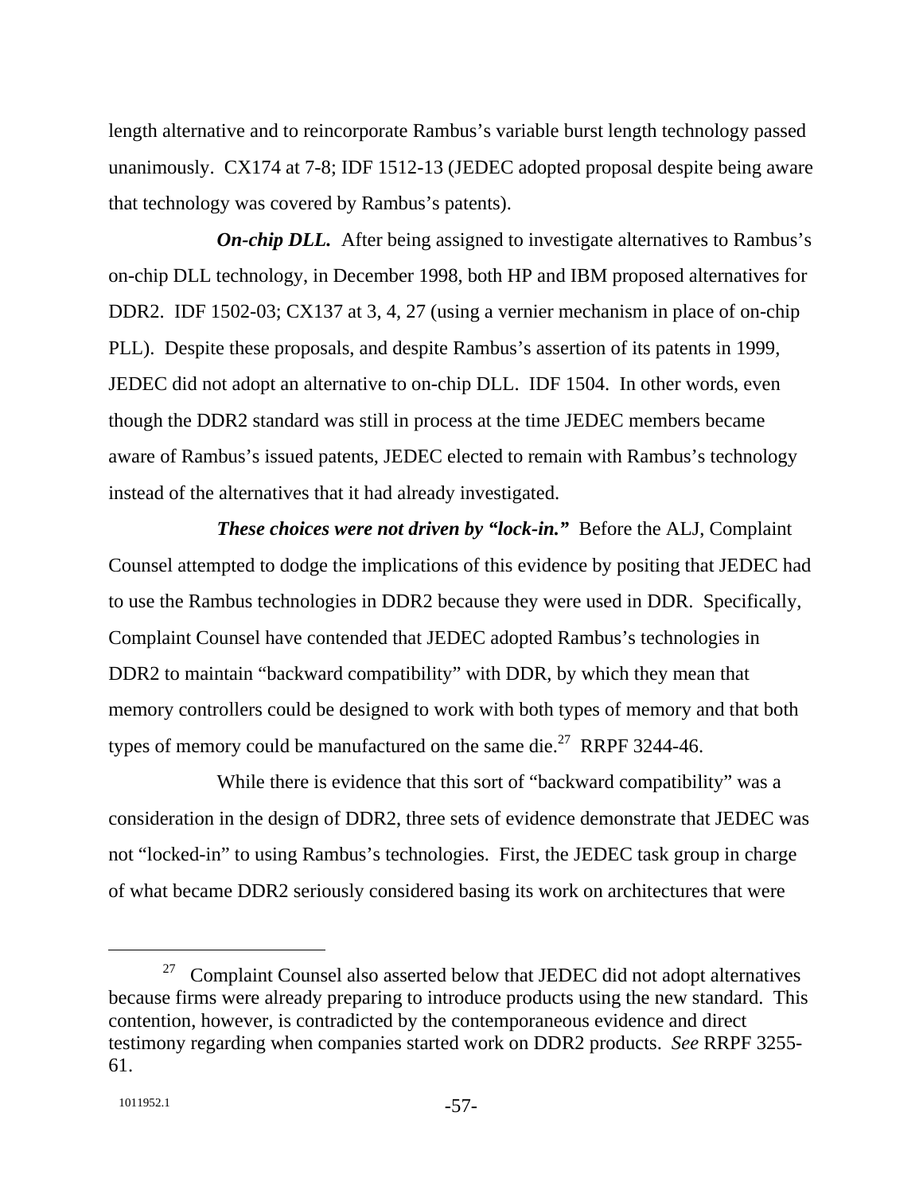length alternative and to reincorporate Rambus's variable burst length technology passed unanimously. CX174 at 7-8; IDF 1512-13 (JEDEC adopted proposal despite being aware that technology was covered by Rambus's patents).

***On-chip DLL.*** After being assigned to investigate alternatives to Rambus's on-chip DLL technology, in December 1998, both HP and IBM proposed alternatives for DDR2. IDF 1502-03; CX137 at 3, 4, 27 (using a vernier mechanism in place of on-chip PLL). Despite these proposals, and despite Rambus's assertion of its patents in 1999, JEDEC did not adopt an alternative to on-chip DLL. IDF 1504. In other words, even though the DDR2 standard was still in process at the time JEDEC members became aware of Rambus's issued patents, JEDEC elected to remain with Rambus's technology instead of the alternatives that it had already investigated.

***These choices were not driven by "lock-in."*** Before the ALJ, Complaint Counsel attempted to dodge the implications of this evidence by positing that JEDEC had to use the Rambus technologies in DDR2 because they were used in DDR. Specifically, Complaint Counsel have contended that JEDEC adopted Rambus's technologies in DDR2 to maintain "backward compatibility" with DDR, by which they mean that memory controllers could be designed to work with both types of memory and that both types of memory could be manufactured on the same die.[27] RRPF 3244-46.

While there is evidence that this sort of "backward compatibility" was a consideration in the design of DDR2, three sets of evidence demonstrate that JEDEC was not "locked-in" to using Rambus's technologies. First, the JEDEC task group in charge of what became DDR2 seriously considered basing its work on architectures that were

---

[27] Complaint Counsel also asserted below that JEDEC did not adopt alternatives because firms were already preparing to introduce products using the new standard. This contention, however, is contradicted by the contemporaneous evidence and direct testimony regarding when companies started work on DDR2 products. *See* RRPF 3255-61.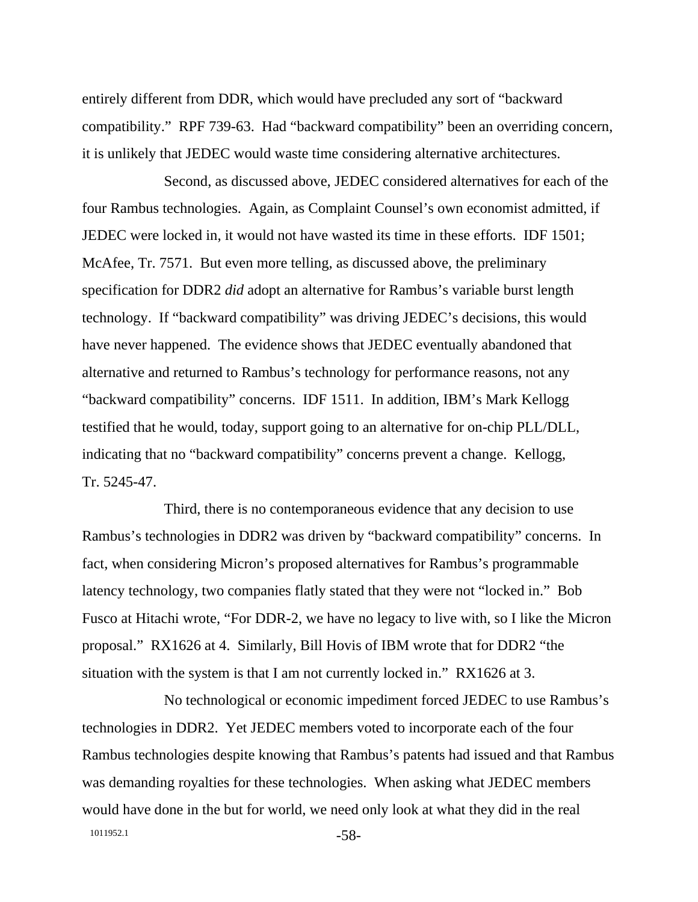entirely different from DDR, which would have precluded any sort of "backward compatibility." RPF 739-63. Had "backward compatibility" been an overriding concern, it is unlikely that JEDEC would waste time considering alternative architectures.

Second, as discussed above, JEDEC considered alternatives for each of the four Rambus technologies. Again, as Complaint Counsel's own economist admitted, if JEDEC were locked in, it would not have wasted its time in these efforts. IDF 1501; McAfee, Tr. 7571. But even more telling, as discussed above, the preliminary specification for DDR2 *did* adopt an alternative for Rambus's variable burst length technology. If "backward compatibility" was driving JEDEC's decisions, this would have never happened. The evidence shows that JEDEC eventually abandoned that alternative and returned to Rambus's technology for performance reasons, not any "backward compatibility" concerns. IDF 1511. In addition, IBM's Mark Kellogg testified that he would, today, support going to an alternative for on-chip PLL/DLL, indicating that no "backward compatibility" concerns prevent a change. Kellogg, Tr. 5245-47.

Third, there is no contemporaneous evidence that any decision to use Rambus's technologies in DDR2 was driven by "backward compatibility" concerns. In fact, when considering Micron's proposed alternatives for Rambus's programmable latency technology, two companies flatly stated that they were not "locked in." Bob Fusco at Hitachi wrote, "For DDR-2, we have no legacy to live with, so I like the Micron proposal." RX1626 at 4. Similarly, Bill Hovis of IBM wrote that for DDR2 "the situation with the system is that I am not currently locked in." RX1626 at 3.

No technological or economic impediment forced JEDEC to use Rambus's technologies in DDR2. Yet JEDEC members voted to incorporate each of the four Rambus technologies despite knowing that Rambus's patents had issued and that Rambus was demanding royalties for these technologies. When asking what JEDEC members would have done in the but for world, we need only look at what they did in the real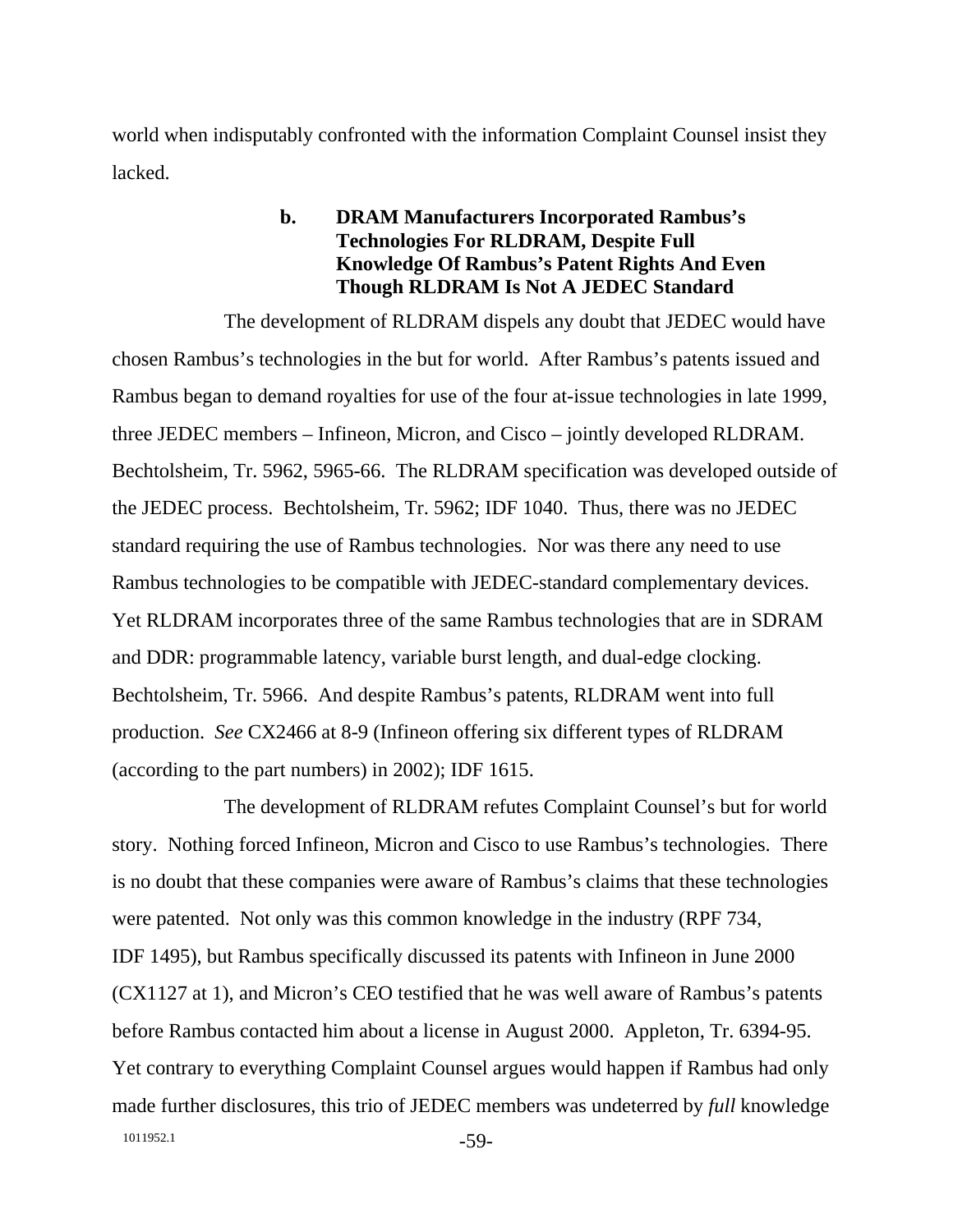world when indisputably confronted with the information Complaint Counsel insist they lacked.

#### b. DRAM Manufacturers Incorporated Rambus's Technologies For RLDRAM, Despite Full Knowledge Of Rambus's Patent Rights And Even Though RLDRAM Is Not A JEDEC Standard

The development of RLDRAM dispels any doubt that JEDEC would have chosen Rambus's technologies in the but for world. After Rambus's patents issued and Rambus began to demand royalties for use of the four at-issue technologies in late 1999, three JEDEC members – Infineon, Micron, and Cisco – jointly developed RLDRAM. Bechtolsheim, Tr. 5962, 5965-66. The RLDRAM specification was developed outside of the JEDEC process. Bechtolsheim, Tr. 5962; IDF 1040. Thus, there was no JEDEC standard requiring the use of Rambus technologies. Nor was there any need to use Rambus technologies to be compatible with JEDEC-standard complementary devices. Yet RLDRAM incorporates three of the same Rambus technologies that are in SDRAM and DDR: programmable latency, variable burst length, and dual-edge clocking. Bechtolsheim, Tr. 5966. And despite Rambus's patents, RLDRAM went into full production. *See* CX2466 at 8-9 (Infineon offering six different types of RLDRAM (according to the part numbers) in 2002); IDF 1615.

The development of RLDRAM refutes Complaint Counsel's but for world story. Nothing forced Infineon, Micron and Cisco to use Rambus's technologies. There is no doubt that these companies were aware of Rambus's claims that these technologies were patented. Not only was this common knowledge in the industry (RPF 734, IDF 1495), but Rambus specifically discussed its patents with Infineon in June 2000 (CX1127 at 1), and Micron's CEO testified that he was well aware of Rambus's patents before Rambus contacted him about a license in August 2000. Appleton, Tr. 6394-95. Yet contrary to everything Complaint Counsel argues would happen if Rambus had only made further disclosures, this trio of JEDEC members was undeterred by *full* knowledge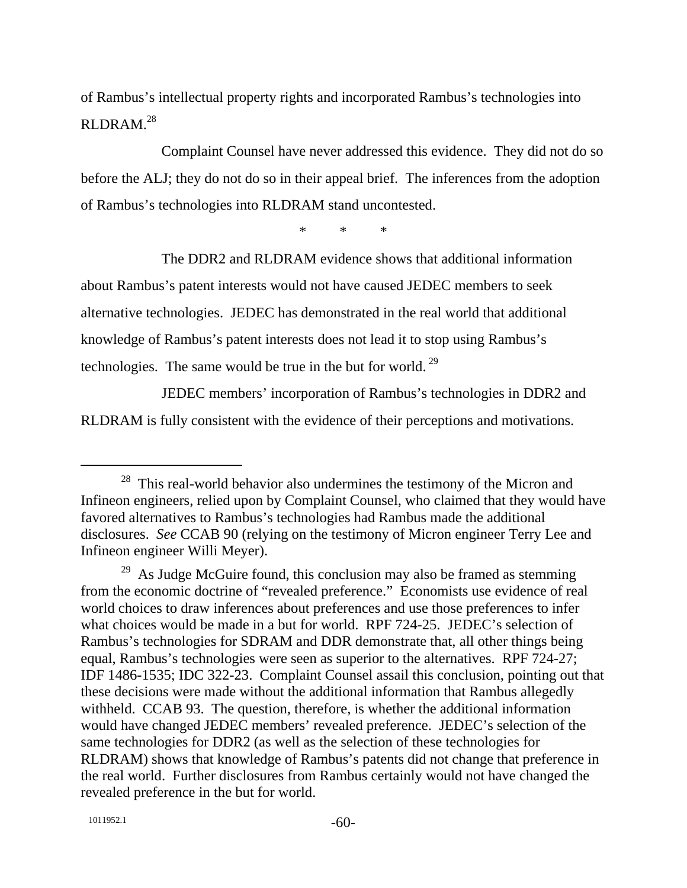of Rambus's intellectual property rights and incorporated Rambus's technologies into RLDRAM.[28]

Complaint Counsel have never addressed this evidence. They did not do so before the ALJ; they do not do so in their appeal brief. The inferences from the adoption of Rambus's technologies into RLDRAM stand uncontested.

\* \* \*

The DDR2 and RLDRAM evidence shows that additional information about Rambus's patent interests would not have caused JEDEC members to seek alternative technologies. JEDEC has demonstrated in the real world that additional knowledge of Rambus's patent interests does not lead it to stop using Rambus's technologies. The same would be true in the but for world.[29]

JEDEC members' incorporation of Rambus's technologies in DDR2 and RLDRAM is fully consistent with the evidence of their perceptions and motivations.

---

[28] This real-world behavior also undermines the testimony of the Micron and Infineon engineers, relied upon by Complaint Counsel, who claimed that they would have favored alternatives to Rambus's technologies had Rambus made the additional disclosures. *See* CCAB 90 (relying on the testimony of Micron engineer Terry Lee and Infineon engineer Willi Meyer).

[29] As Judge McGuire found, this conclusion may also be framed as stemming from the economic doctrine of "revealed preference." Economists use evidence of real world choices to draw inferences about preferences and use those preferences to infer what choices would be made in a but for world. RPF 724-25. JEDEC's selection of Rambus's technologies for SDRAM and DDR demonstrate that, all other things being equal, Rambus's technologies were seen as superior to the alternatives. RPF 724-27; IDF 1486-1535; IDC 322-23. Complaint Counsel assail this conclusion, pointing out that these decisions were made without the additional information that Rambus allegedly withheld. CCAB 93. The question, therefore, is whether the additional information would have changed JEDEC members' revealed preference. JEDEC's selection of the same technologies for DDR2 (as well as the selection of these technologies for RLDRAM) shows that knowledge of Rambus's patents did not change that preference in the real world. Further disclosures from Rambus certainly would not have changed the revealed preference in the but for world.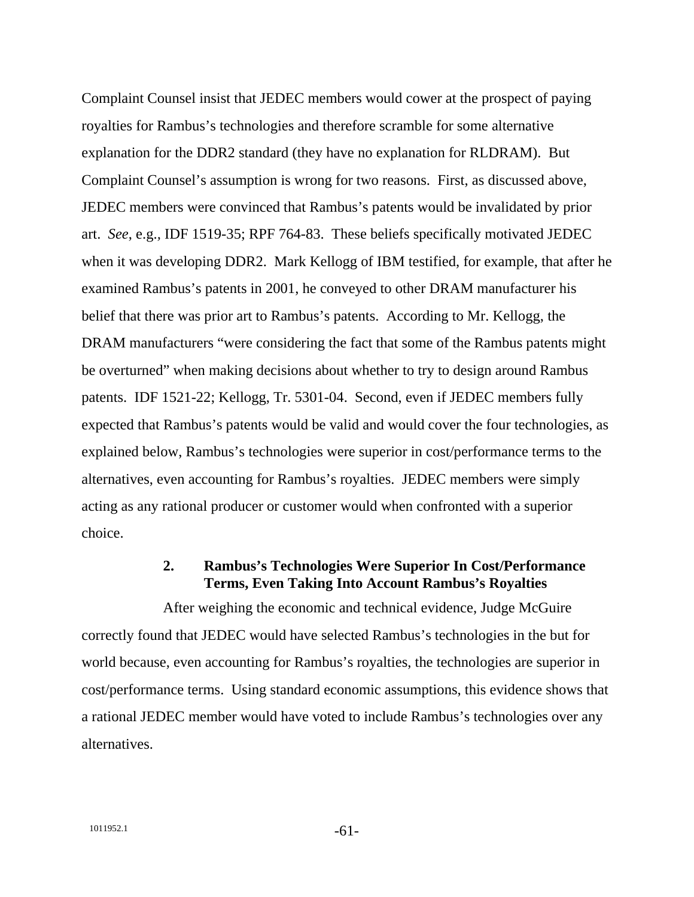Complaint Counsel insist that JEDEC members would cower at the prospect of paying royalties for Rambus's technologies and therefore scramble for some alternative explanation for the DDR2 standard (they have no explanation for RLDRAM). But Complaint Counsel's assumption is wrong for two reasons. First, as discussed above, JEDEC members were convinced that Rambus's patents would be invalidated by prior art. *See*, e.g., IDF 1519-35; RPF 764-83. These beliefs specifically motivated JEDEC when it was developing DDR2. Mark Kellogg of IBM testified, for example, that after he examined Rambus's patents in 2001, he conveyed to other DRAM manufacturer his belief that there was prior art to Rambus's patents. According to Mr. Kellogg, the DRAM manufacturers "were considering the fact that some of the Rambus patents might be overturned" when making decisions about whether to try to design around Rambus patents. IDF 1521-22; Kellogg, Tr. 5301-04. Second, even if JEDEC members fully expected that Rambus's patents would be valid and would cover the four technologies, as explained below, Rambus's technologies were superior in cost/performance terms to the alternatives, even accounting for Rambus's royalties. JEDEC members were simply acting as any rational producer or customer would when confronted with a superior choice.

### 2. Rambus's Technologies Were Superior In Cost/Performance Terms, Even Taking Into Account Rambus's Royalties

After weighing the economic and technical evidence, Judge McGuire correctly found that JEDEC would have selected Rambus's technologies in the but for world because, even accounting for Rambus's royalties, the technologies are superior in cost/performance terms. Using standard economic assumptions, this evidence shows that a rational JEDEC member would have voted to include Rambus's technologies over any alternatives.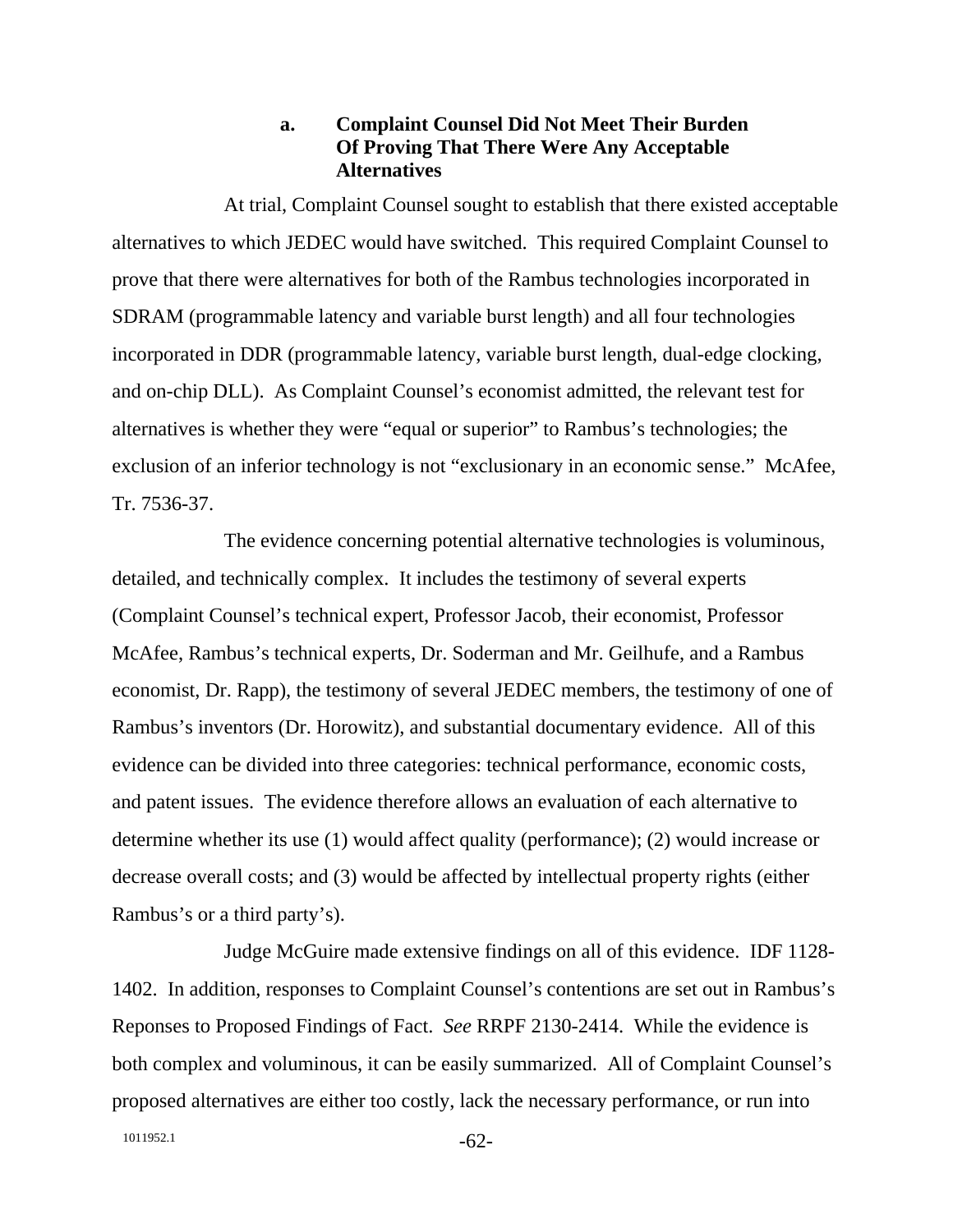#### a. Complaint Counsel Did Not Meet Their Burden Of Proving That There Were Any Acceptable Alternatives

At trial, Complaint Counsel sought to establish that there existed acceptable alternatives to which JEDEC would have switched. This required Complaint Counsel to prove that there were alternatives for both of the Rambus technologies incorporated in SDRAM (programmable latency and variable burst length) and all four technologies incorporated in DDR (programmable latency, variable burst length, dual-edge clocking, and on-chip DLL). As Complaint Counsel's economist admitted, the relevant test for alternatives is whether they were "equal or superior" to Rambus's technologies; the exclusion of an inferior technology is not "exclusionary in an economic sense." McAfee, Tr. 7536-37.

The evidence concerning potential alternative technologies is voluminous, detailed, and technically complex. It includes the testimony of several experts (Complaint Counsel's technical expert, Professor Jacob, their economist, Professor McAfee, Rambus's technical experts, Dr. Soderman and Mr. Geilhufe, and a Rambus economist, Dr. Rapp), the testimony of several JEDEC members, the testimony of one of Rambus's inventors (Dr. Horowitz), and substantial documentary evidence. All of this evidence can be divided into three categories: technical performance, economic costs, and patent issues. The evidence therefore allows an evaluation of each alternative to determine whether its use (1) would affect quality (performance); (2) would increase or decrease overall costs; and (3) would be affected by intellectual property rights (either Rambus's or a third party's).

Judge McGuire made extensive findings on all of this evidence. IDF 1128-1402. In addition, responses to Complaint Counsel's contentions are set out in Rambus's Reponses to Proposed Findings of Fact. *See* RRPF 2130-2414. While the evidence is both complex and voluminous, it can be easily summarized. All of Complaint Counsel's proposed alternatives are either too costly, lack the necessary performance, or run into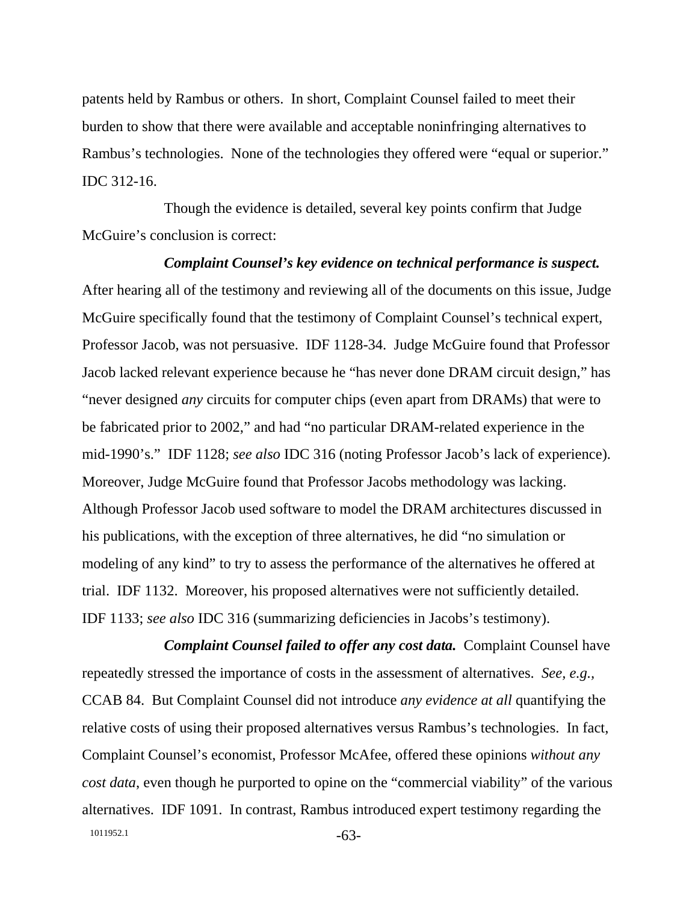patents held by Rambus or others. In short, Complaint Counsel failed to meet their burden to show that there were available and acceptable noninfringing alternatives to Rambus's technologies. None of the technologies they offered were "equal or superior." IDC 312-16.

Though the evidence is detailed, several key points confirm that Judge McGuire's conclusion is correct:

***Complaint Counsel's key evidence on technical performance is suspect.*** After hearing all of the testimony and reviewing all of the documents on this issue, Judge McGuire specifically found that the testimony of Complaint Counsel's technical expert, Professor Jacob, was not persuasive. IDF 1128-34. Judge McGuire found that Professor Jacob lacked relevant experience because he "has never done DRAM circuit design," has "never designed *any* circuits for computer chips (even apart from DRAMs) that were to be fabricated prior to 2002," and had "no particular DRAM-related experience in the mid-1990's." IDF 1128; *see also* IDC 316 (noting Professor Jacob's lack of experience). Moreover, Judge McGuire found that Professor Jacobs methodology was lacking. Although Professor Jacob used software to model the DRAM architectures discussed in his publications, with the exception of three alternatives, he did "no simulation or modeling of any kind" to try to assess the performance of the alternatives he offered at trial. IDF 1132. Moreover, his proposed alternatives were not sufficiently detailed. IDF 1133; *see also* IDC 316 (summarizing deficiencies in Jacobs's testimony).

***Complaint Counsel failed to offer any cost data.*** Complaint Counsel have repeatedly stressed the importance of costs in the assessment of alternatives. *See, e.g.*, CCAB 84. But Complaint Counsel did not introduce *any evidence at all* quantifying the relative costs of using their proposed alternatives versus Rambus's technologies. In fact, Complaint Counsel's economist, Professor McAfee, offered these opinions *without any cost data*, even though he purported to opine on the "commercial viability" of the various alternatives. IDF 1091. In contrast, Rambus introduced expert testimony regarding the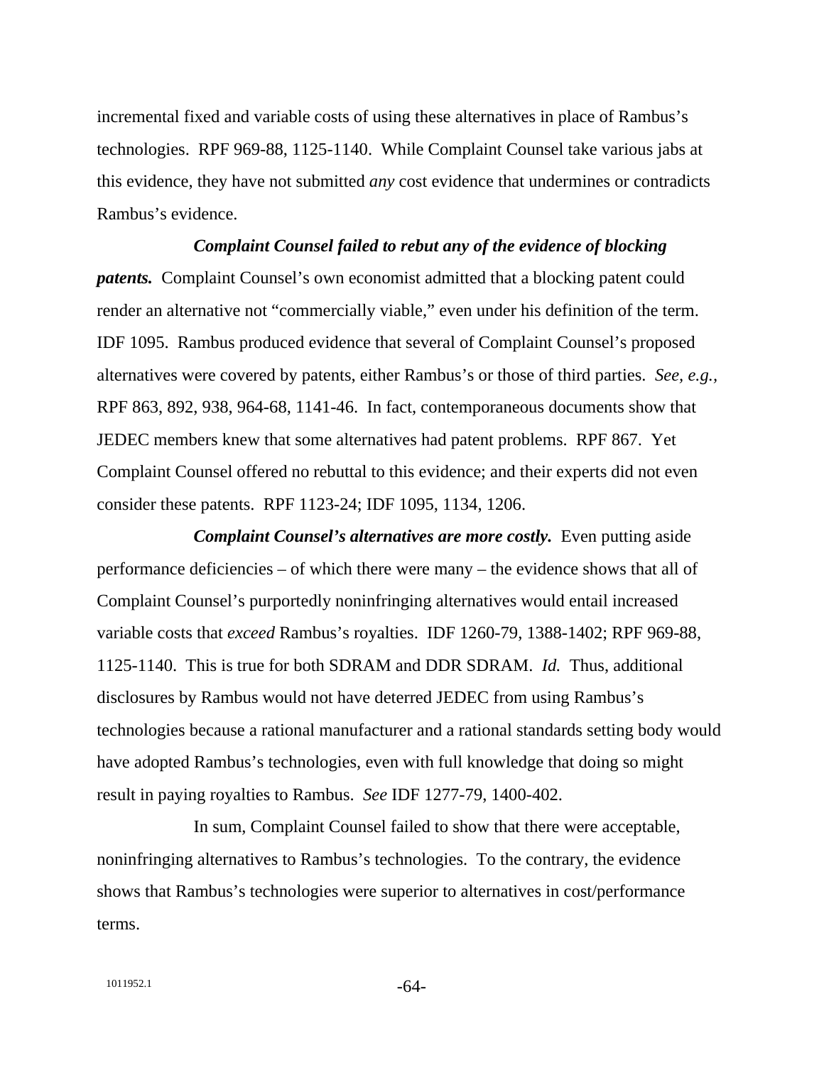incremental fixed and variable costs of using these alternatives in place of Rambus's technologies. RPF 969-88, 1125-1140. While Complaint Counsel take various jabs at this evidence, they have not submitted *any* cost evidence that undermines or contradicts Rambus's evidence.

***Complaint Counsel failed to rebut any of the evidence of blocking patents.*** Complaint Counsel's own economist admitted that a blocking patent could render an alternative not "commercially viable," even under his definition of the term. IDF 1095. Rambus produced evidence that several of Complaint Counsel's proposed alternatives were covered by patents, either Rambus's or those of third parties. *See, e.g.*, RPF 863, 892, 938, 964-68, 1141-46. In fact, contemporaneous documents show that JEDEC members knew that some alternatives had patent problems. RPF 867. Yet Complaint Counsel offered no rebuttal to this evidence; and their experts did not even consider these patents. RPF 1123-24; IDF 1095, 1134, 1206.

***Complaint Counsel's alternatives are more costly.*** Even putting aside performance deficiencies – of which there were many – the evidence shows that all of Complaint Counsel's purportedly noninfringing alternatives would entail increased variable costs that *exceed* Rambus's royalties. IDF 1260-79, 1388-1402; RPF 969-88, 1125-1140. This is true for both SDRAM and DDR SDRAM. *Id.* Thus, additional disclosures by Rambus would not have deterred JEDEC from using Rambus's technologies because a rational manufacturer and a rational standards setting body would have adopted Rambus's technologies, even with full knowledge that doing so might result in paying royalties to Rambus. *See* IDF 1277-79, 1400-402.

In sum, Complaint Counsel failed to show that there were acceptable, noninfringing alternatives to Rambus's technologies. To the contrary, the evidence shows that Rambus's technologies were superior to alternatives in cost/performance terms.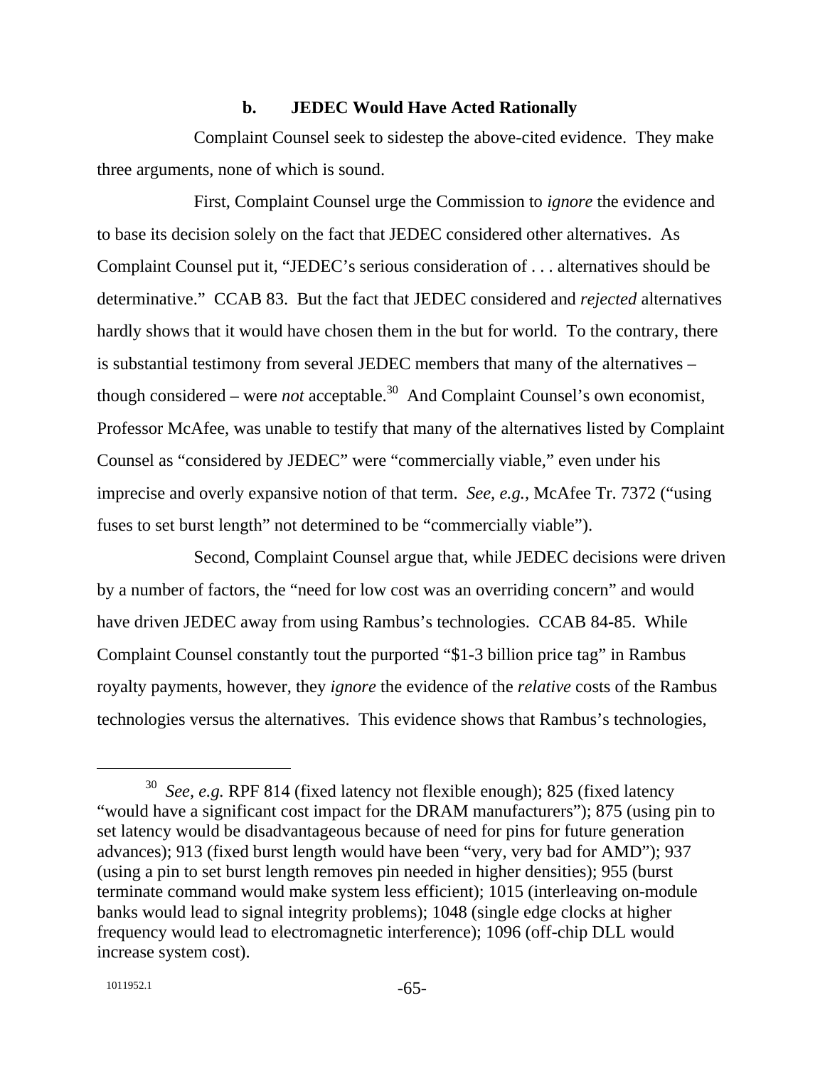### b. JEDEC Would Have Acted Rationally

Complaint Counsel seek to sidestep the above-cited evidence. They make three arguments, none of which is sound.

First, Complaint Counsel urge the Commission to *ignore* the evidence and to base its decision solely on the fact that JEDEC considered other alternatives. As Complaint Counsel put it, "JEDEC's serious consideration of . . . alternatives should be determinative." CCAB 83. But the fact that JEDEC considered and *rejected* alternatives hardly shows that it would have chosen them in the but for world. To the contrary, there is substantial testimony from several JEDEC members that many of the alternatives – though considered – were *not* acceptable.[30] And Complaint Counsel's own economist, Professor McAfee, was unable to testify that many of the alternatives listed by Complaint Counsel as "considered by JEDEC" were "commercially viable," even under his imprecise and overly expansive notion of that term. *See, e.g.*, McAfee Tr. 7372 ("using fuses to set burst length" not determined to be "commercially viable").

Second, Complaint Counsel argue that, while JEDEC decisions were driven by a number of factors, the "need for low cost was an overriding concern" and would have driven JEDEC away from using Rambus's technologies. CCAB 84-85. While Complaint Counsel constantly tout the purported "$1-3 billion price tag" in Rambus royalty payments, however, they *ignore* the evidence of the *relative* costs of the Rambus technologies versus the alternatives. This evidence shows that Rambus's technologies,

---

[30] *See, e.g.* RPF 814 (fixed latency not flexible enough); 825 (fixed latency "would have a significant cost impact for the DRAM manufacturers"); 875 (using pin to set latency would be disadvantageous because of need for pins for future generation advances); 913 (fixed burst length would have been "very, very bad for AMD"); 937 (using a pin to set burst length removes pin needed in higher densities); 955 (burst terminate command would make system less efficient); 1015 (interleaving on-module banks would lead to signal integrity problems); 1048 (single edge clocks at higher frequency would lead to electromagnetic interference); 1096 (off-chip DLL would increase system cost).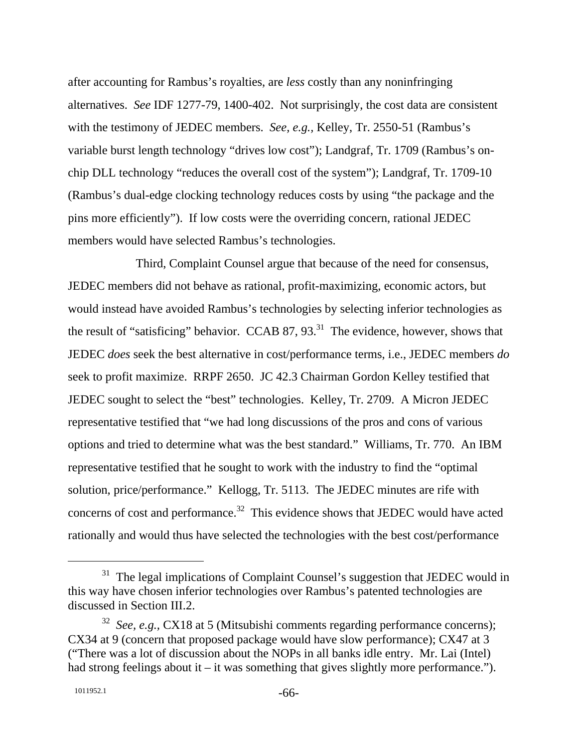after accounting for Rambus's royalties, are *less* costly than any noninfringing alternatives. *See* IDF 1277-79, 1400-402. Not surprisingly, the cost data are consistent with the testimony of JEDEC members. *See, e.g.,* Kelley, Tr. 2550-51 (Rambus's variable burst length technology "drives low cost"); Landgraf, Tr. 1709 (Rambus's on-chip DLL technology "reduces the overall cost of the system"); Landgraf, Tr. 1709-10 (Rambus's dual-edge clocking technology reduces costs by using "the package and the pins more efficiently"). If low costs were the overriding concern, rational JEDEC members would have selected Rambus's technologies.

Third, Complaint Counsel argue that because of the need for consensus, JEDEC members did not behave as rational, profit-maximizing, economic actors, but would instead have avoided Rambus's technologies by selecting inferior technologies as the result of "satisficing" behavior. CCAB 87, 93.[31] The evidence, however, shows that JEDEC *does* seek the best alternative in cost/performance terms, i.e., JEDEC members *do* seek to profit maximize. RRPF 2650. JC 42.3 Chairman Gordon Kelley testified that JEDEC sought to select the "best" technologies. Kelley, Tr. 2709. A Micron JEDEC representative testified that "we had long discussions of the pros and cons of various options and tried to determine what was the best standard." Williams, Tr. 770. An IBM representative testified that he sought to work with the industry to find the "optimal solution, price/performance." Kellogg, Tr. 5113. The JEDEC minutes are rife with concerns of cost and performance.[32] This evidence shows that JEDEC would have acted rationally and would thus have selected the technologies with the best cost/performance

---

[31] The legal implications of Complaint Counsel's suggestion that JEDEC would in this way have chosen inferior technologies over Rambus's patented technologies are discussed in Section III.2.

[32] *See, e.g.,* CX18 at 5 (Mitsubishi comments regarding performance concerns); CX34 at 9 (concern that proposed package would have slow performance); CX47 at 3 ("There was a lot of discussion about the NOPs in all banks idle entry. Mr. Lai (Intel) had strong feelings about it – it was something that gives slightly more performance.").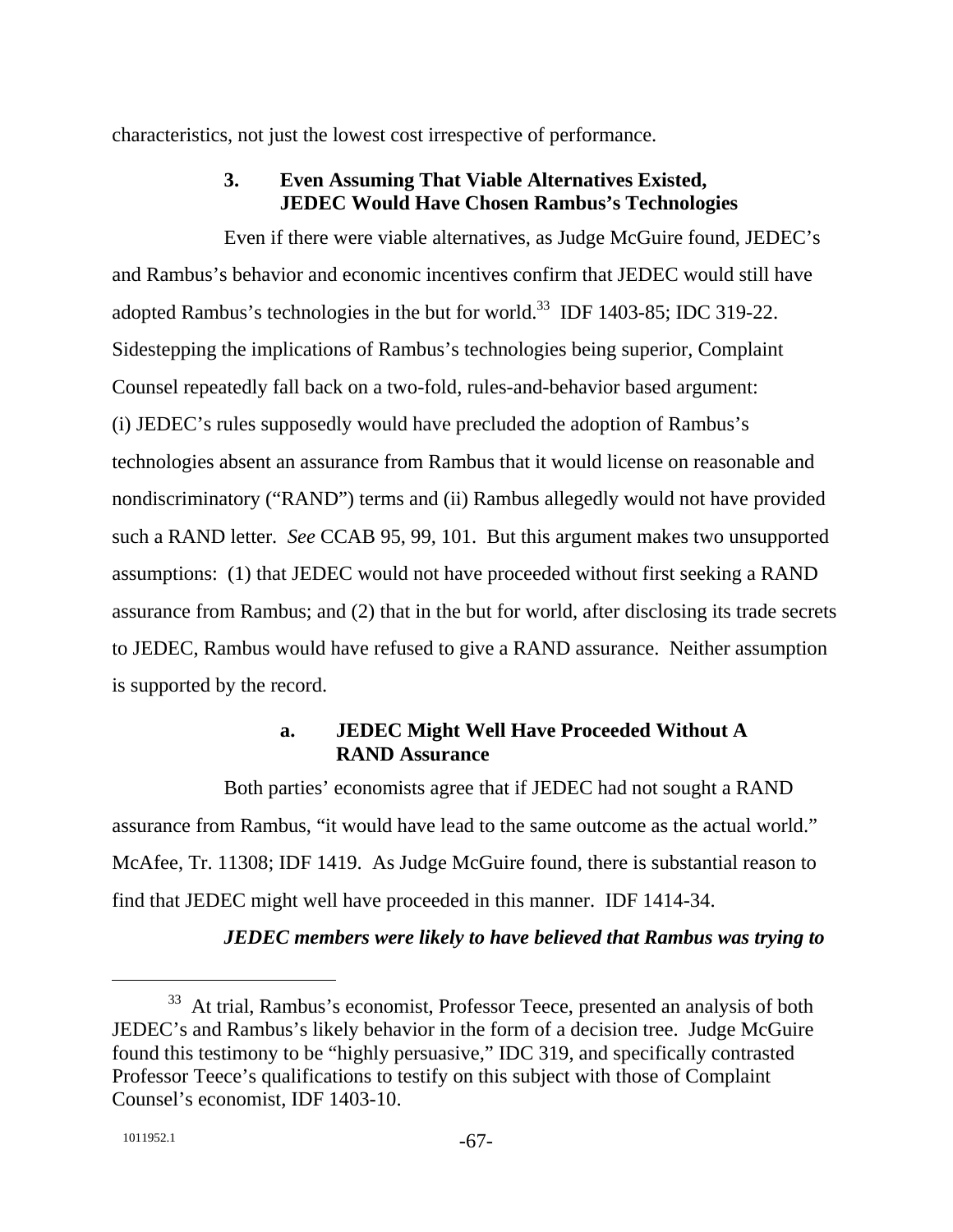characteristics, not just the lowest cost irrespective of performance.

### 3. Even Assuming That Viable Alternatives Existed, JEDEC Would Have Chosen Rambus's Technologies

Even if there were viable alternatives, as Judge McGuire found, JEDEC's and Rambus's behavior and economic incentives confirm that JEDEC would still have adopted Rambus's technologies in the but for world.[33] IDF 1403-85; IDC 319-22. Sidestepping the implications of Rambus's technologies being superior, Complaint Counsel repeatedly fall back on a two-fold, rules-and-behavior based argument: (i) JEDEC's rules supposedly would have precluded the adoption of Rambus's technologies absent an assurance from Rambus that it would license on reasonable and nondiscriminatory ("RAND") terms and (ii) Rambus allegedly would not have provided such a RAND letter. *See* CCAB 95, 99, 101. But this argument makes two unsupported assumptions: (1) that JEDEC would not have proceeded without first seeking a RAND assurance from Rambus; and (2) that in the but for world, after disclosing its trade secrets to JEDEC, Rambus would have refused to give a RAND assurance. Neither assumption is supported by the record.

#### a. JEDEC Might Well Have Proceeded Without A RAND Assurance

Both parties' economists agree that if JEDEC had not sought a RAND assurance from Rambus, "it would have lead to the same outcome as the actual world." McAfee, Tr. 11308; IDF 1419. As Judge McGuire found, there is substantial reason to find that JEDEC might well have proceeded in this manner. IDF 1414-34.

***JEDEC members were likely to have believed that Rambus was trying to***

[33] At trial, Rambus's economist, Professor Teece, presented an analysis of both JEDEC's and Rambus's likely behavior in the form of a decision tree. Judge McGuire found this testimony to be "highly persuasive," IDC 319, and specifically contrasted Professor Teece's qualifications to testify on this subject with those of Complaint Counsel's economist, IDF 1403-10.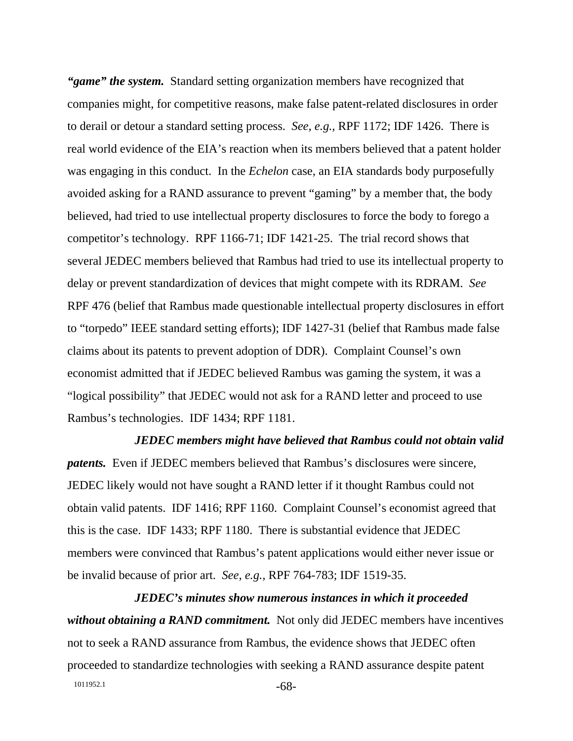***"game" the system.*** Standard setting organization members have recognized that companies might, for competitive reasons, make false patent-related disclosures in order to derail or detour a standard setting process. *See, e.g.,* RPF 1172; IDF 1426. There is real world evidence of the EIA's reaction when its members believed that a patent holder was engaging in this conduct. In the *Echelon* case, an EIA standards body purposefully avoided asking for a RAND assurance to prevent "gaming" by a member that, the body believed, had tried to use intellectual property disclosures to force the body to forego a competitor's technology. RPF 1166-71; IDF 1421-25. The trial record shows that several JEDEC members believed that Rambus had tried to use its intellectual property to delay or prevent standardization of devices that might compete with its RDRAM. *See* RPF 476 (belief that Rambus made questionable intellectual property disclosures in effort to "torpedo" IEEE standard setting efforts); IDF 1427-31 (belief that Rambus made false claims about its patents to prevent adoption of DDR). Complaint Counsel's own economist admitted that if JEDEC believed Rambus was gaming the system, it was a "logical possibility" that JEDEC would not ask for a RAND letter and proceed to use Rambus's technologies. IDF 1434; RPF 1181.

***JEDEC members might have believed that Rambus could not obtain valid patents.*** Even if JEDEC members believed that Rambus's disclosures were sincere, JEDEC likely would not have sought a RAND letter if it thought Rambus could not obtain valid patents. IDF 1416; RPF 1160. Complaint Counsel's economist agreed that this is the case. IDF 1433; RPF 1180. There is substantial evidence that JEDEC members were convinced that Rambus's patent applications would either never issue or be invalid because of prior art. *See, e.g.,* RPF 764-783; IDF 1519-35.

***JEDEC's minutes show numerous instances in which it proceeded without obtaining a RAND commitment.*** Not only did JEDEC members have incentives not to seek a RAND assurance from Rambus, the evidence shows that JEDEC often proceeded to standardize technologies with seeking a RAND assurance despite patent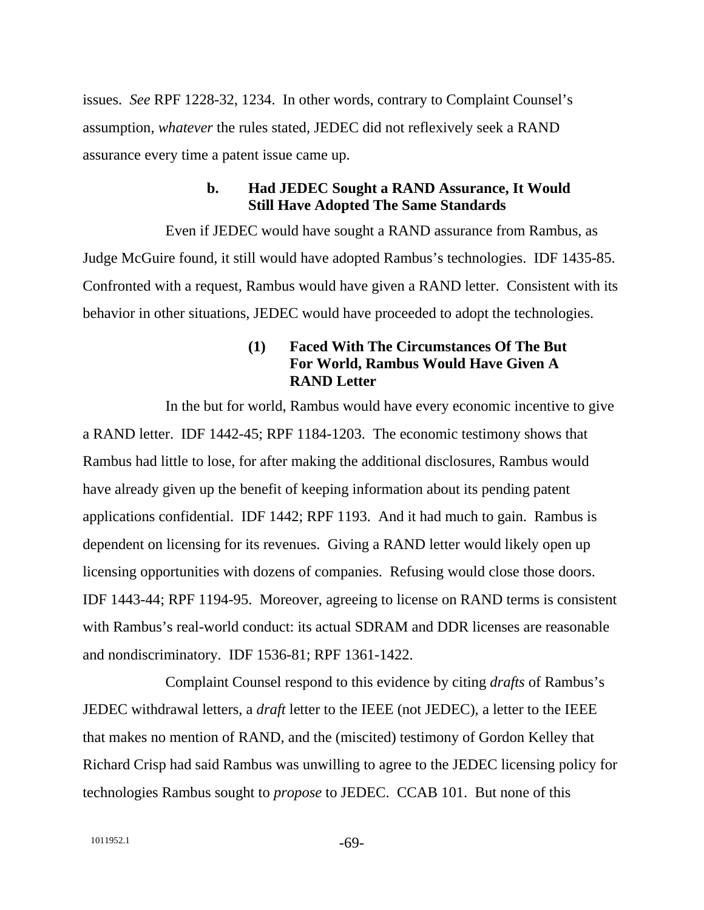issues. *See* RPF 1228-32, 1234. In other words, contrary to Complaint Counsel's assumption, *whatever* the rules stated, JEDEC did not reflexively seek a RAND assurance every time a patent issue came up.

#### b. Had JEDEC Sought a RAND Assurance, It Would Still Have Adopted The Same Standards

Even if JEDEC would have sought a RAND assurance from Rambus, as Judge McGuire found, it still would have adopted Rambus's technologies. IDF 1435-85. Confronted with a request, Rambus would have given a RAND letter. Consistent with its behavior in other situations, JEDEC would have proceeded to adopt the technologies.

##### (1) Faced With The Circumstances Of The But For World, Rambus Would Have Given A RAND Letter

In the but for world, Rambus would have every economic incentive to give a RAND letter. IDF 1442-45; RPF 1184-1203. The economic testimony shows that Rambus had little to lose, for after making the additional disclosures, Rambus would have already given up the benefit of keeping information about its pending patent applications confidential. IDF 1442; RPF 1193. And it had much to gain. Rambus is dependent on licensing for its revenues. Giving a RAND letter would likely open up licensing opportunities with dozens of companies. Refusing would close those doors. IDF 1443-44; RPF 1194-95. Moreover, agreeing to license on RAND terms is consistent with Rambus's real-world conduct: its actual SDRAM and DDR licenses are reasonable and nondiscriminatory. IDF 1536-81; RPF 1361-1422.

Complaint Counsel respond to this evidence by citing *drafts* of Rambus's JEDEC withdrawal letters, a *draft* letter to the IEEE (not JEDEC), a letter to the IEEE that makes no mention of RAND, and the (miscited) testimony of Gordon Kelley that Richard Crisp had said Rambus was unwilling to agree to the JEDEC licensing policy for technologies Rambus sought to *propose* to JEDEC. CCAB 101. But none of this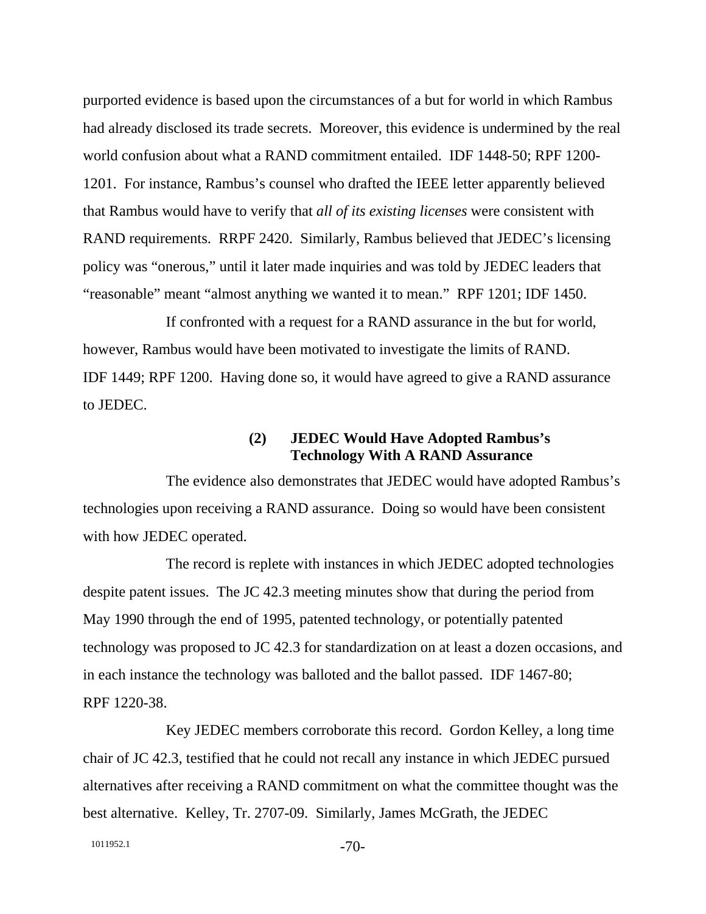purported evidence is based upon the circumstances of a but for world in which Rambus had already disclosed its trade secrets. Moreover, this evidence is undermined by the real world confusion about what a RAND commitment entailed. IDF 1448-50; RPF 1200-1201. For instance, Rambus's counsel who drafted the IEEE letter apparently believed that Rambus would have to verify that *all of its existing licenses* were consistent with RAND requirements. RRPF 2420. Similarly, Rambus believed that JEDEC's licensing policy was "onerous," until it later made inquiries and was told by JEDEC leaders that "reasonable" meant "almost anything we wanted it to mean." RPF 1201; IDF 1450.

If confronted with a request for a RAND assurance in the but for world, however, Rambus would have been motivated to investigate the limits of RAND. IDF 1449; RPF 1200. Having done so, it would have agreed to give a RAND assurance to JEDEC.

#### (2) JEDEC Would Have Adopted Rambus's Technology With A RAND Assurance

The evidence also demonstrates that JEDEC would have adopted Rambus's technologies upon receiving a RAND assurance. Doing so would have been consistent with how JEDEC operated.

The record is replete with instances in which JEDEC adopted technologies despite patent issues. The JC 42.3 meeting minutes show that during the period from May 1990 through the end of 1995, patented technology, or potentially patented technology was proposed to JC 42.3 for standardization on at least a dozen occasions, and in each instance the technology was balloted and the ballot passed. IDF 1467-80; RPF 1220-38.

Key JEDEC members corroborate this record. Gordon Kelley, a long time chair of JC 42.3, testified that he could not recall any instance in which JEDEC pursued alternatives after receiving a RAND commitment on what the committee thought was the best alternative. Kelley, Tr. 2707-09. Similarly, James McGrath, the JEDEC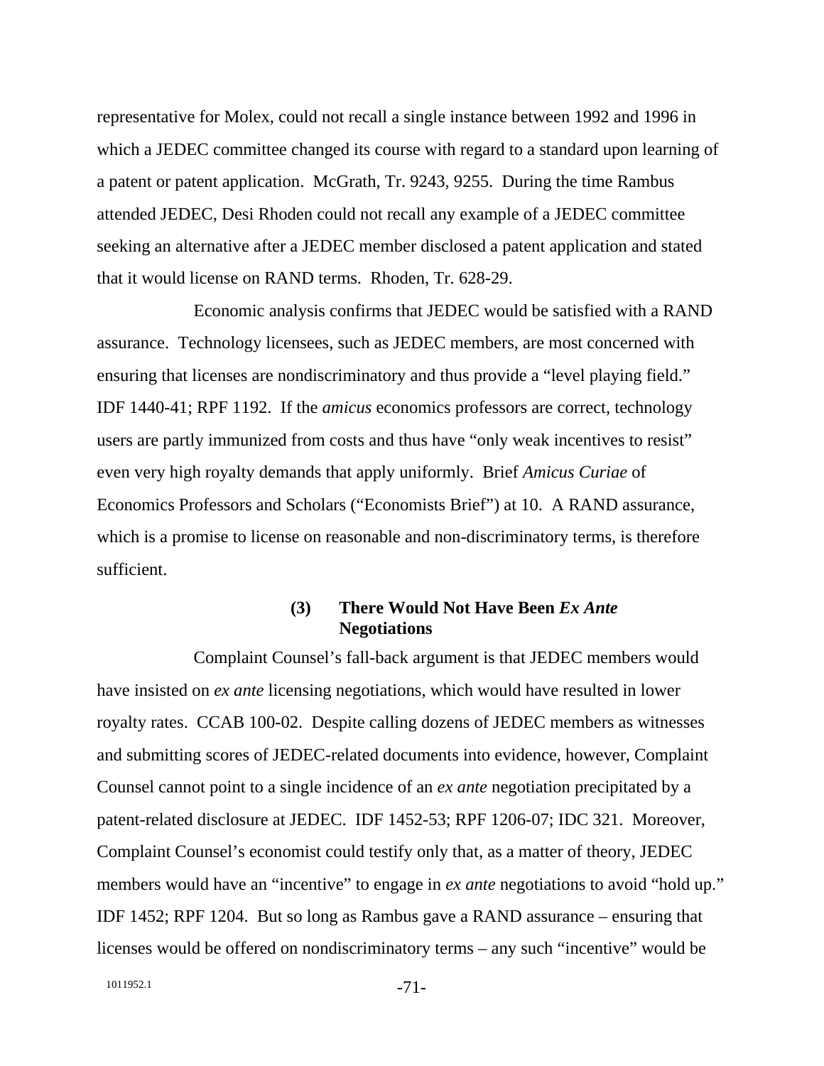representative for Molex, could not recall a single instance between 1992 and 1996 in which a JEDEC committee changed its course with regard to a standard upon learning of a patent or patent application. McGrath, Tr. 9243, 9255. During the time Rambus attended JEDEC, Desi Rhoden could not recall any example of a JEDEC committee seeking an alternative after a JEDEC member disclosed a patent application and stated that it would license on RAND terms. Rhoden, Tr. 628-29.

Economic analysis confirms that JEDEC would be satisfied with a RAND assurance. Technology licensees, such as JEDEC members, are most concerned with ensuring that licenses are nondiscriminatory and thus provide a "level playing field." IDF 1440-41; RPF 1192. If the *amicus* economics professors are correct, technology users are partly immunized from costs and thus have "only weak incentives to resist" even very high royalty demands that apply uniformly. Brief *Amicus Curiae* of Economics Professors and Scholars ("Economists Brief") at 10. A RAND assurance, which is a promise to license on reasonable and non-discriminatory terms, is therefore sufficient.

#### (3) There Would Not Have Been *Ex Ante* Negotiations

Complaint Counsel's fall-back argument is that JEDEC members would have insisted on *ex ante* licensing negotiations, which would have resulted in lower royalty rates. CCAB 100-02. Despite calling dozens of JEDEC members as witnesses and submitting scores of JEDEC-related documents into evidence, however, Complaint Counsel cannot point to a single incidence of an *ex ante* negotiation precipitated by a patent-related disclosure at JEDEC. IDF 1452-53; RPF 1206-07; IDC 321. Moreover, Complaint Counsel's economist could testify only that, as a matter of theory, JEDEC members would have an "incentive" to engage in *ex ante* negotiations to avoid "hold up." IDF 1452; RPF 1204. But so long as Rambus gave a RAND assurance – ensuring that licenses would be offered on nondiscriminatory terms – any such "incentive" would be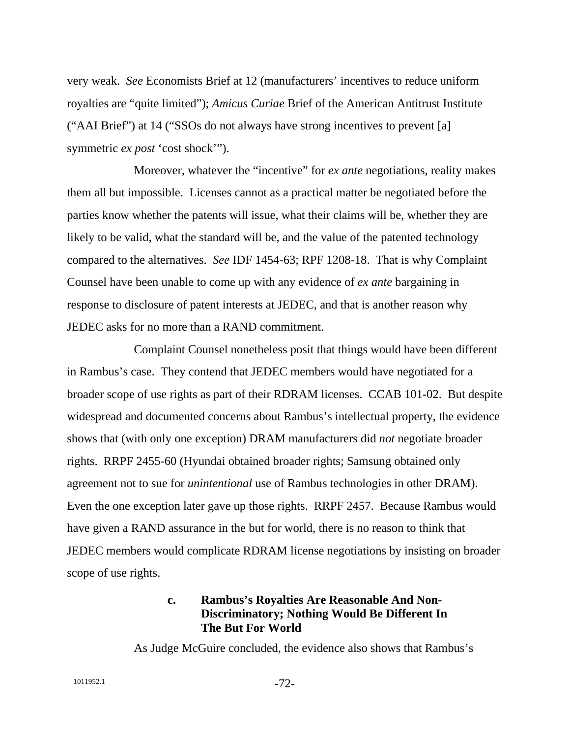very weak. *See* Economists Brief at 12 (manufacturers' incentives to reduce uniform royalties are "quite limited"); *Amicus Curiae* Brief of the American Antitrust Institute ("AAI Brief") at 14 ("SSOs do not always have strong incentives to prevent [a] symmetric *ex post* 'cost shock'").

Moreover, whatever the "incentive" for *ex ante* negotiations, reality makes them all but impossible. Licenses cannot as a practical matter be negotiated before the parties know whether the patents will issue, what their claims will be, whether they are likely to be valid, what the standard will be, and the value of the patented technology compared to the alternatives. *See* IDF 1454-63; RPF 1208-18. That is why Complaint Counsel have been unable to come up with any evidence of *ex ante* bargaining in response to disclosure of patent interests at JEDEC, and that is another reason why JEDEC asks for no more than a RAND commitment.

Complaint Counsel nonetheless posit that things would have been different in Rambus's case. They contend that JEDEC members would have negotiated for a broader scope of use rights as part of their RDRAM licenses. CCAB 101-02. But despite widespread and documented concerns about Rambus's intellectual property, the evidence shows that (with only one exception) DRAM manufacturers did *not* negotiate broader rights. RRPF 2455-60 (Hyundai obtained broader rights; Samsung obtained only agreement not to sue for *unintentional* use of Rambus technologies in other DRAM). Even the one exception later gave up those rights. RRPF 2457. Because Rambus would have given a RAND assurance in the but for world, there is no reason to think that JEDEC members would complicate RDRAM license negotiations by insisting on broader scope of use rights.

#### c. Rambus's Royalties Are Reasonable And Non-Discriminatory; Nothing Would Be Different In The But For World

As Judge McGuire concluded, the evidence also shows that Rambus's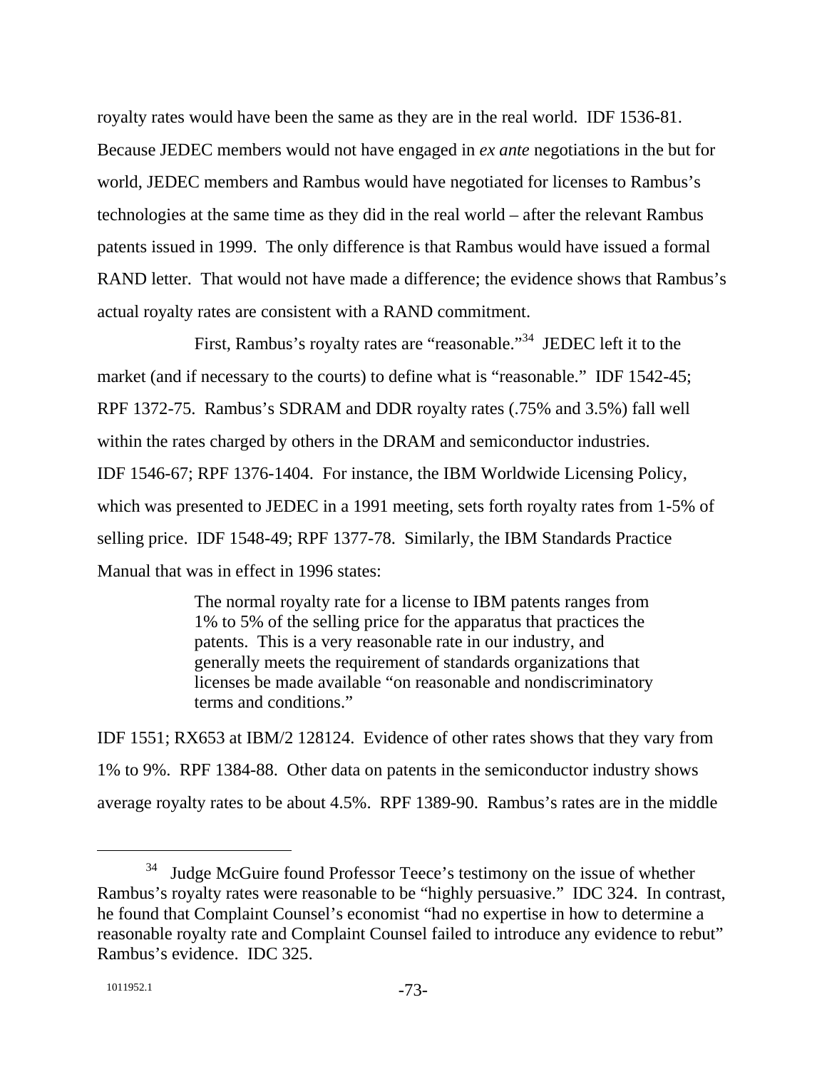royalty rates would have been the same as they are in the real world. IDF 1536-81. Because JEDEC members would not have engaged in *ex ante* negotiations in the but for world, JEDEC members and Rambus would have negotiated for licenses to Rambus's technologies at the same time as they did in the real world – after the relevant Rambus patents issued in 1999. The only difference is that Rambus would have issued a formal RAND letter. That would not have made a difference; the evidence shows that Rambus's actual royalty rates are consistent with a RAND commitment.

First, Rambus's royalty rates are "reasonable."[34] JEDEC left it to the market (and if necessary to the courts) to define what is "reasonable." IDF 1542-45; RPF 1372-75. Rambus's SDRAM and DDR royalty rates (.75% and 3.5%) fall well within the rates charged by others in the DRAM and semiconductor industries. IDF 1546-67; RPF 1376-1404. For instance, the IBM Worldwide Licensing Policy, which was presented to JEDEC in a 1991 meeting, sets forth royalty rates from 1-5% of selling price. IDF 1548-49; RPF 1377-78. Similarly, the IBM Standards Practice Manual that was in effect in 1996 states:

> The normal royalty rate for a license to IBM patents ranges from 1% to 5% of the selling price for the apparatus that practices the patents. This is a very reasonable rate in our industry, and generally meets the requirement of standards organizations that licenses be made available "on reasonable and nondiscriminatory terms and conditions."

IDF 1551; RX653 at IBM/2 128124. Evidence of other rates shows that they vary from 1% to 9%. RPF 1384-88. Other data on patents in the semiconductor industry shows average royalty rates to be about 4.5%. RPF 1389-90. Rambus's rates are in the middle

[34] Judge McGuire found Professor Teece's testimony on the issue of whether Rambus's royalty rates were reasonable to be "highly persuasive." IDC 324. In contrast, he found that Complaint Counsel's economist "had no expertise in how to determine a reasonable royalty rate and Complaint Counsel failed to introduce any evidence to rebut" Rambus's evidence. IDC 325.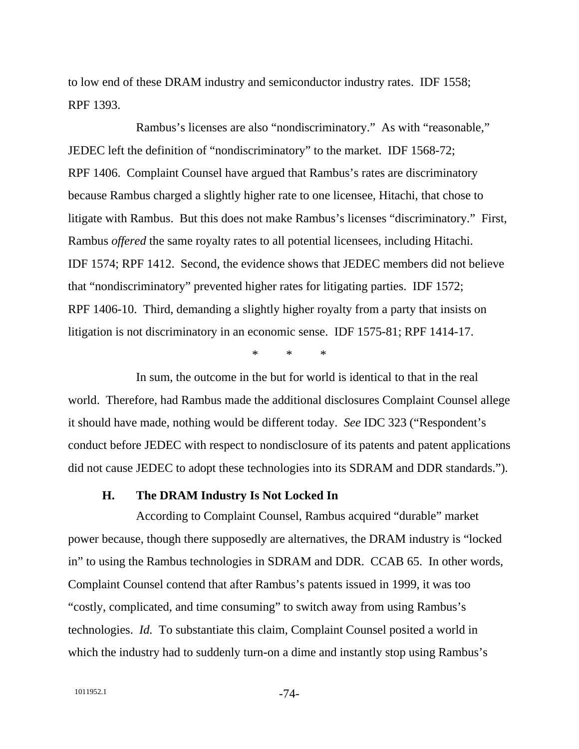to low end of these DRAM industry and semiconductor industry rates. IDF 1558; RPF 1393.

Rambus's licenses are also "nondiscriminatory." As with "reasonable," JEDEC left the definition of "nondiscriminatory" to the market. IDF 1568-72; RPF 1406. Complaint Counsel have argued that Rambus's rates are discriminatory because Rambus charged a slightly higher rate to one licensee, Hitachi, that chose to litigate with Rambus. But this does not make Rambus's licenses "discriminatory." First, Rambus *offered* the same royalty rates to all potential licensees, including Hitachi. IDF 1574; RPF 1412. Second, the evidence shows that JEDEC members did not believe that "nondiscriminatory" prevented higher rates for litigating parties. IDF 1572; RPF 1406-10. Third, demanding a slightly higher royalty from a party that insists on litigation is not discriminatory in an economic sense. IDF 1575-81; RPF 1414-17.

\* \* \*

In sum, the outcome in the but for world is identical to that in the real world. Therefore, had Rambus made the additional disclosures Complaint Counsel allege it should have made, nothing would be different today. *See* IDC 323 ("Respondent's conduct before JEDEC with respect to nondisclosure of its patents and patent applications did not cause JEDEC to adopt these technologies into its SDRAM and DDR standards.").

### H. The DRAM Industry Is Not Locked In

According to Complaint Counsel, Rambus acquired "durable" market power because, though there supposedly are alternatives, the DRAM industry is "locked in" to using the Rambus technologies in SDRAM and DDR. CCAB 65. In other words, Complaint Counsel contend that after Rambus's patents issued in 1999, it was too "costly, complicated, and time consuming" to switch away from using Rambus's technologies. *Id.* To substantiate this claim, Complaint Counsel posited a world in which the industry had to suddenly turn-on a dime and instantly stop using Rambus's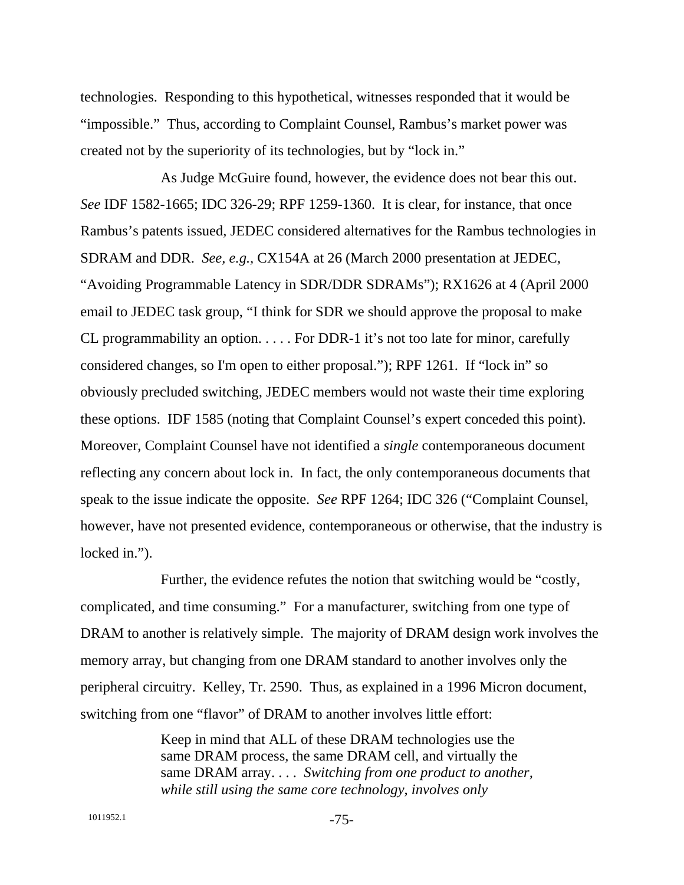technologies. Responding to this hypothetical, witnesses responded that it would be "impossible." Thus, according to Complaint Counsel, Rambus's market power was created not by the superiority of its technologies, but by "lock in."

As Judge McGuire found, however, the evidence does not bear this out. *See* IDF 1582-1665; IDC 326-29; RPF 1259-1360. It is clear, for instance, that once Rambus's patents issued, JEDEC considered alternatives for the Rambus technologies in SDRAM and DDR. *See, e.g.,* CX154A at 26 (March 2000 presentation at JEDEC, "Avoiding Programmable Latency in SDR/DDR SDRAMs"); RX1626 at 4 (April 2000 email to JEDEC task group, "I think for SDR we should approve the proposal to make CL programmability an option. . . . . For DDR-1 it's not too late for minor, carefully considered changes, so I'm open to either proposal."); RPF 1261. If "lock in" so obviously precluded switching, JEDEC members would not waste their time exploring these options. IDF 1585 (noting that Complaint Counsel's expert conceded this point). Moreover, Complaint Counsel have not identified a *single* contemporaneous document reflecting any concern about lock in. In fact, the only contemporaneous documents that speak to the issue indicate the opposite. *See* RPF 1264; IDC 326 ("Complaint Counsel, however, have not presented evidence, contemporaneous or otherwise, that the industry is locked in.").

Further, the evidence refutes the notion that switching would be "costly, complicated, and time consuming." For a manufacturer, switching from one type of DRAM to another is relatively simple. The majority of DRAM design work involves the memory array, but changing from one DRAM standard to another involves only the peripheral circuitry. Kelley, Tr. 2590. Thus, as explained in a 1996 Micron document, switching from one "flavor" of DRAM to another involves little effort:

> Keep in mind that ALL of these DRAM technologies use the same DRAM process, the same DRAM cell, and virtually the same DRAM array. . . . *Switching from one product to another, while still using the same core technology, involves only*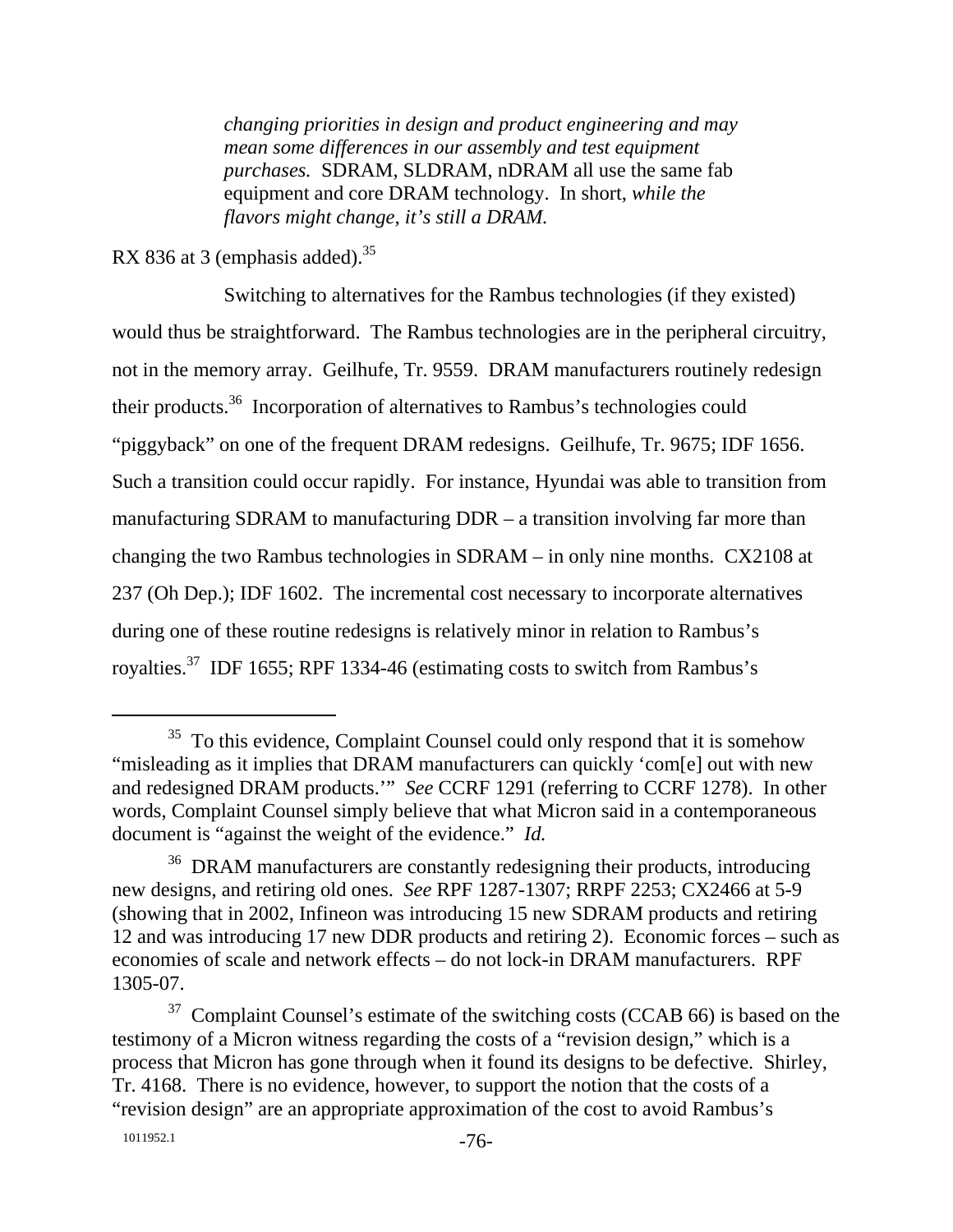> *changing priorities in design and product engineering and may mean some differences in our assembly and test equipment purchases.* SDRAM, SLDRAM, nDRAM all use the same fab equipment and core DRAM technology. In short, *while the flavors might change, it's still a DRAM.*

RX 836 at 3 (emphasis added).[35]

Switching to alternatives for the Rambus technologies (if they existed) would thus be straightforward. The Rambus technologies are in the peripheral circuitry, not in the memory array. Geilhufe, Tr. 9559. DRAM manufacturers routinely redesign their products.[36] Incorporation of alternatives to Rambus's technologies could "piggyback" on one of the frequent DRAM redesigns. Geilhufe, Tr. 9675; IDF 1656. Such a transition could occur rapidly. For instance, Hyundai was able to transition from manufacturing SDRAM to manufacturing DDR – a transition involving far more than changing the two Rambus technologies in SDRAM – in only nine months. CX2108 at 237 (Oh Dep.); IDF 1602. The incremental cost necessary to incorporate alternatives during one of these routine redesigns is relatively minor in relation to Rambus's royalties.[37] IDF 1655; RPF 1334-46 (estimating costs to switch from Rambus's

---

[35] To this evidence, Complaint Counsel could only respond that it is somehow "misleading as it implies that DRAM manufacturers can quickly 'com[e] out with new and redesigned DRAM products.'" *See* CCRF 1291 (referring to CCRF 1278). In other words, Complaint Counsel simply believe that what Micron said in a contemporaneous document is "against the weight of the evidence." *Id.*

[36] DRAM manufacturers are constantly redesigning their products, introducing new designs, and retiring old ones. *See* RPF 1287-1307; RRPF 2253; CX2466 at 5-9 (showing that in 2002, Infineon was introducing 15 new SDRAM products and retiring 12 and was introducing 17 new DDR products and retiring 2). Economic forces – such as economies of scale and network effects – do not lock-in DRAM manufacturers. RPF 1305-07.

[37] Complaint Counsel's estimate of the switching costs (CCAB 66) is based on the testimony of a Micron witness regarding the costs of a "revision design," which is a process that Micron has gone through when it found its designs to be defective. Shirley, Tr. 4168. There is no evidence, however, to support the notion that the costs of a "revision design" are an appropriate approximation of the cost to avoid Rambus's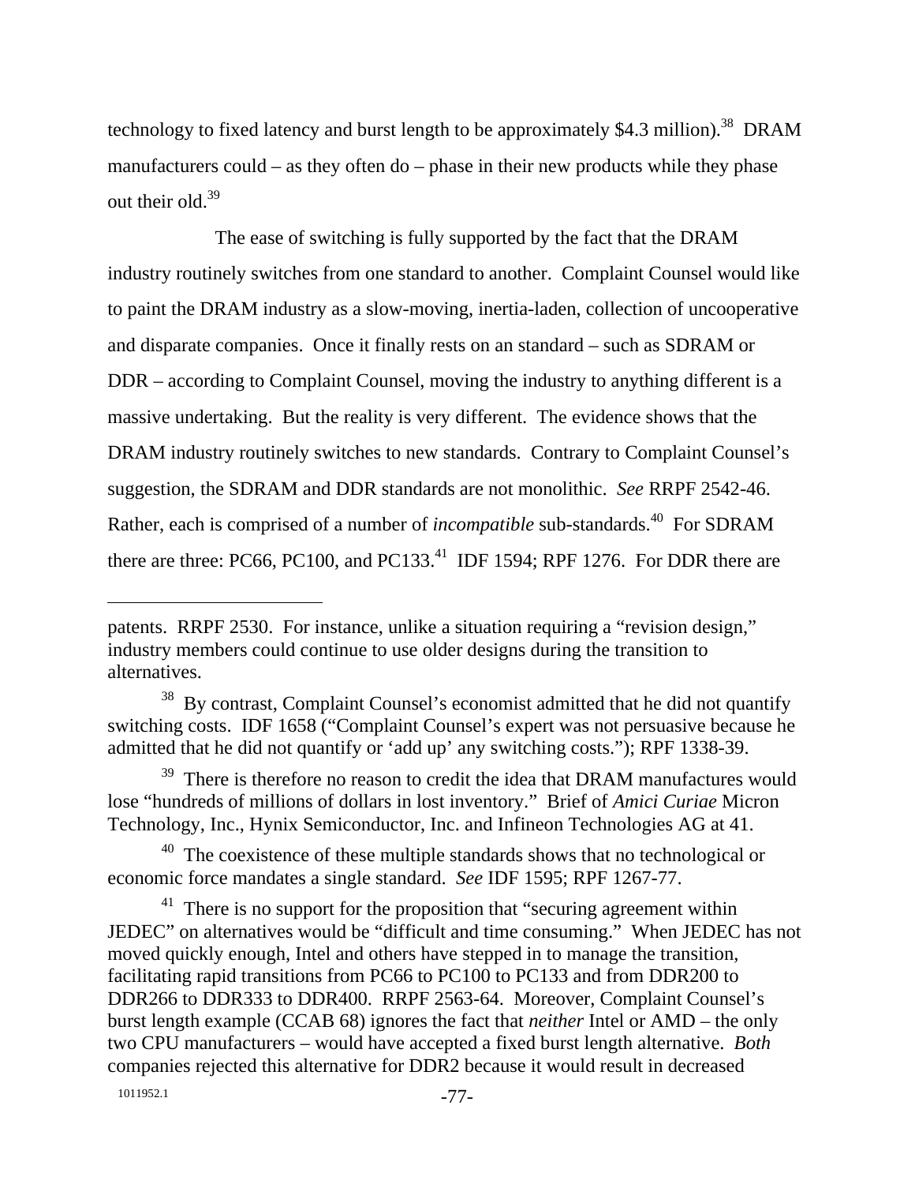technology to fixed latency and burst length to be approximately $4.3 million).[38] DRAM manufacturers could – as they often do – phase in their new products while they phase out their old.[39]

The ease of switching is fully supported by the fact that the DRAM industry routinely switches from one standard to another. Complaint Counsel would like to paint the DRAM industry as a slow-moving, inertia-laden, collection of uncooperative and disparate companies. Once it finally rests on an standard – such as SDRAM or DDR – according to Complaint Counsel, moving the industry to anything different is a massive undertaking. But the reality is very different. The evidence shows that the DRAM industry routinely switches to new standards. Contrary to Complaint Counsel's suggestion, the SDRAM and DDR standards are not monolithic. *See* RRPF 2542-46. Rather, each is comprised of a number of *incompatible* sub-standards.[40] For SDRAM there are three: PC66, PC100, and PC133.[41] IDF 1594; RPF 1276. For DDR there are

---

patents. RRPF 2530. For instance, unlike a situation requiring a "revision design," industry members could continue to use older designs during the transition to alternatives.

[38] By contrast, Complaint Counsel's economist admitted that he did not quantify switching costs. IDF 1658 ("Complaint Counsel's expert was not persuasive because he admitted that he did not quantify or 'add up' any switching costs."); RPF 1338-39.

[39] There is therefore no reason to credit the idea that DRAM manufactures would lose "hundreds of millions of dollars in lost inventory." Brief of *Amici Curiae* Micron Technology, Inc., Hynix Semiconductor, Inc. and Infineon Technologies AG at 41.

[40] The coexistence of these multiple standards shows that no technological or economic force mandates a single standard. *See* IDF 1595; RPF 1267-77.

[41] There is no support for the proposition that "securing agreement within JEDEC" on alternatives would be "difficult and time consuming." When JEDEC has not moved quickly enough, Intel and others have stepped in to manage the transition, facilitating rapid transitions from PC66 to PC100 to PC133 and from DDR200 to DDR266 to DDR333 to DDR400. RRPF 2563-64. Moreover, Complaint Counsel's burst length example (CCAB 68) ignores the fact that *neither* Intel or AMD – the only two CPU manufacturers – would have accepted a fixed burst length alternative. *Both* companies rejected this alternative for DDR2 because it would result in decreased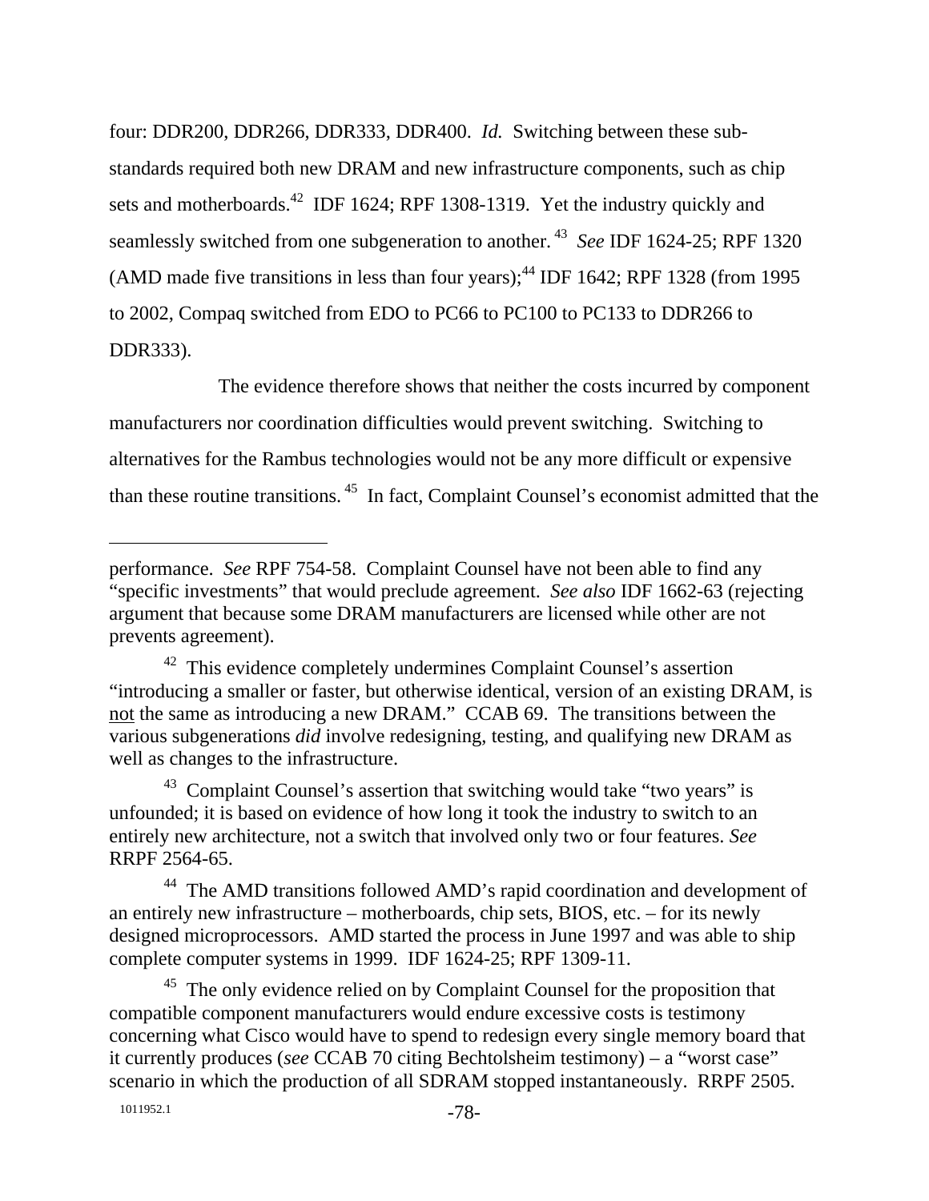four: DDR200, DDR266, DDR333, DDR400. *Id.* Switching between these sub-standards required both new DRAM and new infrastructure components, such as chip sets and motherboards.[42] IDF 1624; RPF 1308-1319. Yet the industry quickly and seamlessly switched from one subgeneration to another.[43] *See* IDF 1624-25; RPF 1320 (AMD made five transitions in less than four years);[44] IDF 1642; RPF 1328 (from 1995 to 2002, Compaq switched from EDO to PC66 to PC100 to PC133 to DDR266 to DDR333).

The evidence therefore shows that neither the costs incurred by component manufacturers nor coordination difficulties would prevent switching. Switching to alternatives for the Rambus technologies would not be any more difficult or expensive than these routine transitions.[45] In fact, Complaint Counsel's economist admitted that the

---

performance. *See* RPF 754-58. Complaint Counsel have not been able to find any "specific investments" that would preclude agreement. *See also* IDF 1662-63 (rejecting argument that because some DRAM manufacturers are licensed while other are not prevents agreement).

[42] This evidence completely undermines Complaint Counsel's assertion "introducing a smaller or faster, but otherwise identical, version of an existing DRAM, is not the same as introducing a new DRAM." CCAB 69. The transitions between the various subgenerations *did* involve redesigning, testing, and qualifying new DRAM as well as changes to the infrastructure.

[43] Complaint Counsel's assertion that switching would take "two years" is unfounded; it is based on evidence of how long it took the industry to switch to an entirely new architecture, not a switch that involved only two or four features. *See* RRPF 2564-65.

[44] The AMD transitions followed AMD's rapid coordination and development of an entirely new infrastructure – motherboards, chip sets, BIOS, etc. – for its newly designed microprocessors. AMD started the process in June 1997 and was able to ship complete computer systems in 1999. IDF 1624-25; RPF 1309-11.

[45] The only evidence relied on by Complaint Counsel for the proposition that compatible component manufacturers would endure excessive costs is testimony concerning what Cisco would have to spend to redesign every single memory board that it currently produces (*see* CCAB 70 citing Bechtolsheim testimony) – a "worst case" scenario in which the production of all SDRAM stopped instantaneously. RRPF 2505.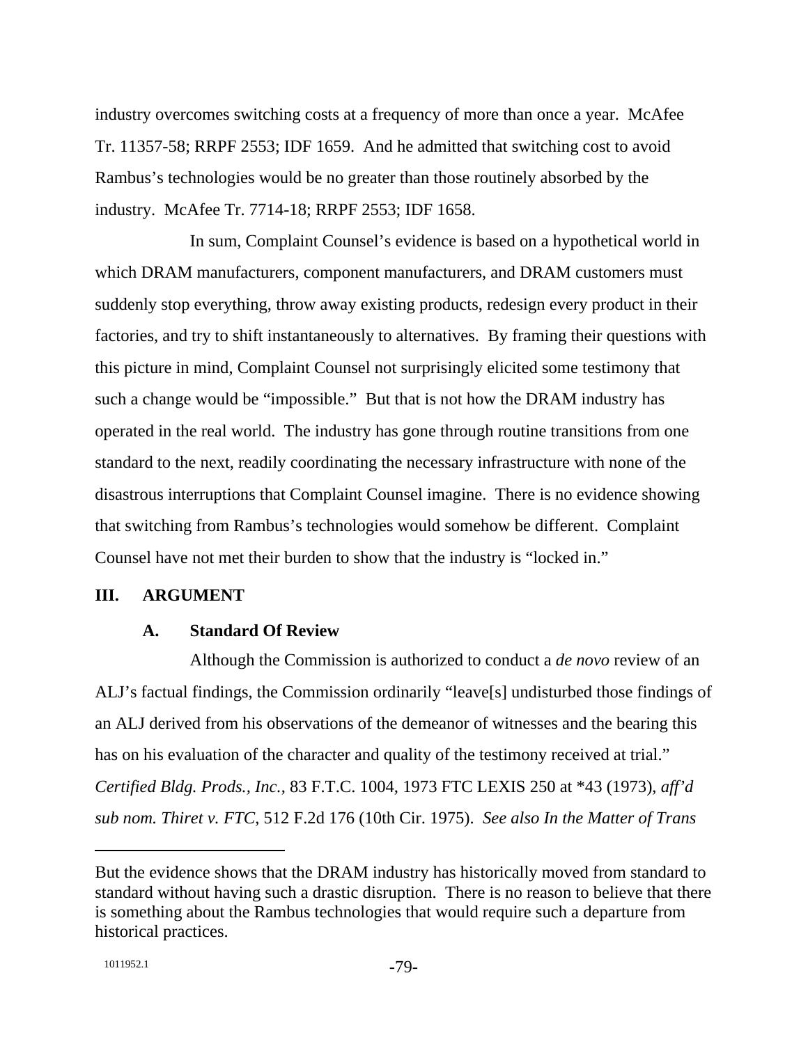industry overcomes switching costs at a frequency of more than once a year. McAfee Tr. 11357-58; RRPF 2553; IDF 1659. And he admitted that switching cost to avoid Rambus's technologies would be no greater than those routinely absorbed by the industry. McAfee Tr. 7714-18; RRPF 2553; IDF 1658.

In sum, Complaint Counsel's evidence is based on a hypothetical world in which DRAM manufacturers, component manufacturers, and DRAM customers must suddenly stop everything, throw away existing products, redesign every product in their factories, and try to shift instantaneously to alternatives. By framing their questions with this picture in mind, Complaint Counsel not surprisingly elicited some testimony that such a change would be "impossible." But that is not how the DRAM industry has operated in the real world. The industry has gone through routine transitions from one standard to the next, readily coordinating the necessary infrastructure with none of the disastrous interruptions that Complaint Counsel imagine. There is no evidence showing that switching from Rambus's technologies would somehow be different. Complaint Counsel have not met their burden to show that the industry is "locked in."

## III. ARGUMENT

### A. Standard Of Review

Although the Commission is authorized to conduct a *de novo* review of an ALJ's factual findings, the Commission ordinarily "leave[s] undisturbed those findings of an ALJ derived from his observations of the demeanor of witnesses and the bearing this has on his evaluation of the character and quality of the testimony received at trial." *Certified Bldg. Prods., Inc.*, 83 F.T.C. 1004, 1973 FTC LEXIS 250 at *43 (1973), *aff'd sub nom. Thiret v. FTC*, 512 F.2d 176 (10th Cir. 1975). *See also In the Matter of Trans*

---

But the evidence shows that the DRAM industry has historically moved from standard to standard without having such a drastic disruption. There is no reason to believe that there is something about the Rambus technologies that would require such a departure from historical practices.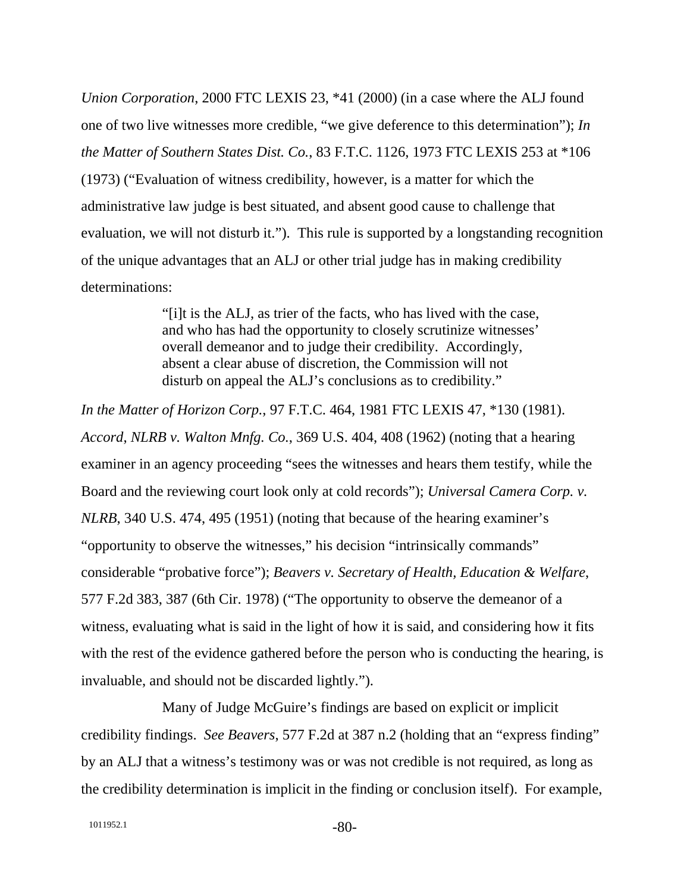*Union Corporation*, 2000 FTC LEXIS 23, *41 (2000) (in a case where the ALJ found one of two live witnesses more credible, "we give deference to this determination"); *In the Matter of Southern States Dist. Co.*, 83 F.T.C. 1126, 1973 FTC LEXIS 253 at *106 (1973) ("Evaluation of witness credibility, however, is a matter for which the administrative law judge is best situated, and absent good cause to challenge that evaluation, we will not disturb it."). This rule is supported by a longstanding recognition of the unique advantages that an ALJ or other trial judge has in making credibility determinations:

> "[i]t is the ALJ, as trier of the facts, who has lived with the case, and who has had the opportunity to closely scrutinize witnesses' overall demeanor and to judge their credibility. Accordingly, absent a clear abuse of discretion, the Commission will not disturb on appeal the ALJ's conclusions as to credibility."

*In the Matter of Horizon Corp.*, 97 F.T.C. 464, 1981 FTC LEXIS 47, *130 (1981). *Accord*, *NLRB v. Walton Mnfg. Co.*, 369 U.S. 404, 408 (1962) (noting that a hearing examiner in an agency proceeding "sees the witnesses and hears them testify, while the Board and the reviewing court look only at cold records"); *Universal Camera Corp. v. NLRB*, 340 U.S. 474, 495 (1951) (noting that because of the hearing examiner's "opportunity to observe the witnesses," his decision "intrinsically commands" considerable "probative force"); *Beavers v. Secretary of Health, Education & Welfare*, 577 F.2d 383, 387 (6th Cir. 1978) ("The opportunity to observe the demeanor of a witness, evaluating what is said in the light of how it is said, and considering how it fits with the rest of the evidence gathered before the person who is conducting the hearing, is invaluable, and should not be discarded lightly.").

Many of Judge McGuire's findings are based on explicit or implicit credibility findings. *See Beavers*, 577 F.2d at 387 n.2 (holding that an "express finding" by an ALJ that a witness's testimony was or was not credible is not required, as long as the credibility determination is implicit in the finding or conclusion itself). For example,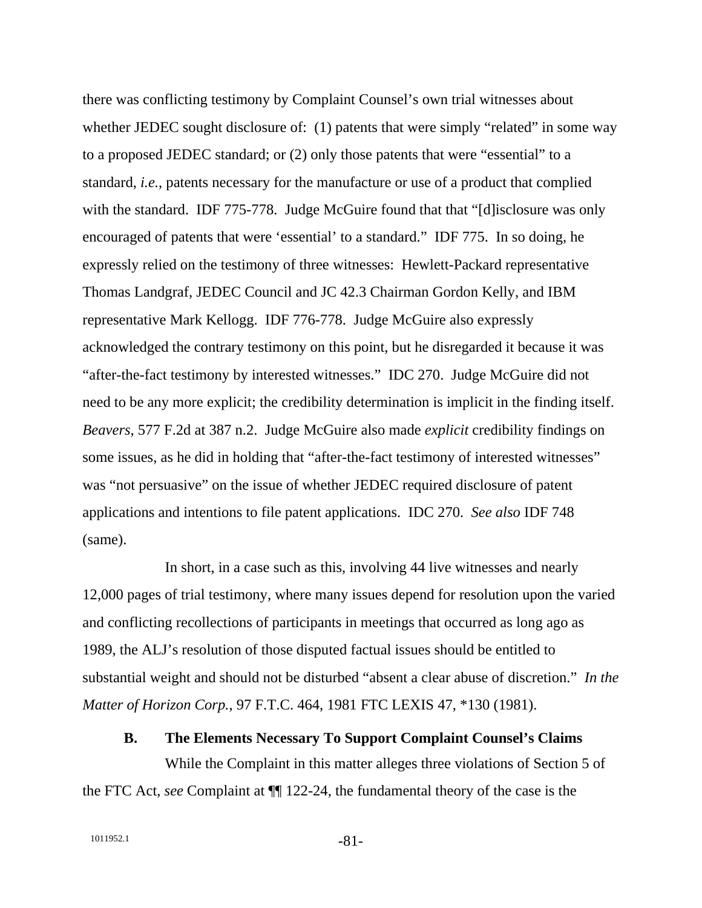there was conflicting testimony by Complaint Counsel's own trial witnesses about whether JEDEC sought disclosure of: (1) patents that were simply "related" in some way to a proposed JEDEC standard; or (2) only those patents that were "essential" to a standard, *i.e.*, patents necessary for the manufacture or use of a product that complied with the standard. IDF 775-778. Judge McGuire found that that "[d]isclosure was only encouraged of patents that were 'essential' to a standard." IDF 775. In so doing, he expressly relied on the testimony of three witnesses: Hewlett-Packard representative Thomas Landgraf, JEDEC Council and JC 42.3 Chairman Gordon Kelly, and IBM representative Mark Kellogg. IDF 776-778. Judge McGuire also expressly acknowledged the contrary testimony on this point, but he disregarded it because it was "after-the-fact testimony by interested witnesses." IDC 270. Judge McGuire did not need to be any more explicit; the credibility determination is implicit in the finding itself. *Beavers*, 577 F.2d at 387 n.2. Judge McGuire also made *explicit* credibility findings on some issues, as he did in holding that "after-the-fact testimony of interested witnesses" was "not persuasive" on the issue of whether JEDEC required disclosure of patent applications and intentions to file patent applications. IDC 270. *See also* IDF 748 (same).

In short, in a case such as this, involving 44 live witnesses and nearly 12,000 pages of trial testimony, where many issues depend for resolution upon the varied and conflicting recollections of participants in meetings that occurred as long ago as 1989, the ALJ's resolution of those disputed factual issues should be entitled to substantial weight and should not be disturbed "absent a clear abuse of discretion." *In the Matter of Horizon Corp.*, 97 F.T.C. 464, 1981 FTC LEXIS 47, *130 (1981).

### B. The Elements Necessary To Support Complaint Counsel's Claims

While the Complaint in this matter alleges three violations of Section 5 of the FTC Act, *see* Complaint at ¶¶ 122-24, the fundamental theory of the case is the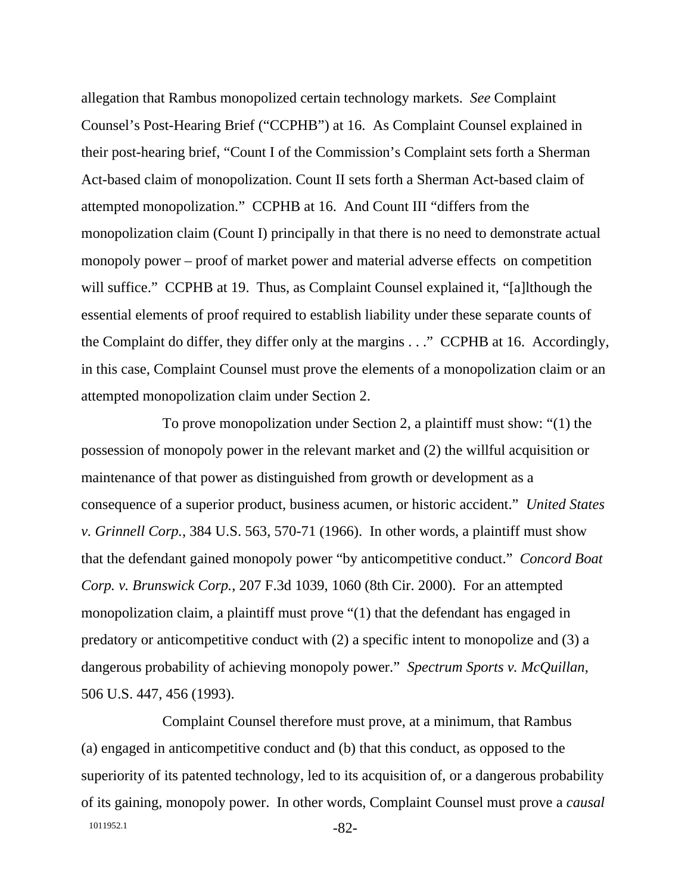allegation that Rambus monopolized certain technology markets. *See* Complaint Counsel's Post-Hearing Brief ("CCPHB") at 16. As Complaint Counsel explained in their post-hearing brief, "Count I of the Commission's Complaint sets forth a Sherman Act-based claim of monopolization. Count II sets forth a Sherman Act-based claim of attempted monopolization." CCPHB at 16. And Count III "differs from the monopolization claim (Count I) principally in that there is no need to demonstrate actual monopoly power – proof of market power and material adverse effects on competition will suffice." CCPHB at 19. Thus, as Complaint Counsel explained it, "[a]lthough the essential elements of proof required to establish liability under these separate counts of the Complaint do differ, they differ only at the margins . . ." CCPHB at 16. Accordingly, in this case, Complaint Counsel must prove the elements of a monopolization claim or an attempted monopolization claim under Section 2.

To prove monopolization under Section 2, a plaintiff must show: "(1) the possession of monopoly power in the relevant market and (2) the willful acquisition or maintenance of that power as distinguished from growth or development as a consequence of a superior product, business acumen, or historic accident." *United States v. Grinnell Corp.*, 384 U.S. 563, 570-71 (1966). In other words, a plaintiff must show that the defendant gained monopoly power "by anticompetitive conduct." *Concord Boat Corp. v. Brunswick Corp.*, 207 F.3d 1039, 1060 (8th Cir. 2000). For an attempted monopolization claim, a plaintiff must prove "(1) that the defendant has engaged in predatory or anticompetitive conduct with (2) a specific intent to monopolize and (3) a dangerous probability of achieving monopoly power." *Spectrum Sports v. McQuillan*, 506 U.S. 447, 456 (1993).

Complaint Counsel therefore must prove, at a minimum, that Rambus (a) engaged in anticompetitive conduct and (b) that this conduct, as opposed to the superiority of its patented technology, led to its acquisition of, or a dangerous probability of its gaining, monopoly power. In other words, Complaint Counsel must prove a *causal*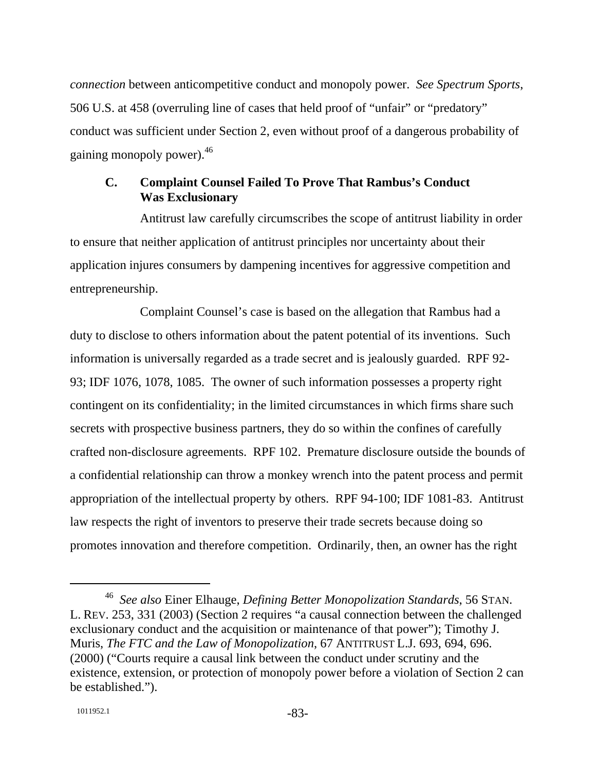*connection* between anticompetitive conduct and monopoly power. *See Spectrum Sports*, 506 U.S. at 458 (overruling line of cases that held proof of "unfair" or "predatory" conduct was sufficient under Section 2, even without proof of a dangerous probability of gaining monopoly power).[46]

### C. Complaint Counsel Failed To Prove That Rambus's Conduct Was Exclusionary

Antitrust law carefully circumscribes the scope of antitrust liability in order to ensure that neither application of antitrust principles nor uncertainty about their application injures consumers by dampening incentives for aggressive competition and entrepreneurship.

Complaint Counsel's case is based on the allegation that Rambus had a duty to disclose to others information about the patent potential of its inventions. Such information is universally regarded as a trade secret and is jealously guarded. RPF 92-93; IDF 1076, 1078, 1085. The owner of such information possesses a property right contingent on its confidentiality; in the limited circumstances in which firms share such secrets with prospective business partners, they do so within the confines of carefully crafted non-disclosure agreements. RPF 102. Premature disclosure outside the bounds of a confidential relationship can throw a monkey wrench into the patent process and permit appropriation of the intellectual property by others. RPF 94-100; IDF 1081-83. Antitrust law respects the right of inventors to preserve their trade secrets because doing so promotes innovation and therefore competition. Ordinarily, then, an owner has the right

---

[46] *See also* Einer Elhauge, *Defining Better Monopolization Standards*, 56 STAN. L. REV. 253, 331 (2003) (Section 2 requires "a causal connection between the challenged exclusionary conduct and the acquisition or maintenance of that power"); Timothy J. Muris, *The FTC and the Law of Monopolization*, 67 ANTITRUST L.J. 693, 694, 696. (2000) ("Courts require a causal link between the conduct under scrutiny and the existence, extension, or protection of monopoly power before a violation of Section 2 can be established.").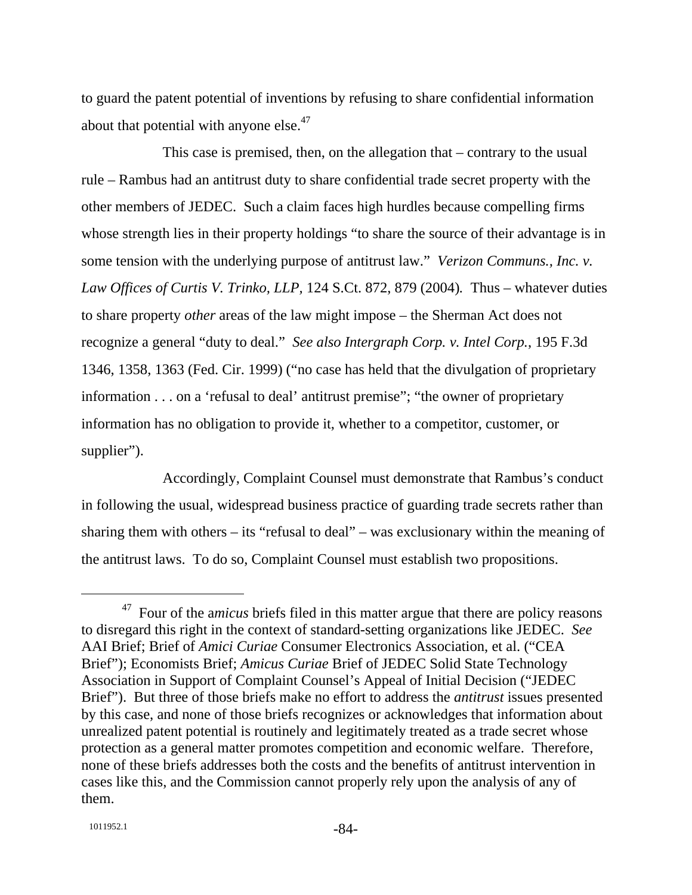to guard the patent potential of inventions by refusing to share confidential information about that potential with anyone else.[47]

This case is premised, then, on the allegation that – contrary to the usual rule – Rambus had an antitrust duty to share confidential trade secret property with the other members of JEDEC. Such a claim faces high hurdles because compelling firms whose strength lies in their property holdings "to share the source of their advantage is in some tension with the underlying purpose of antitrust law." *Verizon Communs., Inc. v. Law Offices of Curtis V. Trinko, LLP*, 124 S.Ct. 872, 879 (2004). Thus – whatever duties to share property *other* areas of the law might impose – the Sherman Act does not recognize a general "duty to deal." *See also Intergraph Corp. v. Intel Corp.*, 195 F.3d 1346, 1358, 1363 (Fed. Cir. 1999) ("no case has held that the divulgation of proprietary information . . . on a 'refusal to deal' antitrust premise"; "the owner of proprietary information has no obligation to provide it, whether to a competitor, customer, or supplier").

Accordingly, Complaint Counsel must demonstrate that Rambus's conduct in following the usual, widespread business practice of guarding trade secrets rather than sharing them with others – its "refusal to deal" – was exclusionary within the meaning of the antitrust laws. To do so, Complaint Counsel must establish two propositions.

---

[47] Four of the a*micus* briefs filed in this matter argue that there are policy reasons to disregard this right in the context of standard-setting organizations like JEDEC. *See* AAI Brief; Brief of *Amici Curiae* Consumer Electronics Association, et al. ("CEA Brief"); Economists Brief; *Amicus Curiae* Brief of JEDEC Solid State Technology Association in Support of Complaint Counsel's Appeal of Initial Decision ("JEDEC Brief"). But three of those briefs make no effort to address the *antitrust* issues presented by this case, and none of those briefs recognizes or acknowledges that information about unrealized patent potential is routinely and legitimately treated as a trade secret whose protection as a general matter promotes competition and economic welfare. Therefore, none of these briefs addresses both the costs and the benefits of antitrust intervention in cases like this, and the Commission cannot properly rely upon the analysis of any of them.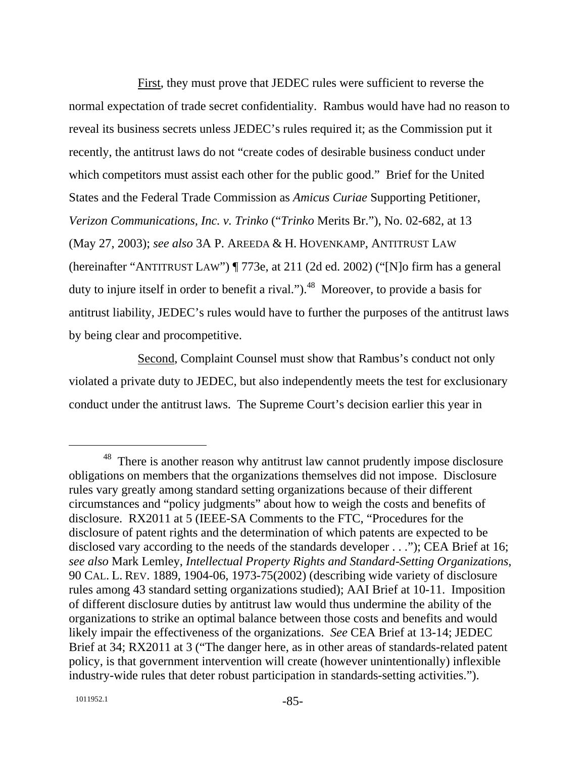First, they must prove that JEDEC rules were sufficient to reverse the normal expectation of trade secret confidentiality. Rambus would have had no reason to reveal its business secrets unless JEDEC's rules required it; as the Commission put it recently, the antitrust laws do not "create codes of desirable business conduct under which competitors must assist each other for the public good." Brief for the United States and the Federal Trade Commission as *Amicus Curiae* Supporting Petitioner, *Verizon Communications, Inc. v. Trinko* ("*Trinko* Merits Br."), No. 02-682, at 13 (May 27, 2003); *see also* 3A P. AREEDA & H. HOVENKAMP, ANTITRUST LAW (hereinafter "ANTITRUST LAW") ¶ 773e, at 211 (2d ed. 2002) ("[N]o firm has a general duty to injure itself in order to benefit a rival.").[48] Moreover, to provide a basis for antitrust liability, JEDEC's rules would have to further the purposes of the antitrust laws by being clear and procompetitive.

Second, Complaint Counsel must show that Rambus's conduct not only violated a private duty to JEDEC, but also independently meets the test for exclusionary conduct under the antitrust laws. The Supreme Court's decision earlier this year in

[48] There is another reason why antitrust law cannot prudently impose disclosure obligations on members that the organizations themselves did not impose. Disclosure rules vary greatly among standard setting organizations because of their different circumstances and "policy judgments" about how to weigh the costs and benefits of disclosure. RX2011 at 5 (IEEE-SA Comments to the FTC, "Procedures for the disclosure of patent rights and the determination of which patents are expected to be disclosed vary according to the needs of the standards developer . . ."); CEA Brief at 16; *see also* Mark Lemley, *Intellectual Property Rights and Standard-Setting Organizations*, 90 CAL. L. REV. 1889, 1904-06, 1973-75(2002) (describing wide variety of disclosure rules among 43 standard setting organizations studied); AAI Brief at 10-11. Imposition of different disclosure duties by antitrust law would thus undermine the ability of the organizations to strike an optimal balance between those costs and benefits and would likely impair the effectiveness of the organizations. *See* CEA Brief at 13-14; JEDEC Brief at 34; RX2011 at 3 ("The danger here, as in other areas of standards-related patent policy, is that government intervention will create (however unintentionally) inflexible industry-wide rules that deter robust participation in standards-setting activities.").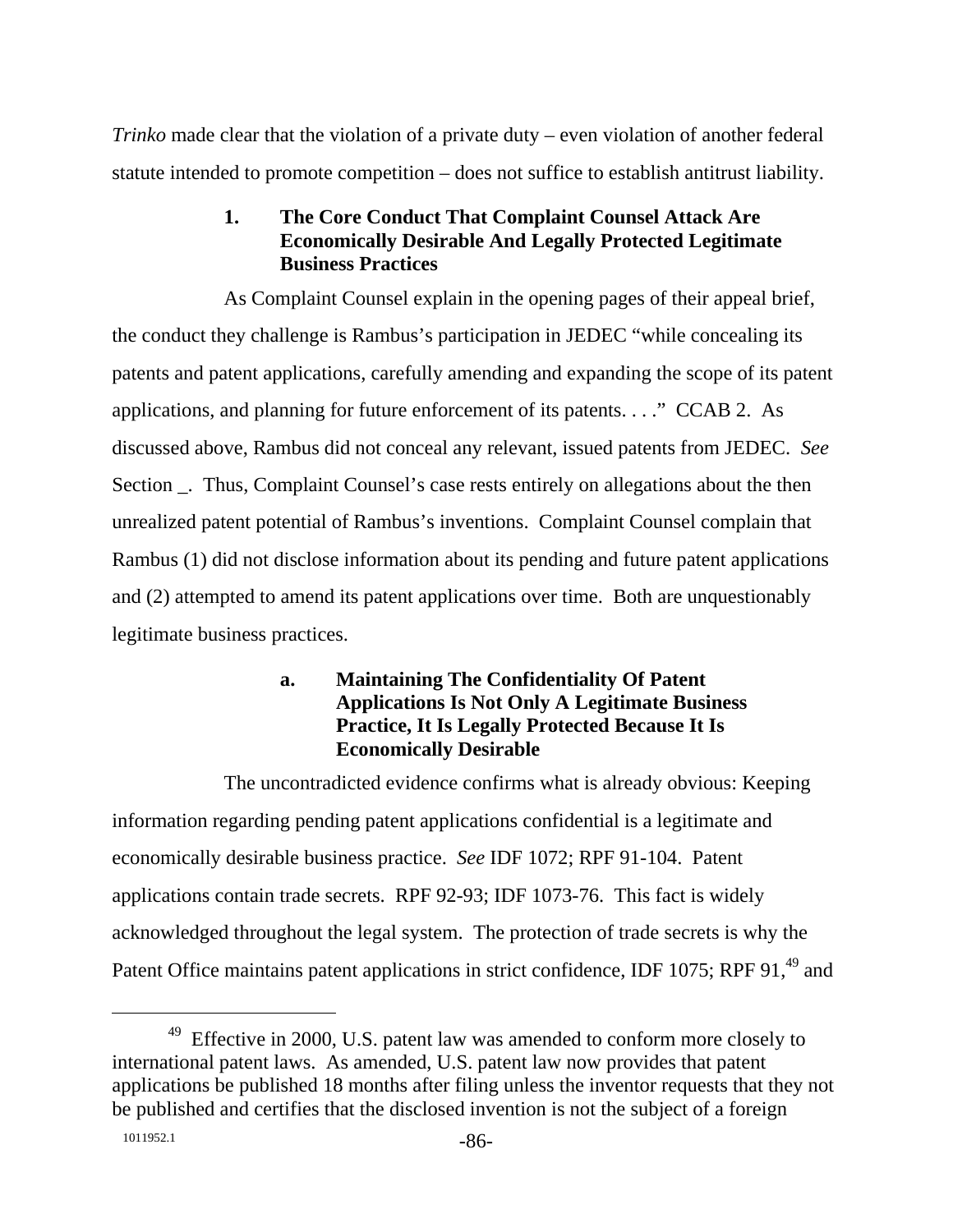*Trinko* made clear that the violation of a private duty – even violation of another federal statute intended to promote competition – does not suffice to establish antitrust liability.

### 1. The Core Conduct That Complaint Counsel Attack Are Economically Desirable And Legally Protected Legitimate Business Practices

As Complaint Counsel explain in the opening pages of their appeal brief, the conduct they challenge is Rambus's participation in JEDEC "while concealing its patents and patent applications, carefully amending and expanding the scope of its patent applications, and planning for future enforcement of its patents. . . ." CCAB 2. As discussed above, Rambus did not conceal any relevant, issued patents from JEDEC. *See* Section _. Thus, Complaint Counsel's case rests entirely on allegations about the then unrealized patent potential of Rambus's inventions. Complaint Counsel complain that Rambus (1) did not disclose information about its pending and future patent applications and (2) attempted to amend its patent applications over time. Both are unquestionably legitimate business practices.

#### a. Maintaining The Confidentiality Of Patent Applications Is Not Only A Legitimate Business Practice, It Is Legally Protected Because It Is Economically Desirable

The uncontradicted evidence confirms what is already obvious: Keeping information regarding pending patent applications confidential is a legitimate and economically desirable business practice. *See* IDF 1072; RPF 91-104. Patent applications contain trade secrets. RPF 92-93; IDF 1073-76. This fact is widely acknowledged throughout the legal system. The protection of trade secrets is why the Patent Office maintains patent applications in strict confidence, IDF 1075; RPF 91,[49] and

[49] Effective in 2000, U.S. patent law was amended to conform more closely to international patent laws. As amended, U.S. patent law now provides that patent applications be published 18 months after filing unless the inventor requests that they not be published and certifies that the disclosed invention is not the subject of a foreign

1011952.1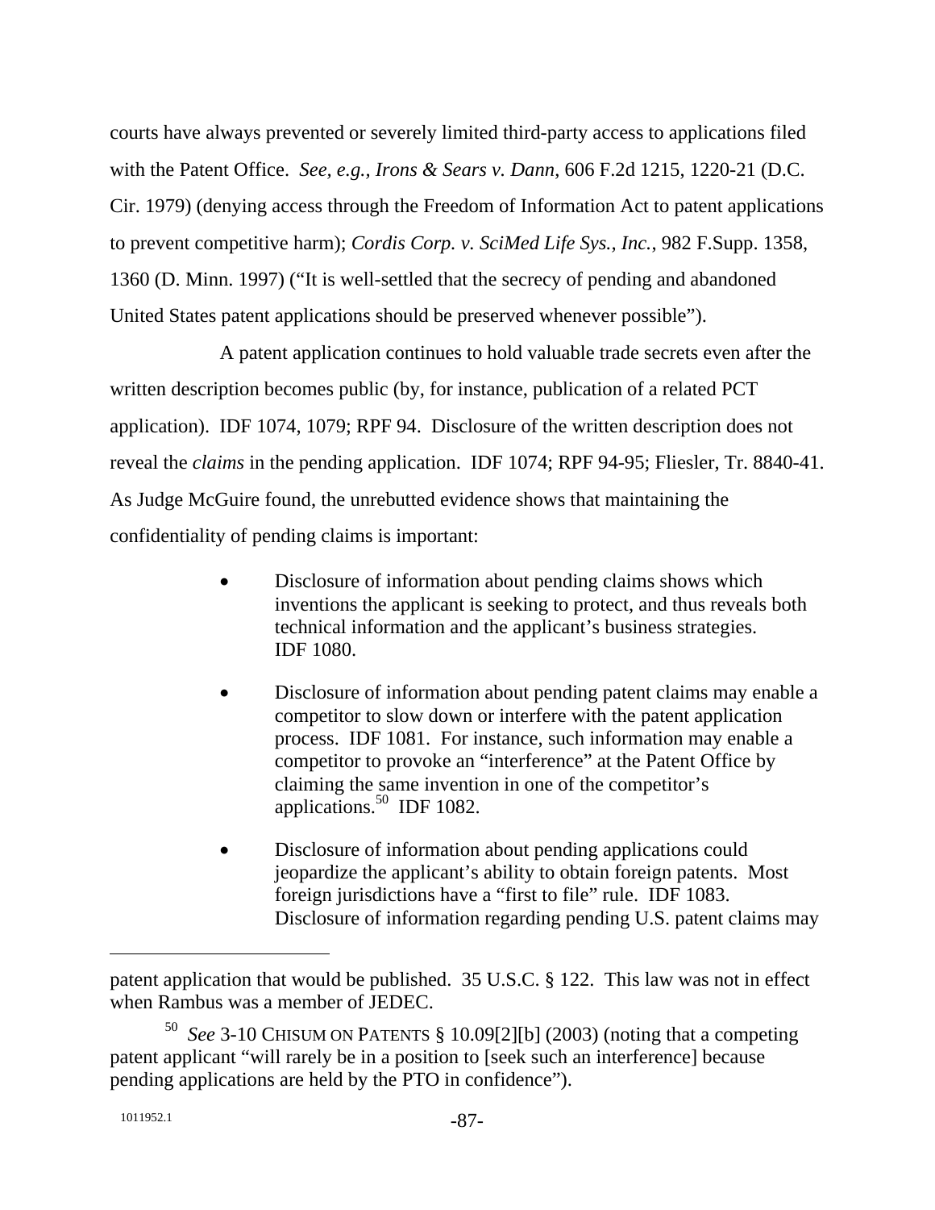courts have always prevented or severely limited third-party access to applications filed with the Patent Office. *See, e.g., Irons & Sears v. Dann*, 606 F.2d 1215, 1220-21 (D.C. Cir. 1979) (denying access through the Freedom of Information Act to patent applications to prevent competitive harm); *Cordis Corp. v. SciMed Life Sys., Inc.*, 982 F.Supp. 1358, 1360 (D. Minn. 1997) ("It is well-settled that the secrecy of pending and abandoned United States patent applications should be preserved whenever possible").

A patent application continues to hold valuable trade secrets even after the written description becomes public (by, for instance, publication of a related PCT application). IDF 1074, 1079; RPF 94. Disclosure of the written description does not reveal the *claims* in the pending application. IDF 1074; RPF 94-95; Fliesler, Tr. 8840-41. As Judge McGuire found, the unrebutted evidence shows that maintaining the confidentiality of pending claims is important:

- Disclosure of information about pending claims shows which inventions the applicant is seeking to protect, and thus reveals both technical information and the applicant's business strategies. IDF 1080.

- Disclosure of information about pending patent claims may enable a competitor to slow down or interfere with the patent application process. IDF 1081. For instance, such information may enable a competitor to provoke an "interference" at the Patent Office by claiming the same invention in one of the competitor's applications.[50] IDF 1082.

- Disclosure of information about pending applications could jeopardize the applicant's ability to obtain foreign patents. Most foreign jurisdictions have a "first to file" rule. IDF 1083. Disclosure of information regarding pending U.S. patent claims may

---

patent application that would be published. 35 U.S.C. § 122. This law was not in effect when Rambus was a member of JEDEC.

[50] *See* 3-10 CHISUM ON PATENTS § 10.09[2][b] (2003) (noting that a competing patent applicant "will rarely be in a position to [seek such an interference] because pending applications are held by the PTO in confidence").

1011952.1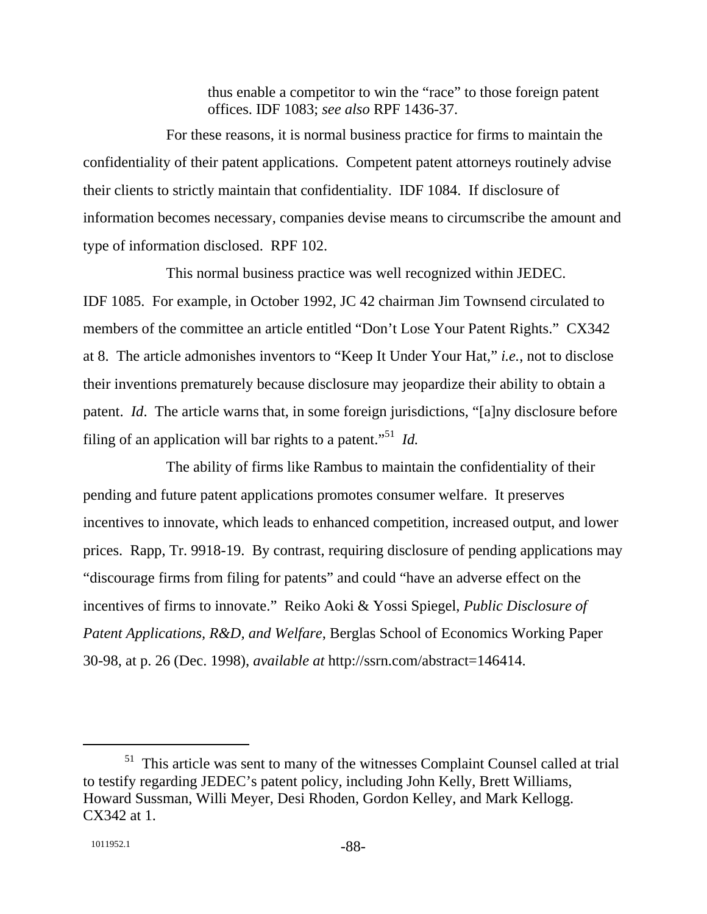thus enable a competitor to win the "race" to those foreign patent offices. IDF 1083; *see also* RPF 1436-37.

For these reasons, it is normal business practice for firms to maintain the confidentiality of their patent applications. Competent patent attorneys routinely advise their clients to strictly maintain that confidentiality. IDF 1084. If disclosure of information becomes necessary, companies devise means to circumscribe the amount and type of information disclosed. RPF 102.

This normal business practice was well recognized within JEDEC. IDF 1085. For example, in October 1992, JC 42 chairman Jim Townsend circulated to members of the committee an article entitled "Don't Lose Your Patent Rights." CX342 at 8. The article admonishes inventors to "Keep It Under Your Hat," *i.e.*, not to disclose their inventions prematurely because disclosure may jeopardize their ability to obtain a patent. *Id*. The article warns that, in some foreign jurisdictions, "[a]ny disclosure before filing of an application will bar rights to a patent."[51] *Id.*

The ability of firms like Rambus to maintain the confidentiality of their pending and future patent applications promotes consumer welfare. It preserves incentives to innovate, which leads to enhanced competition, increased output, and lower prices. Rapp, Tr. 9918-19. By contrast, requiring disclosure of pending applications may "discourage firms from filing for patents" and could "have an adverse effect on the incentives of firms to innovate." Reiko Aoki & Yossi Spiegel, *Public Disclosure of Patent Applications, R&D, and Welfare*, Berglas School of Economics Working Paper 30-98, at p. 26 (Dec. 1998), *available at* http://ssrn.com/abstract=146414.

---

[51] This article was sent to many of the witnesses Complaint Counsel called at trial to testify regarding JEDEC's patent policy, including John Kelly, Brett Williams, Howard Sussman, Willi Meyer, Desi Rhoden, Gordon Kelley, and Mark Kellogg. CX342 at 1.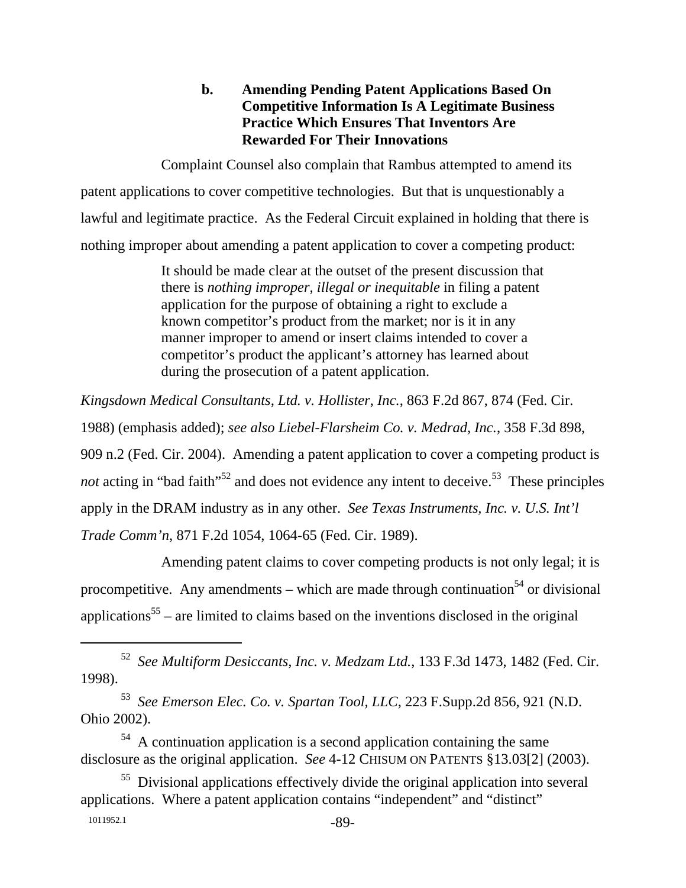#### b. Amending Pending Patent Applications Based On Competitive Information Is A Legitimate Business Practice Which Ensures That Inventors Are Rewarded For Their Innovations

Complaint Counsel also complain that Rambus attempted to amend its patent applications to cover competitive technologies. But that is unquestionably a lawful and legitimate practice. As the Federal Circuit explained in holding that there is nothing improper about amending a patent application to cover a competing product:

> It should be made clear at the outset of the present discussion that there is *nothing improper, illegal or inequitable* in filing a patent application for the purpose of obtaining a right to exclude a known competitor's product from the market; nor is it in any manner improper to amend or insert claims intended to cover a competitor's product the applicant's attorney has learned about during the prosecution of a patent application.

*Kingsdown Medical Consultants, Ltd. v. Hollister, Inc.*, 863 F.2d 867, 874 (Fed. Cir. 1988) (emphasis added); *see also Liebel-Flarsheim Co. v. Medrad, Inc.*, 358 F.3d 898, 909 n.2 (Fed. Cir. 2004). Amending a patent application to cover a competing product is *not* acting in "bad faith"[52] and does not evidence any intent to deceive.[53] These principles apply in the DRAM industry as in any other. *See Texas Instruments, Inc. v. U.S. Int'l Trade Comm'n*, 871 F.2d 1054, 1064-65 (Fed. Cir. 1989).

Amending patent claims to cover competing products is not only legal; it is procompetitive. Any amendments – which are made through continuation[54] or divisional applications[55] – are limited to claims based on the inventions disclosed in the original

---

[52] *See Multiform Desiccants, Inc. v. Medzam Ltd.*, 133 F.3d 1473, 1482 (Fed. Cir. 1998).

[53] *See Emerson Elec. Co. v. Spartan Tool, LLC*, 223 F.Supp.2d 856, 921 (N.D. Ohio 2002).

[54] A continuation application is a second application containing the same disclosure as the original application. *See* 4-12 CHISUM ON PATENTS §13.03[2] (2003).

[55] Divisional applications effectively divide the original application into several applications. Where a patent application contains "independent" and "distinct"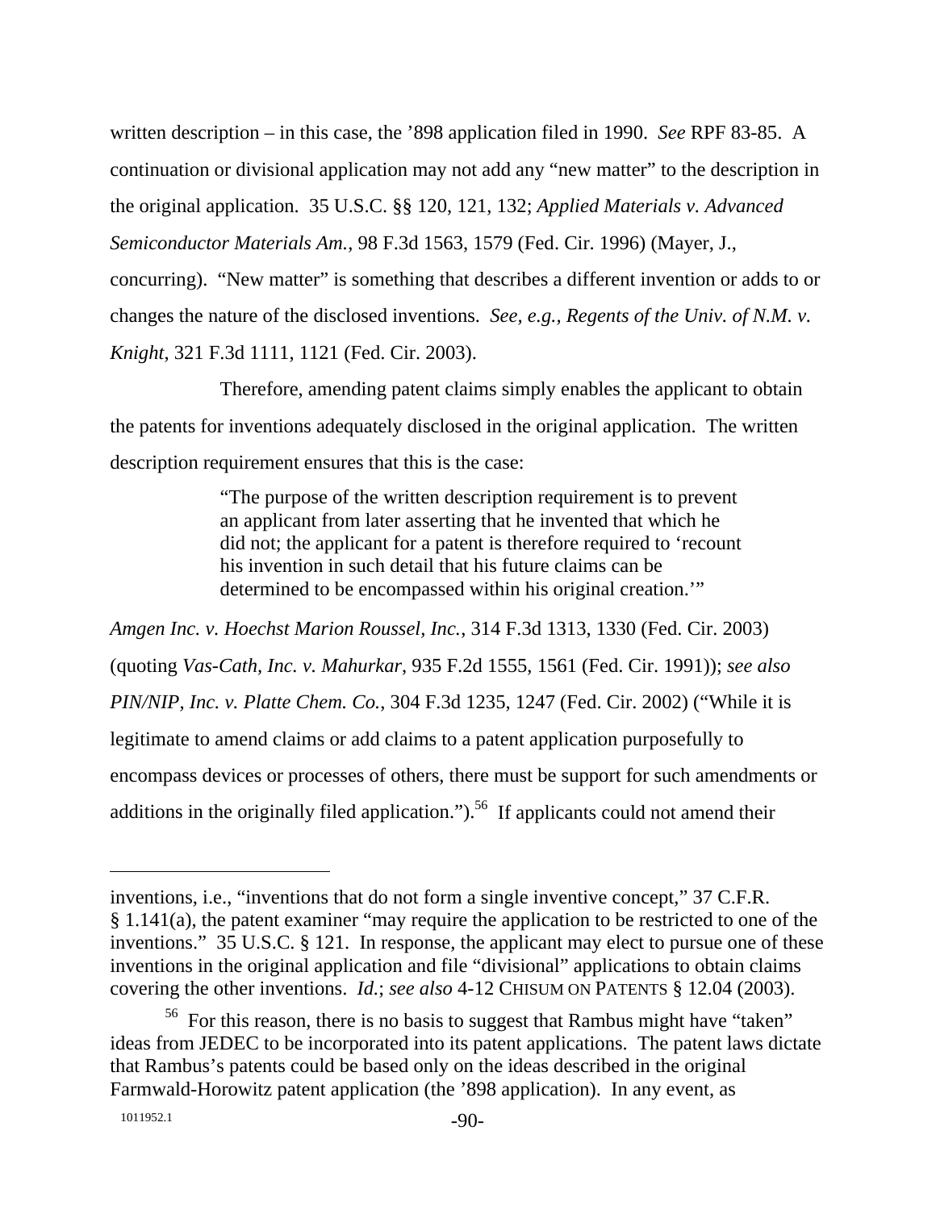written description – in this case, the '898 application filed in 1990. *See* RPF 83-85. A continuation or divisional application may not add any "new matter" to the description in the original application. 35 U.S.C. §§ 120, 121, 132; *Applied Materials v. Advanced Semiconductor Materials Am.*, 98 F.3d 1563, 1579 (Fed. Cir. 1996) (Mayer, J., concurring). "New matter" is something that describes a different invention or adds to or changes the nature of the disclosed inventions. *See, e.g., Regents of the Univ. of N.M. v. Knight*, 321 F.3d 1111, 1121 (Fed. Cir. 2003).

Therefore, amending patent claims simply enables the applicant to obtain the patents for inventions adequately disclosed in the original application. The written description requirement ensures that this is the case:

> "The purpose of the written description requirement is to prevent an applicant from later asserting that he invented that which he did not; the applicant for a patent is therefore required to 'recount his invention in such detail that his future claims can be determined to be encompassed within his original creation.'"

*Amgen Inc. v. Hoechst Marion Roussel, Inc.*, 314 F.3d 1313, 1330 (Fed. Cir. 2003) (quoting *Vas-Cath, Inc. v. Mahurkar*, 935 F.2d 1555, 1561 (Fed. Cir. 1991)); *see also PIN/NIP, Inc. v. Platte Chem. Co.*, 304 F.3d 1235, 1247 (Fed. Cir. 2002) ("While it is legitimate to amend claims or add claims to a patent application purposefully to encompass devices or processes of others, there must be support for such amendments or additions in the originally filed application.").[56] If applicants could not amend their

---

inventions, i.e., "inventions that do not form a single inventive concept," 37 C.F.R. § 1.141(a), the patent examiner "may require the application to be restricted to one of the inventions." 35 U.S.C. § 121. In response, the applicant may elect to pursue one of these inventions in the original application and file "divisional" applications to obtain claims covering the other inventions. *Id.*; *see also* 4-12 CHISUM ON PATENTS § 12.04 (2003).

[56] For this reason, there is no basis to suggest that Rambus might have "taken" ideas from JEDEC to be incorporated into its patent applications. The patent laws dictate that Rambus's patents could be based only on the ideas described in the original Farmwald-Horowitz patent application (the '898 application). In any event, as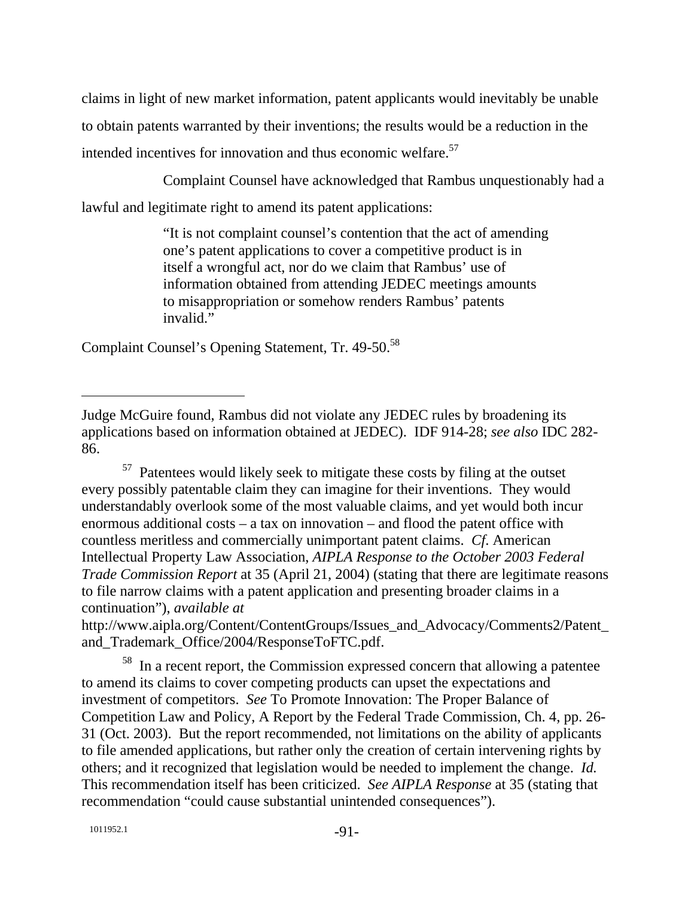claims in light of new market information, patent applicants would inevitably be unable to obtain patents warranted by their inventions; the results would be a reduction in the intended incentives for innovation and thus economic welfare.[57]

Complaint Counsel have acknowledged that Rambus unquestionably had a lawful and legitimate right to amend its patent applications:

> "It is not complaint counsel's contention that the act of amending one's patent applications to cover a competitive product is in itself a wrongful act, nor do we claim that Rambus' use of information obtained from attending JEDEC meetings amounts to misappropriation or somehow renders Rambus' patents invalid."

Complaint Counsel's Opening Statement, Tr. 49-50.[58]

---

Judge McGuire found, Rambus did not violate any JEDEC rules by broadening its applications based on information obtained at JEDEC). IDF 914-28; *see also* IDC 282-86.

[57] Patentees would likely seek to mitigate these costs by filing at the outset every possibly patentable claim they can imagine for their inventions. They would understandably overlook some of the most valuable claims, and yet would both incur enormous additional costs – a tax on innovation – and flood the patent office with countless meritless and commercially unimportant patent claims. *Cf.* American Intellectual Property Law Association, *AIPLA Response to the October 2003 Federal Trade Commission Report* at 35 (April 21, 2004) (stating that there are legitimate reasons to file narrow claims with a patent application and presenting broader claims in a continuation"), *available at* http://www.aipla.org/Content/ContentGroups/Issues_and_Advocacy/Comments2/Patent_and_Trademark_Office/2004/ResponseToFTC.pdf.

[58] In a recent report, the Commission expressed concern that allowing a patentee to amend its claims to cover competing products can upset the expectations and investment of competitors. *See* To Promote Innovation: The Proper Balance of Competition Law and Policy, A Report by the Federal Trade Commission, Ch. 4, pp. 26-31 (Oct. 2003). But the report recommended, not limitations on the ability of applicants to file amended applications, but rather only the creation of certain intervening rights by others; and it recognized that legislation would be needed to implement the change. *Id.* This recommendation itself has been criticized. *See AIPLA Response* at 35 (stating that recommendation "could cause substantial unintended consequences").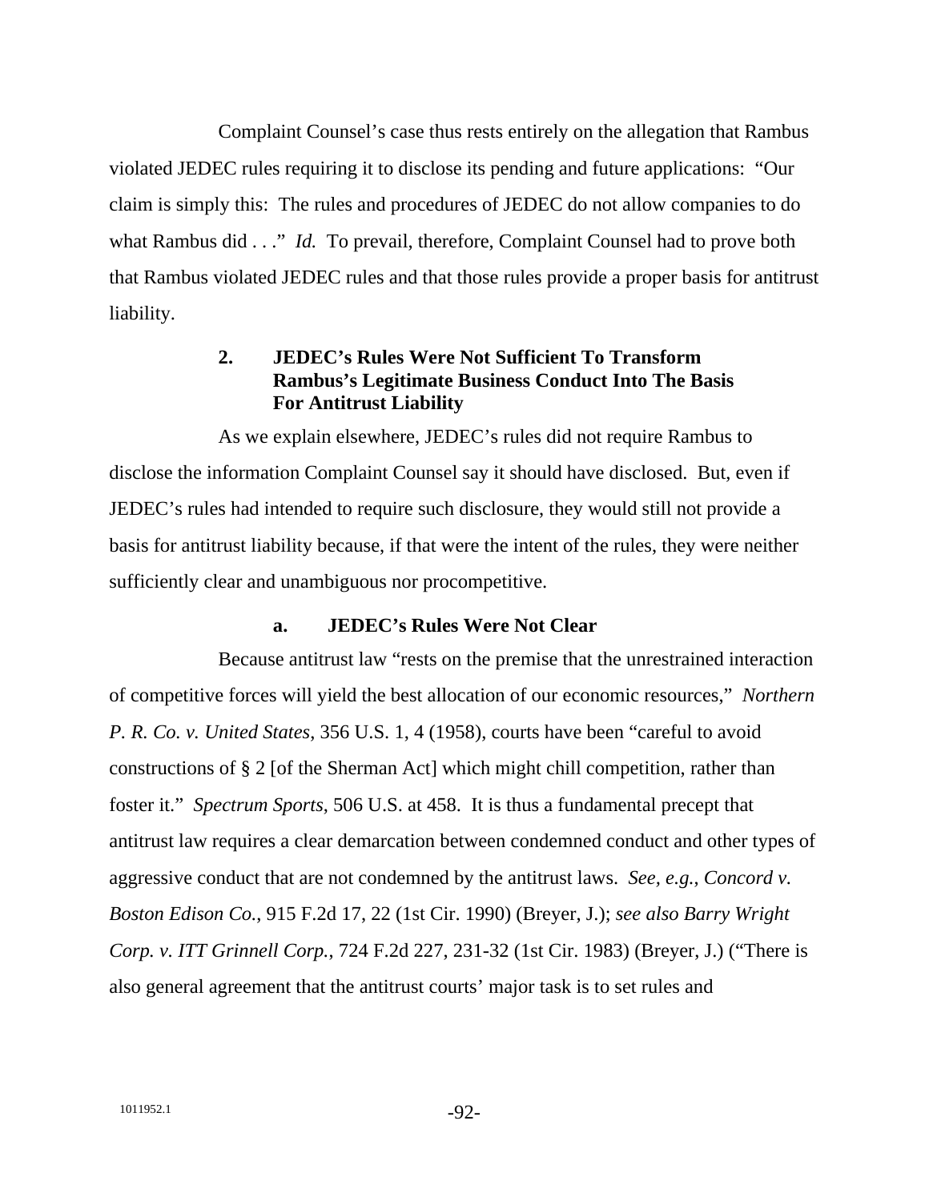Complaint Counsel's case thus rests entirely on the allegation that Rambus violated JEDEC rules requiring it to disclose its pending and future applications: "Our claim is simply this: The rules and procedures of JEDEC do not allow companies to do what Rambus did . . ." *Id.* To prevail, therefore, Complaint Counsel had to prove both that Rambus violated JEDEC rules and that those rules provide a proper basis for antitrust liability.

### 2. JEDEC's Rules Were Not Sufficient To Transform Rambus's Legitimate Business Conduct Into The Basis For Antitrust Liability

As we explain elsewhere, JEDEC's rules did not require Rambus to disclose the information Complaint Counsel say it should have disclosed. But, even if JEDEC's rules had intended to require such disclosure, they would still not provide a basis for antitrust liability because, if that were the intent of the rules, they were neither sufficiently clear and unambiguous nor procompetitive.

#### a. JEDEC's Rules Were Not Clear

Because antitrust law "rests on the premise that the unrestrained interaction of competitive forces will yield the best allocation of our economic resources," *Northern P. R. Co. v. United States*, 356 U.S. 1, 4 (1958), courts have been "careful to avoid constructions of § 2 [of the Sherman Act] which might chill competition, rather than foster it." *Spectrum Sports*, 506 U.S. at 458. It is thus a fundamental precept that antitrust law requires a clear demarcation between condemned conduct and other types of aggressive conduct that are not condemned by the antitrust laws. *See, e.g.*, *Concord v. Boston Edison Co.*, 915 F.2d 17, 22 (1st Cir. 1990) (Breyer, J.); *see also Barry Wright Corp. v. ITT Grinnell Corp.*, 724 F.2d 227, 231-32 (1st Cir. 1983) (Breyer, J.) ("There is also general agreement that the antitrust courts' major task is to set rules and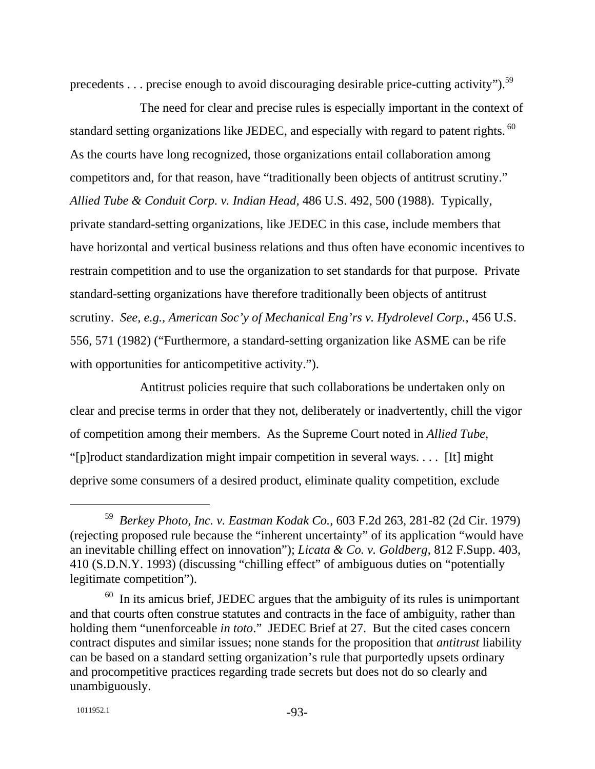precedents . . . precise enough to avoid discouraging desirable price-cutting activity").[59]

The need for clear and precise rules is especially important in the context of standard setting organizations like JEDEC, and especially with regard to patent rights.[60] As the courts have long recognized, those organizations entail collaboration among competitors and, for that reason, have "traditionally been objects of antitrust scrutiny." *Allied Tube & Conduit Corp. v. Indian Head,* 486 U.S. 492, 500 (1988). Typically, private standard-setting organizations, like JEDEC in this case, include members that have horizontal and vertical business relations and thus often have economic incentives to restrain competition and to use the organization to set standards for that purpose. Private standard-setting organizations have therefore traditionally been objects of antitrust scrutiny. *See, e.g., American Soc'y of Mechanical Eng'rs v. Hydrolevel Corp.*, 456 U.S. 556, 571 (1982) ("Furthermore, a standard-setting organization like ASME can be rife with opportunities for anticompetitive activity.").

Antitrust policies require that such collaborations be undertaken only on clear and precise terms in order that they not, deliberately or inadvertently, chill the vigor of competition among their members. As the Supreme Court noted in *Allied Tube*, "[p]roduct standardization might impair competition in several ways. . . . [It] might deprive some consumers of a desired product, eliminate quality competition, exclude

---

[59] *Berkey Photo, Inc. v. Eastman Kodak Co.*, 603 F.2d 263, 281-82 (2d Cir. 1979) (rejecting proposed rule because the "inherent uncertainty" of its application "would have an inevitable chilling effect on innovation"); *Licata & Co. v. Goldberg*, 812 F.Supp. 403, 410 (S.D.N.Y. 1993) (discussing "chilling effect" of ambiguous duties on "potentially legitimate competition").

[60] In its amicus brief, JEDEC argues that the ambiguity of its rules is unimportant and that courts often construe statutes and contracts in the face of ambiguity, rather than holding them "unenforceable *in toto*." JEDEC Brief at 27. But the cited cases concern contract disputes and similar issues; none stands for the proposition that *antitrust* liability can be based on a standard setting organization's rule that purportedly upsets ordinary and procompetitive practices regarding trade secrets but does not do so clearly and unambiguously.

1011952.1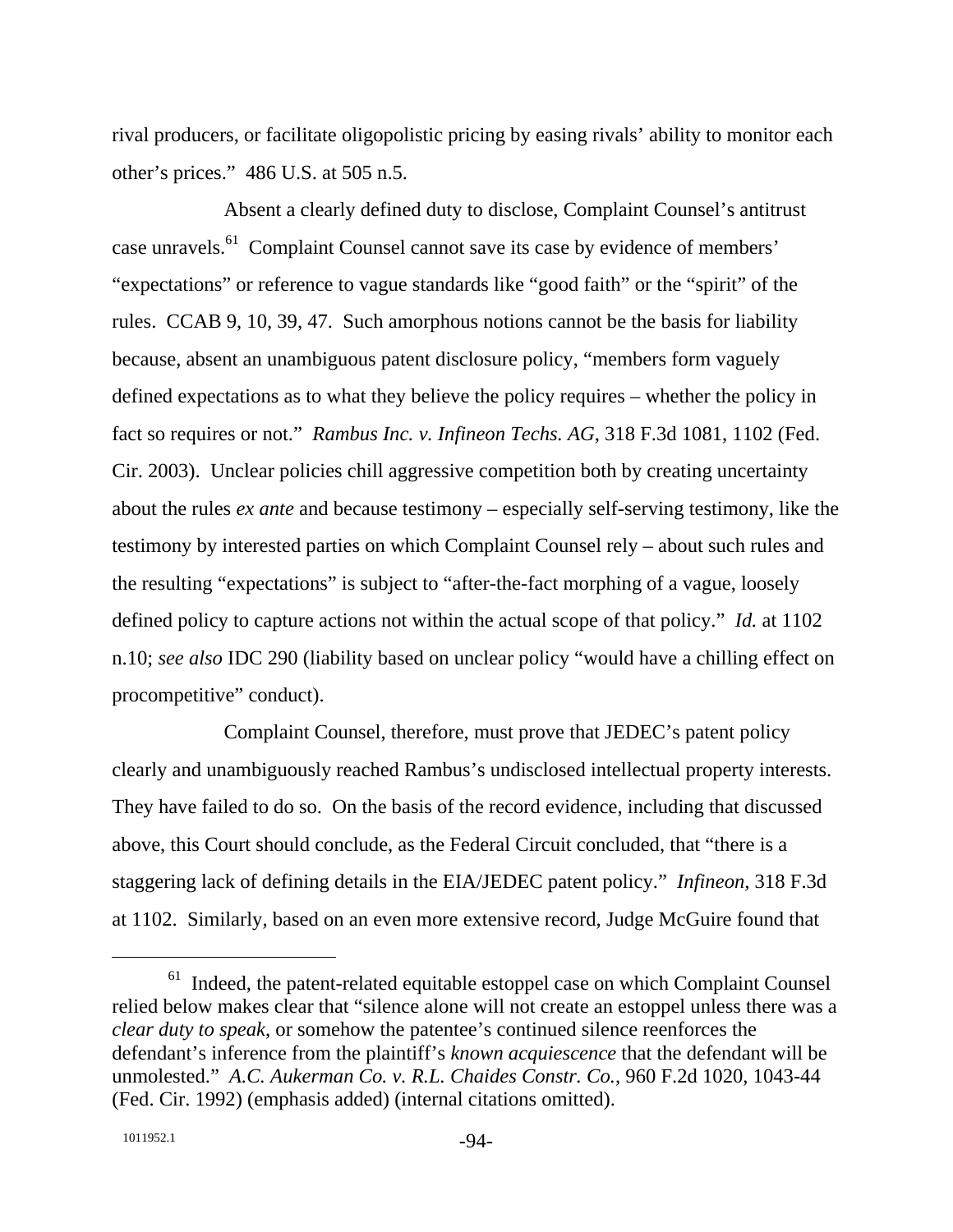rival producers, or facilitate oligopolistic pricing by easing rivals' ability to monitor each other's prices." 486 U.S. at 505 n.5.

Absent a clearly defined duty to disclose, Complaint Counsel's antitrust case unravels.[61] Complaint Counsel cannot save its case by evidence of members' "expectations" or reference to vague standards like "good faith" or the "spirit" of the rules. CCAB 9, 10, 39, 47. Such amorphous notions cannot be the basis for liability because, absent an unambiguous patent disclosure policy, "members form vaguely defined expectations as to what they believe the policy requires – whether the policy in fact so requires or not." *Rambus Inc. v. Infineon Techs. AG*, 318 F.3d 1081, 1102 (Fed. Cir. 2003). Unclear policies chill aggressive competition both by creating uncertainty about the rules *ex ante* and because testimony – especially self-serving testimony, like the testimony by interested parties on which Complaint Counsel rely – about such rules and the resulting "expectations" is subject to "after-the-fact morphing of a vague, loosely defined policy to capture actions not within the actual scope of that policy." *Id.* at 1102 n.10; *see also* IDC 290 (liability based on unclear policy "would have a chilling effect on procompetitive" conduct).

Complaint Counsel, therefore, must prove that JEDEC's patent policy clearly and unambiguously reached Rambus's undisclosed intellectual property interests. They have failed to do so. On the basis of the record evidence, including that discussed above, this Court should conclude, as the Federal Circuit concluded, that "there is a staggering lack of defining details in the EIA/JEDEC patent policy." *Infineon,* 318 F.3d at 1102. Similarly, based on an even more extensive record, Judge McGuire found that

[61] Indeed, the patent-related equitable estoppel case on which Complaint Counsel relied below makes clear that "silence alone will not create an estoppel unless there was a *clear duty to speak*, or somehow the patentee's continued silence reenforces the defendant's inference from the plaintiff's *known acquiescence* that the defendant will be unmolested." *A.C. Aukerman Co. v. R.L. Chaides Constr. Co.*, 960 F.2d 1020, 1043-44 (Fed. Cir. 1992) (emphasis added) (internal citations omitted).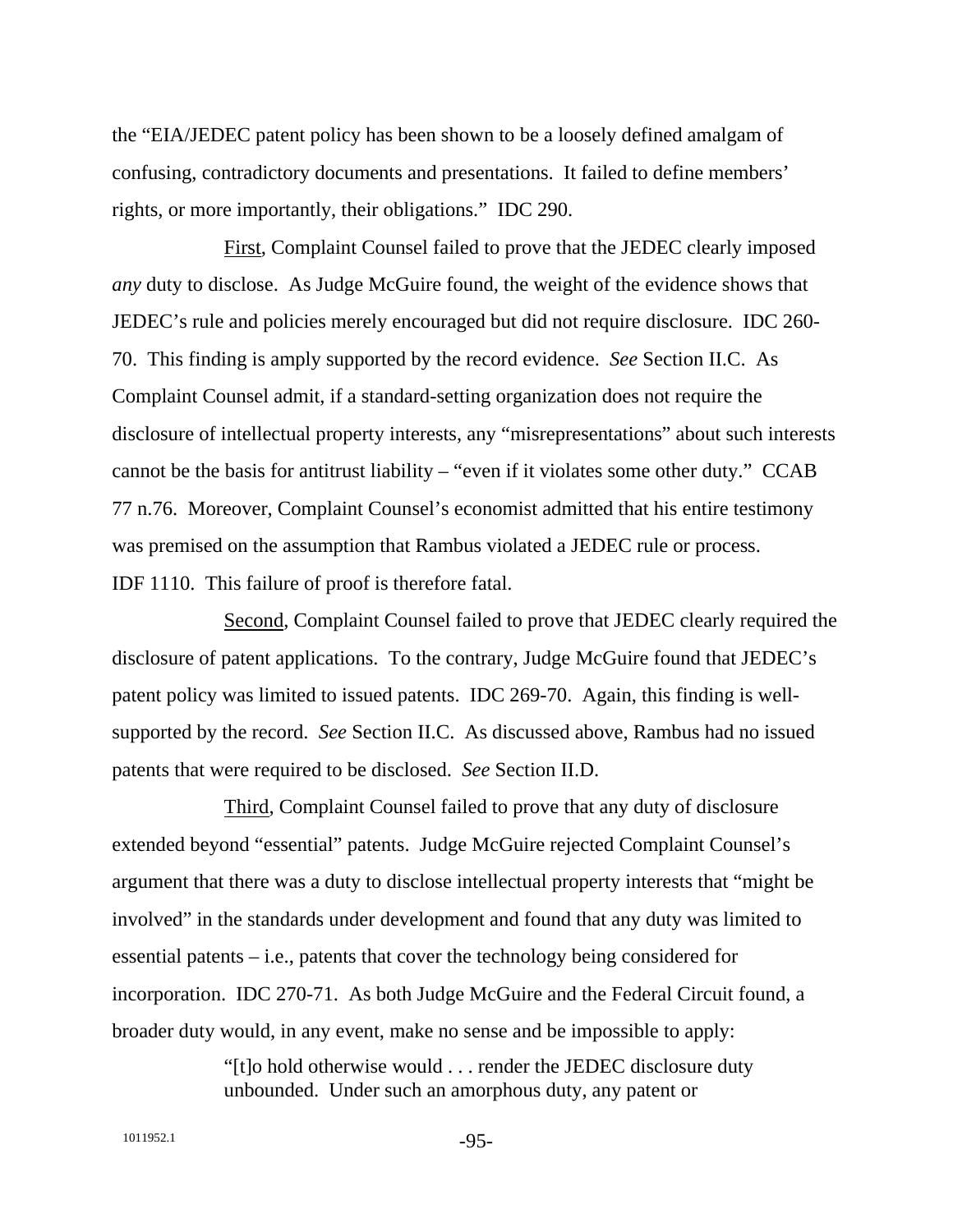the "EIA/JEDEC patent policy has been shown to be a loosely defined amalgam of confusing, contradictory documents and presentations. It failed to define members' rights, or more importantly, their obligations." IDC 290.

First, Complaint Counsel failed to prove that the JEDEC clearly imposed *any* duty to disclose. As Judge McGuire found, the weight of the evidence shows that JEDEC's rule and policies merely encouraged but did not require disclosure. IDC 260-70. This finding is amply supported by the record evidence. *See* Section II.C. As Complaint Counsel admit, if a standard-setting organization does not require the disclosure of intellectual property interests, any "misrepresentations" about such interests cannot be the basis for antitrust liability – "even if it violates some other duty." CCAB 77 n.76. Moreover, Complaint Counsel's economist admitted that his entire testimony was premised on the assumption that Rambus violated a JEDEC rule or process. IDF 1110. This failure of proof is therefore fatal.

Second, Complaint Counsel failed to prove that JEDEC clearly required the disclosure of patent applications. To the contrary, Judge McGuire found that JEDEC's patent policy was limited to issued patents. IDC 269-70. Again, this finding is well-supported by the record. *See* Section II.C. As discussed above, Rambus had no issued patents that were required to be disclosed. *See* Section II.D.

Third, Complaint Counsel failed to prove that any duty of disclosure extended beyond "essential" patents. Judge McGuire rejected Complaint Counsel's argument that there was a duty to disclose intellectual property interests that "might be involved" in the standards under development and found that any duty was limited to essential patents – i.e., patents that cover the technology being considered for incorporation. IDC 270-71. As both Judge McGuire and the Federal Circuit found, a broader duty would, in any event, make no sense and be impossible to apply:

> "[t]o hold otherwise would . . . render the JEDEC disclosure duty unbounded. Under such an amorphous duty, any patent or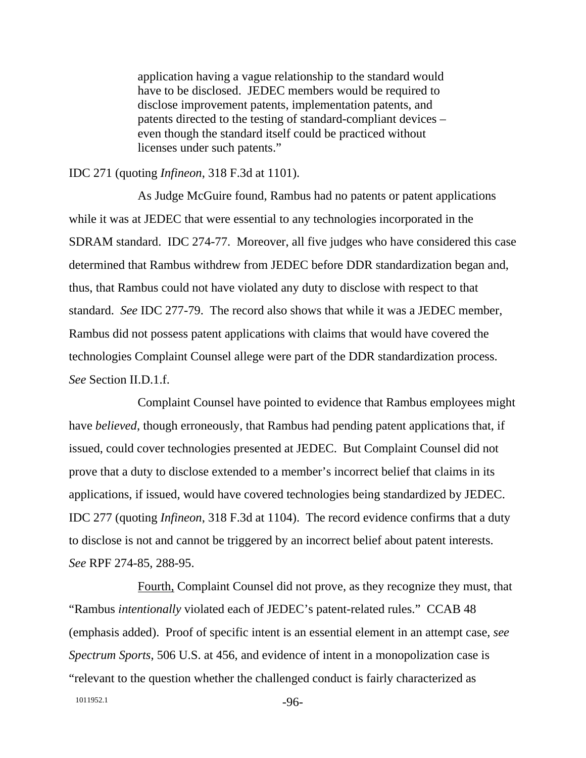> application having a vague relationship to the standard would have to be disclosed. JEDEC members would be required to disclose improvement patents, implementation patents, and patents directed to the testing of standard-compliant devices – even though the standard itself could be practiced without licenses under such patents."

IDC 271 (quoting *Infineon*, 318 F.3d at 1101).

As Judge McGuire found, Rambus had no patents or patent applications while it was at JEDEC that were essential to any technologies incorporated in the SDRAM standard. IDC 274-77. Moreover, all five judges who have considered this case determined that Rambus withdrew from JEDEC before DDR standardization began and, thus, that Rambus could not have violated any duty to disclose with respect to that standard. *See* IDC 277-79. The record also shows that while it was a JEDEC member, Rambus did not possess patent applications with claims that would have covered the technologies Complaint Counsel allege were part of the DDR standardization process. *See* Section II.D.1.f.

Complaint Counsel have pointed to evidence that Rambus employees might have *believed*, though erroneously, that Rambus had pending patent applications that, if issued, could cover technologies presented at JEDEC. But Complaint Counsel did not prove that a duty to disclose extended to a member's incorrect belief that claims in its applications, if issued, would have covered technologies being standardized by JEDEC. IDC 277 (quoting *Infineon*, 318 F.3d at 1104). The record evidence confirms that a duty to disclose is not and cannot be triggered by an incorrect belief about patent interests. *See* RPF 274-85, 288-95.

<u>Fourth,</u> Complaint Counsel did not prove, as they recognize they must, that "Rambus *intentionally* violated each of JEDEC's patent-related rules." CCAB 48 (emphasis added). Proof of specific intent is an essential element in an attempt case, *see Spectrum Sports*, 506 U.S. at 456, and evidence of intent in a monopolization case is "relevant to the question whether the challenged conduct is fairly characterized as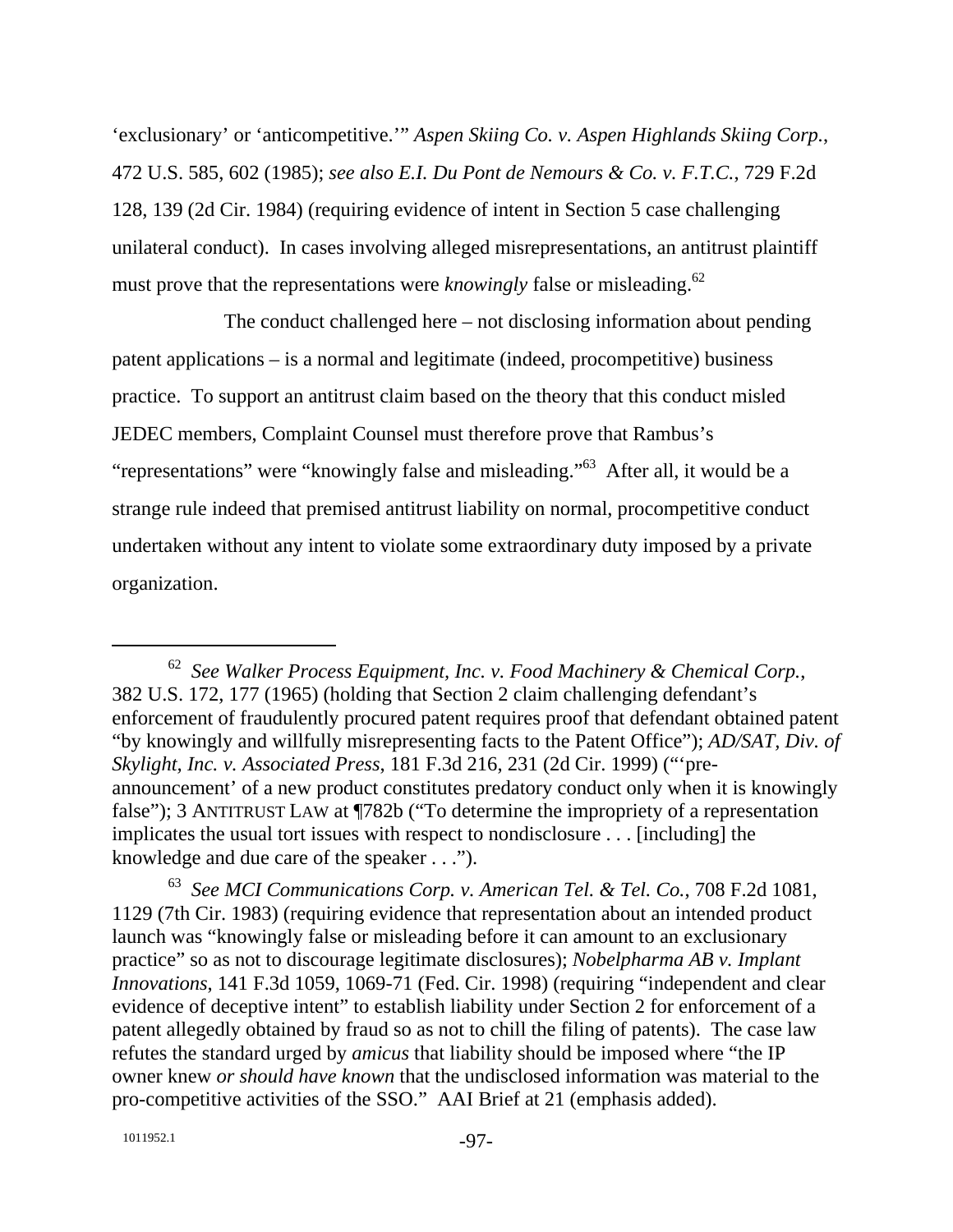'exclusionary' or 'anticompetitive.'" *Aspen Skiing Co. v. Aspen Highlands Skiing Corp.*, 472 U.S. 585, 602 (1985); *see also E.I. Du Pont de Nemours & Co. v. F.T.C.*, 729 F.2d 128, 139 (2d Cir. 1984) (requiring evidence of intent in Section 5 case challenging unilateral conduct). In cases involving alleged misrepresentations, an antitrust plaintiff must prove that the representations were *knowingly* false or misleading.[62]

The conduct challenged here – not disclosing information about pending patent applications – is a normal and legitimate (indeed, procompetitive) business practice. To support an antitrust claim based on the theory that this conduct misled JEDEC members, Complaint Counsel must therefore prove that Rambus's "representations" were "knowingly false and misleading."[63] After all, it would be a strange rule indeed that premised antitrust liability on normal, procompetitive conduct undertaken without any intent to violate some extraordinary duty imposed by a private organization.

---

[62] *See Walker Process Equipment, Inc. v. Food Machinery & Chemical Corp.*, 382 U.S. 172, 177 (1965) (holding that Section 2 claim challenging defendant's enforcement of fraudulently procured patent requires proof that defendant obtained patent "by knowingly and willfully misrepresenting facts to the Patent Office"); *AD/SAT, Div. of Skylight, Inc. v. Associated Press*, 181 F.3d 216, 231 (2d Cir. 1999) ("'pre-announcement' of a new product constitutes predatory conduct only when it is knowingly false"); 3 ANTITRUST LAW at ¶782b ("To determine the impropriety of a representation implicates the usual tort issues with respect to nondisclosure . . . [including] the knowledge and due care of the speaker . . .").

[63] *See MCI Communications Corp. v. American Tel. & Tel. Co.*, 708 F.2d 1081, 1129 (7th Cir. 1983) (requiring evidence that representation about an intended product launch was "knowingly false or misleading before it can amount to an exclusionary practice" so as not to discourage legitimate disclosures); *Nobelpharma AB v. Implant Innovations*, 141 F.3d 1059, 1069-71 (Fed. Cir. 1998) (requiring "independent and clear evidence of deceptive intent" to establish liability under Section 2 for enforcement of a patent allegedly obtained by fraud so as not to chill the filing of patents). The case law refutes the standard urged by *amicus* that liability should be imposed where "the IP owner knew *or should have known* that the undisclosed information was material to the pro-competitive activities of the SSO." AAI Brief at 21 (emphasis added).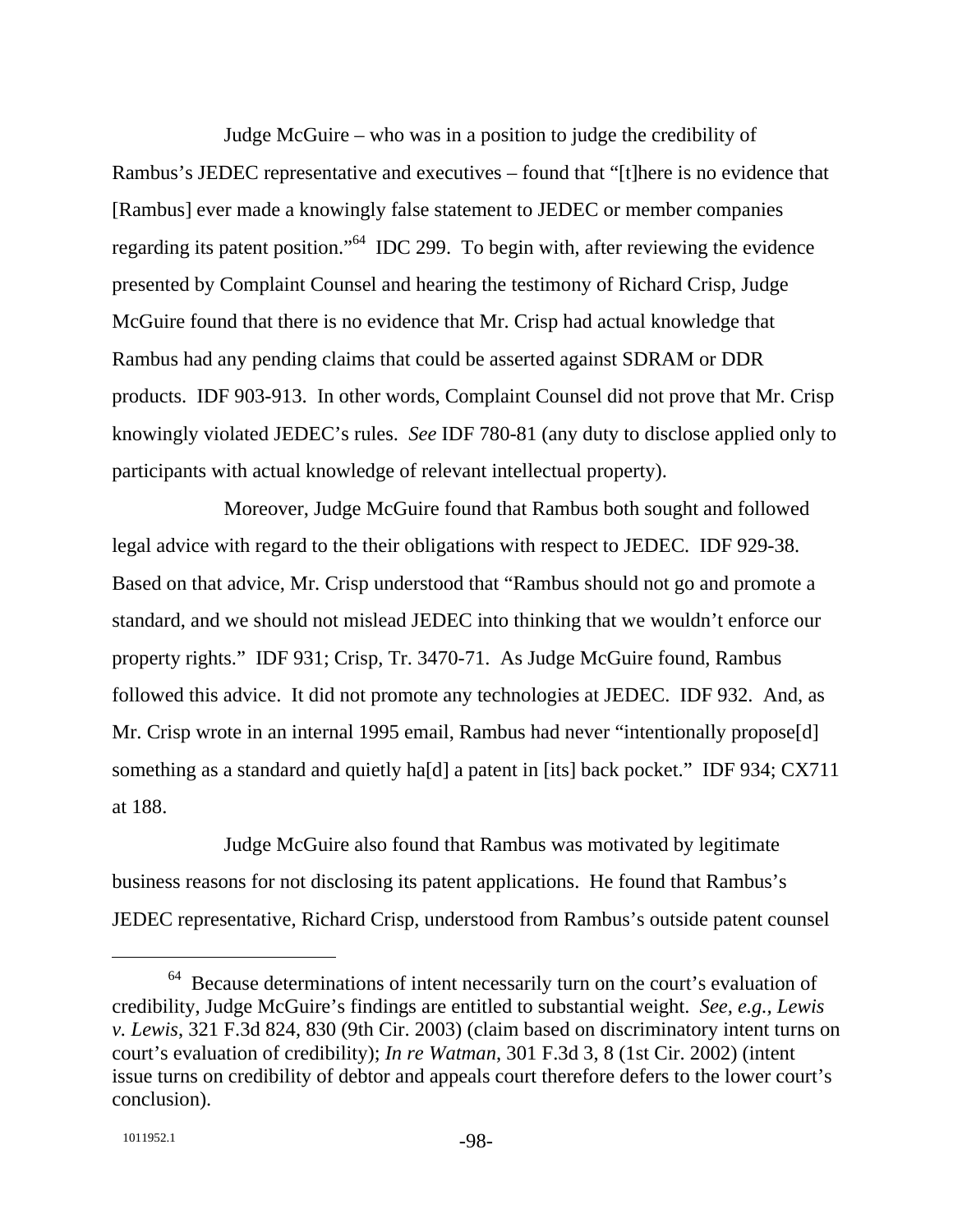Judge McGuire – who was in a position to judge the credibility of Rambus's JEDEC representative and executives – found that "[t]here is no evidence that [Rambus] ever made a knowingly false statement to JEDEC or member companies regarding its patent position."[64] IDC 299. To begin with, after reviewing the evidence presented by Complaint Counsel and hearing the testimony of Richard Crisp, Judge McGuire found that there is no evidence that Mr. Crisp had actual knowledge that Rambus had any pending claims that could be asserted against SDRAM or DDR products. IDF 903-913. In other words, Complaint Counsel did not prove that Mr. Crisp knowingly violated JEDEC's rules. *See* IDF 780-81 (any duty to disclose applied only to participants with actual knowledge of relevant intellectual property).

Moreover, Judge McGuire found that Rambus both sought and followed legal advice with regard to the their obligations with respect to JEDEC. IDF 929-38. Based on that advice, Mr. Crisp understood that "Rambus should not go and promote a standard, and we should not mislead JEDEC into thinking that we wouldn't enforce our property rights." IDF 931; Crisp, Tr. 3470-71. As Judge McGuire found, Rambus followed this advice. It did not promote any technologies at JEDEC. IDF 932. And, as Mr. Crisp wrote in an internal 1995 email, Rambus had never "intentionally propose[d] something as a standard and quietly ha[d] a patent in [its] back pocket." IDF 934; CX711 at 188.

Judge McGuire also found that Rambus was motivated by legitimate business reasons for not disclosing its patent applications. He found that Rambus's JEDEC representative, Richard Crisp, understood from Rambus's outside patent counsel

---

[64] Because determinations of intent necessarily turn on the court's evaluation of credibility, Judge McGuire's findings are entitled to substantial weight. *See, e.g., Lewis v. Lewis*, 321 F.3d 824, 830 (9th Cir. 2003) (claim based on discriminatory intent turns on court's evaluation of credibility); *In re Watman*, 301 F.3d 3, 8 (1st Cir. 2002) (intent issue turns on credibility of debtor and appeals court therefore defers to the lower court's conclusion).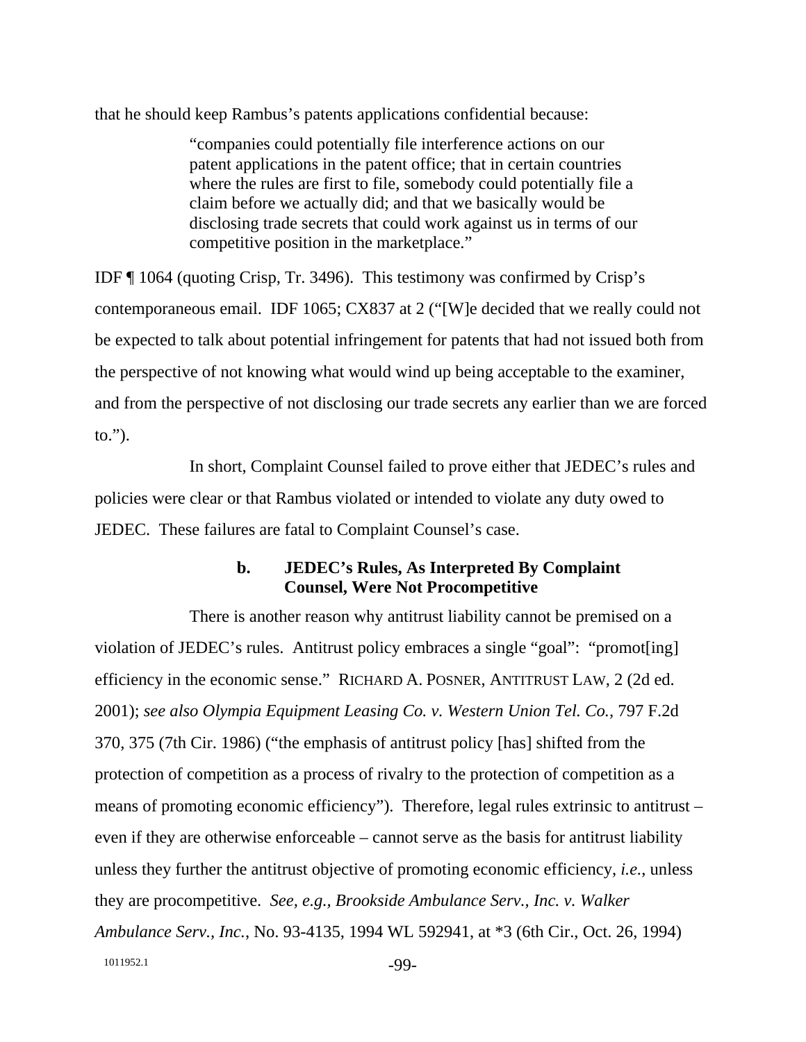that he should keep Rambus's patents applications confidential because:

> "companies could potentially file interference actions on our patent applications in the patent office; that in certain countries where the rules are first to file, somebody could potentially file a claim before we actually did; and that we basically would be disclosing trade secrets that could work against us in terms of our competitive position in the marketplace."

IDF ¶ 1064 (quoting Crisp, Tr. 3496). This testimony was confirmed by Crisp's contemporaneous email. IDF 1065; CX837 at 2 ("[W]e decided that we really could not be expected to talk about potential infringement for patents that had not issued both from the perspective of not knowing what would wind up being acceptable to the examiner, and from the perspective of not disclosing our trade secrets any earlier than we are forced to.").

In short, Complaint Counsel failed to prove either that JEDEC's rules and policies were clear or that Rambus violated or intended to violate any duty owed to JEDEC. These failures are fatal to Complaint Counsel's case.

#### b. JEDEC's Rules, As Interpreted By Complaint Counsel, Were Not Procompetitive

There is another reason why antitrust liability cannot be premised on a violation of JEDEC's rules. Antitrust policy embraces a single "goal": "promot[ing] efficiency in the economic sense." RICHARD A. POSNER, ANTITRUST LAW, 2 (2d ed. 2001); *see also Olympia Equipment Leasing Co. v. Western Union Tel. Co.*, 797 F.2d 370, 375 (7th Cir. 1986) ("the emphasis of antitrust policy [has] shifted from the protection of competition as a process of rivalry to the protection of competition as a means of promoting economic efficiency"). Therefore, legal rules extrinsic to antitrust – even if they are otherwise enforceable – cannot serve as the basis for antitrust liability unless they further the antitrust objective of promoting economic efficiency, *i.e.*, unless they are procompetitive. *See, e.g.*, *Brookside Ambulance Serv., Inc. v. Walker Ambulance Serv., Inc.*, No. 93-4135, 1994 WL 592941, at *3 (6th Cir., Oct. 26, 1994)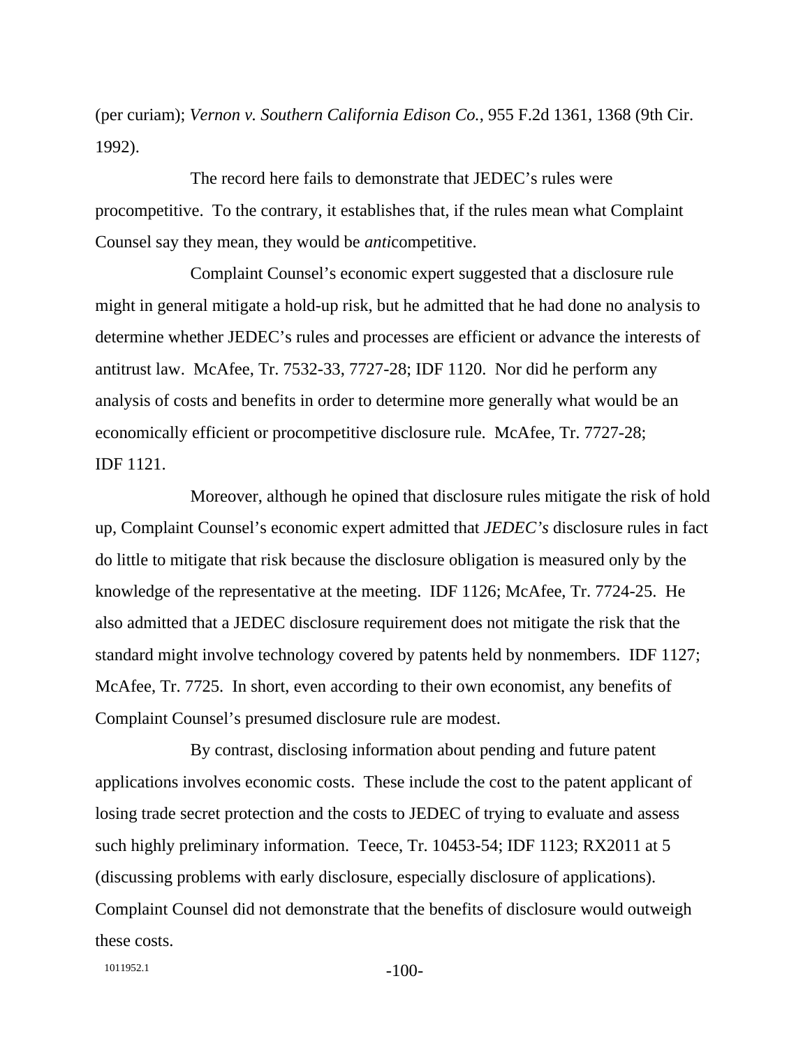(per curiam); *Vernon v. Southern California Edison Co.*, 955 F.2d 1361, 1368 (9th Cir. 1992).

The record here fails to demonstrate that JEDEC's rules were procompetitive. To the contrary, it establishes that, if the rules mean what Complaint Counsel say they mean, they would be *anti*competitive.

Complaint Counsel's economic expert suggested that a disclosure rule might in general mitigate a hold-up risk, but he admitted that he had done no analysis to determine whether JEDEC's rules and processes are efficient or advance the interests of antitrust law. McAfee, Tr. 7532-33, 7727-28; IDF 1120. Nor did he perform any analysis of costs and benefits in order to determine more generally what would be an economically efficient or procompetitive disclosure rule. McAfee, Tr. 7727-28; IDF 1121.

Moreover, although he opined that disclosure rules mitigate the risk of hold up, Complaint Counsel's economic expert admitted that *JEDEC's* disclosure rules in fact do little to mitigate that risk because the disclosure obligation is measured only by the knowledge of the representative at the meeting. IDF 1126; McAfee, Tr. 7724-25. He also admitted that a JEDEC disclosure requirement does not mitigate the risk that the standard might involve technology covered by patents held by nonmembers. IDF 1127; McAfee, Tr. 7725. In short, even according to their own economist, any benefits of Complaint Counsel's presumed disclosure rule are modest.

By contrast, disclosing information about pending and future patent applications involves economic costs. These include the cost to the patent applicant of losing trade secret protection and the costs to JEDEC of trying to evaluate and assess such highly preliminary information. Teece, Tr. 10453-54; IDF 1123; RX2011 at 5 (discussing problems with early disclosure, especially disclosure of applications). Complaint Counsel did not demonstrate that the benefits of disclosure would outweigh these costs.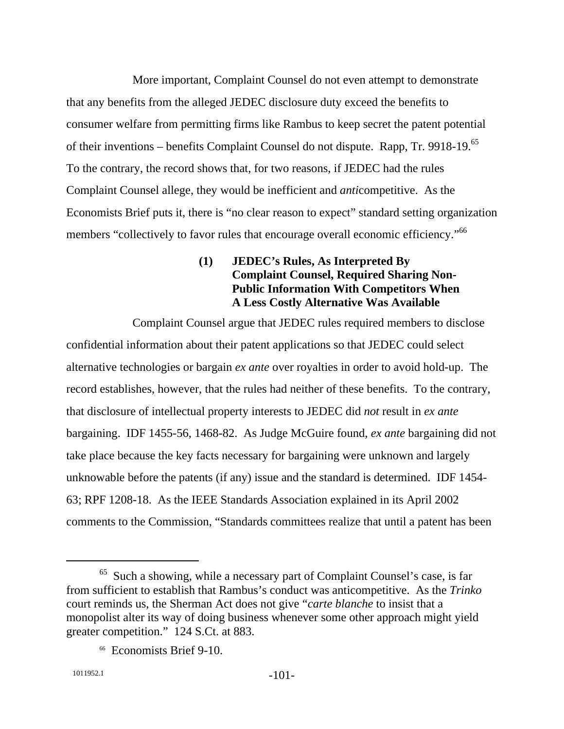More important, Complaint Counsel do not even attempt to demonstrate that any benefits from the alleged JEDEC disclosure duty exceed the benefits to consumer welfare from permitting firms like Rambus to keep secret the patent potential of their inventions – benefits Complaint Counsel do not dispute. Rapp, Tr. 9918-19.[65] To the contrary, the record shows that, for two reasons, if JEDEC had the rules Complaint Counsel allege, they would be inefficient and *anti*competitive. As the Economists Brief puts it, there is "no clear reason to expect" standard setting organization members "collectively to favor rules that encourage overall economic efficiency."[66]

#### (1) JEDEC's Rules, As Interpreted By Complaint Counsel, Required Sharing Non-Public Information With Competitors When A Less Costly Alternative Was Available

Complaint Counsel argue that JEDEC rules required members to disclose confidential information about their patent applications so that JEDEC could select alternative technologies or bargain *ex ante* over royalties in order to avoid hold-up. The record establishes, however, that the rules had neither of these benefits. To the contrary, that disclosure of intellectual property interests to JEDEC did *not* result in *ex ante* bargaining. IDF 1455-56, 1468-82. As Judge McGuire found, *ex ante* bargaining did not take place because the key facts necessary for bargaining were unknown and largely unknowable before the patents (if any) issue and the standard is determined. IDF 1454-63; RPF 1208-18. As the IEEE Standards Association explained in its April 2002 comments to the Commission, "Standards committees realize that until a patent has been

---

[65] Such a showing, while a necessary part of Complaint Counsel's case, is far from sufficient to establish that Rambus's conduct was anticompetitive. As the *Trinko* court reminds us, the Sherman Act does not give "*carte blanche* to insist that a monopolist alter its way of doing business whenever some other approach might yield greater competition." 124 S.Ct. at 883.

[66] Economists Brief 9-10.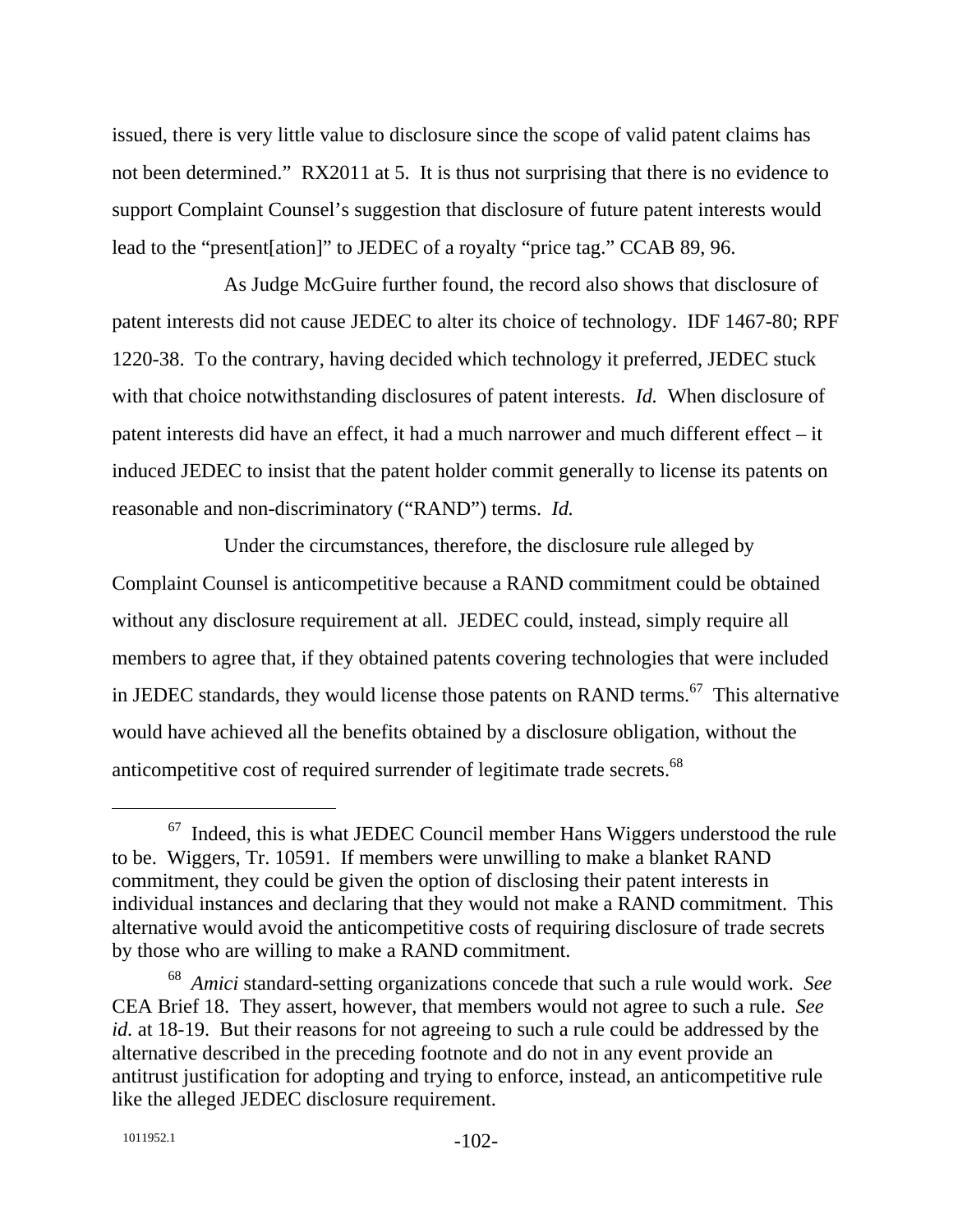issued, there is very little value to disclosure since the scope of valid patent claims has not been determined." RX2011 at 5. It is thus not surprising that there is no evidence to support Complaint Counsel's suggestion that disclosure of future patent interests would lead to the "present[ation]" to JEDEC of a royalty "price tag." CCAB 89, 96.

As Judge McGuire further found, the record also shows that disclosure of patent interests did not cause JEDEC to alter its choice of technology. IDF 1467-80; RPF 1220-38. To the contrary, having decided which technology it preferred, JEDEC stuck with that choice notwithstanding disclosures of patent interests. *Id.* When disclosure of patent interests did have an effect, it had a much narrower and much different effect – it induced JEDEC to insist that the patent holder commit generally to license its patents on reasonable and non-discriminatory ("RAND") terms. *Id.*

Under the circumstances, therefore, the disclosure rule alleged by Complaint Counsel is anticompetitive because a RAND commitment could be obtained without any disclosure requirement at all. JEDEC could, instead, simply require all members to agree that, if they obtained patents covering technologies that were included in JEDEC standards, they would license those patents on RAND terms.[67] This alternative would have achieved all the benefits obtained by a disclosure obligation, without the anticompetitive cost of required surrender of legitimate trade secrets.[68]

---

[67] Indeed, this is what JEDEC Council member Hans Wiggers understood the rule to be. Wiggers, Tr. 10591. If members were unwilling to make a blanket RAND commitment, they could be given the option of disclosing their patent interests in individual instances and declaring that they would not make a RAND commitment. This alternative would avoid the anticompetitive costs of requiring disclosure of trade secrets by those who are willing to make a RAND commitment.

[68] *Amici* standard-setting organizations concede that such a rule would work. *See* CEA Brief 18. They assert, however, that members would not agree to such a rule. *See id.* at 18-19. But their reasons for not agreeing to such a rule could be addressed by the alternative described in the preceding footnote and do not in any event provide an antitrust justification for adopting and trying to enforce, instead, an anticompetitive rule like the alleged JEDEC disclosure requirement.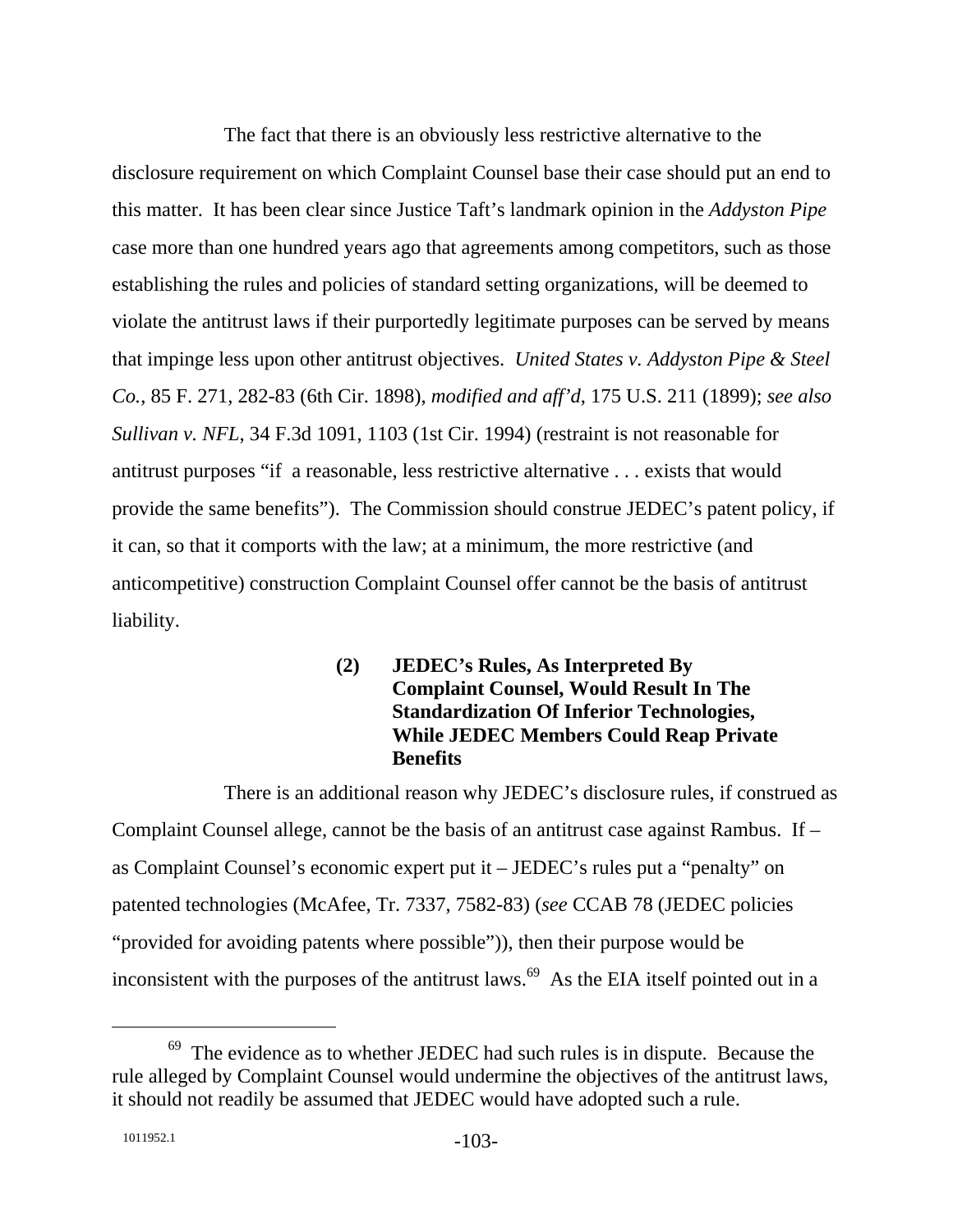The fact that there is an obviously less restrictive alternative to the disclosure requirement on which Complaint Counsel base their case should put an end to this matter. It has been clear since Justice Taft's landmark opinion in the *Addyston Pipe* case more than one hundred years ago that agreements among competitors, such as those establishing the rules and policies of standard setting organizations, will be deemed to violate the antitrust laws if their purportedly legitimate purposes can be served by means that impinge less upon other antitrust objectives. *United States v. Addyston Pipe & Steel Co.*, 85 F. 271, 282-83 (6th Cir. 1898), *modified and aff'd*, 175 U.S. 211 (1899); *see also Sullivan v. NFL*, 34 F.3d 1091, 1103 (1st Cir. 1994) (restraint is not reasonable for antitrust purposes "if a reasonable, less restrictive alternative . . . exists that would provide the same benefits"). The Commission should construe JEDEC's patent policy, if it can, so that it comports with the law; at a minimum, the more restrictive (and anticompetitive) construction Complaint Counsel offer cannot be the basis of antitrust liability.

**(2) JEDEC's Rules, As Interpreted By Complaint Counsel, Would Result In The Standardization Of Inferior Technologies, While JEDEC Members Could Reap Private Benefits**

There is an additional reason why JEDEC's disclosure rules, if construed as Complaint Counsel allege, cannot be the basis of an antitrust case against Rambus. If – as Complaint Counsel's economic expert put it – JEDEC's rules put a "penalty" on patented technologies (McAfee, Tr. 7337, 7582-83) (*see* CCAB 78 (JEDEC policies "provided for avoiding patents where possible")), then their purpose would be inconsistent with the purposes of the antitrust laws.[69] As the EIA itself pointed out in a

[69] The evidence as to whether JEDEC had such rules is in dispute. Because the rule alleged by Complaint Counsel would undermine the objectives of the antitrust laws, it should not readily be assumed that JEDEC would have adopted such a rule.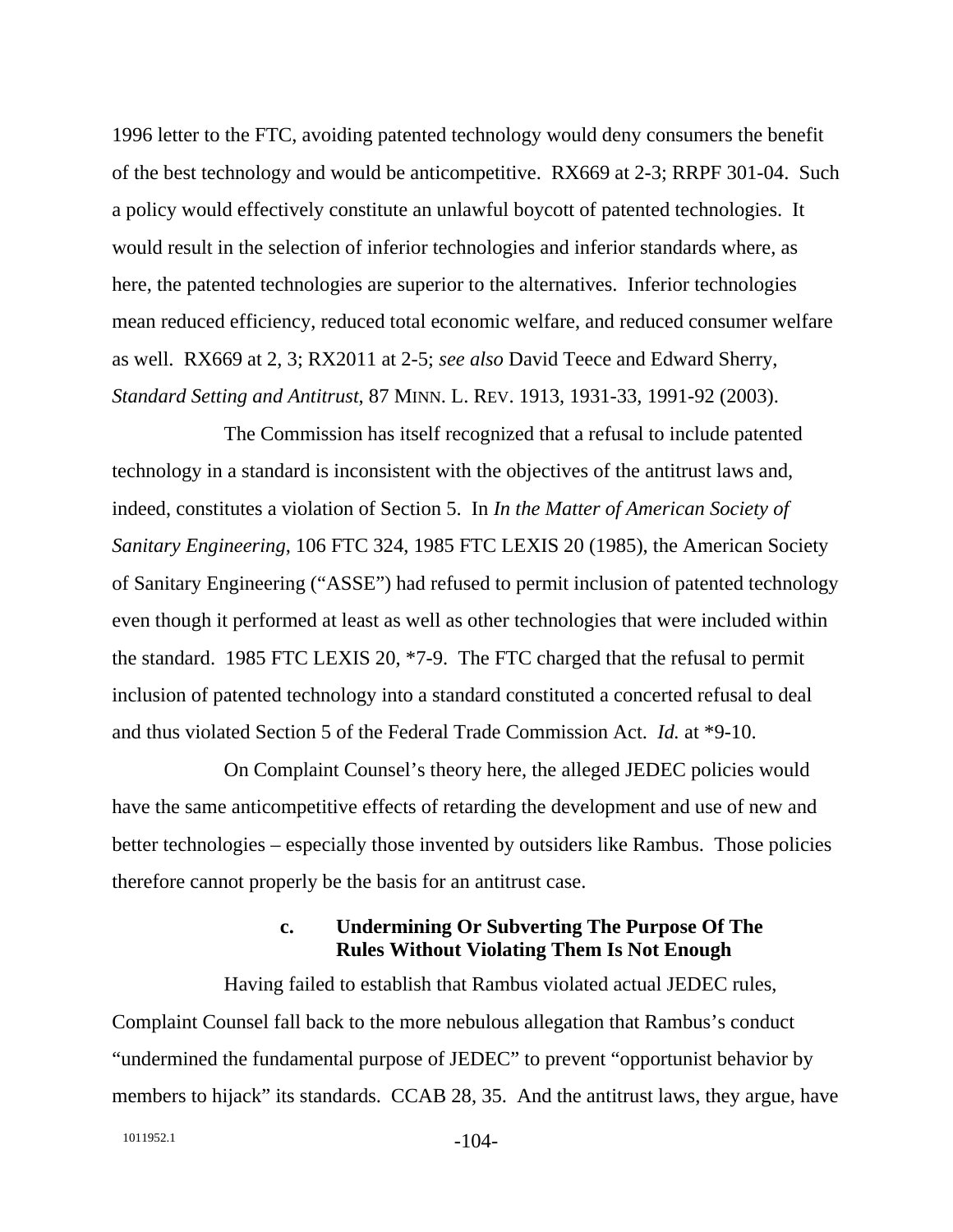1996 letter to the FTC, avoiding patented technology would deny consumers the benefit of the best technology and would be anticompetitive. RX669 at 2-3; RRPF 301-04. Such a policy would effectively constitute an unlawful boycott of patented technologies. It would result in the selection of inferior technologies and inferior standards where, as here, the patented technologies are superior to the alternatives. Inferior technologies mean reduced efficiency, reduced total economic welfare, and reduced consumer welfare as well. RX669 at 2, 3; RX2011 at 2-5; *see also* David Teece and Edward Sherry, *Standard Setting and Antitrust*, 87 MINN. L. REV. 1913, 1931-33, 1991-92 (2003).

The Commission has itself recognized that a refusal to include patented technology in a standard is inconsistent with the objectives of the antitrust laws and, indeed, constitutes a violation of Section 5. In *In the Matter of American Society of Sanitary Engineering*, 106 FTC 324, 1985 FTC LEXIS 20 (1985), the American Society of Sanitary Engineering ("ASSE") had refused to permit inclusion of patented technology even though it performed at least as well as other technologies that were included within the standard. 1985 FTC LEXIS 20, *7-9. The FTC charged that the refusal to permit inclusion of patented technology into a standard constituted a concerted refusal to deal and thus violated Section 5 of the Federal Trade Commission Act. *Id.* at *9-10.

On Complaint Counsel's theory here, the alleged JEDEC policies would have the same anticompetitive effects of retarding the development and use of new and better technologies – especially those invented by outsiders like Rambus. Those policies therefore cannot properly be the basis for an antitrust case.

#### c. Undermining Or Subverting The Purpose Of The Rules Without Violating Them Is Not Enough

Having failed to establish that Rambus violated actual JEDEC rules, Complaint Counsel fall back to the more nebulous allegation that Rambus's conduct "undermined the fundamental purpose of JEDEC" to prevent "opportunist behavior by members to hijack" its standards. CCAB 28, 35. And the antitrust laws, they argue, have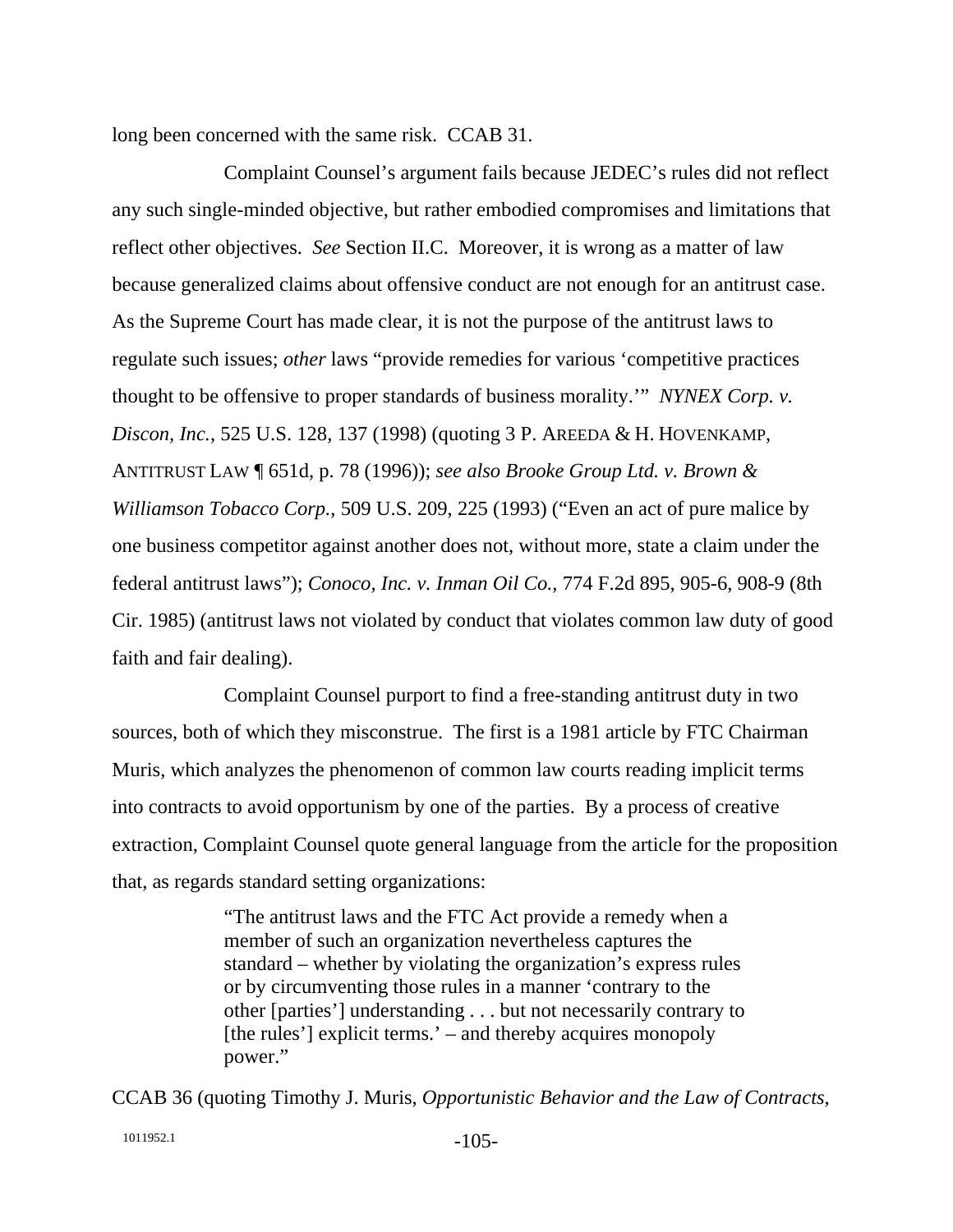long been concerned with the same risk. CCAB 31.

Complaint Counsel's argument fails because JEDEC's rules did not reflect any such single-minded objective, but rather embodied compromises and limitations that reflect other objectives. *See* Section II.C. Moreover, it is wrong as a matter of law because generalized claims about offensive conduct are not enough for an antitrust case. As the Supreme Court has made clear, it is not the purpose of the antitrust laws to regulate such issues; *other* laws "provide remedies for various 'competitive practices thought to be offensive to proper standards of business morality.'" *NYNEX Corp. v. Discon, Inc.*, 525 U.S. 128, 137 (1998) (quoting 3 P. AREEDA & H. HOVENKAMP, ANTITRUST LAW ¶ 651d, p. 78 (1996)); *see also Brooke Group Ltd. v. Brown & Williamson Tobacco Corp.*, 509 U.S. 209, 225 (1993) ("Even an act of pure malice by one business competitor against another does not, without more, state a claim under the federal antitrust laws"); *Conoco, Inc. v. Inman Oil Co.*, 774 F.2d 895, 905-6, 908-9 (8th Cir. 1985) (antitrust laws not violated by conduct that violates common law duty of good faith and fair dealing).

Complaint Counsel purport to find a free-standing antitrust duty in two sources, both of which they misconstrue. The first is a 1981 article by FTC Chairman Muris, which analyzes the phenomenon of common law courts reading implicit terms into contracts to avoid opportunism by one of the parties. By a process of creative extraction, Complaint Counsel quote general language from the article for the proposition that, as regards standard setting organizations:

> "The antitrust laws and the FTC Act provide a remedy when a member of such an organization nevertheless captures the standard – whether by violating the organization's express rules or by circumventing those rules in a manner 'contrary to the other [parties'] understanding . . . but not necessarily contrary to [the rules'] explicit terms.' – and thereby acquires monopoly power."

CCAB 36 (quoting Timothy J. Muris, *Opportunistic Behavior and the Law of Contracts*,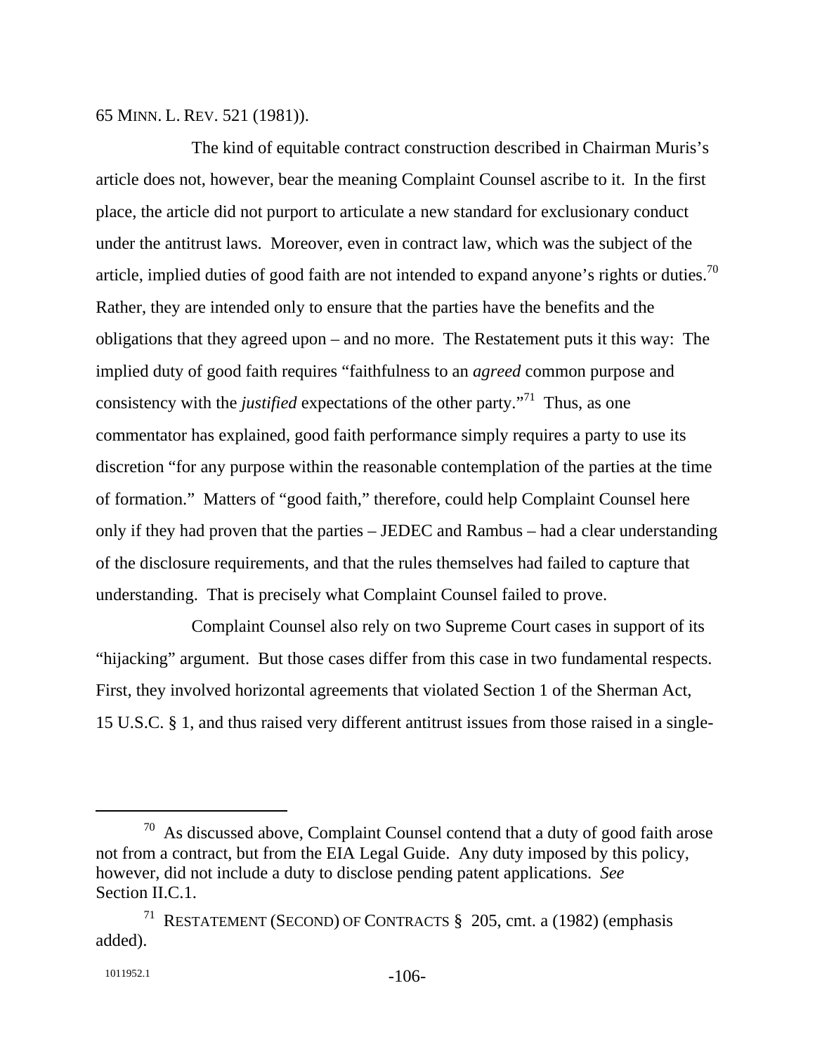65 MINN. L. REV. 521 (1981)).

The kind of equitable contract construction described in Chairman Muris's article does not, however, bear the meaning Complaint Counsel ascribe to it. In the first place, the article did not purport to articulate a new standard for exclusionary conduct under the antitrust laws. Moreover, even in contract law, which was the subject of the article, implied duties of good faith are not intended to expand anyone's rights or duties.[70] Rather, they are intended only to ensure that the parties have the benefits and the obligations that they agreed upon – and no more. The Restatement puts it this way: The implied duty of good faith requires "faithfulness to an *agreed* common purpose and consistency with the *justified* expectations of the other party."[71] Thus, as one commentator has explained, good faith performance simply requires a party to use its discretion "for any purpose within the reasonable contemplation of the parties at the time of formation." Matters of "good faith," therefore, could help Complaint Counsel here only if they had proven that the parties – JEDEC and Rambus – had a clear understanding of the disclosure requirements, and that the rules themselves had failed to capture that understanding. That is precisely what Complaint Counsel failed to prove.

Complaint Counsel also rely on two Supreme Court cases in support of its "hijacking" argument. But those cases differ from this case in two fundamental respects. First, they involved horizontal agreements that violated Section 1 of the Sherman Act, 15 U.S.C. § 1, and thus raised very different antitrust issues from those raised in a single-

---

[70] As discussed above, Complaint Counsel contend that a duty of good faith arose not from a contract, but from the EIA Legal Guide. Any duty imposed by this policy, however, did not include a duty to disclose pending patent applications. *See* Section II.C.1.

[71] RESTATEMENT (SECOND) OF CONTRACTS § 205, cmt. a (1982) (emphasis added).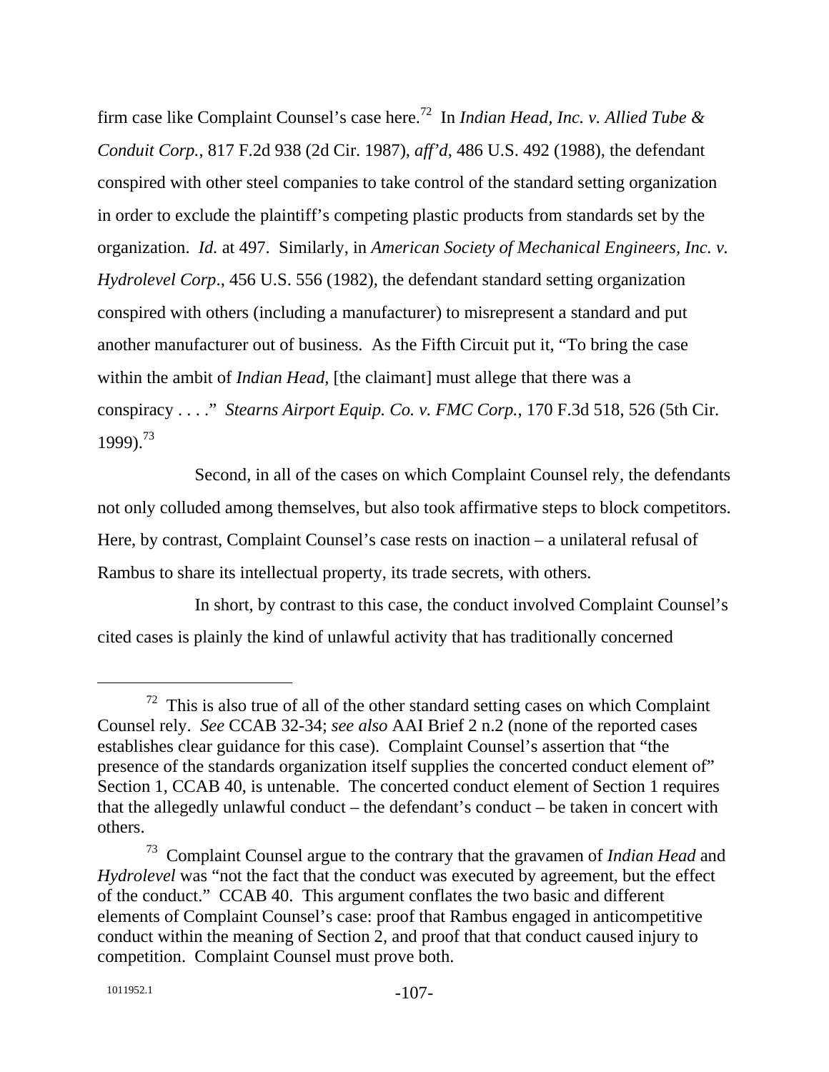firm case like Complaint Counsel's case here.[72] In *Indian Head, Inc. v. Allied Tube & Conduit Corp.*, 817 F.2d 938 (2d Cir. 1987), *aff'd*, 486 U.S. 492 (1988), the defendant conspired with other steel companies to take control of the standard setting organization in order to exclude the plaintiff's competing plastic products from standards set by the organization. *Id.* at 497. Similarly, in *American Society of Mechanical Engineers, Inc. v. Hydrolevel Corp*., 456 U.S. 556 (1982), the defendant standard setting organization conspired with others (including a manufacturer) to misrepresent a standard and put another manufacturer out of business. As the Fifth Circuit put it, "To bring the case within the ambit of *Indian Head*, [the claimant] must allege that there was a conspiracy . . . ." *Stearns Airport Equip. Co. v. FMC Corp.*, 170 F.3d 518, 526 (5th Cir. 1999).[73]

Second, in all of the cases on which Complaint Counsel rely, the defendants not only colluded among themselves, but also took affirmative steps to block competitors. Here, by contrast, Complaint Counsel's case rests on inaction – a unilateral refusal of Rambus to share its intellectual property, its trade secrets, with others.

In short, by contrast to this case, the conduct involved Complaint Counsel's cited cases is plainly the kind of unlawful activity that has traditionally concerned

---

[72] This is also true of all of the other standard setting cases on which Complaint Counsel rely. *See* CCAB 32-34; *see also* AAI Brief 2 n.2 (none of the reported cases establishes clear guidance for this case). Complaint Counsel's assertion that "the presence of the standards organization itself supplies the concerted conduct element of" Section 1, CCAB 40, is untenable. The concerted conduct element of Section 1 requires that the allegedly unlawful conduct – the defendant's conduct – be taken in concert with others.

[73] Complaint Counsel argue to the contrary that the gravamen of *Indian Head* and *Hydrolevel* was "not the fact that the conduct was executed by agreement, but the effect of the conduct." CCAB 40. This argument conflates the two basic and different elements of Complaint Counsel's case: proof that Rambus engaged in anticompetitive conduct within the meaning of Section 2, and proof that that conduct caused injury to competition. Complaint Counsel must prove both.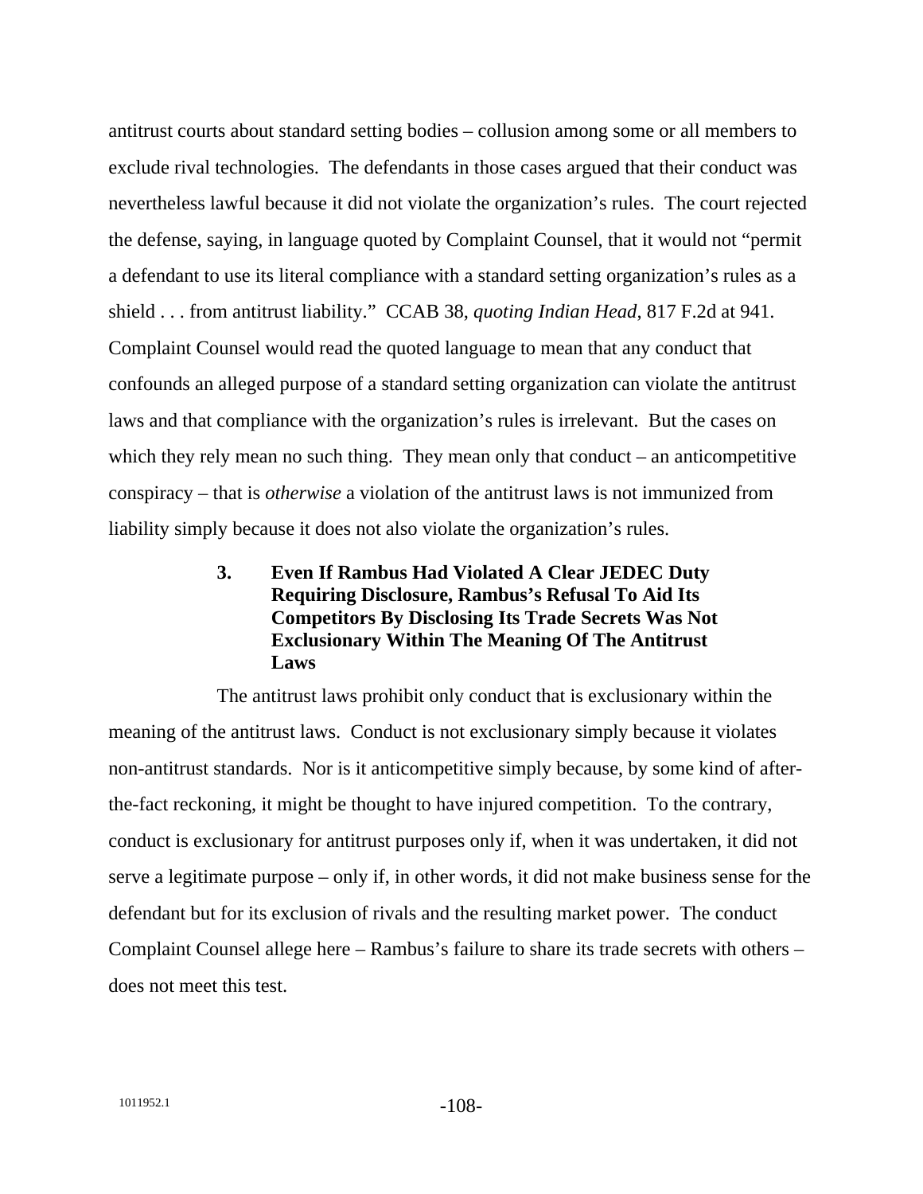antitrust courts about standard setting bodies – collusion among some or all members to exclude rival technologies. The defendants in those cases argued that their conduct was nevertheless lawful because it did not violate the organization's rules. The court rejected the defense, saying, in language quoted by Complaint Counsel, that it would not "permit a defendant to use its literal compliance with a standard setting organization's rules as a shield . . . from antitrust liability." CCAB 38, *quoting Indian Head*, 817 F.2d at 941. Complaint Counsel would read the quoted language to mean that any conduct that confounds an alleged purpose of a standard setting organization can violate the antitrust laws and that compliance with the organization's rules is irrelevant. But the cases on which they rely mean no such thing. They mean only that conduct – an anticompetitive conspiracy – that is *otherwise* a violation of the antitrust laws is not immunized from liability simply because it does not also violate the organization's rules.

### 3. Even If Rambus Had Violated A Clear JEDEC Duty Requiring Disclosure, Rambus's Refusal To Aid Its Competitors By Disclosing Its Trade Secrets Was Not Exclusionary Within The Meaning Of The Antitrust Laws

The antitrust laws prohibit only conduct that is exclusionary within the meaning of the antitrust laws. Conduct is not exclusionary simply because it violates non-antitrust standards. Nor is it anticompetitive simply because, by some kind of after-the-fact reckoning, it might be thought to have injured competition. To the contrary, conduct is exclusionary for antitrust purposes only if, when it was undertaken, it did not serve a legitimate purpose – only if, in other words, it did not make business sense for the defendant but for its exclusion of rivals and the resulting market power. The conduct Complaint Counsel allege here – Rambus's failure to share its trade secrets with others – does not meet this test.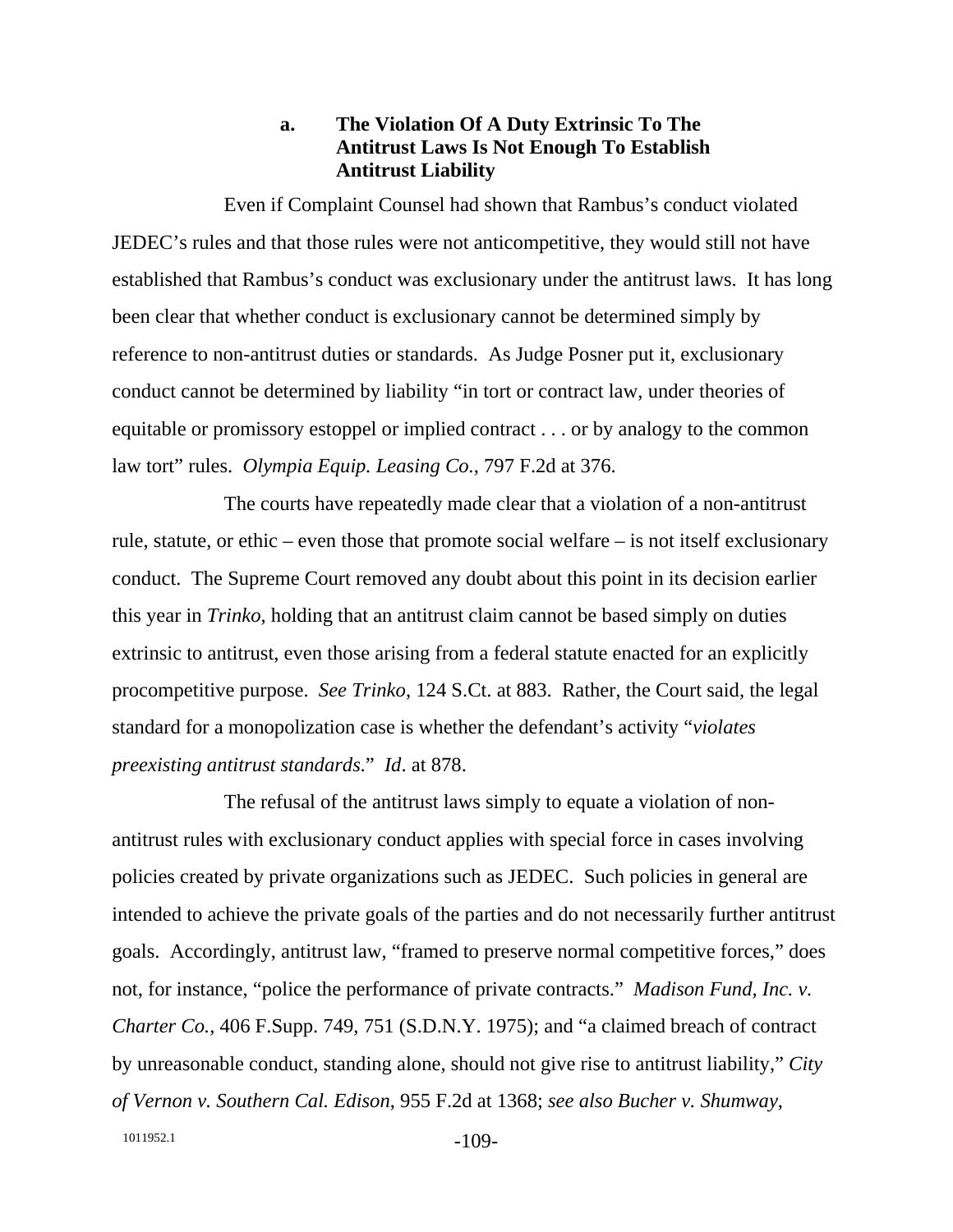#### a. The Violation Of A Duty Extrinsic To The Antitrust Laws Is Not Enough To Establish Antitrust Liability

Even if Complaint Counsel had shown that Rambus's conduct violated JEDEC's rules and that those rules were not anticompetitive, they would still not have established that Rambus's conduct was exclusionary under the antitrust laws. It has long been clear that whether conduct is exclusionary cannot be determined simply by reference to non-antitrust duties or standards. As Judge Posner put it, exclusionary conduct cannot be determined by liability "in tort or contract law, under theories of equitable or promissory estoppel or implied contract . . . or by analogy to the common law tort" rules. *Olympia Equip. Leasing Co.*, 797 F.2d at 376.

The courts have repeatedly made clear that a violation of a non-antitrust rule, statute, or ethic – even those that promote social welfare – is not itself exclusionary conduct. The Supreme Court removed any doubt about this point in its decision earlier this year in *Trinko*, holding that an antitrust claim cannot be based simply on duties extrinsic to antitrust, even those arising from a federal statute enacted for an explicitly procompetitive purpose. *See Trinko*, 124 S.Ct. at 883. Rather, the Court said, the legal standard for a monopolization case is whether the defendant's activity "*violates preexisting antitrust standards*." *Id*. at 878.

The refusal of the antitrust laws simply to equate a violation of non-antitrust rules with exclusionary conduct applies with special force in cases involving policies created by private organizations such as JEDEC. Such policies in general are intended to achieve the private goals of the parties and do not necessarily further antitrust goals. Accordingly, antitrust law, "framed to preserve normal competitive forces," does not, for instance, "police the performance of private contracts." *Madison Fund, Inc. v. Charter Co.*, 406 F.Supp. 749, 751 (S.D.N.Y. 1975); and "a claimed breach of contract by unreasonable conduct, standing alone, should not give rise to antitrust liability," *City of Vernon v. Southern Cal. Edison*, 955 F.2d at 1368; *see also Bucher v. Shumway*,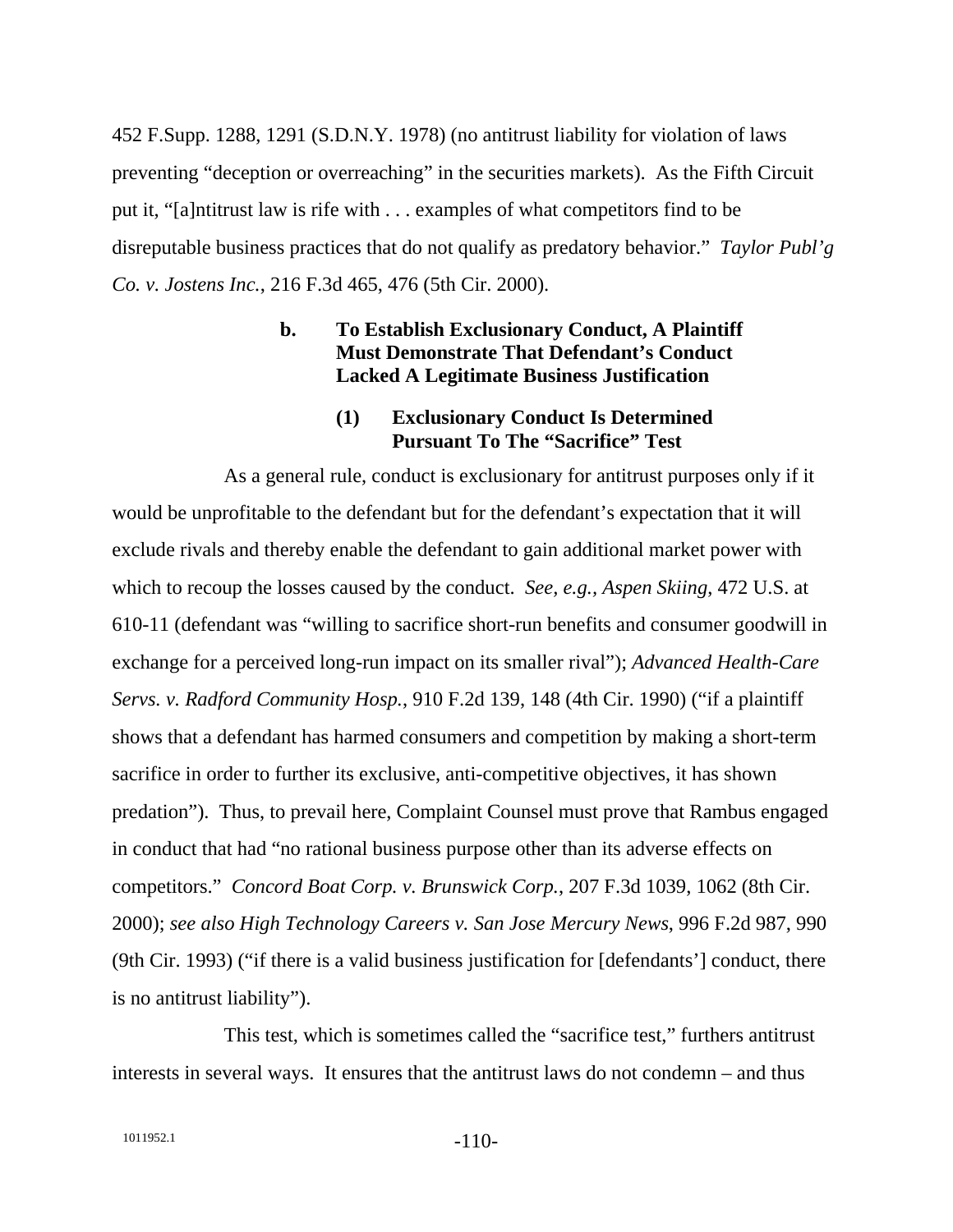452 F.Supp. 1288, 1291 (S.D.N.Y. 1978) (no antitrust liability for violation of laws preventing "deception or overreaching" in the securities markets). As the Fifth Circuit put it, "[a]ntitrust law is rife with . . . examples of what competitors find to be disreputable business practices that do not qualify as predatory behavior." *Taylor Publ'g Co. v. Jostens Inc.*, 216 F.3d 465, 476 (5th Cir. 2000).

**b. To Establish Exclusionary Conduct, A Plaintiff Must Demonstrate That Defendant's Conduct Lacked A Legitimate Business Justification**

**(1) Exclusionary Conduct Is Determined Pursuant To The "Sacrifice" Test**

As a general rule, conduct is exclusionary for antitrust purposes only if it would be unprofitable to the defendant but for the defendant's expectation that it will exclude rivals and thereby enable the defendant to gain additional market power with which to recoup the losses caused by the conduct. *See, e.g.*, *Aspen Skiing*, 472 U.S. at 610-11 (defendant was "willing to sacrifice short-run benefits and consumer goodwill in exchange for a perceived long-run impact on its smaller rival"); *Advanced Health-Care Servs. v. Radford Community Hosp.*, 910 F.2d 139, 148 (4th Cir. 1990) ("if a plaintiff shows that a defendant has harmed consumers and competition by making a short-term sacrifice in order to further its exclusive, anti-competitive objectives, it has shown predation"). Thus, to prevail here, Complaint Counsel must prove that Rambus engaged in conduct that had "no rational business purpose other than its adverse effects on competitors." *Concord Boat Corp. v. Brunswick Corp.*, 207 F.3d 1039, 1062 (8th Cir. 2000); *see also High Technology Careers v. San Jose Mercury News*, 996 F.2d 987, 990 (9th Cir. 1993) ("if there is a valid business justification for [defendants'] conduct, there is no antitrust liability").

This test, which is sometimes called the "sacrifice test," furthers antitrust interests in several ways. It ensures that the antitrust laws do not condemn – and thus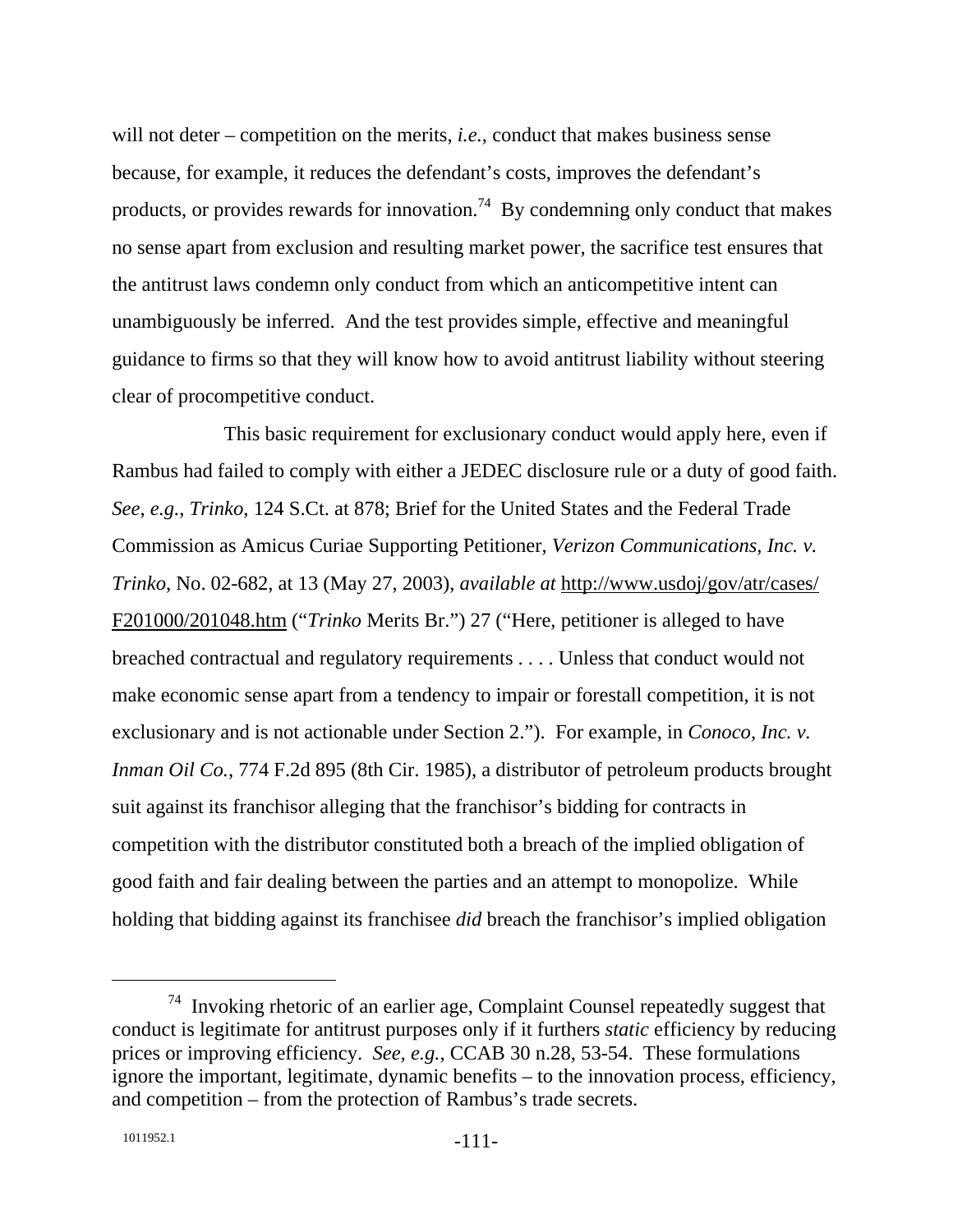will not deter – competition on the merits, *i.e.*, conduct that makes business sense because, for example, it reduces the defendant's costs, improves the defendant's products, or provides rewards for innovation.[74] By condemning only conduct that makes no sense apart from exclusion and resulting market power, the sacrifice test ensures that the antitrust laws condemn only conduct from which an anticompetitive intent can unambiguously be inferred. And the test provides simple, effective and meaningful guidance to firms so that they will know how to avoid antitrust liability without steering clear of procompetitive conduct.

This basic requirement for exclusionary conduct would apply here, even if Rambus had failed to comply with either a JEDEC disclosure rule or a duty of good faith. *See*, *e.g.*, *Trinko*, 124 S.Ct. at 878; Brief for the United States and the Federal Trade Commission as Amicus Curiae Supporting Petitioner, *Verizon Communications, Inc. v. Trinko*, No. 02-682, at 13 (May 27, 2003), *available at* http://www.usdoj/gov/atr/cases/F201000/201048.htm ("*Trinko* Merits Br.") 27 ("Here, petitioner is alleged to have breached contractual and regulatory requirements . . . . Unless that conduct would not make economic sense apart from a tendency to impair or forestall competition, it is not exclusionary and is not actionable under Section 2."). For example, in *Conoco, Inc. v. Inman Oil Co.*, 774 F.2d 895 (8th Cir. 1985), a distributor of petroleum products brought suit against its franchisor alleging that the franchisor's bidding for contracts in competition with the distributor constituted both a breach of the implied obligation of good faith and fair dealing between the parties and an attempt to monopolize. While holding that bidding against its franchisee *did* breach the franchisor's implied obligation

---

[74] Invoking rhetoric of an earlier age, Complaint Counsel repeatedly suggest that conduct is legitimate for antitrust purposes only if it furthers *static* efficiency by reducing prices or improving efficiency. *See, e.g.*, CCAB 30 n.28, 53-54. These formulations ignore the important, legitimate, dynamic benefits – to the innovation process, efficiency, and competition – from the protection of Rambus's trade secrets.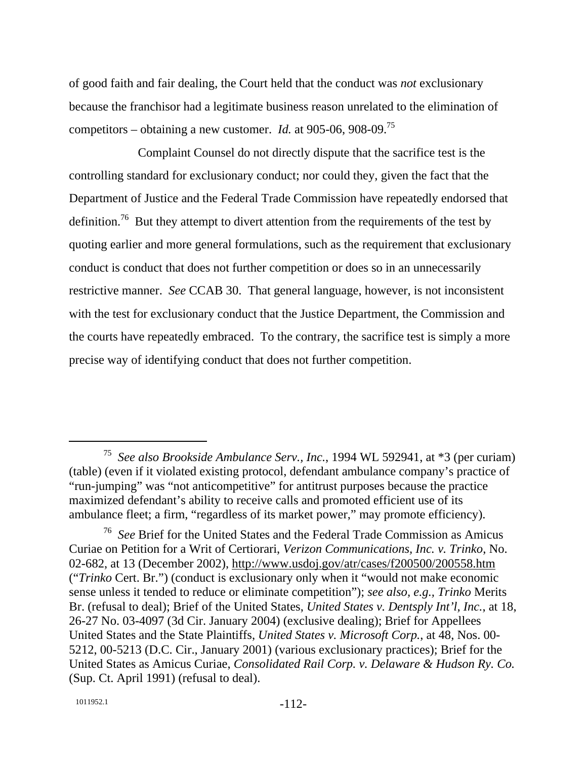of good faith and fair dealing, the Court held that the conduct was *not* exclusionary because the franchisor had a legitimate business reason unrelated to the elimination of competitors – obtaining a new customer. *Id.* at 905-06, 908-09.[75]

Complaint Counsel do not directly dispute that the sacrifice test is the controlling standard for exclusionary conduct; nor could they, given the fact that the Department of Justice and the Federal Trade Commission have repeatedly endorsed that definition.[76] But they attempt to divert attention from the requirements of the test by quoting earlier and more general formulations, such as the requirement that exclusionary conduct is conduct that does not further competition or does so in an unnecessarily restrictive manner. *See* CCAB 30. That general language, however, is not inconsistent with the test for exclusionary conduct that the Justice Department, the Commission and the courts have repeatedly embraced. To the contrary, the sacrifice test is simply a more precise way of identifying conduct that does not further competition.

---

[75] *See also Brookside Ambulance Serv., Inc.*, 1994 WL 592941, at *3 (per curiam) (table) (even if it violated existing protocol, defendant ambulance company's practice of "run-jumping" was "not anticompetitive" for antitrust purposes because the practice maximized defendant's ability to receive calls and promoted efficient use of its ambulance fleet; a firm, "regardless of its market power," may promote efficiency).

[76] *See* Brief for the United States and the Federal Trade Commission as Amicus Curiae on Petition for a Writ of Certiorari, *Verizon Communications, Inc. v. Trinko*, No. 02-682, at 13 (December 2002), http://www.usdoj.gov/atr/cases/f200500/200558.htm ("*Trinko* Cert. Br.") (conduct is exclusionary only when it "would not make economic sense unless it tended to reduce or eliminate competition"); *see also, e.g., Trinko* Merits Br. (refusal to deal); Brief of the United States, *United States v. Dentsply Int'l, Inc.*, at 18, 26-27 No. 03-4097 (3d Cir. January 2004) (exclusive dealing); Brief for Appellees United States and the State Plaintiffs, *United States v. Microsoft Corp.*, at 48, Nos. 00-5212, 00-5213 (D.C. Cir., January 2001) (various exclusionary practices); Brief for the United States as Amicus Curiae, *Consolidated Rail Corp. v. Delaware & Hudson Ry. Co.* (Sup. Ct. April 1991) (refusal to deal).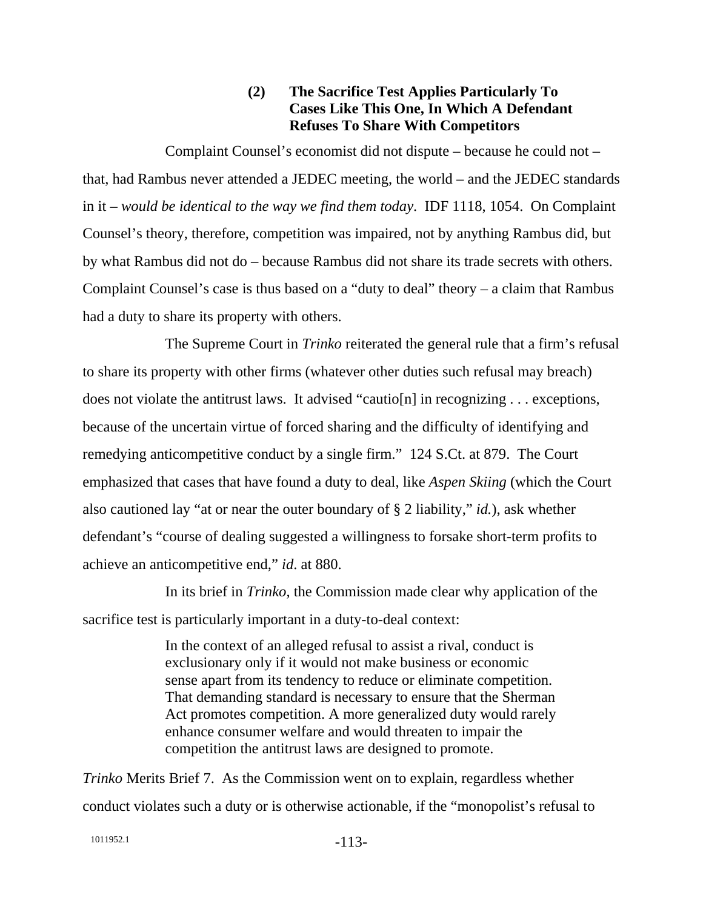#### (2) The Sacrifice Test Applies Particularly To Cases Like This One, In Which A Defendant Refuses To Share With Competitors

Complaint Counsel's economist did not dispute – because he could not – that, had Rambus never attended a JEDEC meeting, the world – and the JEDEC standards in it – *would be identical to the way we find them today*. IDF 1118, 1054. On Complaint Counsel's theory, therefore, competition was impaired, not by anything Rambus did, but by what Rambus did not do – because Rambus did not share its trade secrets with others. Complaint Counsel's case is thus based on a "duty to deal" theory – a claim that Rambus had a duty to share its property with others.

The Supreme Court in *Trinko* reiterated the general rule that a firm's refusal to share its property with other firms (whatever other duties such refusal may breach) does not violate the antitrust laws. It advised "cautio[n] in recognizing . . . exceptions, because of the uncertain virtue of forced sharing and the difficulty of identifying and remedying anticompetitive conduct by a single firm." 124 S.Ct. at 879. The Court emphasized that cases that have found a duty to deal, like *Aspen Skiing* (which the Court also cautioned lay "at or near the outer boundary of § 2 liability," *id.*), ask whether defendant's "course of dealing suggested a willingness to forsake short-term profits to achieve an anticompetitive end," *id*. at 880.

In its brief in *Trinko*, the Commission made clear why application of the sacrifice test is particularly important in a duty-to-deal context:

> In the context of an alleged refusal to assist a rival, conduct is exclusionary only if it would not make business or economic sense apart from its tendency to reduce or eliminate competition. That demanding standard is necessary to ensure that the Sherman Act promotes competition. A more generalized duty would rarely enhance consumer welfare and would threaten to impair the competition the antitrust laws are designed to promote.

*Trinko* Merits Brief 7. As the Commission went on to explain, regardless whether conduct violates such a duty or is otherwise actionable, if the "monopolist's refusal to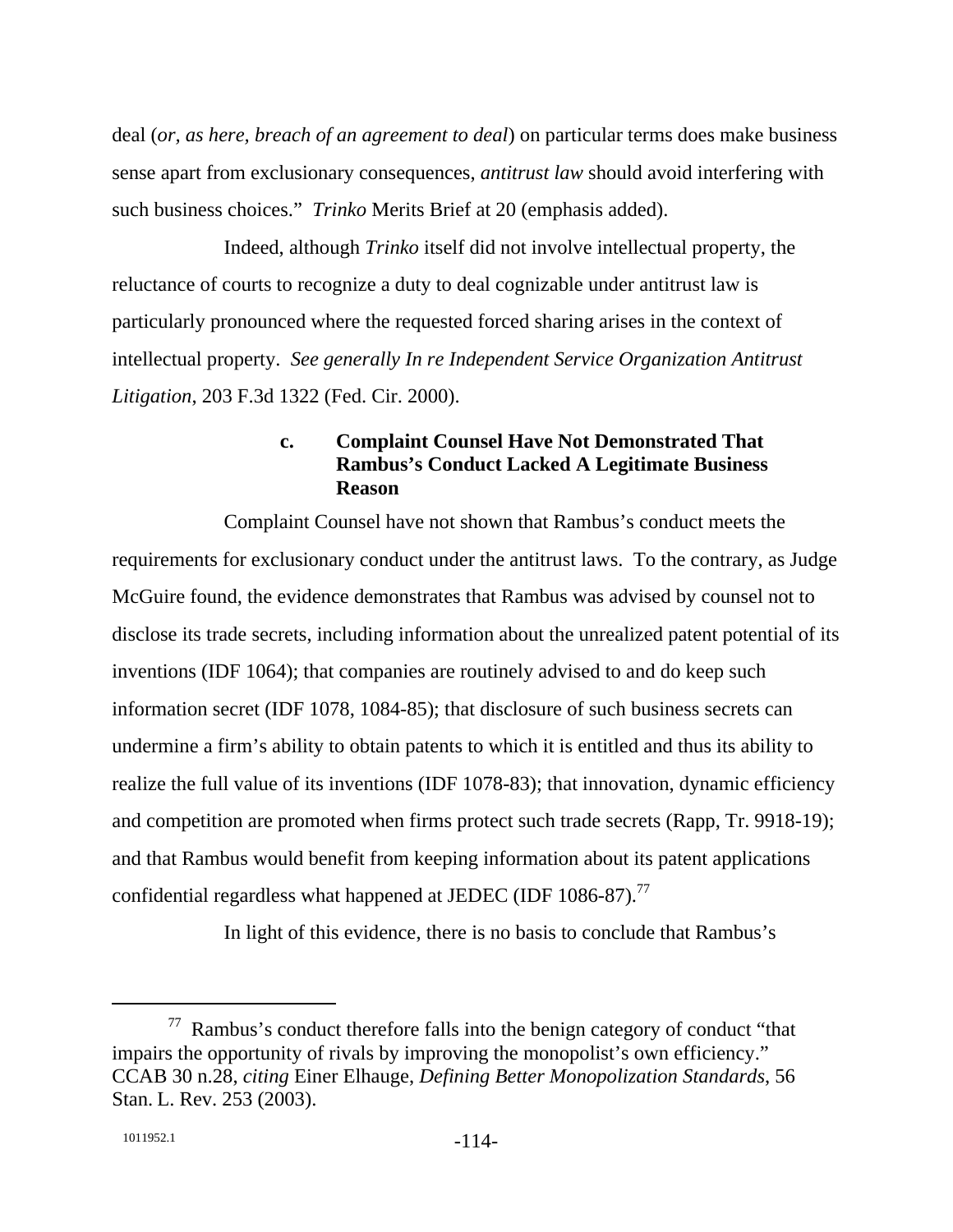deal (*or, as here, breach of an agreement to deal*) on particular terms does make business sense apart from exclusionary consequences, *antitrust law* should avoid interfering with such business choices." *Trinko* Merits Brief at 20 (emphasis added).

Indeed, although *Trinko* itself did not involve intellectual property, the reluctance of courts to recognize a duty to deal cognizable under antitrust law is particularly pronounced where the requested forced sharing arises in the context of intellectual property. *See generally In re Independent Service Organization Antitrust Litigation*, 203 F.3d 1322 (Fed. Cir. 2000).

#### c. Complaint Counsel Have Not Demonstrated That Rambus's Conduct Lacked A Legitimate Business Reason

Complaint Counsel have not shown that Rambus's conduct meets the requirements for exclusionary conduct under the antitrust laws. To the contrary, as Judge McGuire found, the evidence demonstrates that Rambus was advised by counsel not to disclose its trade secrets, including information about the unrealized patent potential of its inventions (IDF 1064); that companies are routinely advised to and do keep such information secret (IDF 1078, 1084-85); that disclosure of such business secrets can undermine a firm's ability to obtain patents to which it is entitled and thus its ability to realize the full value of its inventions (IDF 1078-83); that innovation, dynamic efficiency and competition are promoted when firms protect such trade secrets (Rapp, Tr. 9918-19); and that Rambus would benefit from keeping information about its patent applications confidential regardless what happened at JEDEC (IDF 1086-87).[77]

In light of this evidence, there is no basis to conclude that Rambus's

---

[77] Rambus's conduct therefore falls into the benign category of conduct "that impairs the opportunity of rivals by improving the monopolist's own efficiency." CCAB 30 n.28, *citing* Einer Elhauge, *Defining Better Monopolization Standards*, 56 Stan. L. Rev. 253 (2003).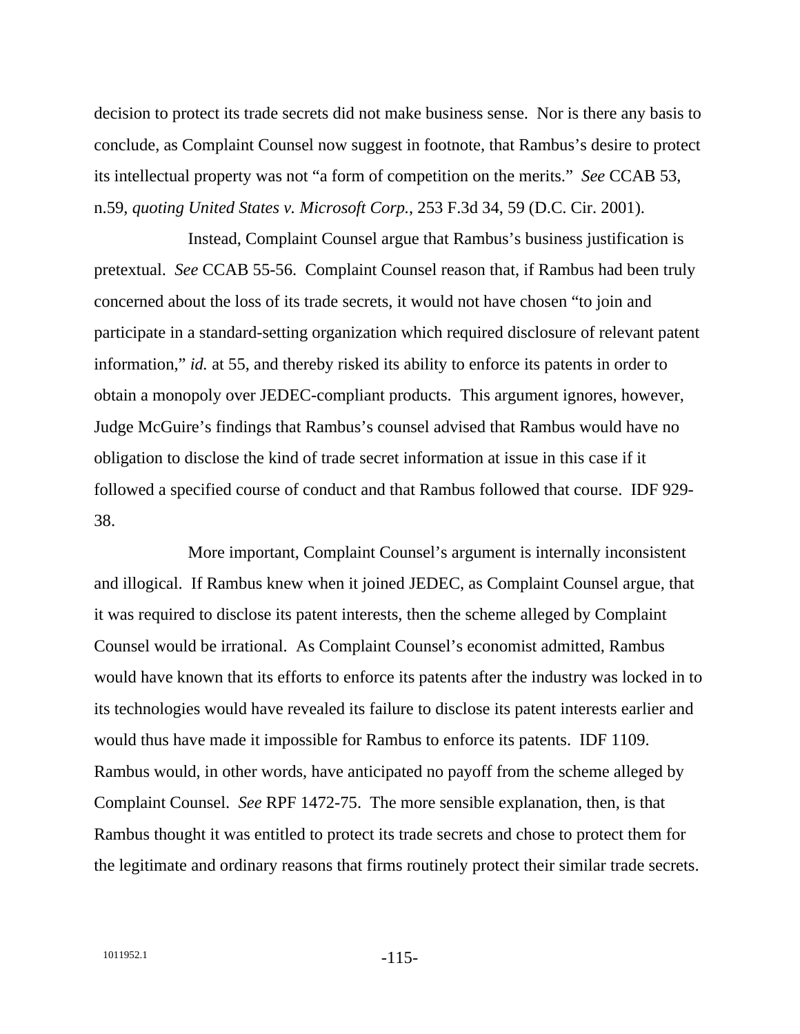decision to protect its trade secrets did not make business sense. Nor is there any basis to conclude, as Complaint Counsel now suggest in footnote, that Rambus's desire to protect its intellectual property was not "a form of competition on the merits." *See* CCAB 53, n.59, *quoting United States v. Microsoft Corp.*, 253 F.3d 34, 59 (D.C. Cir. 2001).

Instead, Complaint Counsel argue that Rambus's business justification is pretextual. *See* CCAB 55-56. Complaint Counsel reason that, if Rambus had been truly concerned about the loss of its trade secrets, it would not have chosen "to join and participate in a standard-setting organization which required disclosure of relevant patent information," *id.* at 55, and thereby risked its ability to enforce its patents in order to obtain a monopoly over JEDEC-compliant products. This argument ignores, however, Judge McGuire's findings that Rambus's counsel advised that Rambus would have no obligation to disclose the kind of trade secret information at issue in this case if it followed a specified course of conduct and that Rambus followed that course. IDF 929-38.

More important, Complaint Counsel's argument is internally inconsistent and illogical. If Rambus knew when it joined JEDEC, as Complaint Counsel argue, that it was required to disclose its patent interests, then the scheme alleged by Complaint Counsel would be irrational. As Complaint Counsel's economist admitted, Rambus would have known that its efforts to enforce its patents after the industry was locked in to its technologies would have revealed its failure to disclose its patent interests earlier and would thus have made it impossible for Rambus to enforce its patents. IDF 1109. Rambus would, in other words, have anticipated no payoff from the scheme alleged by Complaint Counsel. *See* RPF 1472-75. The more sensible explanation, then, is that Rambus thought it was entitled to protect its trade secrets and chose to protect them for the legitimate and ordinary reasons that firms routinely protect their similar trade secrets.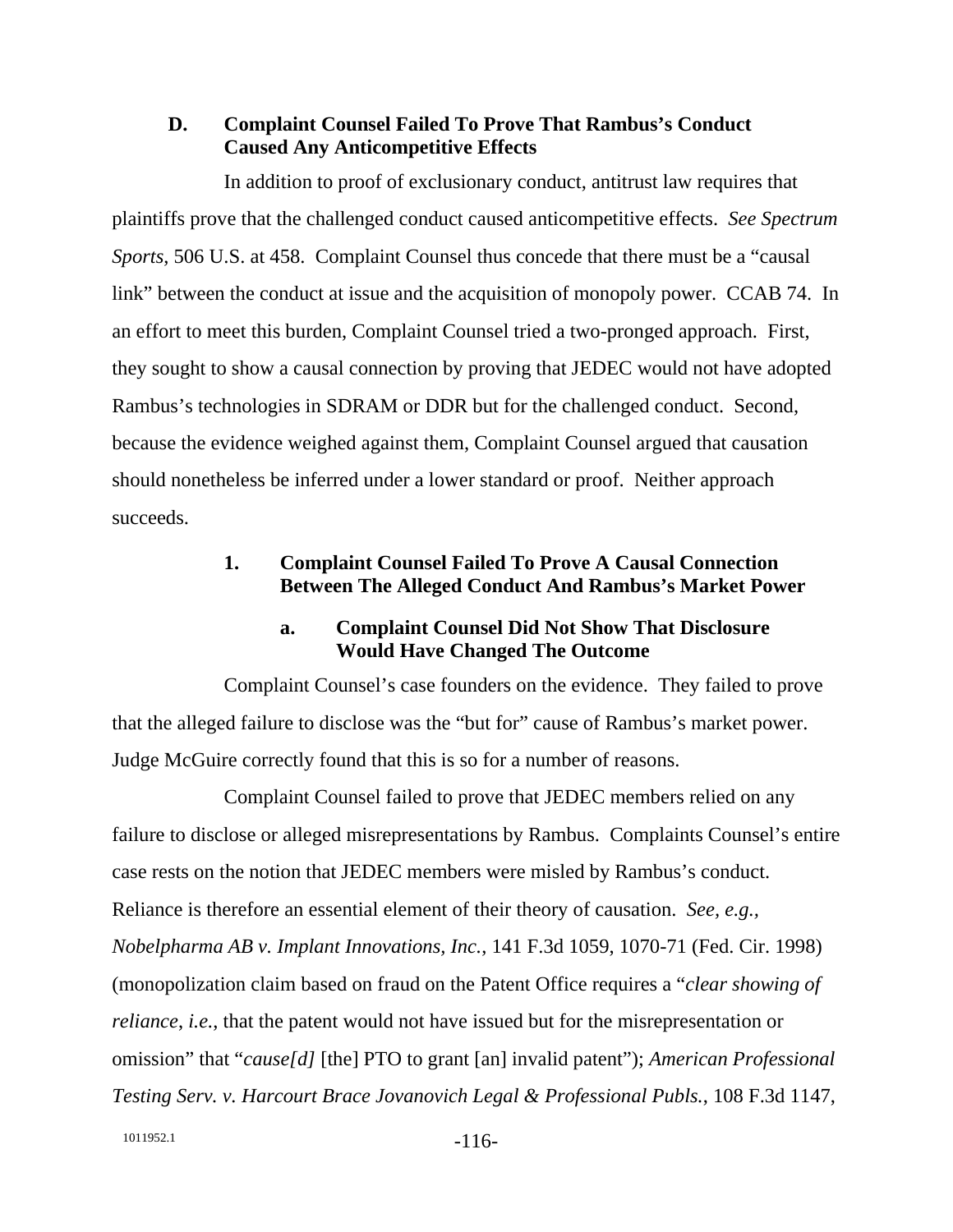### D. Complaint Counsel Failed To Prove That Rambus's Conduct Caused Any Anticompetitive Effects

In addition to proof of exclusionary conduct, antitrust law requires that plaintiffs prove that the challenged conduct caused anticompetitive effects. *See Spectrum Sports*, 506 U.S. at 458. Complaint Counsel thus concede that there must be a "causal link" between the conduct at issue and the acquisition of monopoly power. CCAB 74. In an effort to meet this burden, Complaint Counsel tried a two-pronged approach. First, they sought to show a causal connection by proving that JEDEC would not have adopted Rambus's technologies in SDRAM or DDR but for the challenged conduct. Second, because the evidence weighed against them, Complaint Counsel argued that causation should nonetheless be inferred under a lower standard or proof. Neither approach succeeds.

#### 1. Complaint Counsel Failed To Prove A Causal Connection Between The Alleged Conduct And Rambus's Market Power

##### a. Complaint Counsel Did Not Show That Disclosure Would Have Changed The Outcome

Complaint Counsel's case founders on the evidence. They failed to prove that the alleged failure to disclose was the "but for" cause of Rambus's market power. Judge McGuire correctly found that this is so for a number of reasons.

Complaint Counsel failed to prove that JEDEC members relied on any failure to disclose or alleged misrepresentations by Rambus. Complaints Counsel's entire case rests on the notion that JEDEC members were misled by Rambus's conduct. Reliance is therefore an essential element of their theory of causation. *See, e.g., Nobelpharma AB v. Implant Innovations, Inc.*, 141 F.3d 1059, 1070-71 (Fed. Cir. 1998) (monopolization claim based on fraud on the Patent Office requires a "*clear showing of reliance, i.e.*, that the patent would not have issued but for the misrepresentation or omission" that "*cause[d]* [the] PTO to grant [an] invalid patent"); *American Professional Testing Serv. v. Harcourt Brace Jovanovich Legal & Professional Publs.*, 108 F.3d 1147,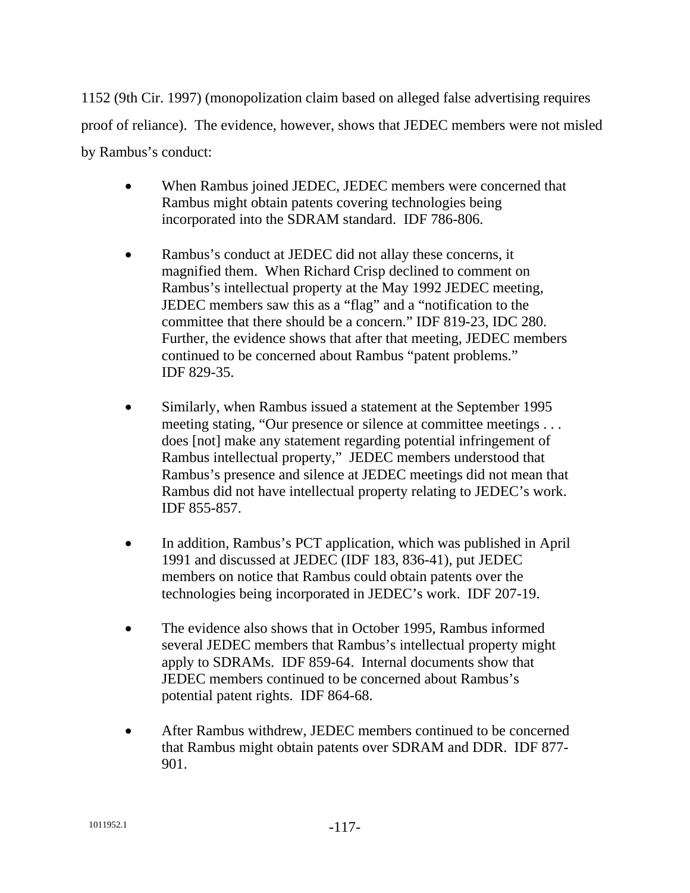1152 (9th Cir. 1997) (monopolization claim based on alleged false advertising requires proof of reliance). The evidence, however, shows that JEDEC members were not misled by Rambus's conduct:

- When Rambus joined JEDEC, JEDEC members were concerned that Rambus might obtain patents covering technologies being incorporated into the SDRAM standard. IDF 786-806.

- Rambus's conduct at JEDEC did not allay these concerns, it magnified them. When Richard Crisp declined to comment on Rambus's intellectual property at the May 1992 JEDEC meeting, JEDEC members saw this as a "flag" and a "notification to the committee that there should be a concern." IDF 819-23, IDC 280. Further, the evidence shows that after that meeting, JEDEC members continued to be concerned about Rambus "patent problems." IDF 829-35.

- Similarly, when Rambus issued a statement at the September 1995 meeting stating, "Our presence or silence at committee meetings . . . does [not] make any statement regarding potential infringement of Rambus intellectual property," JEDEC members understood that Rambus's presence and silence at JEDEC meetings did not mean that Rambus did not have intellectual property relating to JEDEC's work. IDF 855-857.

- In addition, Rambus's PCT application, which was published in April 1991 and discussed at JEDEC (IDF 183, 836-41), put JEDEC members on notice that Rambus could obtain patents over the technologies being incorporated in JEDEC's work. IDF 207-19.

- The evidence also shows that in October 1995, Rambus informed several JEDEC members that Rambus's intellectual property might apply to SDRAMs. IDF 859-64. Internal documents show that JEDEC members continued to be concerned about Rambus's potential patent rights. IDF 864-68.

- After Rambus withdrew, JEDEC members continued to be concerned that Rambus might obtain patents over SDRAM and DDR. IDF 877-901.

1011952.1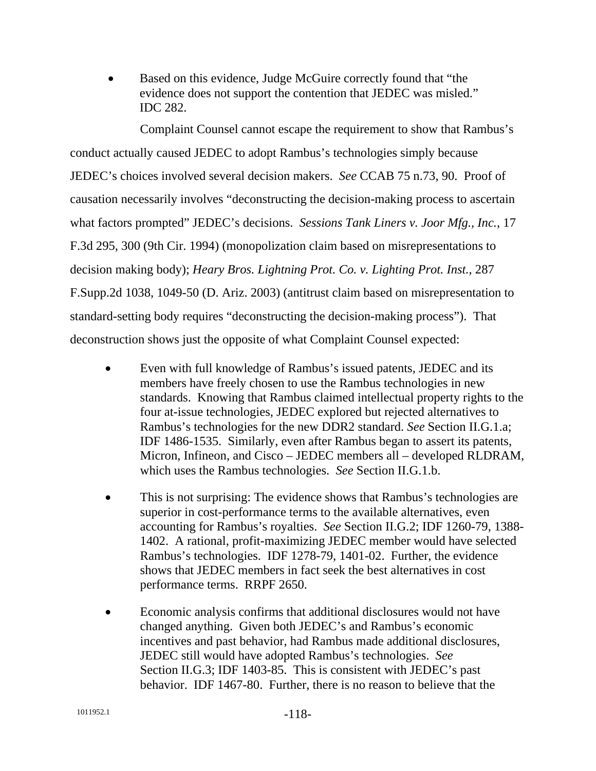- Based on this evidence, Judge McGuire correctly found that "the evidence does not support the contention that JEDEC was misled." IDC 282.

Complaint Counsel cannot escape the requirement to show that Rambus's conduct actually caused JEDEC to adopt Rambus's technologies simply because JEDEC's choices involved several decision makers. *See* CCAB 75 n.73, 90. Proof of causation necessarily involves "deconstructing the decision-making process to ascertain what factors prompted" JEDEC's decisions. *Sessions Tank Liners v. Joor Mfg., Inc.*, 17 F.3d 295, 300 (9th Cir. 1994) (monopolization claim based on misrepresentations to decision making body); *Heary Bros. Lightning Prot. Co. v. Lighting Prot. Inst.*, 287 F.Supp.2d 1038, 1049-50 (D. Ariz. 2003) (antitrust claim based on misrepresentation to standard-setting body requires "deconstructing the decision-making process"). That deconstruction shows just the opposite of what Complaint Counsel expected:

- Even with full knowledge of Rambus's issued patents, JEDEC and its members have freely chosen to use the Rambus technologies in new standards. Knowing that Rambus claimed intellectual property rights to the four at-issue technologies, JEDEC explored but rejected alternatives to Rambus's technologies for the new DDR2 standard. *See* Section II.G.1.a; IDF 1486-1535. Similarly, even after Rambus began to assert its patents, Micron, Infineon, and Cisco – JEDEC members all – developed RLDRAM, which uses the Rambus technologies. *See* Section II.G.1.b.

- This is not surprising: The evidence shows that Rambus's technologies are superior in cost-performance terms to the available alternatives, even accounting for Rambus's royalties. *See* Section II.G.2; IDF 1260-79, 1388-1402. A rational, profit-maximizing JEDEC member would have selected Rambus's technologies. IDF 1278-79, 1401-02. Further, the evidence shows that JEDEC members in fact seek the best alternatives in cost performance terms. RRPF 2650.

- Economic analysis confirms that additional disclosures would not have changed anything. Given both JEDEC's and Rambus's economic incentives and past behavior, had Rambus made additional disclosures, JEDEC still would have adopted Rambus's technologies. *See* Section II.G.3; IDF 1403-85. This is consistent with JEDEC's past behavior. IDF 1467-80. Further, there is no reason to believe that the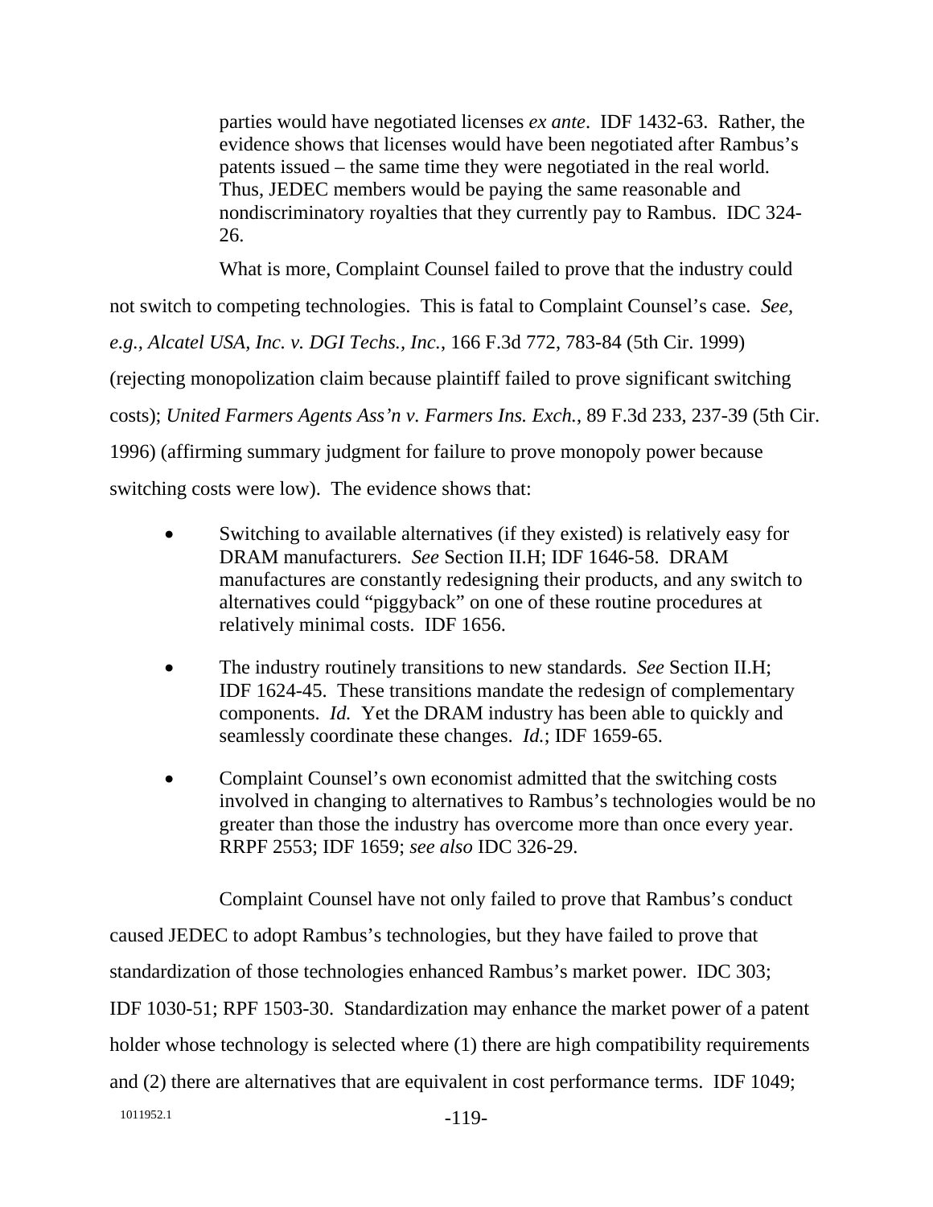parties would have negotiated licenses *ex ante*. IDF 1432-63. Rather, the evidence shows that licenses would have been negotiated after Rambus's patents issued – the same time they were negotiated in the real world. Thus, JEDEC members would be paying the same reasonable and nondiscriminatory royalties that they currently pay to Rambus. IDC 324-26.

What is more, Complaint Counsel failed to prove that the industry could not switch to competing technologies. This is fatal to Complaint Counsel's case. *See, e.g., Alcatel USA, Inc. v. DGI Techs., Inc.*, 166 F.3d 772, 783-84 (5th Cir. 1999) (rejecting monopolization claim because plaintiff failed to prove significant switching costs); *United Farmers Agents Ass'n v. Farmers Ins. Exch.*, 89 F.3d 233, 237-39 (5th Cir. 1996) (affirming summary judgment for failure to prove monopoly power because switching costs were low). The evidence shows that:

- Switching to available alternatives (if they existed) is relatively easy for DRAM manufacturers. *See* Section II.H; IDF 1646-58. DRAM manufactures are constantly redesigning their products, and any switch to alternatives could "piggyback" on one of these routine procedures at relatively minimal costs. IDF 1656.

- The industry routinely transitions to new standards. *See* Section II.H; IDF 1624-45. These transitions mandate the redesign of complementary components. *Id.* Yet the DRAM industry has been able to quickly and seamlessly coordinate these changes. *Id.*; IDF 1659-65.

- Complaint Counsel's own economist admitted that the switching costs involved in changing to alternatives to Rambus's technologies would be no greater than those the industry has overcome more than once every year. RRPF 2553; IDF 1659; *see also* IDC 326-29.

Complaint Counsel have not only failed to prove that Rambus's conduct caused JEDEC to adopt Rambus's technologies, but they have failed to prove that standardization of those technologies enhanced Rambus's market power. IDC 303; IDF 1030-51; RPF 1503-30. Standardization may enhance the market power of a patent holder whose technology is selected where (1) there are high compatibility requirements and (2) there are alternatives that are equivalent in cost performance terms. IDF 1049;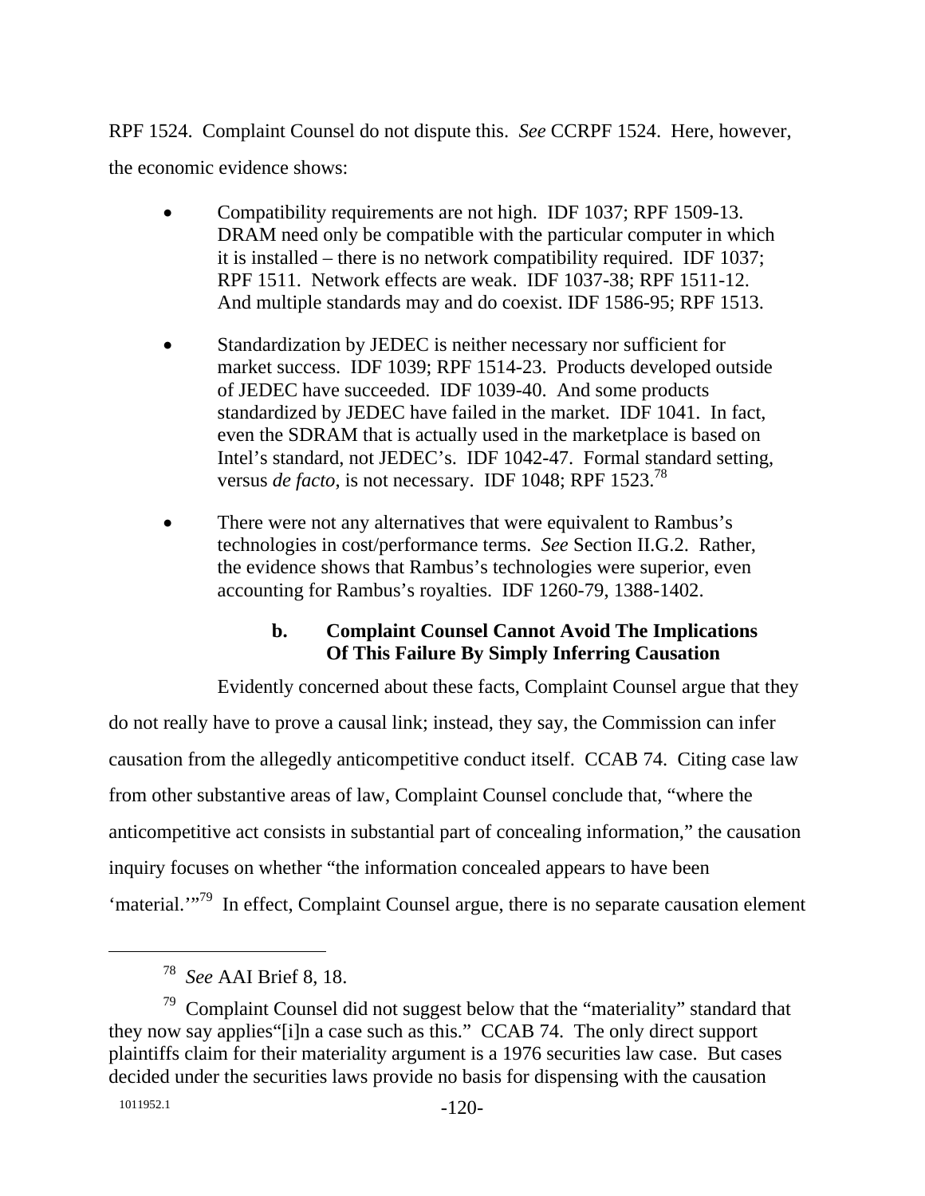RPF 1524. Complaint Counsel do not dispute this. *See* CCRPF 1524. Here, however, the economic evidence shows:

- Compatibility requirements are not high. IDF 1037; RPF 1509-13. DRAM need only be compatible with the particular computer in which it is installed – there is no network compatibility required. IDF 1037; RPF 1511. Network effects are weak. IDF 1037-38; RPF 1511-12. And multiple standards may and do coexist. IDF 1586-95; RPF 1513.

- Standardization by JEDEC is neither necessary nor sufficient for market success. IDF 1039; RPF 1514-23. Products developed outside of JEDEC have succeeded. IDF 1039-40. And some products standardized by JEDEC have failed in the market. IDF 1041. In fact, even the SDRAM that is actually used in the marketplace is based on Intel's standard, not JEDEC's. IDF 1042-47. Formal standard setting, versus *de facto*, is not necessary. IDF 1048; RPF 1523.[78]

- There were not any alternatives that were equivalent to Rambus's technologies in cost/performance terms. *See* Section II.G.2. Rather, the evidence shows that Rambus's technologies were superior, even accounting for Rambus's royalties. IDF 1260-79, 1388-1402.

#### b. Complaint Counsel Cannot Avoid The Implications Of This Failure By Simply Inferring Causation

Evidently concerned about these facts, Complaint Counsel argue that they do not really have to prove a causal link; instead, they say, the Commission can infer causation from the allegedly anticompetitive conduct itself. CCAB 74. Citing case law from other substantive areas of law, Complaint Counsel conclude that, "where the anticompetitive act consists in substantial part of concealing information," the causation inquiry focuses on whether "the information concealed appears to have been 'material.'"[79] In effect, Complaint Counsel argue, there is no separate causation element

---

[78] *See* AAI Brief 8, 18.

[79] Complaint Counsel did not suggest below that the "materiality" standard that they now say applies"[i]n a case such as this." CCAB 74. The only direct support plaintiffs claim for their materiality argument is a 1976 securities law case. But cases decided under the securities laws provide no basis for dispensing with the causation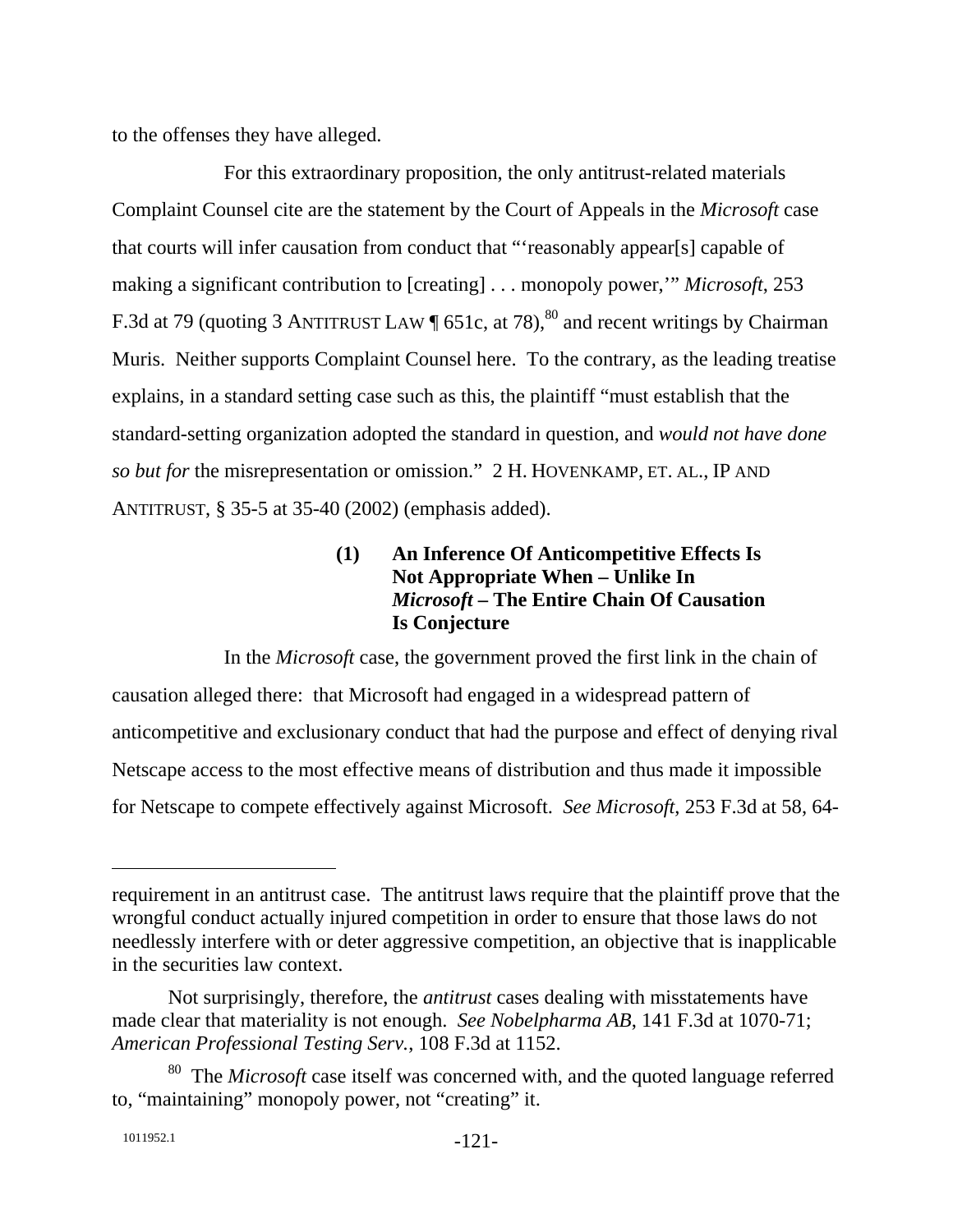to the offenses they have alleged.

For this extraordinary proposition, the only antitrust-related materials Complaint Counsel cite are the statement by the Court of Appeals in the *Microsoft* case that courts will infer causation from conduct that "'reasonably appear[s] capable of making a significant contribution to [creating] . . . monopoly power,'" *Microsoft*, 253 F.3d at 79 (quoting 3 ANTITRUST LAW ¶ 651c, at 78),[80] and recent writings by Chairman Muris. Neither supports Complaint Counsel here. To the contrary, as the leading treatise explains, in a standard setting case such as this, the plaintiff "must establish that the standard-setting organization adopted the standard in question, and *would not have done so but for* the misrepresentation or omission." 2 H. HOVENKAMP, ET. AL., IP AND ANTITRUST, § 35-5 at 35-40 (2002) (emphasis added).

**(1) An Inference Of Anticompetitive Effects Is Not Appropriate When – Unlike In *Microsoft* – The Entire Chain Of Causation Is Conjecture**

In the *Microsoft* case, the government proved the first link in the chain of causation alleged there: that Microsoft had engaged in a widespread pattern of anticompetitive and exclusionary conduct that had the purpose and effect of denying rival Netscape access to the most effective means of distribution and thus made it impossible for Netscape to compete effectively against Microsoft. *See Microsoft*, 253 F.3d at 58, 64-

---

requirement in an antitrust case. The antitrust laws require that the plaintiff prove that the wrongful conduct actually injured competition in order to ensure that those laws do not needlessly interfere with or deter aggressive competition, an objective that is inapplicable in the securities law context.

Not surprisingly, therefore, the *antitrust* cases dealing with misstatements have made clear that materiality is not enough. *See Nobelpharma AB*, 141 F.3d at 1070-71; *American Professional Testing Serv.*, 108 F.3d at 1152.

[80] The *Microsoft* case itself was concerned with, and the quoted language referred to, "maintaining" monopoly power, not "creating" it.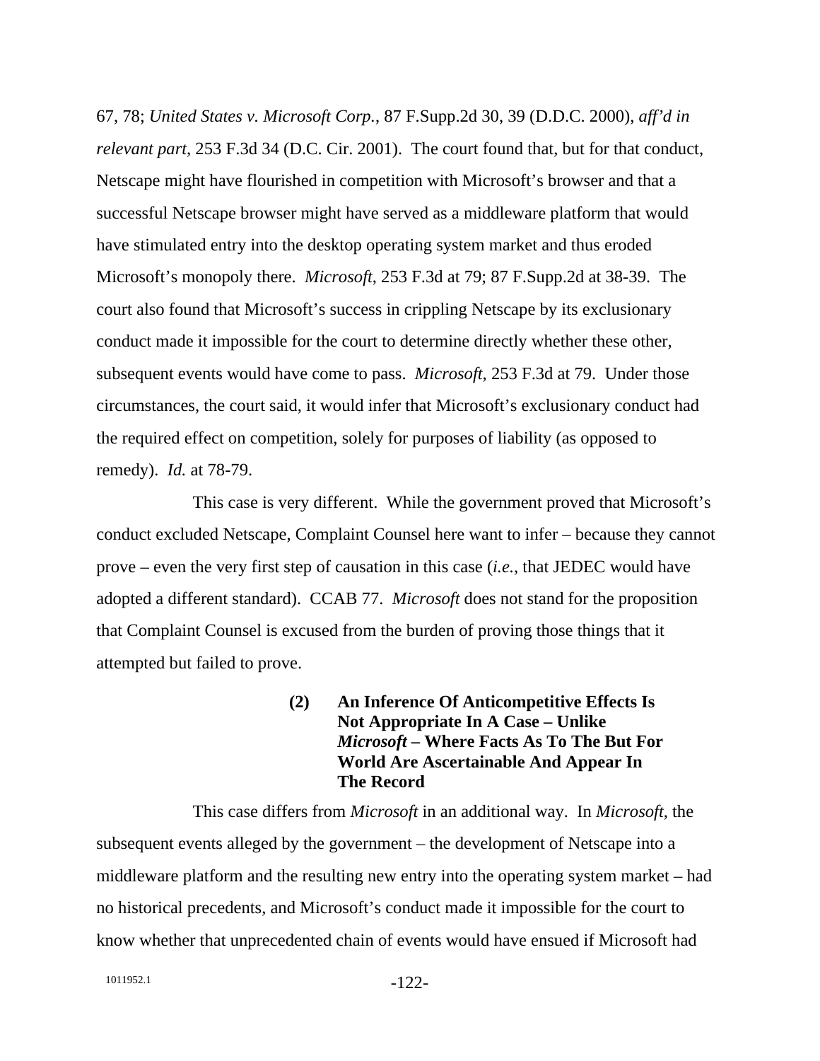67, 78; *United States v. Microsoft Corp.*, 87 F.Supp.2d 30, 39 (D.D.C. 2000), *aff'd in relevant part*, 253 F.3d 34 (D.C. Cir. 2001). The court found that, but for that conduct, Netscape might have flourished in competition with Microsoft's browser and that a successful Netscape browser might have served as a middleware platform that would have stimulated entry into the desktop operating system market and thus eroded Microsoft's monopoly there. *Microsoft*, 253 F.3d at 79; 87 F.Supp.2d at 38-39. The court also found that Microsoft's success in crippling Netscape by its exclusionary conduct made it impossible for the court to determine directly whether these other, subsequent events would have come to pass. *Microsoft*, 253 F.3d at 79. Under those circumstances, the court said, it would infer that Microsoft's exclusionary conduct had the required effect on competition, solely for purposes of liability (as opposed to remedy). *Id.* at 78-79.

This case is very different. While the government proved that Microsoft's conduct excluded Netscape, Complaint Counsel here want to infer – because they cannot prove – even the very first step of causation in this case (*i.e.*, that JEDEC would have adopted a different standard). CCAB 77. *Microsoft* does not stand for the proposition that Complaint Counsel is excused from the burden of proving those things that it attempted but failed to prove.

**(2) An Inference Of Anticompetitive Effects Is Not Appropriate In A Case – Unlike *Microsoft* – Where Facts As To The But For World Are Ascertainable And Appear In The Record**

This case differs from *Microsoft* in an additional way. In *Microsoft*, the subsequent events alleged by the government – the development of Netscape into a middleware platform and the resulting new entry into the operating system market – had no historical precedents, and Microsoft's conduct made it impossible for the court to know whether that unprecedented chain of events would have ensued if Microsoft had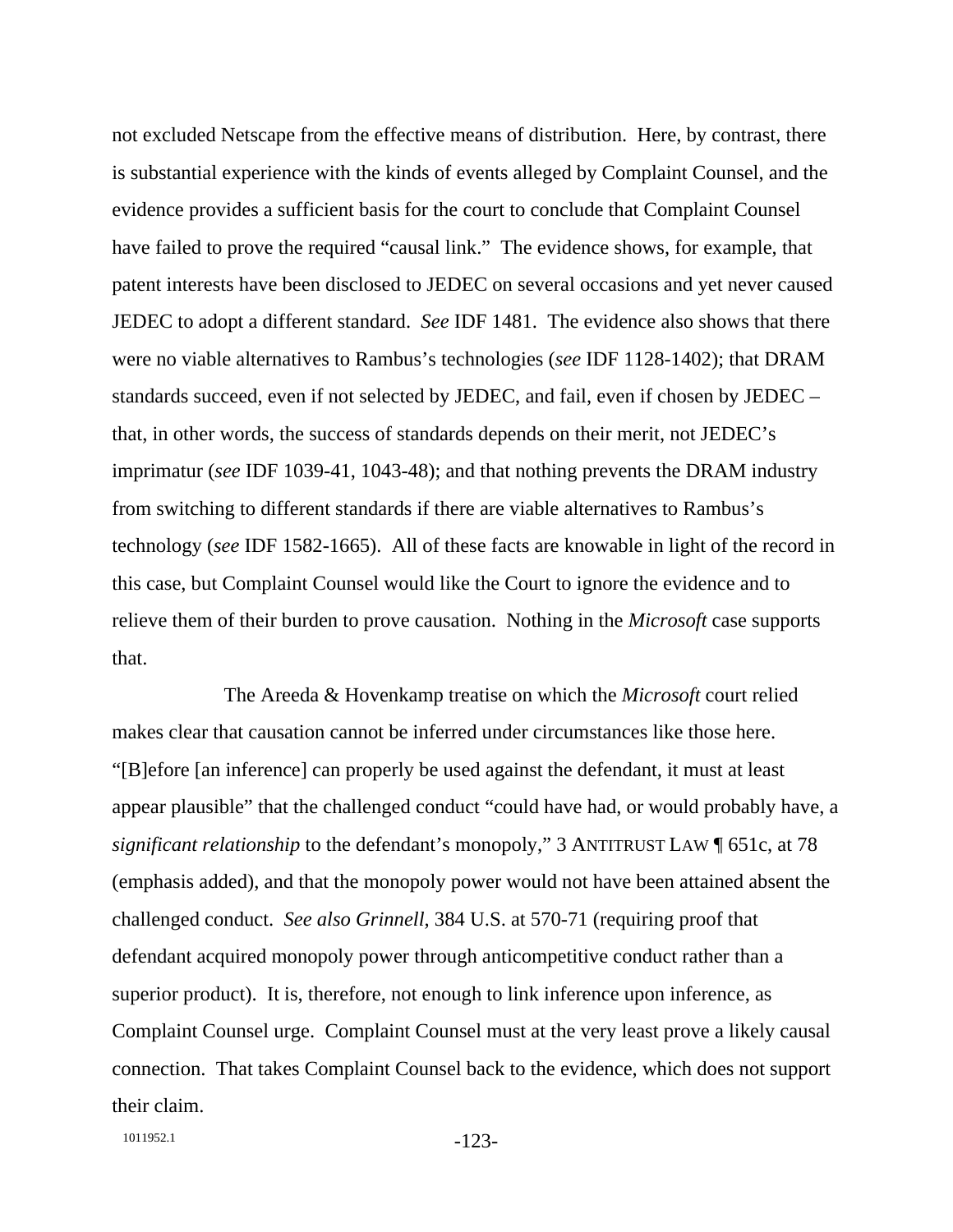not excluded Netscape from the effective means of distribution. Here, by contrast, there is substantial experience with the kinds of events alleged by Complaint Counsel, and the evidence provides a sufficient basis for the court to conclude that Complaint Counsel have failed to prove the required "causal link." The evidence shows, for example, that patent interests have been disclosed to JEDEC on several occasions and yet never caused JEDEC to adopt a different standard. *See* IDF 1481. The evidence also shows that there were no viable alternatives to Rambus's technologies (*see* IDF 1128-1402); that DRAM standards succeed, even if not selected by JEDEC, and fail, even if chosen by JEDEC – that, in other words, the success of standards depends on their merit, not JEDEC's imprimatur (*see* IDF 1039-41, 1043-48); and that nothing prevents the DRAM industry from switching to different standards if there are viable alternatives to Rambus's technology (*see* IDF 1582-1665). All of these facts are knowable in light of the record in this case, but Complaint Counsel would like the Court to ignore the evidence and to relieve them of their burden to prove causation. Nothing in the *Microsoft* case supports that.

The Areeda & Hovenkamp treatise on which the *Microsoft* court relied makes clear that causation cannot be inferred under circumstances like those here. "[B]efore [an inference] can properly be used against the defendant, it must at least appear plausible" that the challenged conduct "could have had, or would probably have, a *significant relationship* to the defendant's monopoly," 3 ANTITRUST LAW ¶ 651c, at 78 (emphasis added), and that the monopoly power would not have been attained absent the challenged conduct. *See also Grinnell*, 384 U.S. at 570-71 (requiring proof that defendant acquired monopoly power through anticompetitive conduct rather than a superior product). It is, therefore, not enough to link inference upon inference, as Complaint Counsel urge. Complaint Counsel must at the very least prove a likely causal connection. That takes Complaint Counsel back to the evidence, which does not support their claim.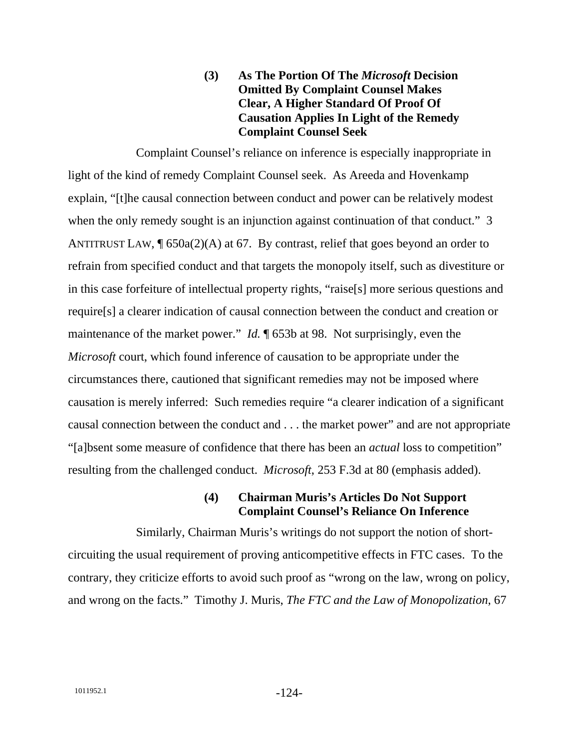### (3) As The Portion Of The *Microsoft* Decision Omitted By Complaint Counsel Makes Clear, A Higher Standard Of Proof Of Causation Applies In Light of the Remedy Complaint Counsel Seek

Complaint Counsel's reliance on inference is especially inappropriate in light of the kind of remedy Complaint Counsel seek. As Areeda and Hovenkamp explain, "[t]he causal connection between conduct and power can be relatively modest when the only remedy sought is an injunction against continuation of that conduct." 3 ANTITRUST LAW, ¶ 650a(2)(A) at 67. By contrast, relief that goes beyond an order to refrain from specified conduct and that targets the monopoly itself, such as divestiture or in this case forfeiture of intellectual property rights, "raise[s] more serious questions and require[s] a clearer indication of causal connection between the conduct and creation or maintenance of the market power." *Id.* ¶ 653b at 98. Not surprisingly, even the *Microsoft* court, which found inference of causation to be appropriate under the circumstances there, cautioned that significant remedies may not be imposed where causation is merely inferred: Such remedies require "a clearer indication of a significant causal connection between the conduct and . . . the market power" and are not appropriate "[a]bsent some measure of confidence that there has been an *actual* loss to competition" resulting from the challenged conduct. *Microsoft*, 253 F.3d at 80 (emphasis added).

### (4) Chairman Muris's Articles Do Not Support Complaint Counsel's Reliance On Inference

Similarly, Chairman Muris's writings do not support the notion of short-circuiting the usual requirement of proving anticompetitive effects in FTC cases. To the contrary, they criticize efforts to avoid such proof as "wrong on the law, wrong on policy, and wrong on the facts." Timothy J. Muris, *The FTC and the Law of Monopolization*, 67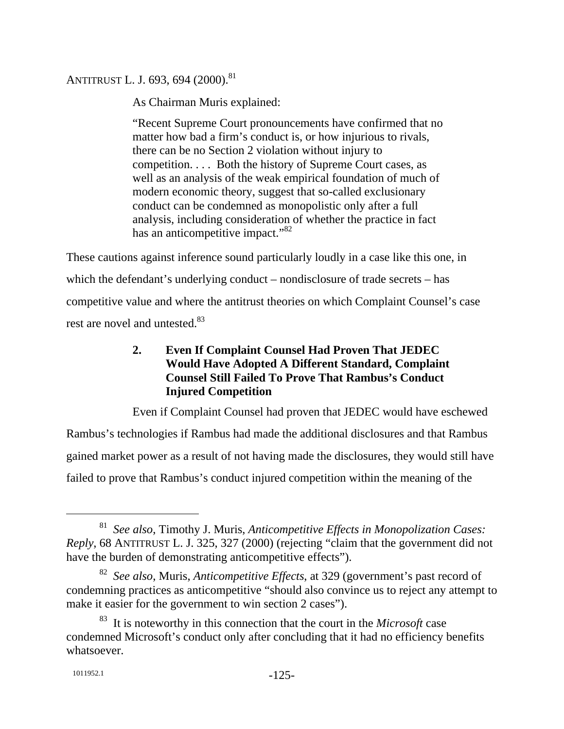ANTITRUST L. J. 693, 694 (2000).[81]

As Chairman Muris explained:

> "Recent Supreme Court pronouncements have confirmed that no matter how bad a firm's conduct is, or how injurious to rivals, there can be no Section 2 violation without injury to competition. . . . Both the history of Supreme Court cases, as well as an analysis of the weak empirical foundation of much of modern economic theory, suggest that so-called exclusionary conduct can be condemned as monopolistic only after a full analysis, including consideration of whether the practice in fact has an anticompetitive impact."[82]

These cautions against inference sound particularly loudly in a case like this one, in which the defendant's underlying conduct – nondisclosure of trade secrets – has competitive value and where the antitrust theories on which Complaint Counsel's case rest are novel and untested.[83]

**2. Even If Complaint Counsel Had Proven That JEDEC Would Have Adopted A Different Standard, Complaint Counsel Still Failed To Prove That Rambus's Conduct Injured Competition**

Even if Complaint Counsel had proven that JEDEC would have eschewed Rambus's technologies if Rambus had made the additional disclosures and that Rambus gained market power as a result of not having made the disclosures, they would still have failed to prove that Rambus's conduct injured competition within the meaning of the

---

[81] *See also*, Timothy J. Muris, *Anticompetitive Effects in Monopolization Cases: Reply*, 68 ANTITRUST L. J. 325, 327 (2000) (rejecting "claim that the government did not have the burden of demonstrating anticompetitive effects").

[82] *See also*, Muris, *Anticompetitive Effects*, at 329 (government's past record of condemning practices as anticompetitive "should also convince us to reject any attempt to make it easier for the government to win section 2 cases").

[83] It is noteworthy in this connection that the court in the *Microsoft* case condemned Microsoft's conduct only after concluding that it had no efficiency benefits whatsoever.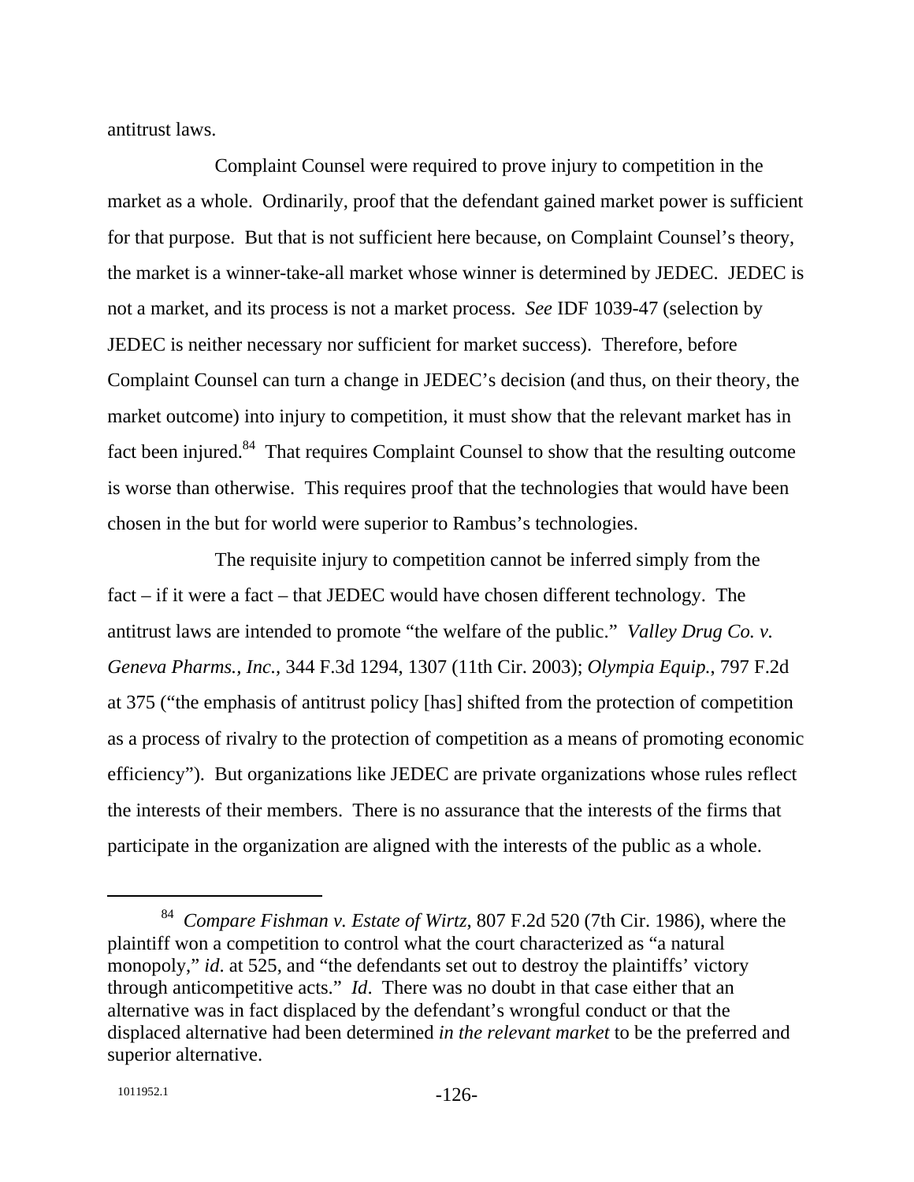antitrust laws.

Complaint Counsel were required to prove injury to competition in the market as a whole. Ordinarily, proof that the defendant gained market power is sufficient for that purpose. But that is not sufficient here because, on Complaint Counsel's theory, the market is a winner-take-all market whose winner is determined by JEDEC. JEDEC is not a market, and its process is not a market process. *See* IDF 1039-47 (selection by JEDEC is neither necessary nor sufficient for market success). Therefore, before Complaint Counsel can turn a change in JEDEC's decision (and thus, on their theory, the market outcome) into injury to competition, it must show that the relevant market has in fact been injured.[84] That requires Complaint Counsel to show that the resulting outcome is worse than otherwise. This requires proof that the technologies that would have been chosen in the but for world were superior to Rambus's technologies.

The requisite injury to competition cannot be inferred simply from the fact – if it were a fact – that JEDEC would have chosen different technology. The antitrust laws are intended to promote "the welfare of the public." *Valley Drug Co. v. Geneva Pharms., Inc.*, 344 F.3d 1294, 1307 (11th Cir. 2003); *Olympia Equip.*, 797 F.2d at 375 ("the emphasis of antitrust policy [has] shifted from the protection of competition as a process of rivalry to the protection of competition as a means of promoting economic efficiency"). But organizations like JEDEC are private organizations whose rules reflect the interests of their members. There is no assurance that the interests of the firms that participate in the organization are aligned with the interests of the public as a whole.

---

[84] *Compare Fishman v. Estate of Wirtz*, 807 F.2d 520 (7th Cir. 1986), where the plaintiff won a competition to control what the court characterized as "a natural monopoly," *id*. at 525, and "the defendants set out to destroy the plaintiffs' victory through anticompetitive acts." *Id*. There was no doubt in that case either that an alternative was in fact displaced by the defendant's wrongful conduct or that the displaced alternative had been determined *in the relevant market* to be the preferred and superior alternative.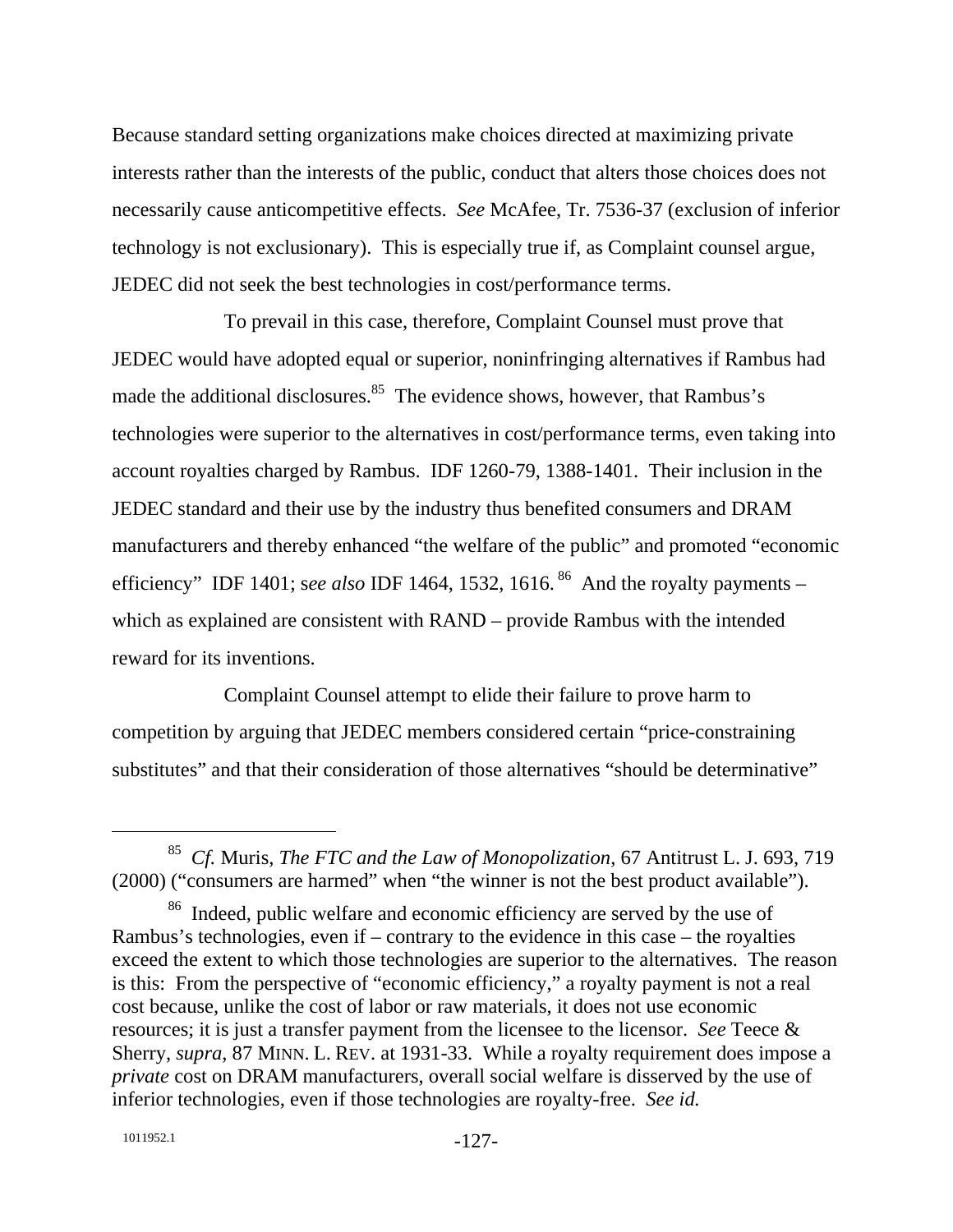Because standard setting organizations make choices directed at maximizing private interests rather than the interests of the public, conduct that alters those choices does not necessarily cause anticompetitive effects. *See* McAfee, Tr. 7536-37 (exclusion of inferior technology is not exclusionary). This is especially true if, as Complaint counsel argue, JEDEC did not seek the best technologies in cost/performance terms.

To prevail in this case, therefore, Complaint Counsel must prove that JEDEC would have adopted equal or superior, noninfringing alternatives if Rambus had made the additional disclosures.[85] The evidence shows, however, that Rambus's technologies were superior to the alternatives in cost/performance terms, even taking into account royalties charged by Rambus. IDF 1260-79, 1388-1401. Their inclusion in the JEDEC standard and their use by the industry thus benefited consumers and DRAM manufacturers and thereby enhanced "the welfare of the public" and promoted "economic efficiency" IDF 1401; s*ee also* IDF 1464, 1532, 1616.[86] And the royalty payments – which as explained are consistent with RAND – provide Rambus with the intended reward for its inventions.

Complaint Counsel attempt to elide their failure to prove harm to competition by arguing that JEDEC members considered certain "price-constraining substitutes" and that their consideration of those alternatives "should be determinative"

---

[85] *Cf.* Muris, *The FTC and the Law of Monopolization*, 67 Antitrust L. J. 693, 719 (2000) ("consumers are harmed" when "the winner is not the best product available").

[86] Indeed, public welfare and economic efficiency are served by the use of Rambus's technologies, even if – contrary to the evidence in this case – the royalties exceed the extent to which those technologies are superior to the alternatives. The reason is this: From the perspective of "economic efficiency," a royalty payment is not a real cost because, unlike the cost of labor or raw materials, it does not use economic resources; it is just a transfer payment from the licensee to the licensor. *See* Teece & Sherry, *supra*, 87 MINN. L. REV. at 1931-33. While a royalty requirement does impose a *private* cost on DRAM manufacturers, overall social welfare is disserved by the use of inferior technologies, even if those technologies are royalty-free. *See id.*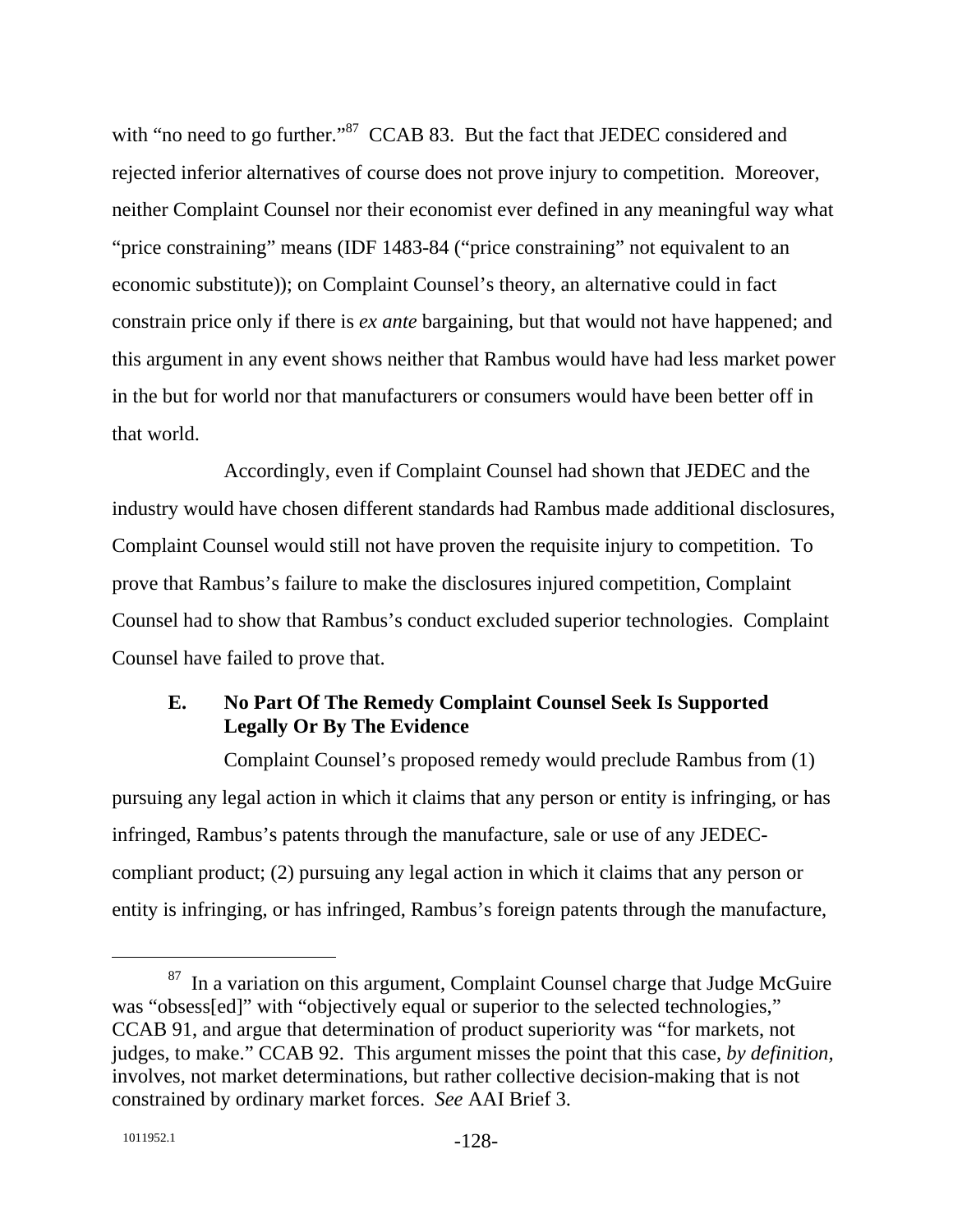with "no need to go further."[87] CCAB 83. But the fact that JEDEC considered and rejected inferior alternatives of course does not prove injury to competition. Moreover, neither Complaint Counsel nor their economist ever defined in any meaningful way what "price constraining" means (IDF 1483-84 ("price constraining" not equivalent to an economic substitute)); on Complaint Counsel's theory, an alternative could in fact constrain price only if there is *ex ante* bargaining, but that would not have happened; and this argument in any event shows neither that Rambus would have had less market power in the but for world nor that manufacturers or consumers would have been better off in that world.

Accordingly, even if Complaint Counsel had shown that JEDEC and the industry would have chosen different standards had Rambus made additional disclosures, Complaint Counsel would still not have proven the requisite injury to competition. To prove that Rambus's failure to make the disclosures injured competition, Complaint Counsel had to show that Rambus's conduct excluded superior technologies. Complaint Counsel have failed to prove that.

### E. No Part Of The Remedy Complaint Counsel Seek Is Supported Legally Or By The Evidence

Complaint Counsel's proposed remedy would preclude Rambus from (1) pursuing any legal action in which it claims that any person or entity is infringing, or has infringed, Rambus's patents through the manufacture, sale or use of any JEDEC-compliant product; (2) pursuing any legal action in which it claims that any person or entity is infringing, or has infringed, Rambus's foreign patents through the manufacture,

---

[87] In a variation on this argument, Complaint Counsel charge that Judge McGuire was "obsess[ed]" with "objectively equal or superior to the selected technologies," CCAB 91, and argue that determination of product superiority was "for markets, not judges, to make." CCAB 92. This argument misses the point that this case, *by definition,* involves, not market determinations, but rather collective decision-making that is not constrained by ordinary market forces. *See* AAI Brief 3.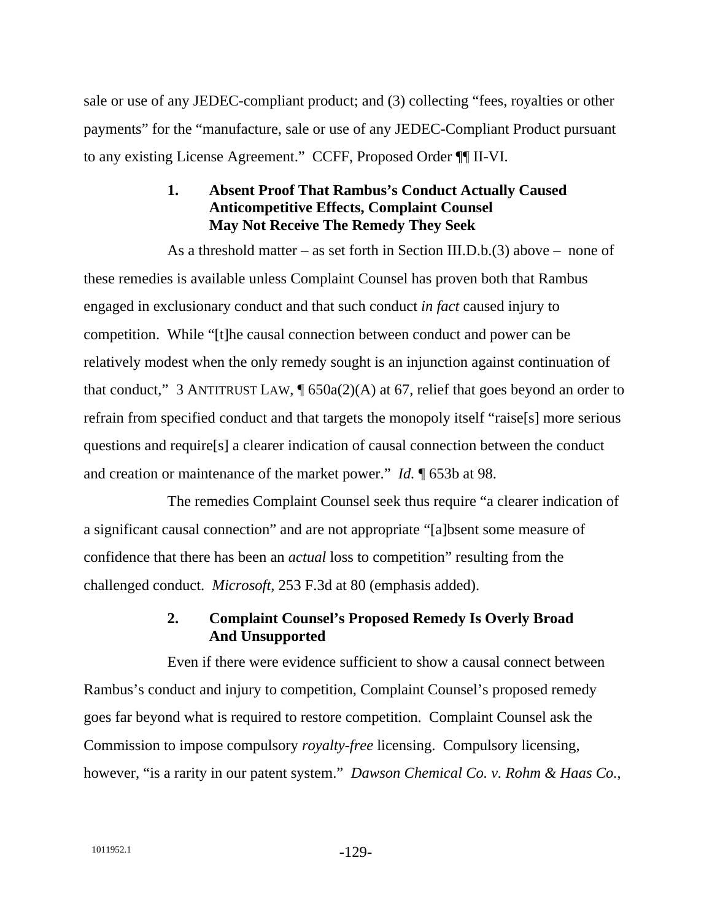sale or use of any JEDEC-compliant product; and (3) collecting "fees, royalties or other payments" for the "manufacture, sale or use of any JEDEC-Compliant Product pursuant to any existing License Agreement." CCFF, Proposed Order ¶¶ II-VI.

### 1. Absent Proof That Rambus's Conduct Actually Caused Anticompetitive Effects, Complaint Counsel May Not Receive The Remedy They Seek

As a threshold matter – as set forth in Section III.D.b.(3) above – none of these remedies is available unless Complaint Counsel has proven both that Rambus engaged in exclusionary conduct and that such conduct *in fact* caused injury to competition. While "[t]he causal connection between conduct and power can be relatively modest when the only remedy sought is an injunction against continuation of that conduct," 3 ANTITRUST LAW, ¶ 650a(2)(A) at 67, relief that goes beyond an order to refrain from specified conduct and that targets the monopoly itself "raise[s] more serious questions and require[s] a clearer indication of causal connection between the conduct and creation or maintenance of the market power." *Id.* ¶ 653b at 98.

The remedies Complaint Counsel seek thus require "a clearer indication of a significant causal connection" and are not appropriate "[a]bsent some measure of confidence that there has been an *actual* loss to competition" resulting from the challenged conduct. *Microsoft*, 253 F.3d at 80 (emphasis added).

### 2. Complaint Counsel's Proposed Remedy Is Overly Broad And Unsupported

Even if there were evidence sufficient to show a causal connect between Rambus's conduct and injury to competition, Complaint Counsel's proposed remedy goes far beyond what is required to restore competition. Complaint Counsel ask the Commission to impose compulsory *royalty-free* licensing. Compulsory licensing, however, "is a rarity in our patent system." *Dawson Chemical Co. v. Rohm & Haas Co.*,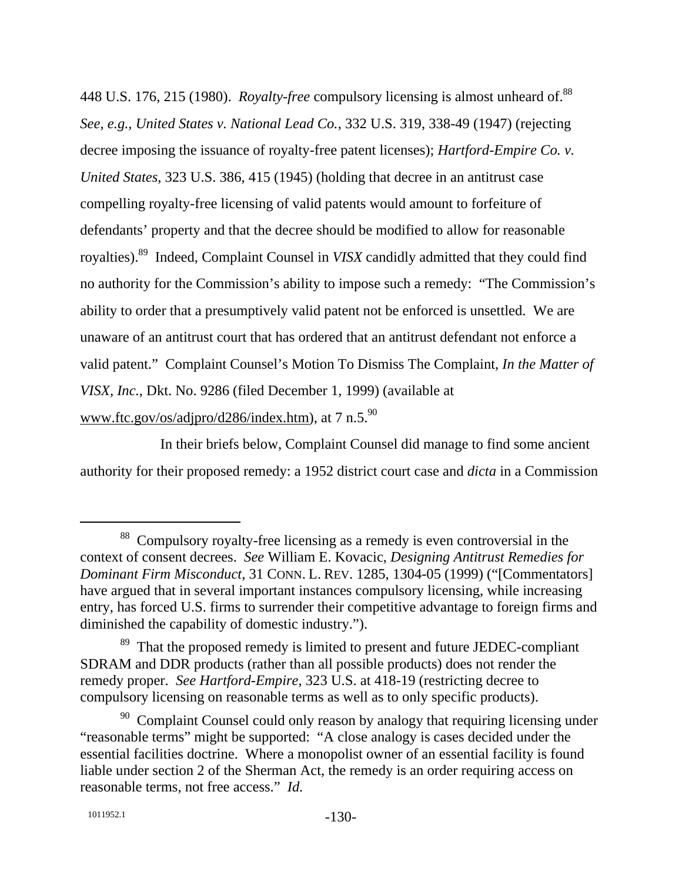448 U.S. 176, 215 (1980). *Royalty-free* compulsory licensing is almost unheard of.[88] *See, e.g., United States v. National Lead Co.*, 332 U.S. 319, 338-49 (1947) (rejecting decree imposing the issuance of royalty-free patent licenses); *Hartford-Empire Co. v. United States*, 323 U.S. 386, 415 (1945) (holding that decree in an antitrust case compelling royalty-free licensing of valid patents would amount to forfeiture of defendants' property and that the decree should be modified to allow for reasonable royalties).[89] Indeed, Complaint Counsel in *VISX* candidly admitted that they could find no authority for the Commission's ability to impose such a remedy: "The Commission's ability to order that a presumptively valid patent not be enforced is unsettled. We are unaware of an antitrust court that has ordered that an antitrust defendant not enforce a valid patent." Complaint Counsel's Motion To Dismiss The Complaint, *In the Matter of VISX, Inc.*, Dkt. No. 9286 (filed December 1, 1999) (available at www.ftc.gov/os/adjpro/d286/index.htm), at 7 n.5.[90]

In their briefs below, Complaint Counsel did manage to find some ancient authority for their proposed remedy: a 1952 district court case and *dicta* in a Commission

---

[88] Compulsory royalty-free licensing as a remedy is even controversial in the context of consent decrees. *See* William E. Kovacic, *Designing Antitrust Remedies for Dominant Firm Misconduct*, 31 CONN. L. REV. 1285, 1304-05 (1999) ("[Commentators] have argued that in several important instances compulsory licensing, while increasing entry, has forced U.S. firms to surrender their competitive advantage to foreign firms and diminished the capability of domestic industry.").

[89] That the proposed remedy is limited to present and future JEDEC-compliant SDRAM and DDR products (rather than all possible products) does not render the remedy proper. *See Hartford-Empire*, 323 U.S. at 418-19 (restricting decree to compulsory licensing on reasonable terms as well as to only specific products).

[90] Complaint Counsel could only reason by analogy that requiring licensing under "reasonable terms" might be supported: "A close analogy is cases decided under the essential facilities doctrine. Where a monopolist owner of an essential facility is found liable under section 2 of the Sherman Act, the remedy is an order requiring access on reasonable terms, not free access." *Id.*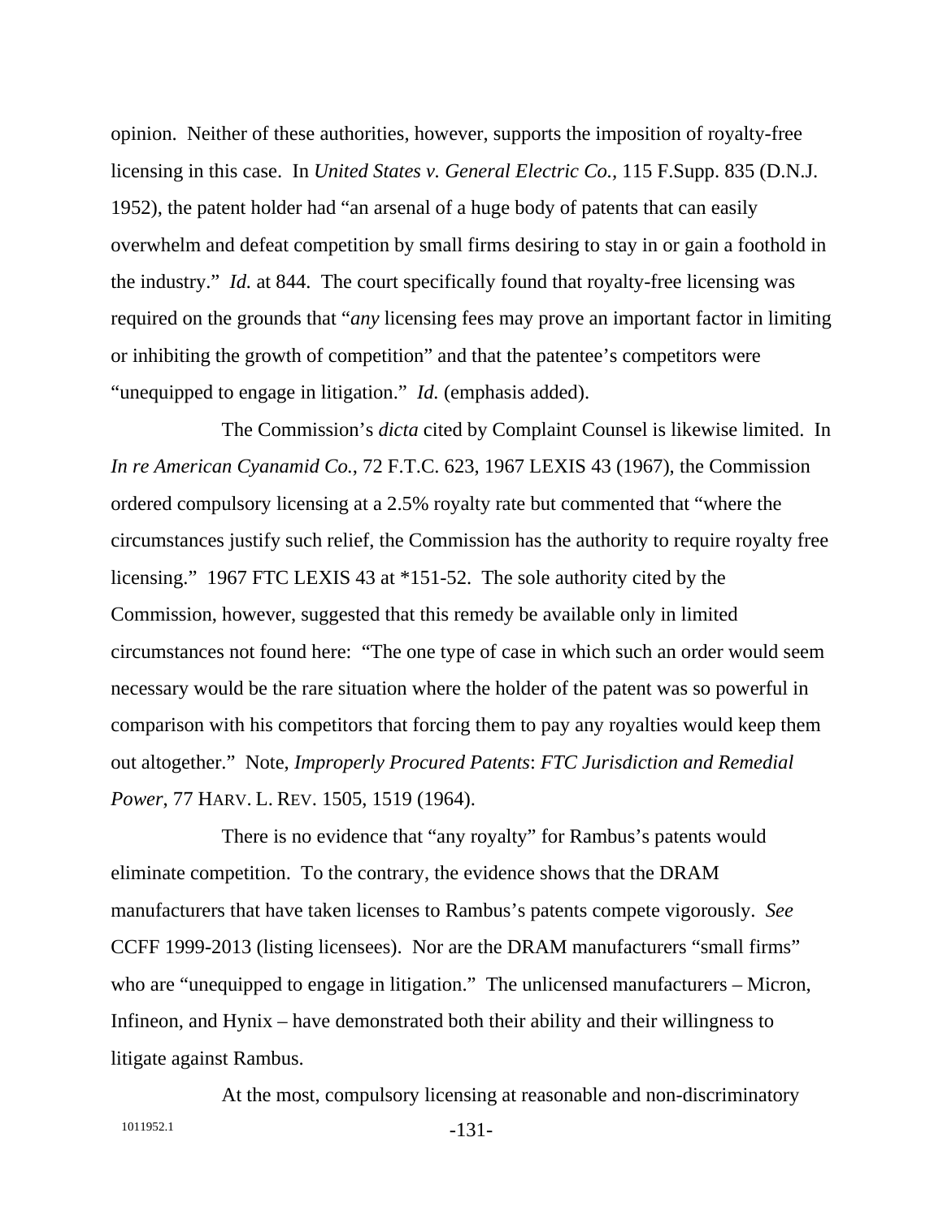opinion. Neither of these authorities, however, supports the imposition of royalty-free licensing in this case. In *United States v. General Electric Co.*, 115 F.Supp. 835 (D.N.J. 1952), the patent holder had "an arsenal of a huge body of patents that can easily overwhelm and defeat competition by small firms desiring to stay in or gain a foothold in the industry." *Id.* at 844. The court specifically found that royalty-free licensing was required on the grounds that "*any* licensing fees may prove an important factor in limiting or inhibiting the growth of competition" and that the patentee's competitors were "unequipped to engage in litigation." *Id.* (emphasis added).

The Commission's *dicta* cited by Complaint Counsel is likewise limited. In *In re American Cyanamid Co.*, 72 F.T.C. 623, 1967 LEXIS 43 (1967), the Commission ordered compulsory licensing at a 2.5% royalty rate but commented that "where the circumstances justify such relief, the Commission has the authority to require royalty free licensing." 1967 FTC LEXIS 43 at *151-52. The sole authority cited by the Commission, however, suggested that this remedy be available only in limited circumstances not found here: "The one type of case in which such an order would seem necessary would be the rare situation where the holder of the patent was so powerful in comparison with his competitors that forcing them to pay any royalties would keep them out altogether." Note, *Improperly Procured Patents*: *FTC Jurisdiction and Remedial Power*, 77 HARV. L. REV. 1505, 1519 (1964).

There is no evidence that "any royalty" for Rambus's patents would eliminate competition. To the contrary, the evidence shows that the DRAM manufacturers that have taken licenses to Rambus's patents compete vigorously. *See* CCFF 1999-2013 (listing licensees). Nor are the DRAM manufacturers "small firms" who are "unequipped to engage in litigation." The unlicensed manufacturers – Micron, Infineon, and Hynix – have demonstrated both their ability and their willingness to litigate against Rambus.

At the most, compulsory licensing at reasonable and non-discriminatory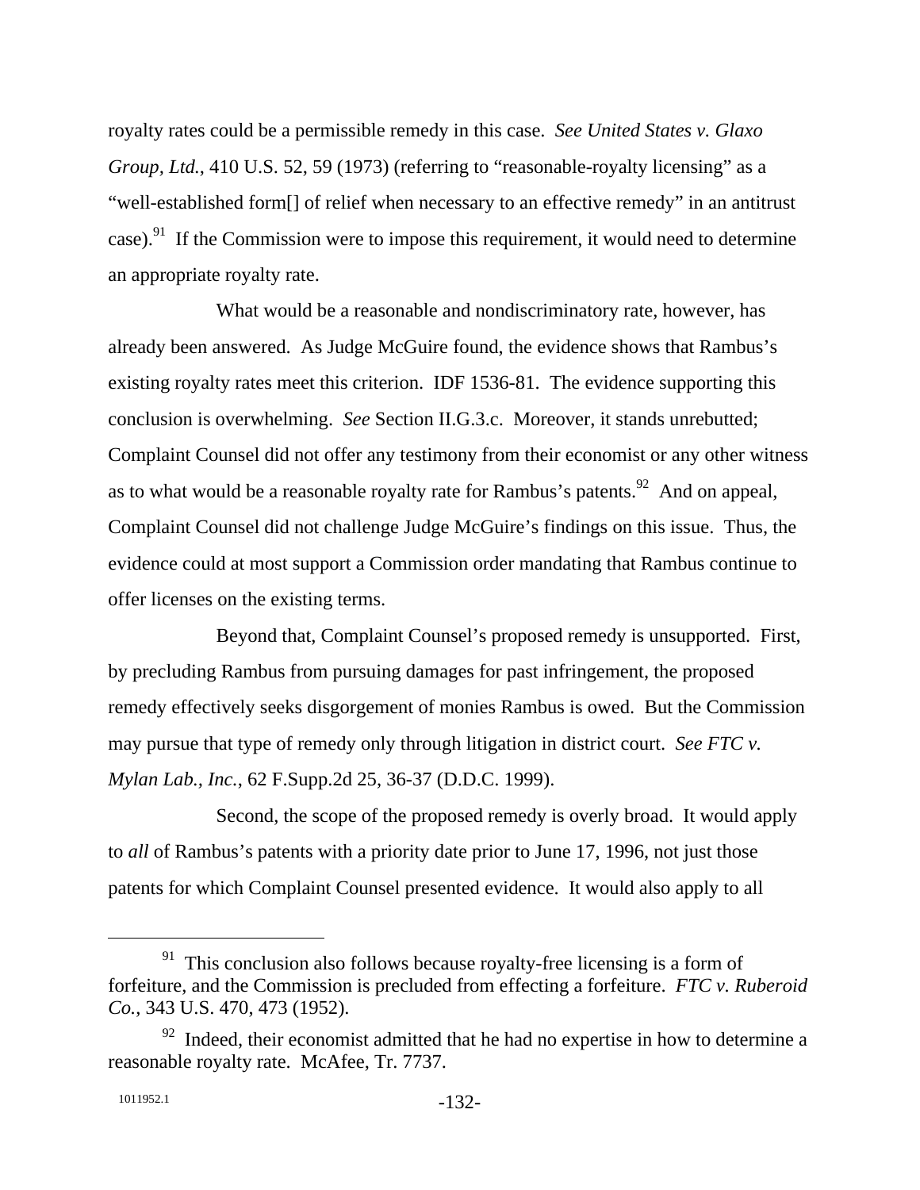royalty rates could be a permissible remedy in this case. *See United States v. Glaxo Group, Ltd.*, 410 U.S. 52, 59 (1973) (referring to "reasonable-royalty licensing" as a "well-established form[] of relief when necessary to an effective remedy" in an antitrust case).[91] If the Commission were to impose this requirement, it would need to determine an appropriate royalty rate.

What would be a reasonable and nondiscriminatory rate, however, has already been answered. As Judge McGuire found, the evidence shows that Rambus's existing royalty rates meet this criterion. IDF 1536-81. The evidence supporting this conclusion is overwhelming. *See* Section II.G.3.c. Moreover, it stands unrebutted; Complaint Counsel did not offer any testimony from their economist or any other witness as to what would be a reasonable royalty rate for Rambus's patents.[92] And on appeal, Complaint Counsel did not challenge Judge McGuire's findings on this issue. Thus, the evidence could at most support a Commission order mandating that Rambus continue to offer licenses on the existing terms.

Beyond that, Complaint Counsel's proposed remedy is unsupported. First, by precluding Rambus from pursuing damages for past infringement, the proposed remedy effectively seeks disgorgement of monies Rambus is owed. But the Commission may pursue that type of remedy only through litigation in district court. *See FTC v. Mylan Lab., Inc.*, 62 F.Supp.2d 25, 36-37 (D.D.C. 1999).

Second, the scope of the proposed remedy is overly broad. It would apply to *all* of Rambus's patents with a priority date prior to June 17, 1996, not just those patents for which Complaint Counsel presented evidence. It would also apply to all

---

[91] This conclusion also follows because royalty-free licensing is a form of forfeiture, and the Commission is precluded from effecting a forfeiture. *FTC v. Ruberoid Co.*, 343 U.S. 470, 473 (1952).

[92] Indeed, their economist admitted that he had no expertise in how to determine a reasonable royalty rate. McAfee, Tr. 7737.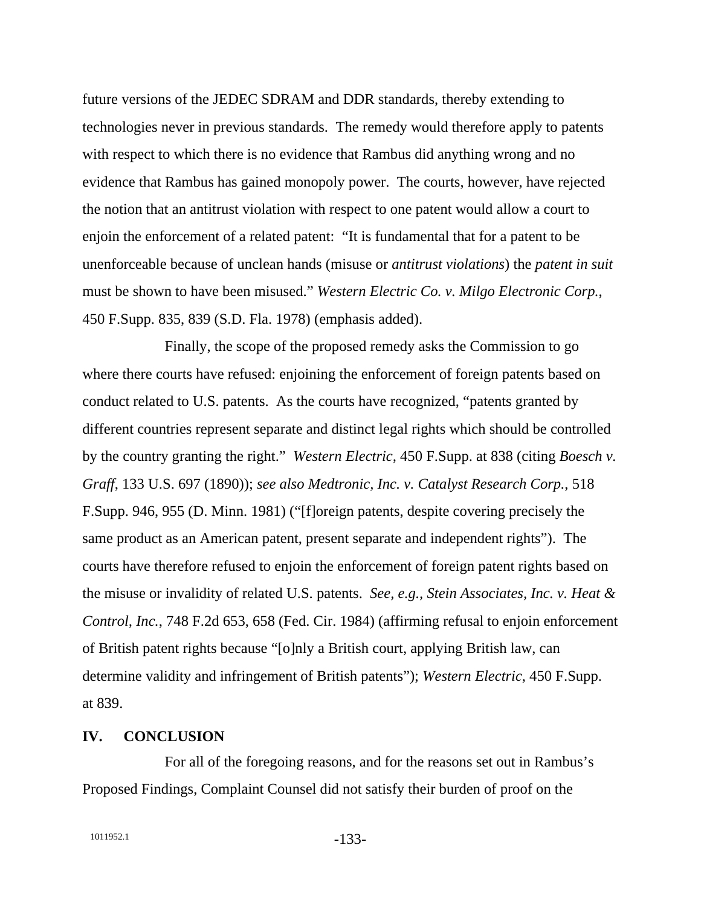future versions of the JEDEC SDRAM and DDR standards, thereby extending to technologies never in previous standards. The remedy would therefore apply to patents with respect to which there is no evidence that Rambus did anything wrong and no evidence that Rambus has gained monopoly power. The courts, however, have rejected the notion that an antitrust violation with respect to one patent would allow a court to enjoin the enforcement of a related patent: "It is fundamental that for a patent to be unenforceable because of unclean hands (misuse or *antitrust violations*) the *patent in suit* must be shown to have been misused." *Western Electric Co. v. Milgo Electronic Corp.*, 450 F.Supp. 835, 839 (S.D. Fla. 1978) (emphasis added).

Finally, the scope of the proposed remedy asks the Commission to go where there courts have refused: enjoining the enforcement of foreign patents based on conduct related to U.S. patents. As the courts have recognized, "patents granted by different countries represent separate and distinct legal rights which should be controlled by the country granting the right." *Western Electric*, 450 F.Supp. at 838 (citing *Boesch v. Graff*, 133 U.S. 697 (1890)); *see also Medtronic, Inc. v. Catalyst Research Corp.*, 518 F.Supp. 946, 955 (D. Minn. 1981) ("[f]oreign patents, despite covering precisely the same product as an American patent, present separate and independent rights"). The courts have therefore refused to enjoin the enforcement of foreign patent rights based on the misuse or invalidity of related U.S. patents. *See, e.g., Stein Associates, Inc. v. Heat & Control, Inc.*, 748 F.2d 653, 658 (Fed. Cir. 1984) (affirming refusal to enjoin enforcement of British patent rights because "[o]nly a British court, applying British law, can determine validity and infringement of British patents"); *Western Electric*, 450 F.Supp. at 839.

## IV. CONCLUSION

For all of the foregoing reasons, and for the reasons set out in Rambus's Proposed Findings, Complaint Counsel did not satisfy their burden of proof on the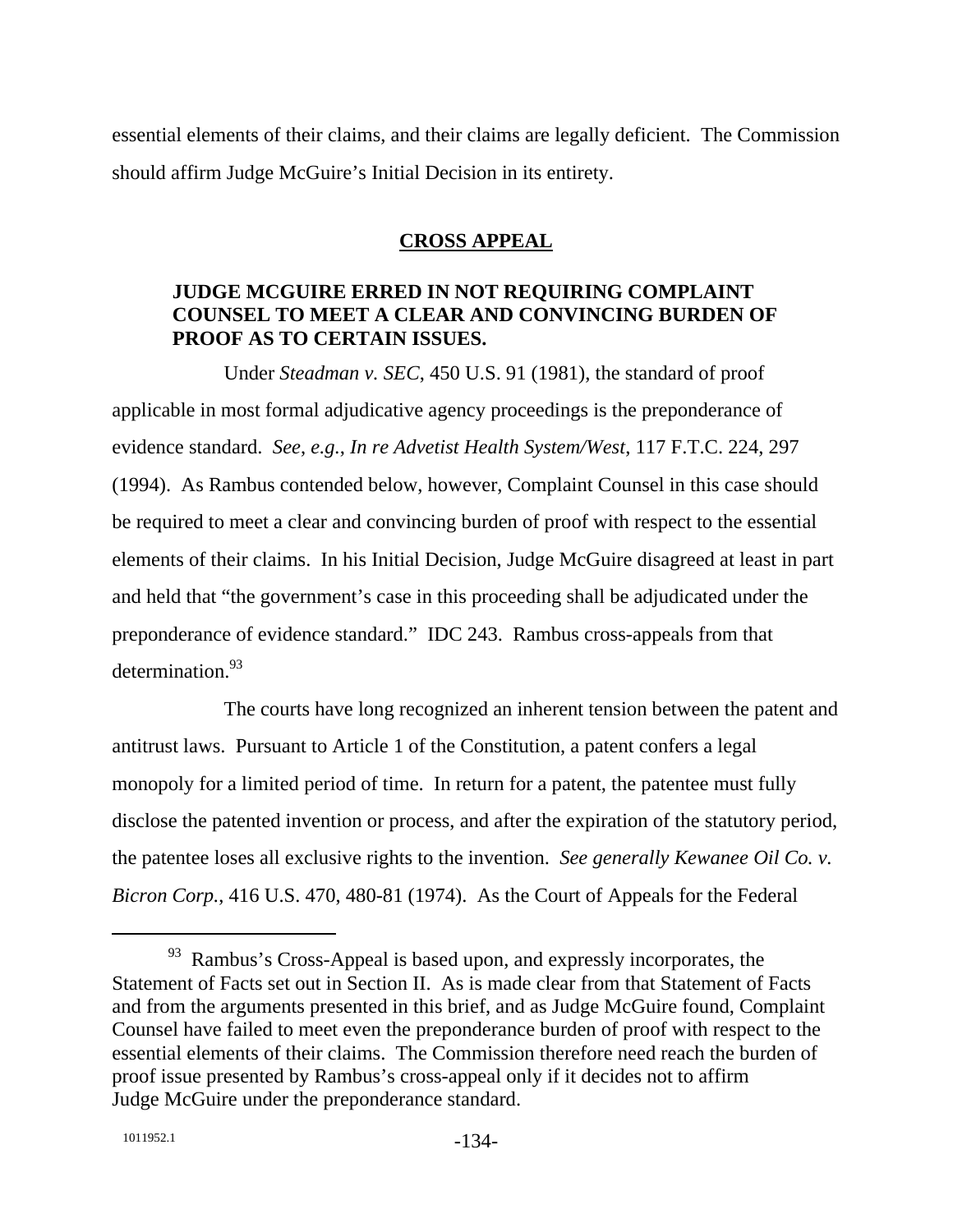essential elements of their claims, and their claims are legally deficient. The Commission should affirm Judge McGuire's Initial Decision in its entirety.

## CROSS APPEAL

### JUDGE MCGUIRE ERRED IN NOT REQUIRING COMPLAINT COUNSEL TO MEET A CLEAR AND CONVINCING BURDEN OF PROOF AS TO CERTAIN ISSUES.

Under *Steadman v. SEC*, 450 U.S. 91 (1981), the standard of proof applicable in most formal adjudicative agency proceedings is the preponderance of evidence standard. *See*, *e.g.*, *In re Advetist Health System/West*, 117 F.T.C. 224, 297 (1994). As Rambus contended below, however, Complaint Counsel in this case should be required to meet a clear and convincing burden of proof with respect to the essential elements of their claims. In his Initial Decision, Judge McGuire disagreed at least in part and held that "the government's case in this proceeding shall be adjudicated under the preponderance of evidence standard." IDC 243. Rambus cross-appeals from that determination.[93]

The courts have long recognized an inherent tension between the patent and antitrust laws. Pursuant to Article 1 of the Constitution, a patent confers a legal monopoly for a limited period of time. In return for a patent, the patentee must fully disclose the patented invention or process, and after the expiration of the statutory period, the patentee loses all exclusive rights to the invention. *See generally Kewanee Oil Co. v. Bicron Corp.*, 416 U.S. 470, 480-81 (1974). As the Court of Appeals for the Federal

---

[93] Rambus's Cross-Appeal is based upon, and expressly incorporates, the Statement of Facts set out in Section II. As is made clear from that Statement of Facts and from the arguments presented in this brief, and as Judge McGuire found, Complaint Counsel have failed to meet even the preponderance burden of proof with respect to the essential elements of their claims. The Commission therefore need reach the burden of proof issue presented by Rambus's cross-appeal only if it decides not to affirm Judge McGuire under the preponderance standard.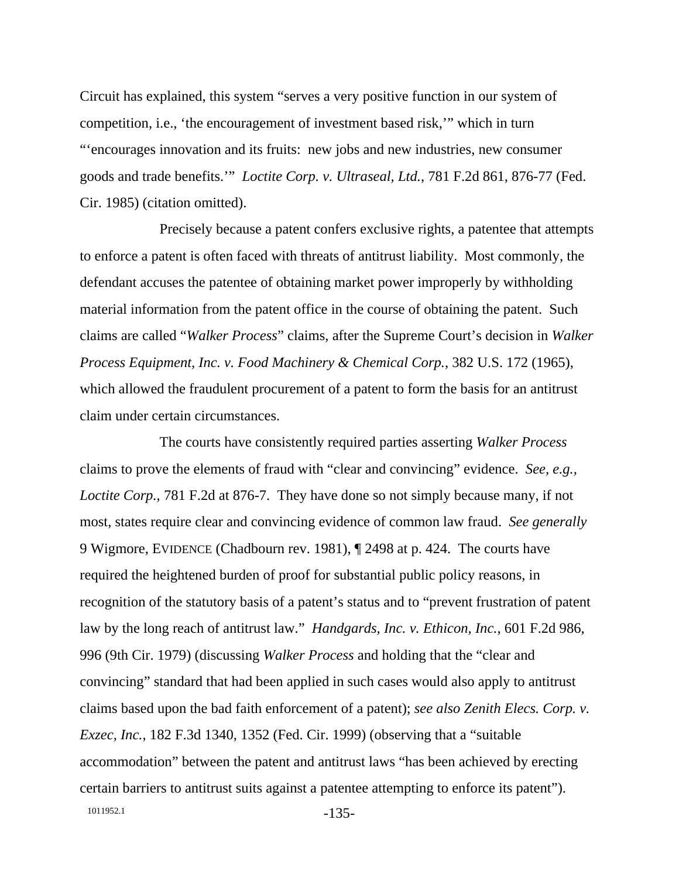Circuit has explained, this system "serves a very positive function in our system of competition, i.e., 'the encouragement of investment based risk,'" which in turn "'encourages innovation and its fruits: new jobs and new industries, new consumer goods and trade benefits.'" *Loctite Corp. v. Ultraseal, Ltd.*, 781 F.2d 861, 876-77 (Fed. Cir. 1985) (citation omitted).

Precisely because a patent confers exclusive rights, a patentee that attempts to enforce a patent is often faced with threats of antitrust liability. Most commonly, the defendant accuses the patentee of obtaining market power improperly by withholding material information from the patent office in the course of obtaining the patent. Such claims are called "*Walker Process*" claims, after the Supreme Court's decision in *Walker Process Equipment, Inc. v. Food Machinery & Chemical Corp.*, 382 U.S. 172 (1965), which allowed the fraudulent procurement of a patent to form the basis for an antitrust claim under certain circumstances.

The courts have consistently required parties asserting *Walker Process* claims to prove the elements of fraud with "clear and convincing" evidence. *See, e.g.*, *Loctite Corp.*, 781 F.2d at 876-7. They have done so not simply because many, if not most, states require clear and convincing evidence of common law fraud. *See generally* 9 Wigmore, EVIDENCE (Chadbourn rev. 1981), ¶ 2498 at p. 424. The courts have required the heightened burden of proof for substantial public policy reasons, in recognition of the statutory basis of a patent's status and to "prevent frustration of patent law by the long reach of antitrust law." *Handgards, Inc. v. Ethicon, Inc.*, 601 F.2d 986, 996 (9th Cir. 1979) (discussing *Walker Process* and holding that the "clear and convincing" standard that had been applied in such cases would also apply to antitrust claims based upon the bad faith enforcement of a patent); *see also Zenith Elecs. Corp. v. Exzec, Inc.*, 182 F.3d 1340, 1352 (Fed. Cir. 1999) (observing that a "suitable accommodation" between the patent and antitrust laws "has been achieved by erecting certain barriers to antitrust suits against a patentee attempting to enforce its patent").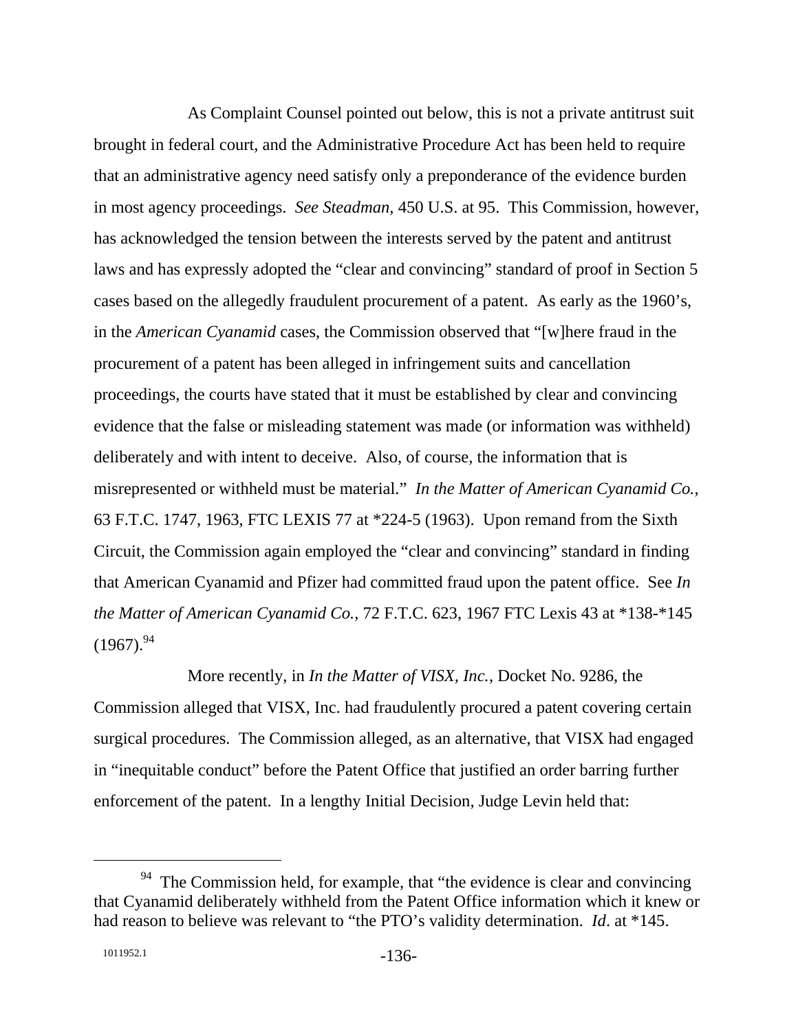As Complaint Counsel pointed out below, this is not a private antitrust suit brought in federal court, and the Administrative Procedure Act has been held to require that an administrative agency need satisfy only a preponderance of the evidence burden in most agency proceedings. *See Steadman*, 450 U.S. at 95. This Commission, however, has acknowledged the tension between the interests served by the patent and antitrust laws and has expressly adopted the "clear and convincing" standard of proof in Section 5 cases based on the allegedly fraudulent procurement of a patent. As early as the 1960's, in the *American Cyanamid* cases, the Commission observed that "[w]here fraud in the procurement of a patent has been alleged in infringement suits and cancellation proceedings, the courts have stated that it must be established by clear and convincing evidence that the false or misleading statement was made (or information was withheld) deliberately and with intent to deceive. Also, of course, the information that is misrepresented or withheld must be material." *In the Matter of American Cyanamid Co.*, 63 F.T.C. 1747, 1963, FTC LEXIS 77 at *224-5 (1963). Upon remand from the Sixth Circuit, the Commission again employed the "clear and convincing" standard in finding that American Cyanamid and Pfizer had committed fraud upon the patent office. See *In the Matter of American Cyanamid Co.*, 72 F.T.C. 623, 1967 FTC Lexis 43 at *138-*145 (1967).[94]

More recently, in *In the Matter of VISX, Inc.*, Docket No. 9286, the Commission alleged that VISX, Inc. had fraudulently procured a patent covering certain surgical procedures. The Commission alleged, as an alternative, that VISX had engaged in "inequitable conduct" before the Patent Office that justified an order barring further enforcement of the patent. In a lengthy Initial Decision, Judge Levin held that:

---

[94] The Commission held, for example, that "the evidence is clear and convincing that Cyanamid deliberately withheld from the Patent Office information which it knew or had reason to believe was relevant to "the PTO's validity determination. *Id*. at *145.

1011952.1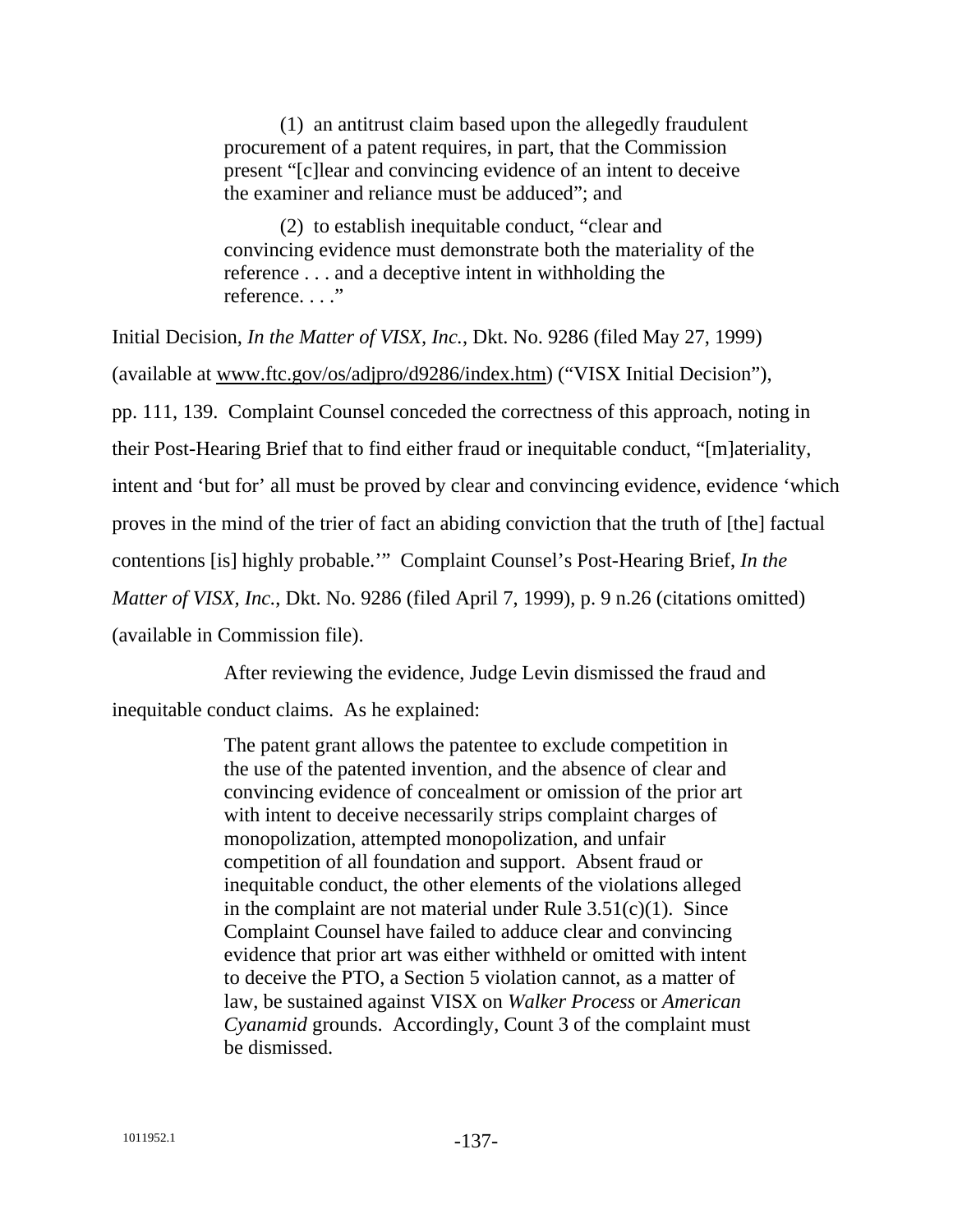> (1) an antitrust claim based upon the allegedly fraudulent procurement of a patent requires, in part, that the Commission present "[c]lear and convincing evidence of an intent to deceive the examiner and reliance must be adduced"; and
>
> (2) to establish inequitable conduct, "clear and convincing evidence must demonstrate both the materiality of the reference . . . and a deceptive intent in withholding the reference. . . ."

Initial Decision, *In the Matter of VISX, Inc.*, Dkt. No. 9286 (filed May 27, 1999) (available at www.ftc.gov/os/adjpro/d9286/index.htm) ("VISX Initial Decision"), pp. 111, 139. Complaint Counsel conceded the correctness of this approach, noting in their Post-Hearing Brief that to find either fraud or inequitable conduct, "[m]ateriality, intent and 'but for' all must be proved by clear and convincing evidence, evidence 'which proves in the mind of the trier of fact an abiding conviction that the truth of [the] factual contentions [is] highly probable.'" Complaint Counsel's Post-Hearing Brief, *In the Matter of VISX, Inc.*, Dkt. No. 9286 (filed April 7, 1999), p. 9 n.26 (citations omitted) (available in Commission file).

After reviewing the evidence, Judge Levin dismissed the fraud and inequitable conduct claims. As he explained:

> The patent grant allows the patentee to exclude competition in the use of the patented invention, and the absence of clear and convincing evidence of concealment or omission of the prior art with intent to deceive necessarily strips complaint charges of monopolization, attempted monopolization, and unfair competition of all foundation and support. Absent fraud or inequitable conduct, the other elements of the violations alleged in the complaint are not material under Rule 3.51(c)(1). Since Complaint Counsel have failed to adduce clear and convincing evidence that prior art was either withheld or omitted with intent to deceive the PTO, a Section 5 violation cannot, as a matter of law, be sustained against VISX on *Walker Process* or *American Cyanamid* grounds. Accordingly, Count 3 of the complaint must be dismissed.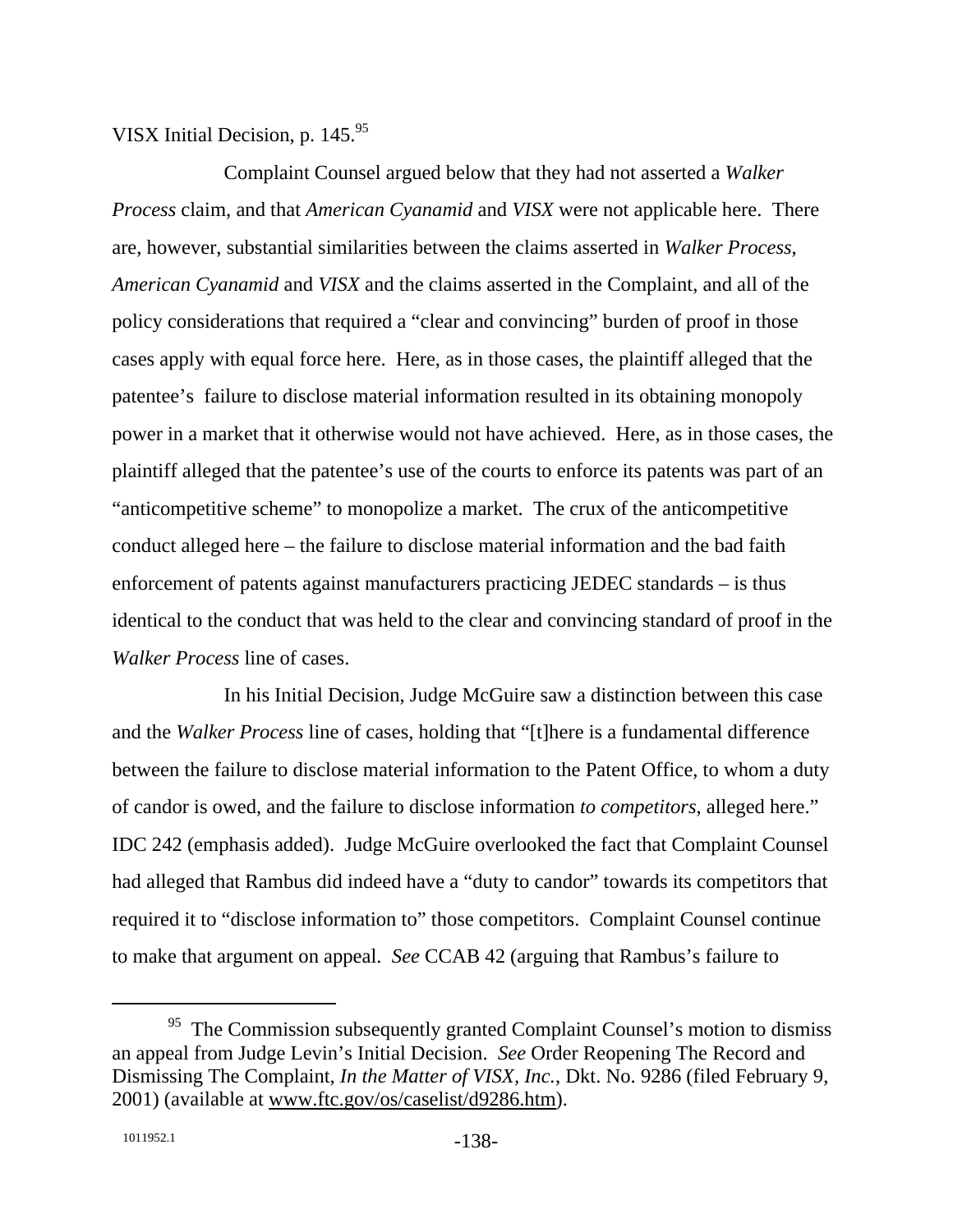VISX Initial Decision, p. 145.[95]

Complaint Counsel argued below that they had not asserted a *Walker Process* claim, and that *American Cyanamid* and *VISX* were not applicable here. There are, however, substantial similarities between the claims asserted in *Walker Process*, *American Cyanamid* and *VISX* and the claims asserted in the Complaint, and all of the policy considerations that required a "clear and convincing" burden of proof in those cases apply with equal force here. Here, as in those cases, the plaintiff alleged that the patentee's failure to disclose material information resulted in its obtaining monopoly power in a market that it otherwise would not have achieved. Here, as in those cases, the plaintiff alleged that the patentee's use of the courts to enforce its patents was part of an "anticompetitive scheme" to monopolize a market. The crux of the anticompetitive conduct alleged here – the failure to disclose material information and the bad faith enforcement of patents against manufacturers practicing JEDEC standards – is thus identical to the conduct that was held to the clear and convincing standard of proof in the *Walker Process* line of cases.

In his Initial Decision, Judge McGuire saw a distinction between this case and the *Walker Process* line of cases, holding that "[t]here is a fundamental difference between the failure to disclose material information to the Patent Office, to whom a duty of candor is owed, and the failure to disclose information *to competitors*, alleged here." IDC 242 (emphasis added). Judge McGuire overlooked the fact that Complaint Counsel had alleged that Rambus did indeed have a "duty to candor" towards its competitors that required it to "disclose information to" those competitors. Complaint Counsel continue to make that argument on appeal. *See* CCAB 42 (arguing that Rambus's failure to

---

[95] The Commission subsequently granted Complaint Counsel's motion to dismiss an appeal from Judge Levin's Initial Decision. *See* Order Reopening The Record and Dismissing The Complaint, *In the Matter of VISX, Inc.*, Dkt. No. 9286 (filed February 9, 2001) (available at www.ftc.gov/os/caselist/d9286.htm).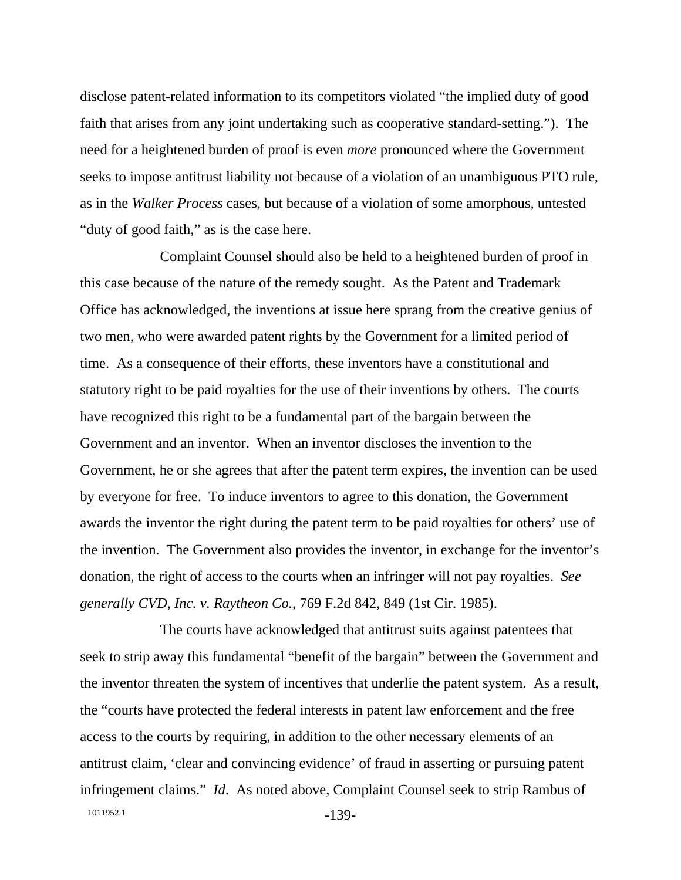disclose patent-related information to its competitors violated "the implied duty of good faith that arises from any joint undertaking such as cooperative standard-setting."). The need for a heightened burden of proof is even *more* pronounced where the Government seeks to impose antitrust liability not because of a violation of an unambiguous PTO rule, as in the *Walker Process* cases, but because of a violation of some amorphous, untested "duty of good faith," as is the case here.

Complaint Counsel should also be held to a heightened burden of proof in this case because of the nature of the remedy sought. As the Patent and Trademark Office has acknowledged, the inventions at issue here sprang from the creative genius of two men, who were awarded patent rights by the Government for a limited period of time. As a consequence of their efforts, these inventors have a constitutional and statutory right to be paid royalties for the use of their inventions by others. The courts have recognized this right to be a fundamental part of the bargain between the Government and an inventor. When an inventor discloses the invention to the Government, he or she agrees that after the patent term expires, the invention can be used by everyone for free. To induce inventors to agree to this donation, the Government awards the inventor the right during the patent term to be paid royalties for others' use of the invention. The Government also provides the inventor, in exchange for the inventor's donation, the right of access to the courts when an infringer will not pay royalties. *See generally CVD, Inc. v. Raytheon Co.*, 769 F.2d 842, 849 (1st Cir. 1985).

The courts have acknowledged that antitrust suits against patentees that seek to strip away this fundamental "benefit of the bargain" between the Government and the inventor threaten the system of incentives that underlie the patent system. As a result, the "courts have protected the federal interests in patent law enforcement and the free access to the courts by requiring, in addition to the other necessary elements of an antitrust claim, 'clear and convincing evidence' of fraud in asserting or pursuing patent infringement claims." *Id*. As noted above, Complaint Counsel seek to strip Rambus of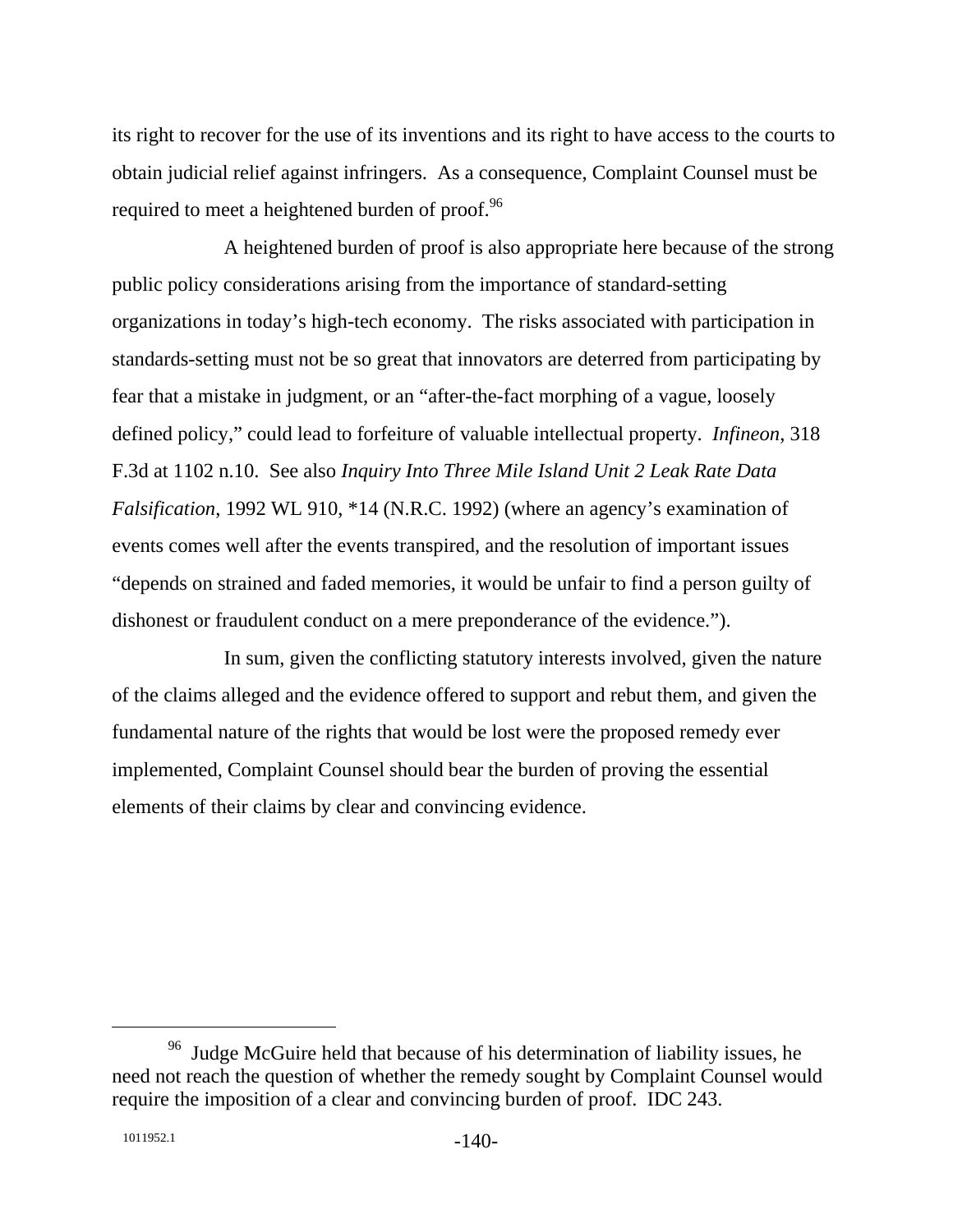its right to recover for the use of its inventions and its right to have access to the courts to obtain judicial relief against infringers. As a consequence, Complaint Counsel must be required to meet a heightened burden of proof.[96]

A heightened burden of proof is also appropriate here because of the strong public policy considerations arising from the importance of standard-setting organizations in today's high-tech economy. The risks associated with participation in standards-setting must not be so great that innovators are deterred from participating by fear that a mistake in judgment, or an "after-the-fact morphing of a vague, loosely defined policy," could lead to forfeiture of valuable intellectual property. *Infineon*, 318 F.3d at 1102 n.10. See also *Inquiry Into Three Mile Island Unit 2 Leak Rate Data Falsification*, 1992 WL 910, *14 (N.R.C. 1992) (where an agency's examination of events comes well after the events transpired, and the resolution of important issues "depends on strained and faded memories, it would be unfair to find a person guilty of dishonest or fraudulent conduct on a mere preponderance of the evidence.").

In sum, given the conflicting statutory interests involved, given the nature of the claims alleged and the evidence offered to support and rebut them, and given the fundamental nature of the rights that would be lost were the proposed remedy ever implemented, Complaint Counsel should bear the burden of proving the essential elements of their claims by clear and convincing evidence.

---

[96] Judge McGuire held that because of his determination of liability issues, he need not reach the question of whether the remedy sought by Complaint Counsel would require the imposition of a clear and convincing burden of proof. IDC 243.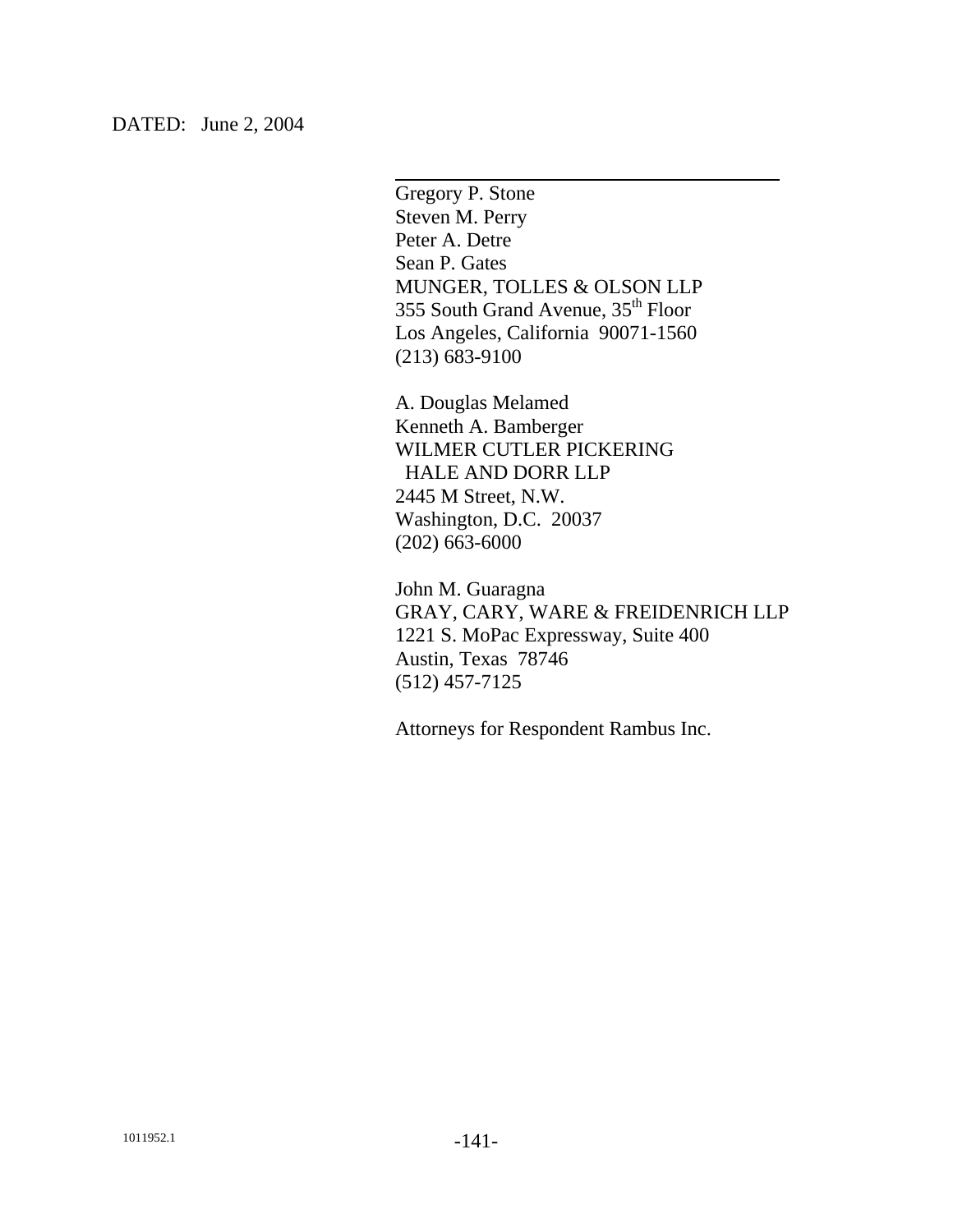DATED: June 2, 2004

\_\_\_\_\_\_\_\_\_\_\_\_\_\_\_\_\_\_\_\_\_\_\_\_\_\_\_\_\_\_\_\_\_\_\_\_

Gregory P. Stone
Steven M. Perry
Peter A. Detre
Sean P. Gates
MUNGER, TOLLES & OLSON LLP
355 South Grand Avenue, 35th Floor
Los Angeles, California 90071-1560
(213) 683-9100

A. Douglas Melamed
Kenneth A. Bamberger
WILMER CUTLER PICKERING
HALE AND DORR LLP
2445 M Street, N.W.
Washington, D.C. 20037
(202) 663-6000

John M. Guaragna
GRAY, CARY, WARE & FREIDENRICH LLP
1221 S. MoPac Expressway, Suite 400
Austin, Texas 78746
(512) 457-7125

Attorneys for Respondent Rambus Inc.

1011952.1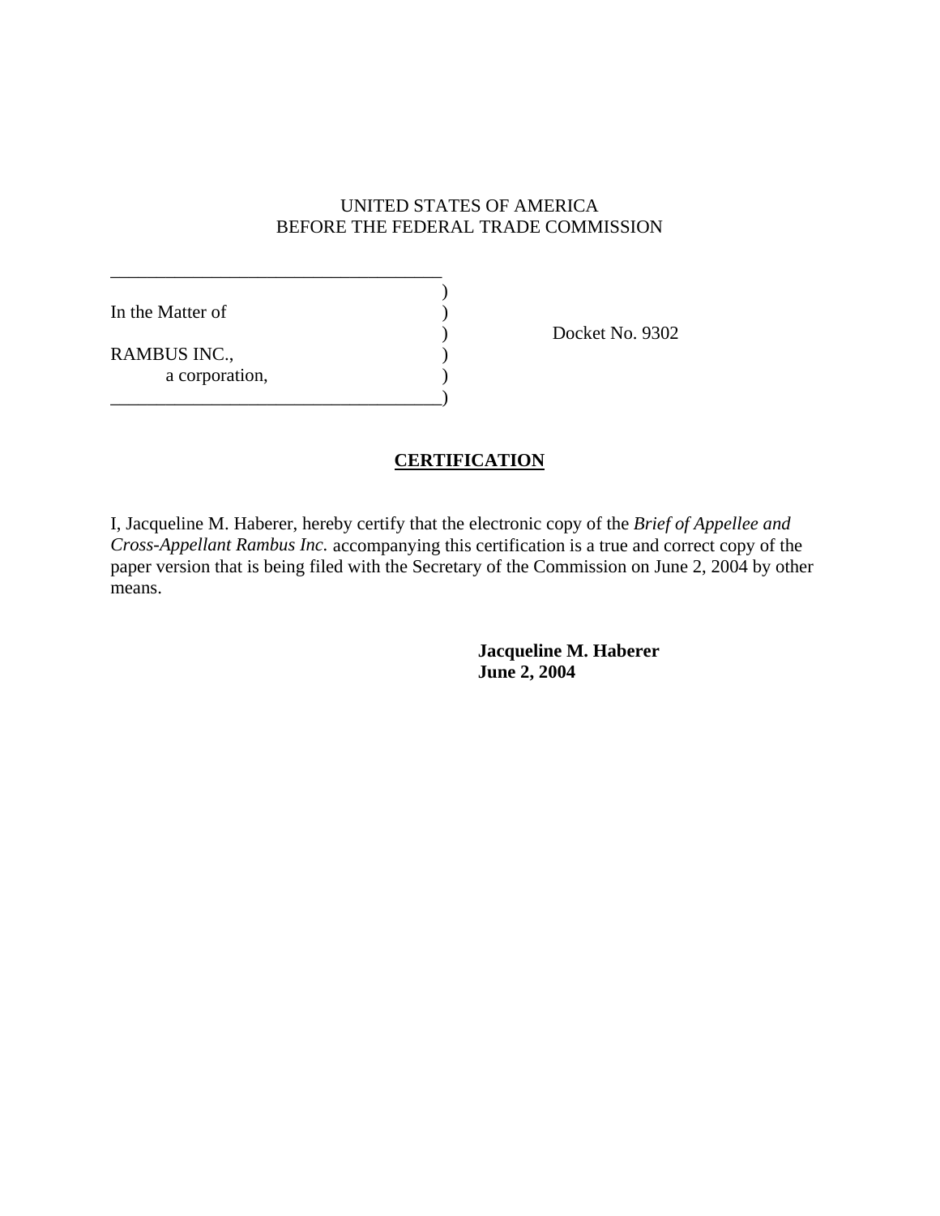UNITED STATES OF AMERICA
BEFORE THE FEDERAL TRADE COMMISSION

| | |
|---|---|
| In the Matter of<br><br>RAMBUS INC.,<br>a corporation, | Docket No. 9302 |

**CERTIFICATION**

I, Jacqueline M. Haberer, hereby certify that the electronic copy of the *Brief of Appellee and Cross-Appellant Rambus Inc.* accompanying this certification is a true and correct copy of the paper version that is being filed with the Secretary of the Commission on June 2, 2004 by other means.

**Jacqueline M. Haberer**
**June 2, 2004**